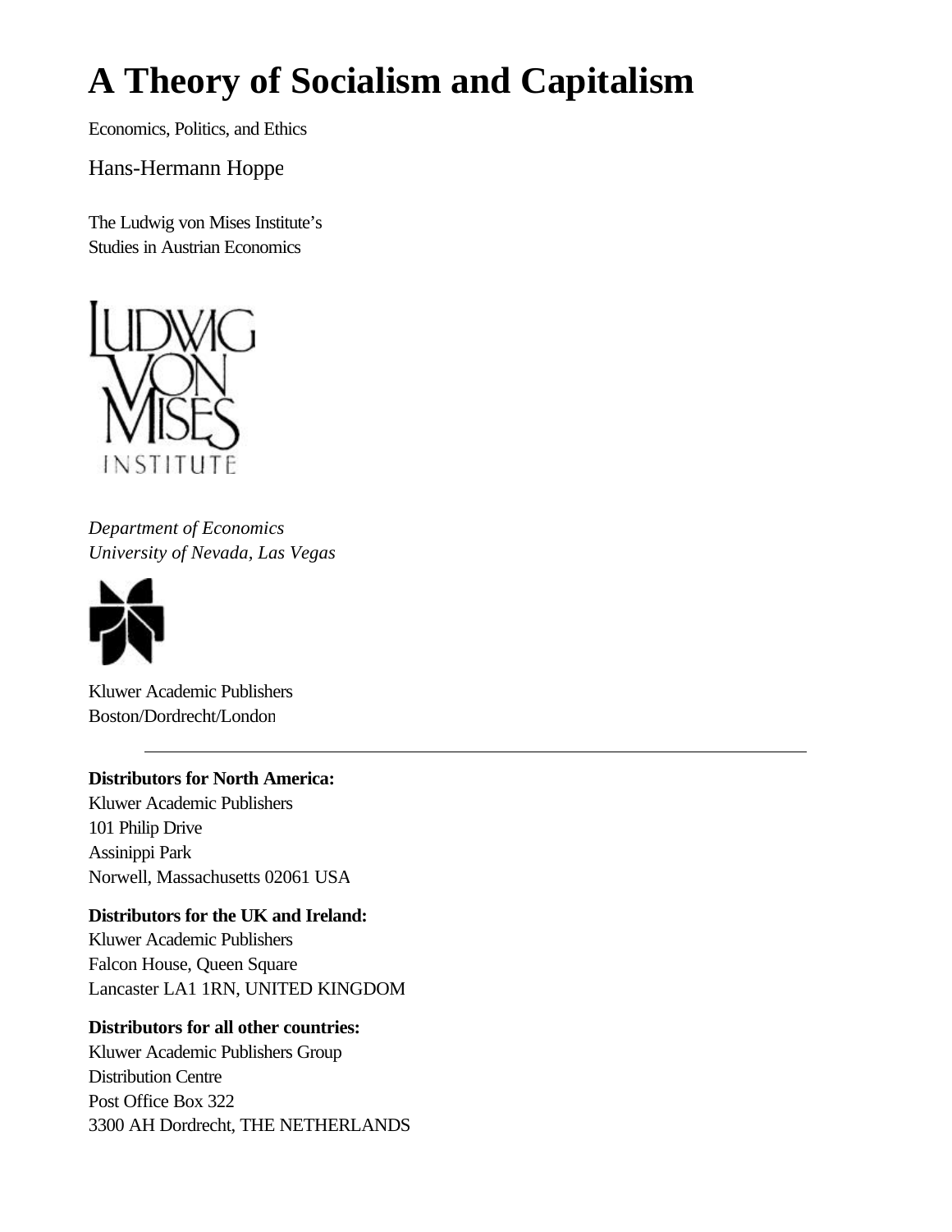# A Theory of Socialism and Capitalism

Economics, Politics, and Ethics

Hans-Hermann Hoppe

The Ludwig von Mises Institute's
Studies in Austrian Economics

*Department of Economics*
*University of Nevada, Las Vegas*

Kluwer Academic Publishers
Boston/Dordrecht/London

---

**Distributors for North America:**
Kluwer Academic Publishers
101 Philip Drive
Assinippi Park
Norwell, Massachusetts 02061 USA

**Distributors for the UK and Ireland:**
Kluwer Academic Publishers
Falcon House, Queen Square
Lancaster LA1 1RN, UNITED KINGDOM

**Distributors for all other countries:**
Kluwer Academic Publishers Group
Distribution Centre
Post Office Box 322
3300 AH Dordrecht, THE NETHERLANDS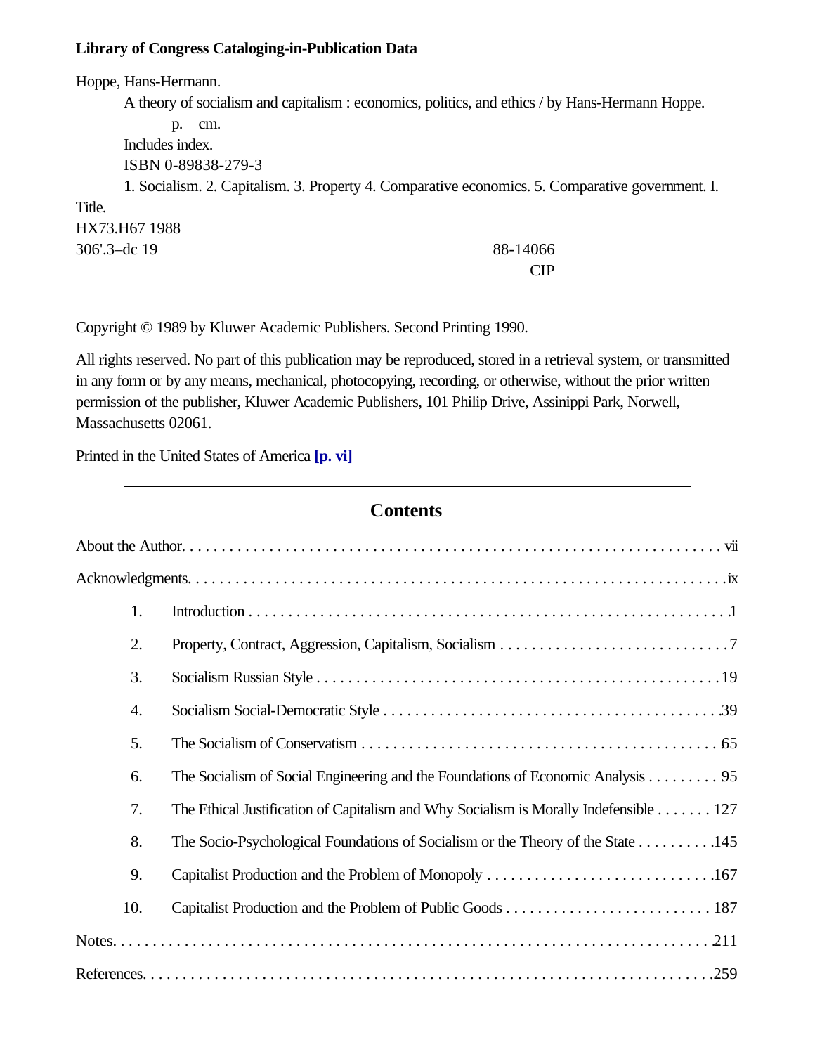**Library of Congress Cataloging-in-Publication Data**

Hoppe, Hans-Hermann.

A theory of socialism and capitalism : economics, politics, and ethics / by Hans-Hermann Hoppe.

p. cm.

Includes index.

ISBN 0-89838-279-3

1. Socialism. 2. Capitalism. 3. Property 4. Comparative economics. 5. Comparative government. I. Title.

HX73.H67 1988

306'.3–dc 19 88-14066

CIP

Copyright © 1989 by Kluwer Academic Publishers. Second Printing 1990.

All rights reserved. No part of this publication may be reproduced, stored in a retrieval system, or transmitted in any form or by any means, mechanical, photocopying, recording, or otherwise, without the prior written permission of the publisher, Kluwer Academic Publishers, 101 Philip Drive, Assinippi Park, Norwell, Massachusetts 02061.

Printed in the United States of America **[p. vi]**

---

## Contents

About the Author. . . . . vii

Acknowledgments. . . . . ix

1. Introduction . . . . . 1
2. Property, Contract, Aggression, Capitalism, Socialism . . . . . 7
3. Socialism Russian Style . . . . . 19
4. Socialism Social-Democratic Style . . . . . 39
5. The Socialism of Conservatism . . . . . 65
6. The Socialism of Social Engineering and the Foundations of Economic Analysis . . . . . 95
7. The Ethical Justification of Capitalism and Why Socialism is Morally Indefensible . . . . . 127
8. The Socio-Psychological Foundations of Socialism or the Theory of the State . . . . . 145
9. Capitalist Production and the Problem of Monopoly . . . . . 167
10. Capitalist Production and the Problem of Public Goods . . . . . 187

Notes. . . . . 211

References. . . . . 259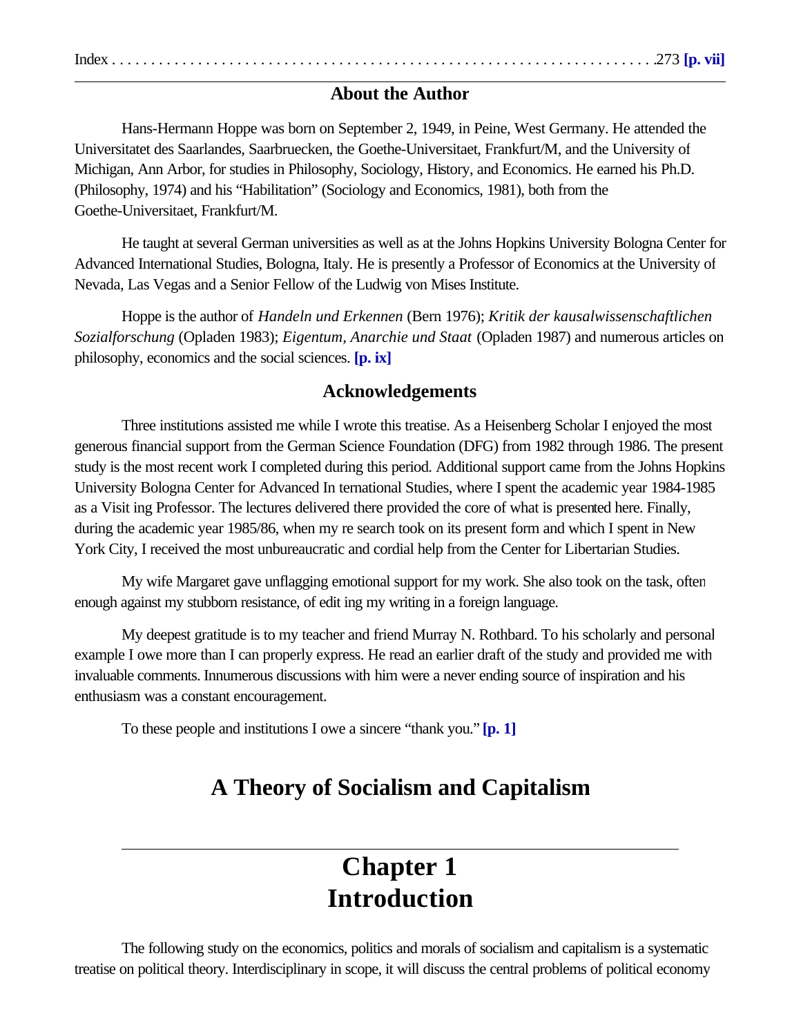Index . . . . . . . . . . . . . . . . . . . . . . . . . . . . . . . . . . . . . . . . . . . . . . . . . . . . . . . . . . . . . . . . . . . .273 **[p. vii]**

## About the Author

Hans-Hermann Hoppe was born on September 2, 1949, in Peine, West Germany. He attended the Universitatet des Saarlandes, Saarbruecken, the Goethe-Universitaet, Frankfurt/M, and the University of Michigan, Ann Arbor, for studies in Philosophy, Sociology, History, and Economics. He earned his Ph.D. (Philosophy, 1974) and his "Habilitation" (Sociology and Economics, 1981), both from the Goethe-Universitaet, Frankfurt/M.

He taught at several German universities as well as at the Johns Hopkins University Bologna Center for Advanced International Studies, Bologna, Italy. He is presently a Professor of Economics at the University of Nevada, Las Vegas and a Senior Fellow of the Ludwig von Mises Institute.

Hoppe is the author of *Handeln und Erkennen* (Bern 1976); *Kritik der kausalwissenschaftlichen Sozialforschung* (Opladen 1983); *Eigentum, Anarchie und Staat* (Opladen 1987) and numerous articles on philosophy, economics and the social sciences. **[p. ix]**

## Acknowledgements

Three institutions assisted me while I wrote this treatise. As a Heisenberg Scholar I enjoyed the most generous financial support from the German Science Foundation (DFG) from 1982 through 1986. The present study is the most recent work I completed during this period. Additional support came from the Johns Hopkins University Bologna Center for Advanced In ternational Studies, where I spent the academic year 1984-1985 as a Visit ing Professor. The lectures delivered there provided the core of what is presented here. Finally, during the academic year 1985/86, when my re search took on its present form and which I spent in New York City, I received the most unbureaucratic and cordial help from the Center for Libertarian Studies.

My wife Margaret gave unflagging emotional support for my work. She also took on the task, often enough against my stubborn resistance, of edit ing my writing in a foreign language.

My deepest gratitude is to my teacher and friend Murray N. Rothbard. To his scholarly and personal example I owe more than I can properly express. He read an earlier draft of the study and provided me with invaluable comments. Innumerous discussions with him were a never ending source of inspiration and his enthusiasm was a constant encouragement.

To these people and institutions I owe a sincere "thank you." **[p. 1]**

# A Theory of Socialism and Capitalism

# Chapter 1
# Introduction

The following study on the economics, politics and morals of socialism and capitalism is a systematic treatise on political theory. Interdisciplinary in scope, it will discuss the central problems of political economy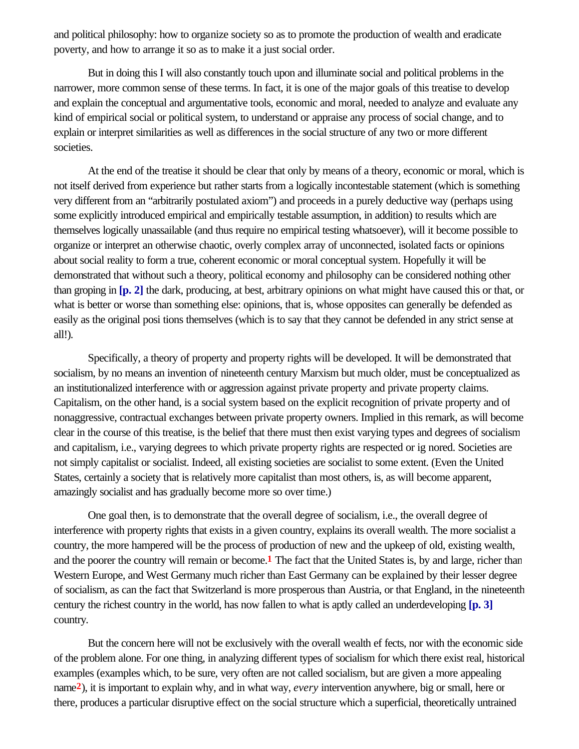and political philosophy: how to organize society so as to promote the production of wealth and eradicate poverty, and how to arrange it so as to make it a just social order.

But in doing this I will also constantly touch upon and illuminate social and political problems in the narrower, more common sense of these terms. In fact, it is one of the major goals of this treatise to develop and explain the conceptual and argumentative tools, economic and moral, needed to analyze and evaluate any kind of empirical social or political system, to understand or appraise any process of social change, and to explain or interpret similarities as well as differences in the social structure of any two or more different societies.

At the end of the treatise it should be clear that only by means of a theory, economic or moral, which is not itself derived from experience but rather starts from a logically incontestable statement (which is something very different from an "arbitrarily postulated axiom") and proceeds in a purely deductive way (perhaps using some explicitly introduced empirical and empirically testable assumption, in addition) to results which are themselves logically unassailable (and thus require no empirical testing whatsoever), will it become possible to organize or interpret an otherwise chaotic, overly complex array of unconnected, isolated facts or opinions about social reality to form a true, coherent economic or moral conceptual system. Hopefully it will be demonstrated that without such a theory, political economy and philosophy can be considered nothing other than groping in **[p. 2]** the dark, producing, at best, arbitrary opinions on what might have caused this or that, or what is better or worse than something else: opinions, that is, whose opposites can generally be defended as easily as the original posi tions themselves (which is to say that they cannot be defended in any strict sense at all!).

Specifically, a theory of property and property rights will be developed. It will be demonstrated that socialism, by no means an invention of nineteenth century Marxism but much older, must be conceptualized as an institutionalized interference with or aggression against private property and private property claims. Capitalism, on the other hand, is a social system based on the explicit recognition of private property and of nonaggressive, contractual exchanges between private property owners. Implied in this remark, as will become clear in the course of this treatise, is the belief that there must then exist varying types and degrees of socialism and capitalism, i.e., varying degrees to which private property rights are respected or ig nored. Societies are not simply capitalist or socialist. Indeed, all existing societies are socialist to some extent. (Even the United States, certainly a society that is relatively more capitalist than most others, is, as will become apparent, amazingly socialist and has gradually become more so over time.)

One goal then, is to demonstrate that the overall degree of socialism, i.e., the overall degree of interference with property rights that exists in a given country, explains its overall wealth. The more socialist a country, the more hampered will be the process of production of new and the upkeep of old, existing wealth, and the poorer the country will remain or become.[1] The fact that the United States is, by and large, richer than Western Europe, and West Germany much richer than East Germany can be explained by their lesser degree of socialism, as can the fact that Switzerland is more prosperous than Austria, or that England, in the nineteenth century the richest country in the world, has now fallen to what is aptly called an underdeveloping **[p. 3]** country.

But the concern here will not be exclusively with the overall wealth ef fects, nor with the economic side of the problem alone. For one thing, in analyzing different types of socialism for which there exist real, historical examples (examples which, to be sure, very often are not called socialism, but are given a more appealing name[2]), it is important to explain why, and in what way, *every* intervention anywhere, big or small, here or there, produces a particular disruptive effect on the social structure which a superficial, theoretically untrained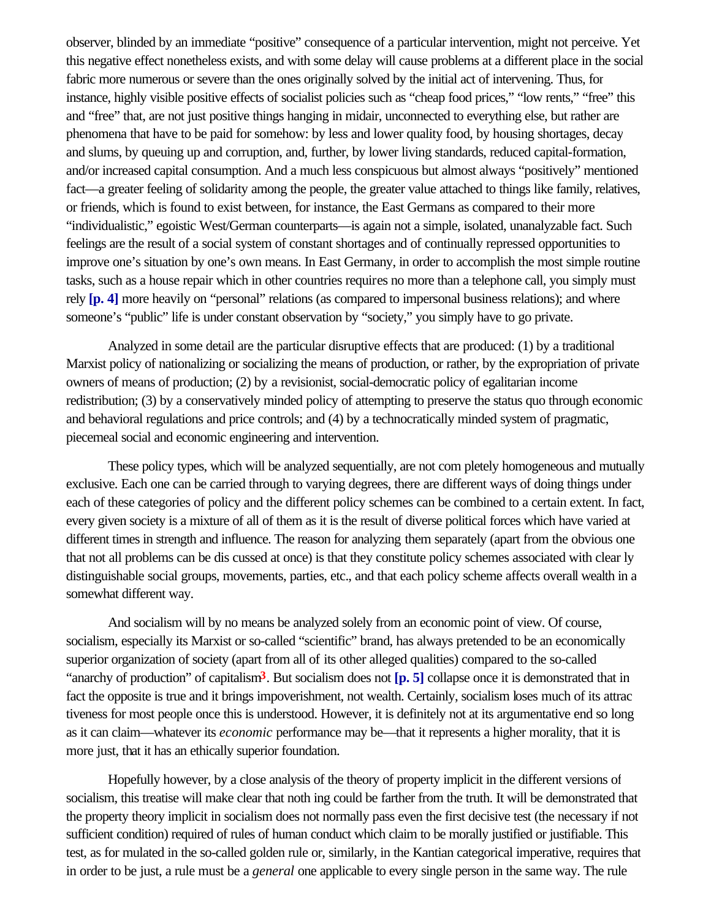observer, blinded by an immediate "positive" consequence of a particular intervention, might not perceive. Yet this negative effect nonetheless exists, and with some delay will cause problems at a different place in the social fabric more numerous or severe than the ones originally solved by the initial act of intervening. Thus, for instance, highly visible positive effects of socialist policies such as "cheap food prices," "low rents," "free" this and "free" that, are not just positive things hanging in midair, unconnected to everything else, but rather are phenomena that have to be paid for somehow: by less and lower quality food, by housing shortages, decay and slums, by queuing up and corruption, and, further, by lower living standards, reduced capital-formation, and/or increased capital consumption. And a much less conspicuous but almost always "positively" mentioned fact—a greater feeling of solidarity among the people, the greater value attached to things like family, relatives, or friends, which is found to exist between, for instance, the East Germans as compared to their more "individualistic," egoistic West/German counterparts—is again not a simple, isolated, unanalyzable fact. Such feelings are the result of a social system of constant shortages and of continually repressed opportunities to improve one's situation by one's own means. In East Germany, in order to accomplish the most simple routine tasks, such as a house repair which in other countries requires no more than a telephone call, you simply must rely **[p. 4]** more heavily on "personal" relations (as compared to impersonal business relations); and where someone's "public" life is under constant observation by "society," you simply have to go private.

Analyzed in some detail are the particular disruptive effects that are produced: (1) by a traditional Marxist policy of nationalizing or socializing the means of production, or rather, by the expropriation of private owners of means of production; (2) by a revisionist, social-democratic policy of egalitarian income redistribution; (3) by a conservatively minded policy of attempting to preserve the status quo through economic and behavioral regulations and price controls; and (4) by a technocratically minded system of pragmatic, piecemeal social and economic engineering and intervention.

These policy types, which will be analyzed sequentially, are not com pletely homogeneous and mutually exclusive. Each one can be carried through to varying degrees, there are different ways of doing things under each of these categories of policy and the different policy schemes can be combined to a certain extent. In fact, every given society is a mixture of all of them as it is the result of diverse political forces which have varied at different times in strength and influence. The reason for analyzing them separately (apart from the obvious one that not all problems can be dis cussed at once) is that they constitute policy schemes associated with clear ly distinguishable social groups, movements, parties, etc., and that each policy scheme affects overall wealth in a somewhat different way.

And socialism will by no means be analyzed solely from an economic point of view. Of course, socialism, especially its Marxist or so-called "scientific" brand, has always pretended to be an economically superior organization of society (apart from all of its other alleged qualities) compared to the so-called "anarchy of production" of capitalism[3]. But socialism does not **[p. 5]** collapse once it is demonstrated that in fact the opposite is true and it brings impoverishment, not wealth. Certainly, socialism loses much of its attrac tiveness for most people once this is understood. However, it is definitely not at its argumentative end so long as it can claim—whatever its *economic* performance may be—that it represents a higher morality, that it is more just, that it has an ethically superior foundation.

Hopefully however, by a close analysis of the theory of property implicit in the different versions of socialism, this treatise will make clear that noth ing could be farther from the truth. It will be demonstrated that the property theory implicit in socialism does not normally pass even the first decisive test (the necessary if not sufficient condition) required of rules of human conduct which claim to be morally justified or justifiable. This test, as for mulated in the so-called golden rule or, similarly, in the Kantian categorical imperative, requires that in order to be just, a rule must be a *general* one applicable to every single person in the same way. The rule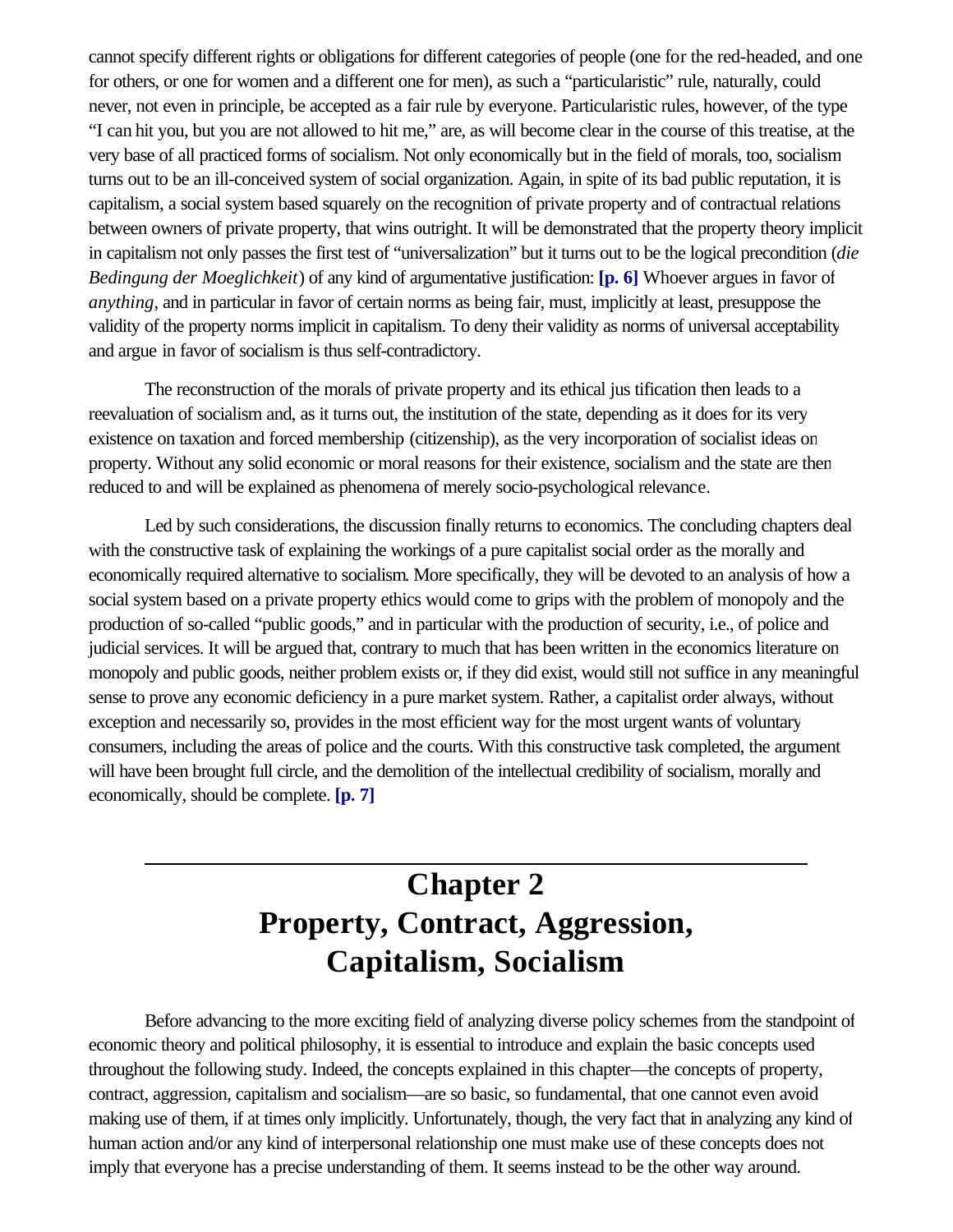cannot specify different rights or obligations for different categories of people (one for the red-headed, and one for others, or one for women and a different one for men), as such a "particularistic" rule, naturally, could never, not even in principle, be accepted as a fair rule by everyone. Particularistic rules, however, of the type "I can hit you, but you are not allowed to hit me," are, as will become clear in the course of this treatise, at the very base of all practiced forms of socialism. Not only economically but in the field of morals, too, socialism turns out to be an ill-conceived system of social organization. Again, in spite of its bad public reputation, it is capitalism, a social system based squarely on the recognition of private property and of contractual relations between owners of private property, that wins outright. It will be demonstrated that the property theory implicit in capitalism not only passes the first test of "universalization" but it turns out to be the logical precondition (*die Bedingung der Moeglichkeit*) of any kind of argumentative justification: **[p. 6]** Whoever argues in favor of *anything*, and in particular in favor of certain norms as being fair, must, implicitly at least, presuppose the validity of the property norms implicit in capitalism. To deny their validity as norms of universal acceptability and argue in favor of socialism is thus self-contradictory.

The reconstruction of the morals of private property and its ethical jus tification then leads to a reevaluation of socialism and, as it turns out, the institution of the state, depending as it does for its very existence on taxation and forced membership (citizenship), as the very incorporation of socialist ideas on property. Without any solid economic or moral reasons for their existence, socialism and the state are then reduced to and will be explained as phenomena of merely socio-psychological relevance.

Led by such considerations, the discussion finally returns to economics. The concluding chapters deal with the constructive task of explaining the workings of a pure capitalist social order as the morally and economically required alternative to socialism. More specifically, they will be devoted to an analysis of how a social system based on a private property ethics would come to grips with the problem of monopoly and the production of so-called "public goods," and in particular with the production of security, i.e., of police and judicial services. It will be argued that, contrary to much that has been written in the economics literature on monopoly and public goods, neither problem exists or, if they did exist, would still not suffice in any meaningful sense to prove any economic deficiency in a pure market system. Rather, a capitalist order always, without exception and necessarily so, provides in the most efficient way for the most urgent wants of voluntary consumers, including the areas of police and the courts. With this constructive task completed, the argument will have been brought full circle, and the demolition of the intellectual credibility of socialism, morally and economically, should be complete. **[p. 7]**

---

# Chapter 2
# Property, Contract, Aggression, Capitalism, Socialism

Before advancing to the more exciting field of analyzing diverse policy schemes from the standpoint of economic theory and political philosophy, it is essential to introduce and explain the basic concepts used throughout the following study. Indeed, the concepts explained in this chapter—the concepts of property, contract, aggression, capitalism and socialism—are so basic, so fundamental, that one cannot even avoid making use of them, if at times only implicitly. Unfortunately, though, the very fact that in analyzing any kind of human action and/or any kind of interpersonal relationship one must make use of these concepts does not imply that everyone has a precise understanding of them. It seems instead to be the other way around.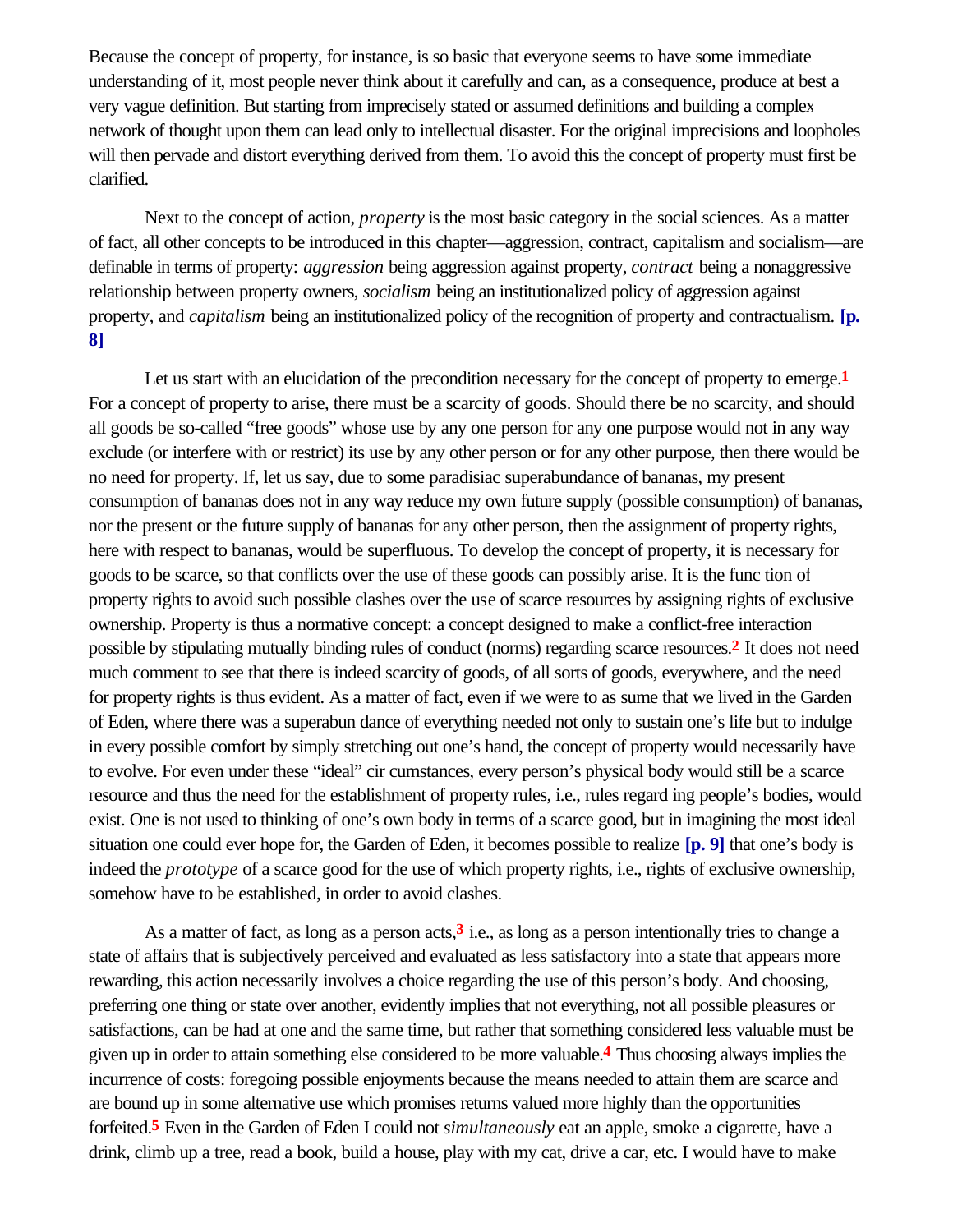Because the concept of property, for instance, is so basic that everyone seems to have some immediate understanding of it, most people never think about it carefully and can, as a consequence, produce at best a very vague definition. But starting from imprecisely stated or assumed definitions and building a complex network of thought upon them can lead only to intellectual disaster. For the original imprecisions and loopholes will then pervade and distort everything derived from them. To avoid this the concept of property must first be clarified.

Next to the concept of action, *property* is the most basic category in the social sciences. As a matter of fact, all other concepts to be introduced in this chapter—aggression, contract, capitalism and socialism—are definable in terms of property: *aggression* being aggression against property, *contract* being a nonaggressive relationship between property owners, *socialism* being an institutionalized policy of aggression against property, and *capitalism* being an institutionalized policy of the recognition of property and contractualism. **[p. 8]**

Let us start with an elucidation of the precondition necessary for the concept of property to emerge.[1] For a concept of property to arise, there must be a scarcity of goods. Should there be no scarcity, and should all goods be so-called "free goods" whose use by any one person for any one purpose would not in any way exclude (or interfere with or restrict) its use by any other person or for any other purpose, then there would be no need for property. If, let us say, due to some paradisiac superabundance of bananas, my present consumption of bananas does not in any way reduce my own future supply (possible consumption) of bananas, nor the present or the future supply of bananas for any other person, then the assignment of property rights, here with respect to bananas, would be superfluous. To develop the concept of property, it is necessary for goods to be scarce, so that conflicts over the use of these goods can possibly arise. It is the func tion of property rights to avoid such possible clashes over the use of scarce resources by assigning rights of exclusive ownership. Property is thus a normative concept: a concept designed to make a conflict-free interaction possible by stipulating mutually binding rules of conduct (norms) regarding scarce resources.[2] It does not need much comment to see that there is indeed scarcity of goods, of all sorts of goods, everywhere, and the need for property rights is thus evident. As a matter of fact, even if we were to as sume that we lived in the Garden of Eden, where there was a superabun dance of everything needed not only to sustain one's life but to indulge in every possible comfort by simply stretching out one's hand, the concept of property would necessarily have to evolve. For even under these "ideal" cir cumstances, every person's physical body would still be a scarce resource and thus the need for the establishment of property rules, i.e., rules regard ing people's bodies, would exist. One is not used to thinking of one's own body in terms of a scarce good, but in imagining the most ideal situation one could ever hope for, the Garden of Eden, it becomes possible to realize **[p. 9]** that one's body is indeed the *prototype* of a scarce good for the use of which property rights, i.e., rights of exclusive ownership, somehow have to be established, in order to avoid clashes.

As a matter of fact, as long as a person acts,[3] i.e., as long as a person intentionally tries to change a state of affairs that is subjectively perceived and evaluated as less satisfactory into a state that appears more rewarding, this action necessarily involves a choice regarding the use of this person's body. And choosing, preferring one thing or state over another, evidently implies that not everything, not all possible pleasures or satisfactions, can be had at one and the same time, but rather that something considered less valuable must be given up in order to attain something else considered to be more valuable.[4] Thus choosing always implies the incurrence of costs: foregoing possible enjoyments because the means needed to attain them are scarce and are bound up in some alternative use which promises returns valued more highly than the opportunities forfeited.[5] Even in the Garden of Eden I could not *simultaneously* eat an apple, smoke a cigarette, have a drink, climb up a tree, read a book, build a house, play with my cat, drive a car, etc. I would have to make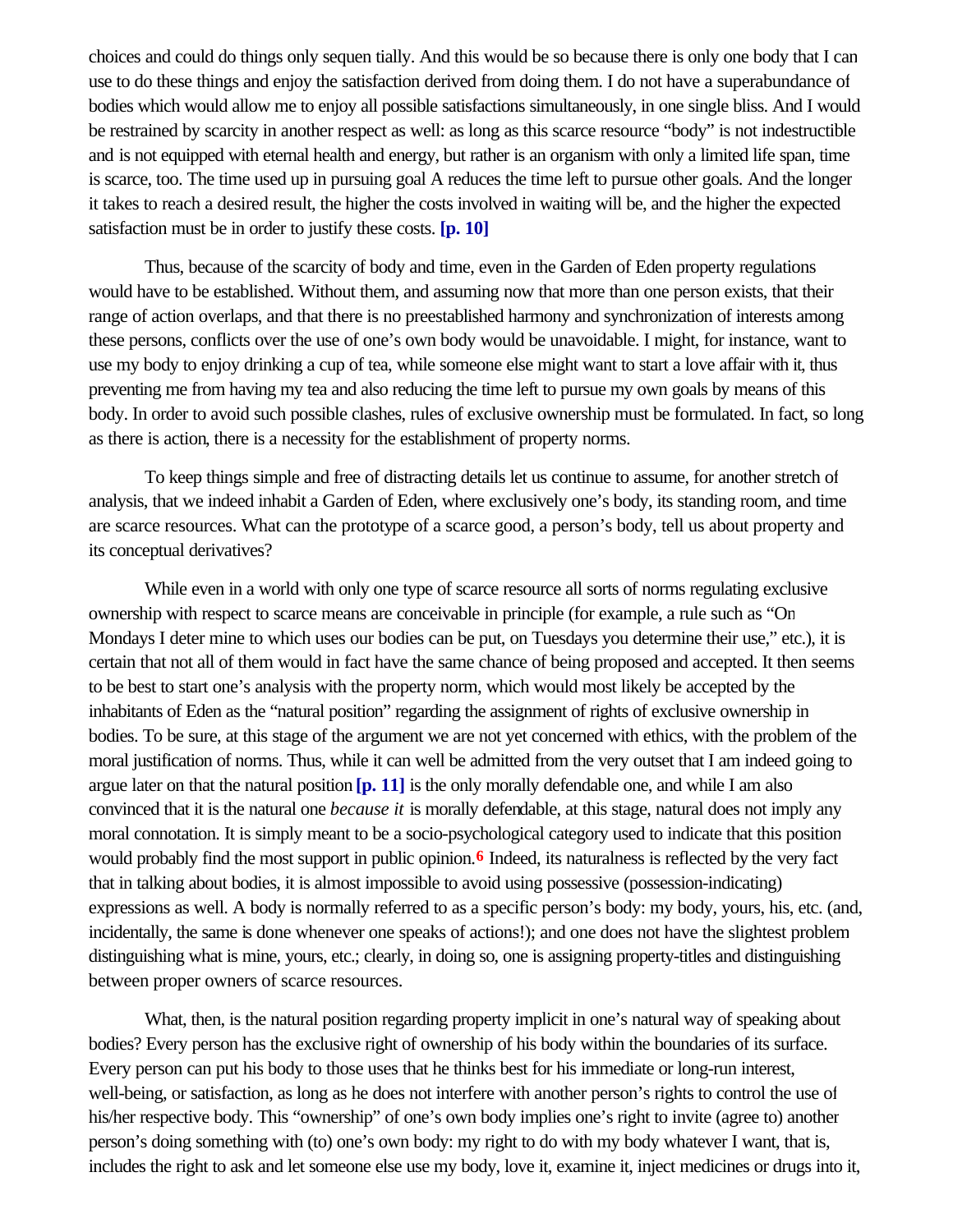choices and could do things only sequentially. And this would be so because there is only one body that I can use to do these things and enjoy the satisfaction derived from doing them. I do not have a superabundance of bodies which would allow me to enjoy all possible satisfactions simultaneously, in one single bliss. And I would be restrained by scarcity in another respect as well: as long as this scarce resource "body" is not indestructible and is not equipped with eternal health and energy, but rather is an organism with only a limited life span, time is scarce, too. The time used up in pursuing goal A reduces the time left to pursue other goals. And the longer it takes to reach a desired result, the higher the costs involved in waiting will be, and the higher the expected satisfaction must be in order to justify these costs. **[p. 10]**

Thus, because of the scarcity of body and time, even in the Garden of Eden property regulations would have to be established. Without them, and assuming now that more than one person exists, that their range of action overlaps, and that there is no preestablished harmony and synchronization of interests among these persons, conflicts over the use of one's own body would be unavoidable. I might, for instance, want to use my body to enjoy drinking a cup of tea, while someone else might want to start a love affair with it, thus preventing me from having my tea and also reducing the time left to pursue my own goals by means of this body. In order to avoid such possible clashes, rules of exclusive ownership must be formulated. In fact, so long as there is action, there is a necessity for the establishment of property norms.

To keep things simple and free of distracting details let us continue to assume, for another stretch of analysis, that we indeed inhabit a Garden of Eden, where exclusively one's body, its standing room, and time are scarce resources. What can the prototype of a scarce good, a person's body, tell us about property and its conceptual derivatives?

While even in a world with only one type of scarce resource all sorts of norms regulating exclusive ownership with respect to scarce means are conceivable in principle (for example, a rule such as "On Mondays I determine to which uses our bodies can be put, on Tuesdays you determine their use," etc.), it is certain that not all of them would in fact have the same chance of being proposed and accepted. It then seems to be best to start one's analysis with the property norm, which would most likely be accepted by the inhabitants of Eden as the "natural position" regarding the assignment of rights of exclusive ownership in bodies. To be sure, at this stage of the argument we are not yet concerned with ethics, with the problem of the moral justification of norms. Thus, while it can well be admitted from the very outset that I am indeed going to argue later on that the natural position **[p. 11]** is the only morally defendable one, and while I am also convinced that it is the natural one *because it* is morally defendable, at this stage, natural does not imply any moral connotation. It is simply meant to be a socio-psychological category used to indicate that this position would probably find the most support in public opinion.[6] Indeed, its naturalness is reflected by the very fact that in talking about bodies, it is almost impossible to avoid using possessive (possession-indicating) expressions as well. A body is normally referred to as a specific person's body: my body, yours, his, etc. (and, incidentally, the same is done whenever one speaks of actions!); and one does not have the slightest problem distinguishing what is mine, yours, etc.; clearly, in doing so, one is assigning property-titles and distinguishing between proper owners of scarce resources.

What, then, is the natural position regarding property implicit in one's natural way of speaking about bodies? Every person has the exclusive right of ownership of his body within the boundaries of its surface. Every person can put his body to those uses that he thinks best for his immediate or long-run interest, well-being, or satisfaction, as long as he does not interfere with another person's rights to control the use of his/her respective body. This "ownership" of one's own body implies one's right to invite (agree to) another person's doing something with (to) one's own body: my right to do with my body whatever I want, that is, includes the right to ask and let someone else use my body, love it, examine it, inject medicines or drugs into it,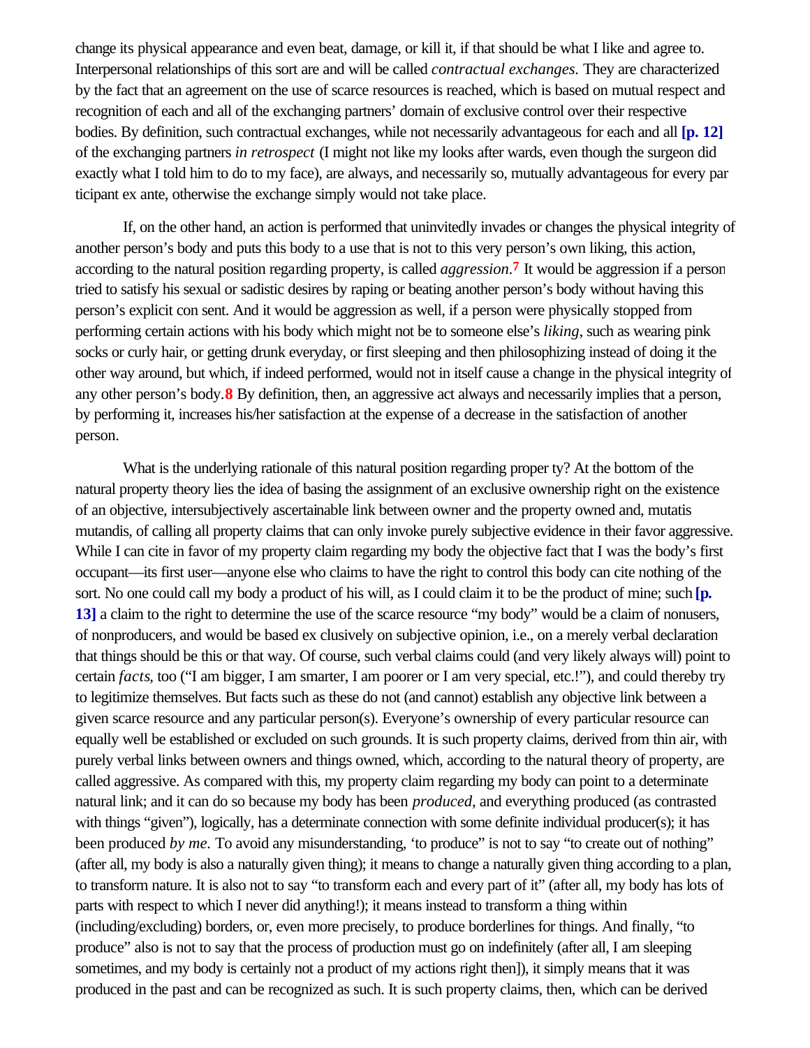change its physical appearance and even beat, damage, or kill it, if that should be what I like and agree to. Interpersonal relationships of this sort are and will be called *contractual exchanges*. They are characterized by the fact that an agreement on the use of scarce resources is reached, which is based on mutual respect and recognition of each and all of the exchanging partners' domain of exclusive control over their respective bodies. By definition, such contractual exchanges, while not necessarily advantageous for each and all **[p. 12]** of the exchanging partners *in retrospect* (I might not like my looks after wards, even though the surgeon did exactly what I told him to do to my face), are always, and necessarily so, mutually advantageous for every par ticipant ex ante, otherwise the exchange simply would not take place.

If, on the other hand, an action is performed that uninvitedly invades or changes the physical integrity of another person's body and puts this body to a use that is not to this very person's own liking, this action, according to the natural position regarding property, is called *aggression*.[7] It would be aggression if a person tried to satisfy his sexual or sadistic desires by raping or beating another person's body without having this person's explicit con sent. And it would be aggression as well, if a person were physically stopped from performing certain actions with his body which might not be to someone else's *liking*, such as wearing pink socks or curly hair, or getting drunk everyday, or first sleeping and then philosophizing instead of doing it the other way around, but which, if indeed performed, would not in itself cause a change in the physical integrity of any other person's body.[8] By definition, then, an aggressive act always and necessarily implies that a person, by performing it, increases his/her satisfaction at the expense of a decrease in the satisfaction of another person.

What is the underlying rationale of this natural position regarding proper ty? At the bottom of the natural property theory lies the idea of basing the assignment of an exclusive ownership right on the existence of an objective, intersubjectively ascertainable link between owner and the property owned and, mutatis mutandis, of calling all property claims that can only invoke purely subjective evidence in their favor aggressive. While I can cite in favor of my property claim regarding my body the objective fact that I was the body's first occupant—its first user—anyone else who claims to have the right to control this body can cite nothing of the sort. No one could call my body a product of his will, as I could claim it to be the product of mine; such **[p. 13]** a claim to the right to determine the use of the scarce resource "my body" would be a claim of nonusers, of nonproducers, and would be based ex clusively on subjective opinion, i.e., on a merely verbal declaration that things should be this or that way. Of course, such verbal claims could (and very likely always will) point to certain *facts*, too ("I am bigger, I am smarter, I am poorer or I am very special, etc.!"), and could thereby try to legitimize themselves. But facts such as these do not (and cannot) establish any objective link between a given scarce resource and any particular person(s). Everyone's ownership of every particular resource can equally well be established or excluded on such grounds. It is such property claims, derived from thin air, with purely verbal links between owners and things owned, which, according to the natural theory of property, are called aggressive. As compared with this, my property claim regarding my body can point to a determinate natural link; and it can do so because my body has been *produced*, and everything produced (as contrasted with things "given"), logically, has a determinate connection with some definite individual producer(s); it has been produced *by me*. To avoid any misunderstanding, 'to produce" is not to say "to create out of nothing" (after all, my body is also a naturally given thing); it means to change a naturally given thing according to a plan, to transform nature. It is also not to say "to transform each and every part of it" (after all, my body has lots of parts with respect to which I never did anything!); it means instead to transform a thing within (including/excluding) borders, or, even more precisely, to produce borderlines for things. And finally, "to produce" also is not to say that the process of production must go on indefinitely (after all, I am sleeping sometimes, and my body is certainly not a product of my actions right then]), it simply means that it was produced in the past and can be recognized as such. It is such property claims, then, which can be derived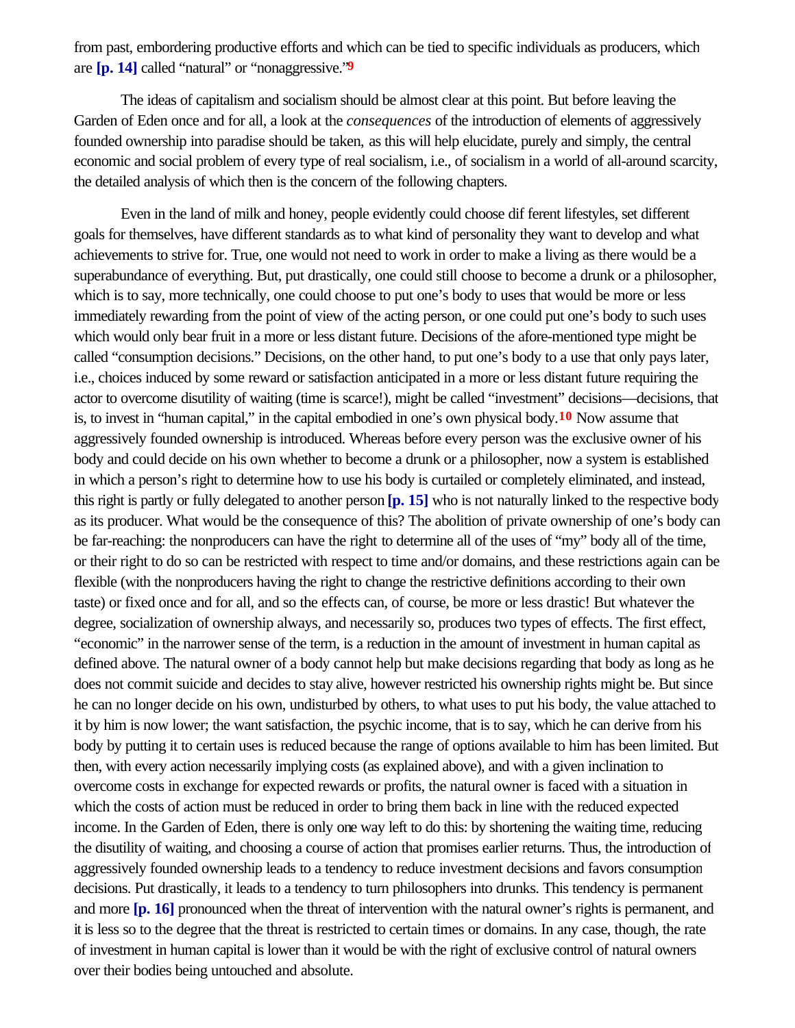from past, embordering productive efforts and which can be tied to specific individuals as producers, which are [p. 14] called "natural" or "nonaggressive."[9]

The ideas of capitalism and socialism should be almost clear at this point. But before leaving the Garden of Eden once and for all, a look at the *consequences* of the introduction of elements of aggressively founded ownership into paradise should be taken, as this will help elucidate, purely and simply, the central economic and social problem of every type of real socialism, i.e., of socialism in a world of all-around scarcity, the detailed analysis of which then is the concern of the following chapters.

Even in the land of milk and honey, people evidently could choose dif ferent lifestyles, set different goals for themselves, have different standards as to what kind of personality they want to develop and what achievements to strive for. True, one would not need to work in order to make a living as there would be a superabundance of everything. But, put drastically, one could still choose to become a drunk or a philosopher, which is to say, more technically, one could choose to put one's body to uses that would be more or less immediately rewarding from the point of view of the acting person, or one could put one's body to such uses which would only bear fruit in a more or less distant future. Decisions of the afore-mentioned type might be called "consumption decisions." Decisions, on the other hand, to put one's body to a use that only pays later, i.e., choices induced by some reward or satisfaction anticipated in a more or less distant future requiring the actor to overcome disutility of waiting (time is scarce!), might be called "investment" decisions—decisions, that is, to invest in "human capital," in the capital embodied in one's own physical body.[10] Now assume that aggressively founded ownership is introduced. Whereas before every person was the exclusive owner of his body and could decide on his own whether to become a drunk or a philosopher, now a system is established in which a person's right to determine how to use his body is curtailed or completely eliminated, and instead, this right is partly or fully delegated to another person [p. 15] who is not naturally linked to the respective body as its producer. What would be the consequence of this? The abolition of private ownership of one's body can be far-reaching: the nonproducers can have the right to determine all of the uses of "my" body all of the time, or their right to do so can be restricted with respect to time and/or domains, and these restrictions again can be flexible (with the nonproducers having the right to change the restrictive definitions according to their own taste) or fixed once and for all, and so the effects can, of course, be more or less drastic! But whatever the degree, socialization of ownership always, and necessarily so, produces two types of effects. The first effect, "economic" in the narrower sense of the term, is a reduction in the amount of investment in human capital as defined above. The natural owner of a body cannot help but make decisions regarding that body as long as he does not commit suicide and decides to stay alive, however restricted his ownership rights might be. But since he can no longer decide on his own, undisturbed by others, to what uses to put his body, the value attached to it by him is now lower; the want satisfaction, the psychic income, that is to say, which he can derive from his body by putting it to certain uses is reduced because the range of options available to him has been limited. But then, with every action necessarily implying costs (as explained above), and with a given inclination to overcome costs in exchange for expected rewards or profits, the natural owner is faced with a situation in which the costs of action must be reduced in order to bring them back in line with the reduced expected income. In the Garden of Eden, there is only one way left to do this: by shortening the waiting time, reducing the disutility of waiting, and choosing a course of action that promises earlier returns. Thus, the introduction of aggressively founded ownership leads to a tendency to reduce investment decisions and favors consumption decisions. Put drastically, it leads to a tendency to turn philosophers into drunks. This tendency is permanent and more [p. 16] pronounced when the threat of intervention with the natural owner's rights is permanent, and it is less so to the degree that the threat is restricted to certain times or domains. In any case, though, the rate of investment in human capital is lower than it would be with the right of exclusive control of natural owners over their bodies being untouched and absolute.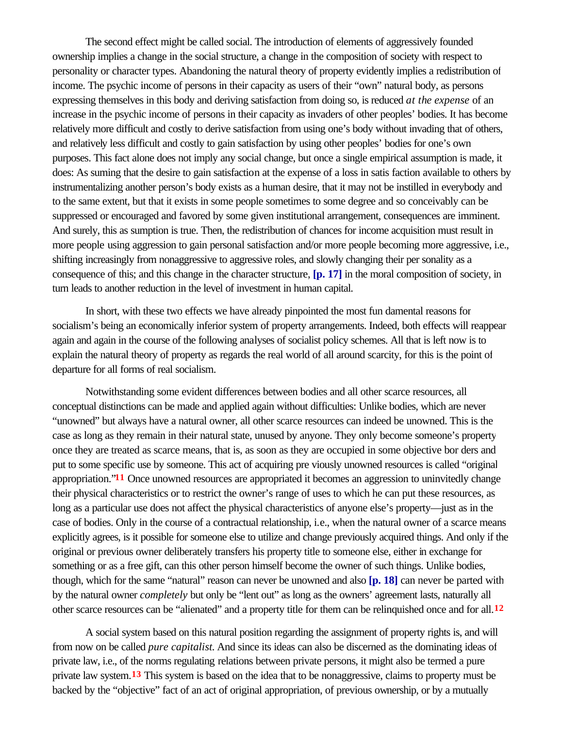The second effect might be called social. The introduction of elements of aggressively founded ownership implies a change in the social structure, a change in the composition of society with respect to personality or character types. Abandoning the natural theory of property evidently implies a redistribution of income. The psychic income of persons in their capacity as users of their "own" natural body, as persons expressing themselves in this body and deriving satisfaction from doing so, is reduced *at the expense* of an increase in the psychic income of persons in their capacity as invaders of other peoples' bodies. It has become relatively more difficult and costly to derive satisfaction from using one's body without invading that of others, and relatively less difficult and costly to gain satisfaction by using other peoples' bodies for one's own purposes. This fact alone does not imply any social change, but once a single empirical assumption is made, it does: As suming that the desire to gain satisfaction at the expense of a loss in satis faction available to others by instrumentalizing another person's body exists as a human desire, that it may not be instilled in everybody and to the same extent, but that it exists in some people sometimes to some degree and so conceivably can be suppressed or encouraged and favored by some given institutional arrangement, consequences are imminent. And surely, this as sumption is true. Then, the redistribution of chances for income acquisition must result in more people using aggression to gain personal satisfaction and/or more people becoming more aggressive, i.e., shifting increasingly from nonaggressive to aggressive roles, and slowly changing their per sonality as a consequence of this; and this change in the character structure, **[p. 17]** in the moral composition of society, in turn leads to another reduction in the level of investment in human capital.

In short, with these two effects we have already pinpointed the most fun damental reasons for socialism's being an economically inferior system of property arrangements. Indeed, both effects will reappear again and again in the course of the following analyses of socialist policy schemes. All that is left now is to explain the natural theory of property as regards the real world of all around scarcity, for this is the point of departure for all forms of real socialism.

Notwithstanding some evident differences between bodies and all other scarce resources, all conceptual distinctions can be made and applied again without difficulties: Unlike bodies, which are never "unowned" but always have a natural owner, all other scarce resources can indeed be unowned. This is the case as long as they remain in their natural state, unused by anyone. They only become someone's property once they are treated as scarce means, that is, as soon as they are occupied in some objective bor ders and put to some specific use by someone. This act of acquiring pre viously unowned resources is called "original appropriation."[11] Once unowned resources are appropriated it becomes an aggression to uninvitedly change their physical characteristics or to restrict the owner's range of uses to which he can put these resources, as long as a particular use does not affect the physical characteristics of anyone else's property—just as in the case of bodies. Only in the course of a contractual relationship, i.e., when the natural owner of a scarce means explicitly agrees, is it possible for someone else to utilize and change previously acquired things. And only if the original or previous owner deliberately transfers his property title to someone else, either in exchange for something or as a free gift, can this other person himself become the owner of such things. Unlike bodies, though, which for the same "natural" reason can never be unowned and also **[p. 18]** can never be parted with by the natural owner *completely* but only be "lent out" as long as the owners' agreement lasts, naturally all other scarce resources can be "alienated" and a property title for them can be relinquished once and for all.[12]

A social system based on this natural position regarding the assignment of property rights is, and will from now on be called *pure capitalist.* And since its ideas can also be discerned as the dominating ideas of private law, i.e., of the norms regulating relations between private persons, it might also be termed a pure private law system.[13] This system is based on the idea that to be nonaggressive, claims to property must be backed by the "objective" fact of an act of original appropriation, of previous ownership, or by a mutually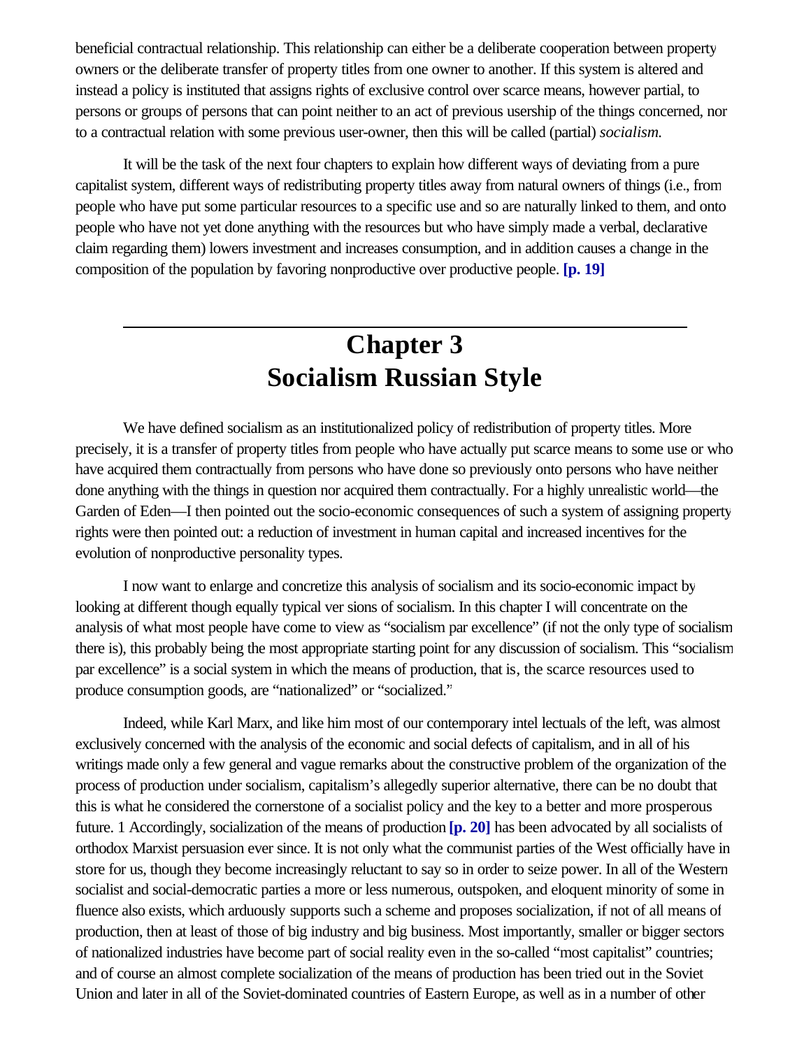beneficial contractual relationship. This relationship can either be a deliberate cooperation between property owners or the deliberate transfer of property titles from one owner to another. If this system is altered and instead a policy is instituted that assigns rights of exclusive control over scarce means, however partial, to persons or groups of persons that can point neither to an act of previous usership of the things concerned, nor to a contractual relation with some previous user-owner, then this will be called (partial) *socialism.*

It will be the task of the next four chapters to explain how different ways of deviating from a pure capitalist system, different ways of redistributing property titles away from natural owners of things (i.e., from people who have put some particular resources to a specific use and so are naturally linked to them, and onto people who have not yet done anything with the resources but who have simply made a verbal, declarative claim regarding them) lowers investment and increases consumption, and in addition causes a change in the composition of the population by favoring nonproductive over productive people. **[p. 19]**

---

# Chapter 3
# Socialism Russian Style

We have defined socialism as an institutionalized policy of redistribution of property titles. More precisely, it is a transfer of property titles from people who have actually put scarce means to some use or who have acquired them contractually from persons who have done so previously onto persons who have neither done anything with the things in question nor acquired them contractually. For a highly unrealistic world—the Garden of Eden—I then pointed out the socio-economic consequences of such a system of assigning property rights were then pointed out: a reduction of investment in human capital and increased incentives for the evolution of nonproductive personality types.

I now want to enlarge and concretize this analysis of socialism and its socio-economic impact by looking at different though equally typical ver sions of socialism. In this chapter I will concentrate on the analysis of what most people have come to view as "socialism par excellence" (if not the only type of socialism there is), this probably being the most appropriate starting point for any discussion of socialism. This "socialism par excellence" is a social system in which the means of production, that is, the scarce resources used to produce consumption goods, are "nationalized" or "socialized."

Indeed, while Karl Marx, and like him most of our contemporary intel lectuals of the left, was almost exclusively concerned with the analysis of the economic and social defects of capitalism, and in all of his writings made only a few general and vague remarks about the constructive problem of the organization of the process of production under socialism, capitalism's allegedly superior alternative, there can be no doubt that this is what he considered the cornerstone of a socialist policy and the key to a better and more prosperous future. 1 Accordingly, socialization of the means of production **[p. 20]** has been advocated by all socialists of orthodox Marxist persuasion ever since. It is not only what the communist parties of the West officially have in store for us, though they become increasingly reluctant to say so in order to seize power. In all of the Western socialist and social-democratic parties a more or less numerous, outspoken, and eloquent minority of some in fluence also exists, which arduously supports such a scheme and proposes socialization, if not of all means of production, then at least of those of big industry and big business. Most importantly, smaller or bigger sectors of nationalized industries have become part of social reality even in the so-called "most capitalist" countries; and of course an almost complete socialization of the means of production has been tried out in the Soviet Union and later in all of the Soviet-dominated countries of Eastern Europe, as well as in a number of other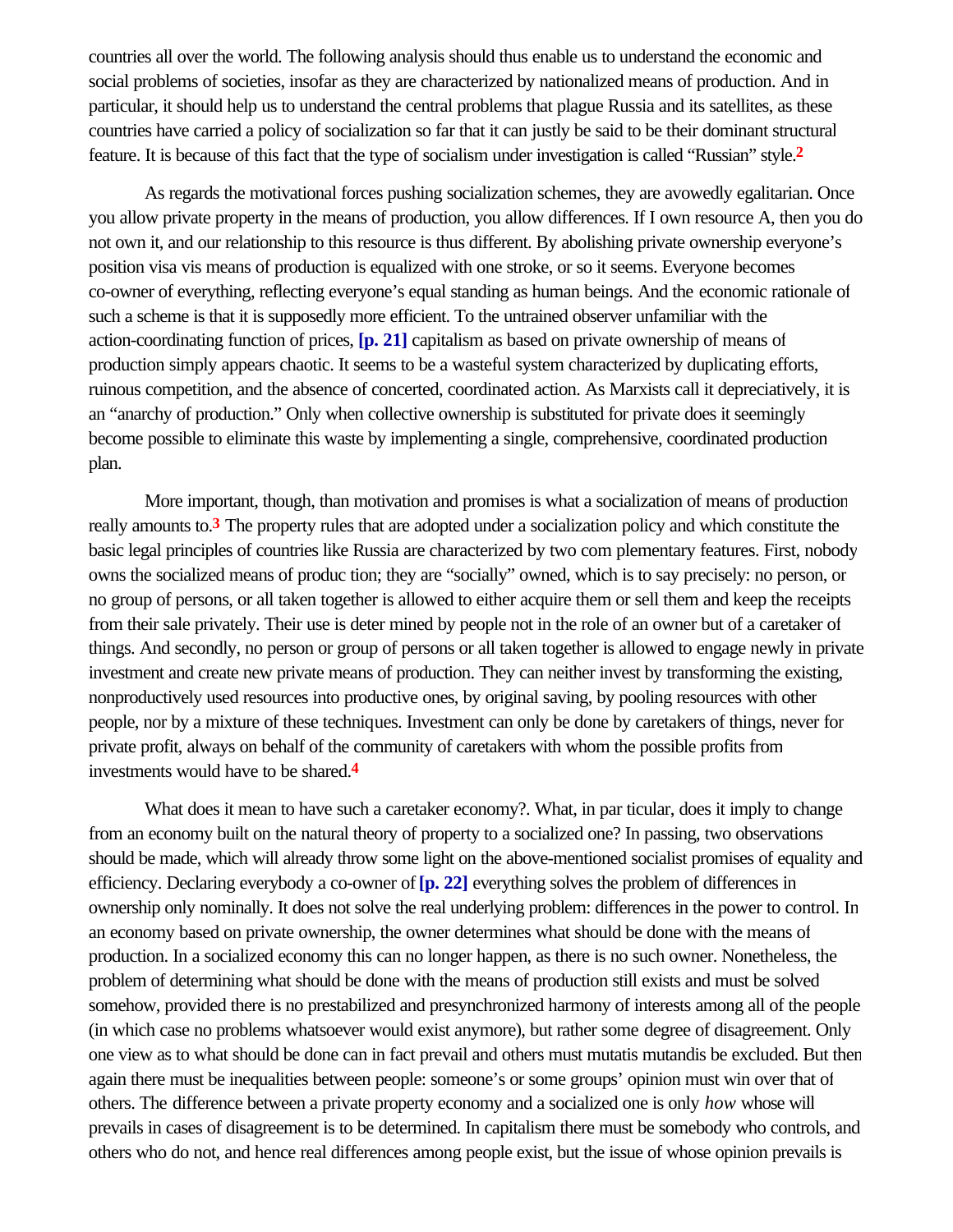countries all over the world. The following analysis should thus enable us to understand the economic and social problems of societies, insofar as they are characterized by nationalized means of production. And in particular, it should help us to understand the central problems that plague Russia and its satellites, as these countries have carried a policy of socialization so far that it can justly be said to be their dominant structural feature. It is because of this fact that the type of socialism under investigation is called "Russian" style.[2]

As regards the motivational forces pushing socialization schemes, they are avowedly egalitarian. Once you allow private property in the means of production, you allow differences. If I own resource A, then you do not own it, and our relationship to this resource is thus different. By abolishing private ownership everyone's position visa vis means of production is equalized with one stroke, or so it seems. Everyone becomes co-owner of everything, reflecting everyone's equal standing as human beings. And the economic rationale of such a scheme is that it is supposedly more efficient. To the untrained observer unfamiliar with the action-coordinating function of prices, **[p. 21]** capitalism as based on private ownership of means of production simply appears chaotic. It seems to be a wasteful system characterized by duplicating efforts, ruinous competition, and the absence of concerted, coordinated action. As Marxists call it depreciatively, it is an "anarchy of production." Only when collective ownership is substituted for private does it seemingly become possible to eliminate this waste by implementing a single, comprehensive, coordinated production plan.

More important, though, than motivation and promises is what a socialization of means of production really amounts to.[3] The property rules that are adopted under a socialization policy and which constitute the basic legal principles of countries like Russia are characterized by two com plementary features. First, nobody owns the socialized means of produc tion; they are "socially" owned, which is to say precisely: no person, or no group of persons, or all taken together is allowed to either acquire them or sell them and keep the receipts from their sale privately. Their use is deter mined by people not in the role of an owner but of a caretaker of things. And secondly, no person or group of persons or all taken together is allowed to engage newly in private investment and create new private means of production. They can neither invest by transforming the existing, nonproductively used resources into productive ones, by original saving, by pooling resources with other people, nor by a mixture of these techniques. Investment can only be done by caretakers of things, never for private profit, always on behalf of the community of caretakers with whom the possible profits from investments would have to be shared.[4]

What does it mean to have such a caretaker economy?. What, in par ticular, does it imply to change from an economy built on the natural theory of property to a socialized one? In passing, two observations should be made, which will already throw some light on the above-mentioned socialist promises of equality and efficiency. Declaring everybody a co-owner of **[p. 22]** everything solves the problem of differences in ownership only nominally. It does not solve the real underlying problem: differences in the power to control. In an economy based on private ownership, the owner determines what should be done with the means of production. In a socialized economy this can no longer happen, as there is no such owner. Nonetheless, the problem of determining what should be done with the means of production still exists and must be solved somehow, provided there is no prestabilized and presynchronized harmony of interests among all of the people (in which case no problems whatsoever would exist anymore), but rather some degree of disagreement. Only one view as to what should be done can in fact prevail and others must mutatis mutandis be excluded. But then again there must be inequalities between people: someone's or some groups' opinion must win over that of others. The difference between a private property economy and a socialized one is only *how* whose will prevails in cases of disagreement is to be determined. In capitalism there must be somebody who controls, and others who do not, and hence real differences among people exist, but the issue of whose opinion prevails is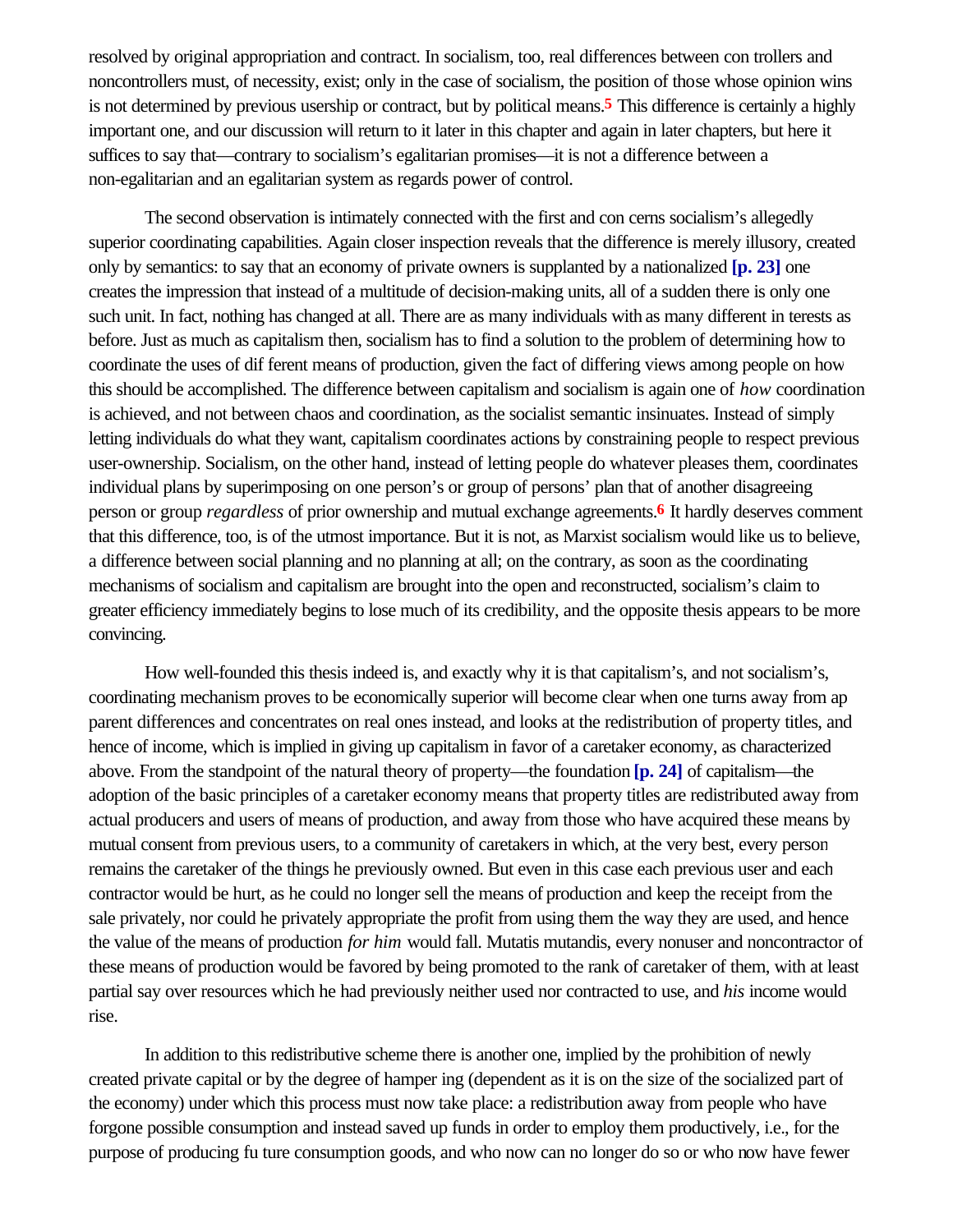resolved by original appropriation and contract. In socialism, too, real differences between con trollers and noncontrollers must, of necessity, exist; only in the case of socialism, the position of those whose opinion wins is not determined by previous usership or contract, but by political means.[5] This difference is certainly a highly important one, and our discussion will return to it later in this chapter and again in later chapters, but here it suffices to say that—contrary to socialism's egalitarian promises—it is not a difference between a non-egalitarian and an egalitarian system as regards power of control.

The second observation is intimately connected with the first and con cerns socialism's allegedly superior coordinating capabilities. Again closer inspection reveals that the difference is merely illusory, created only by semantics: to say that an economy of private owners is supplanted by a nationalized **[p. 23]** one creates the impression that instead of a multitude of decision-making units, all of a sudden there is only one such unit. In fact, nothing has changed at all. There are as many individuals with as many different in terests as before. Just as much as capitalism then, socialism has to find a solution to the problem of determining how to coordinate the uses of dif ferent means of production, given the fact of differing views among people on how this should be accomplished. The difference between capitalism and socialism is again one of *how* coordination is achieved, and not between chaos and coordination, as the socialist semantic insinuates. Instead of simply letting individuals do what they want, capitalism coordinates actions by constraining people to respect previous user-ownership. Socialism, on the other hand, instead of letting people do whatever pleases them, coordinates individual plans by superimposing on one person's or group of persons' plan that of another disagreeing person or group *regardless* of prior ownership and mutual exchange agreements.[6] It hardly deserves comment that this difference, too, is of the utmost importance. But it is not, as Marxist socialism would like us to believe, a difference between social planning and no planning at all; on the contrary, as soon as the coordinating mechanisms of socialism and capitalism are brought into the open and reconstructed, socialism's claim to greater efficiency immediately begins to lose much of its credibility, and the opposite thesis appears to be more convincing.

How well-founded this thesis indeed is, and exactly why it is that capitalism's, and not socialism's, coordinating mechanism proves to be economically superior will become clear when one turns away from ap parent differences and concentrates on real ones instead, and looks at the redistribution of property titles, and hence of income, which is implied in giving up capitalism in favor of a caretaker economy, as characterized above. From the standpoint of the natural theory of property—the foundation **[p. 24]** of capitalism—the adoption of the basic principles of a caretaker economy means that property titles are redistributed away from actual producers and users of means of production, and away from those who have acquired these means by mutual consent from previous users, to a community of caretakers in which, at the very best, every person remains the caretaker of the things he previously owned. But even in this case each previous user and each contractor would be hurt, as he could no longer sell the means of production and keep the receipt from the sale privately, nor could he privately appropriate the profit from using them the way they are used, and hence the value of the means of production *for him* would fall. Mutatis mutandis, every nonuser and noncontractor of these means of production would be favored by being promoted to the rank of caretaker of them, with at least partial say over resources which he had previously neither used nor contracted to use, and *his* income would rise.

In addition to this redistributive scheme there is another one, implied by the prohibition of newly created private capital or by the degree of hamper ing (dependent as it is on the size of the socialized part of the economy) under which this process must now take place: a redistribution away from people who have forgone possible consumption and instead saved up funds in order to employ them productively, i.e., for the purpose of producing fu ture consumption goods, and who now can no longer do so or who now have fewer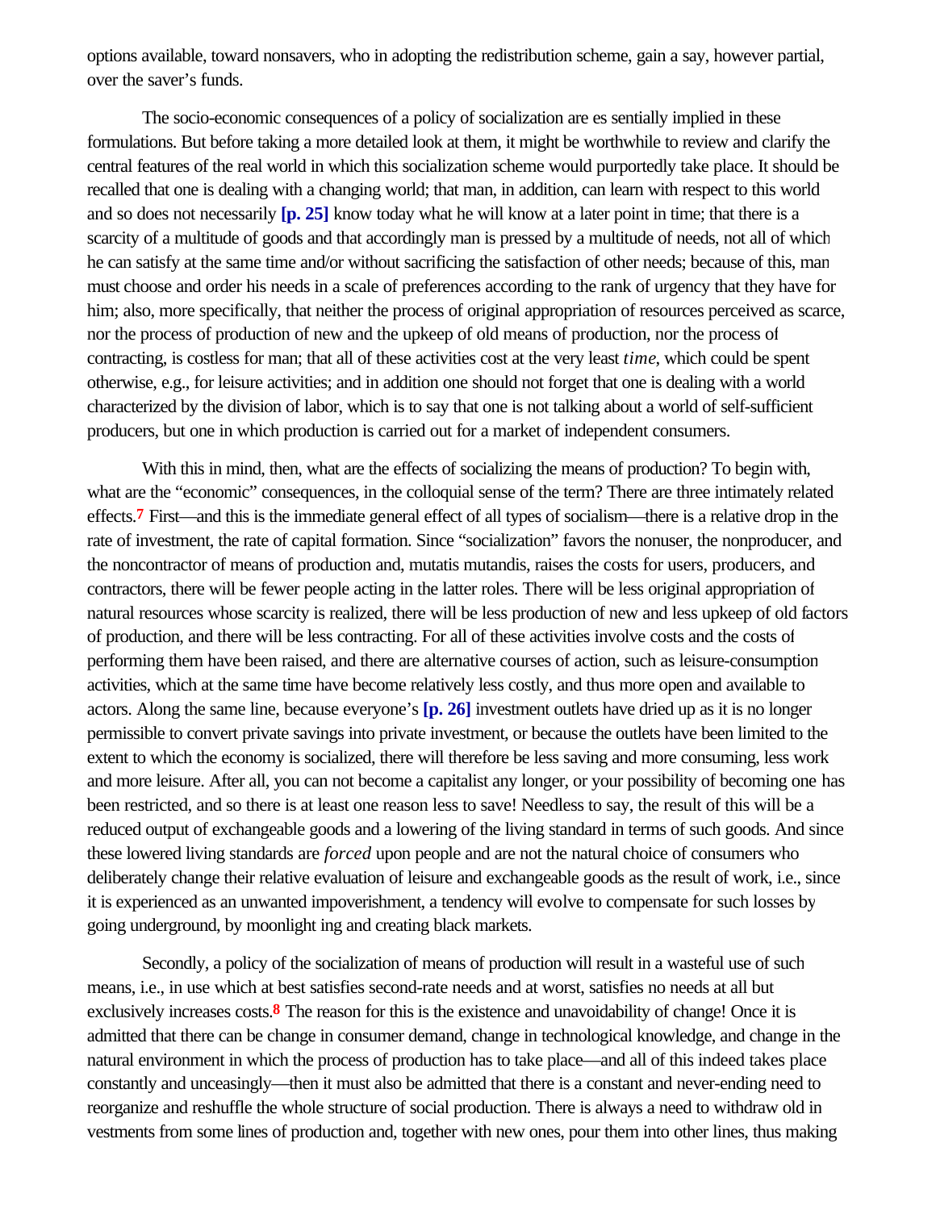options available, toward nonsavers, who in adopting the redistribution scheme, gain a say, however partial, over the saver's funds.

The socio-economic consequences of a policy of socialization are es sentially implied in these formulations. But before taking a more detailed look at them, it might be worthwhile to review and clarify the central features of the real world in which this socialization scheme would purportedly take place. It should be recalled that one is dealing with a changing world; that man, in addition, can learn with respect to this world and so does not necessarily **[p. 25]** know today what he will know at a later point in time; that there is a scarcity of a multitude of goods and that accordingly man is pressed by a multitude of needs, not all of which he can satisfy at the same time and/or without sacrificing the satisfaction of other needs; because of this, man must choose and order his needs in a scale of preferences according to the rank of urgency that they have for him; also, more specifically, that neither the process of original appropriation of resources perceived as scarce, nor the process of production of new and the upkeep of old means of production, nor the process of contracting, is costless for man; that all of these activities cost at the very least *time*, which could be spent otherwise, e.g., for leisure activities; and in addition one should not forget that one is dealing with a world characterized by the division of labor, which is to say that one is not talking about a world of self-sufficient producers, but one in which production is carried out for a market of independent consumers.

With this in mind, then, what are the effects of socializing the means of production? To begin with, what are the "economic" consequences, in the colloquial sense of the term? There are three intimately related effects.[7] First—and this is the immediate general effect of all types of socialism—there is a relative drop in the rate of investment, the rate of capital formation. Since "socialization" favors the nonuser, the nonproducer, and the noncontractor of means of production and, mutatis mutandis, raises the costs for users, producers, and contractors, there will be fewer people acting in the latter roles. There will be less original appropriation of natural resources whose scarcity is realized, there will be less production of new and less upkeep of old factors of production, and there will be less contracting. For all of these activities involve costs and the costs of performing them have been raised, and there are alternative courses of action, such as leisure-consumption activities, which at the same time have become relatively less costly, and thus more open and available to actors. Along the same line, because everyone's **[p. 26]** investment outlets have dried up as it is no longer permissible to convert private savings into private investment, or because the outlets have been limited to the extent to which the economy is socialized, there will therefore be less saving and more consuming, less work and more leisure. After all, you can not become a capitalist any longer, or your possibility of becoming one has been restricted, and so there is at least one reason less to save! Needless to say, the result of this will be a reduced output of exchangeable goods and a lowering of the living standard in terms of such goods. And since these lowered living standards are *forced* upon people and are not the natural choice of consumers who deliberately change their relative evaluation of leisure and exchangeable goods as the result of work, i.e., since it is experienced as an unwanted impoverishment, a tendency will evolve to compensate for such losses by going underground, by moonlight ing and creating black markets.

Secondly, a policy of the socialization of means of production will result in a wasteful use of such means, i.e., in use which at best satisfies second-rate needs and at worst, satisfies no needs at all but exclusively increases costs.[8] The reason for this is the existence and unavoidability of change! Once it is admitted that there can be change in consumer demand, change in technological knowledge, and change in the natural environment in which the process of production has to take place—and all of this indeed takes place constantly and unceasingly—then it must also be admitted that there is a constant and never-ending need to reorganize and reshuffle the whole structure of social production. There is always a need to withdraw old in vestments from some lines of production and, together with new ones, pour them into other lines, thus making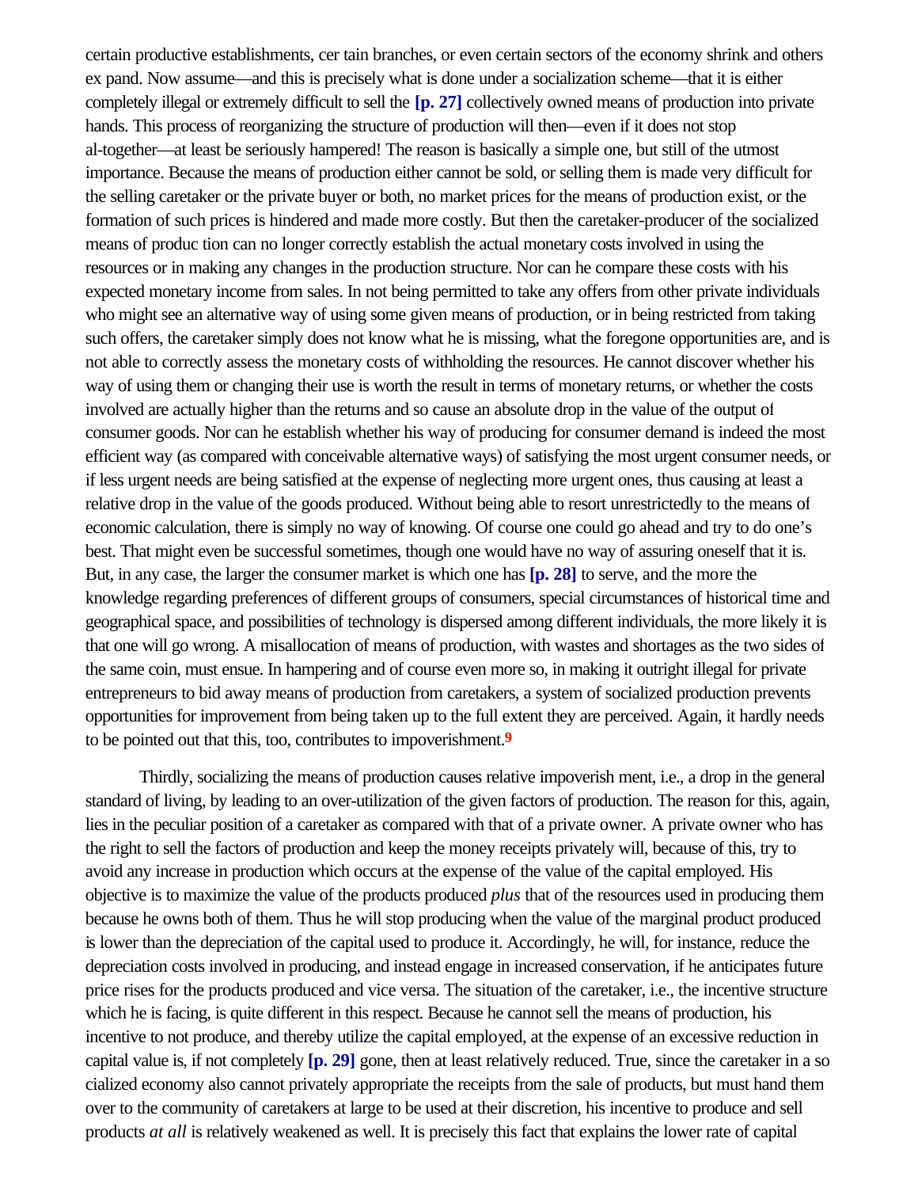certain productive establishments, cer tain branches, or even certain sectors of the economy shrink and others ex pand. Now assume—and this is precisely what is done under a socialization scheme—that it is either completely illegal or extremely difficult to sell the **[p. 27]** collectively owned means of production into private hands. This process of reorganizing the structure of production will then—even if it does not stop al-together—at least be seriously hampered! The reason is basically a simple one, but still of the utmost importance. Because the means of production either cannot be sold, or selling them is made very difficult for the selling caretaker or the private buyer or both, no market prices for the means of production exist, or the formation of such prices is hindered and made more costly. But then the caretaker-producer of the socialized means of produc tion can no longer correctly establish the actual monetary costs involved in using the resources or in making any changes in the production structure. Nor can he compare these costs with his expected monetary income from sales. In not being permitted to take any offers from other private individuals who might see an alternative way of using some given means of production, or in being restricted from taking such offers, the caretaker simply does not know what he is missing, what the foregone opportunities are, and is not able to correctly assess the monetary costs of withholding the resources. He cannot discover whether his way of using them or changing their use is worth the result in terms of monetary returns, or whether the costs involved are actually higher than the returns and so cause an absolute drop in the value of the output of consumer goods. Nor can he establish whether his way of producing for consumer demand is indeed the most efficient way (as compared with conceivable alternative ways) of satisfying the most urgent consumer needs, or if less urgent needs are being satisfied at the expense of neglecting more urgent ones, thus causing at least a relative drop in the value of the goods produced. Without being able to resort unrestrictedly to the means of economic calculation, there is simply no way of knowing. Of course one could go ahead and try to do one's best. That might even be successful sometimes, though one would have no way of assuring oneself that it is. But, in any case, the larger the consumer market is which one has **[p. 28]** to serve, and the more the knowledge regarding preferences of different groups of consumers, special circumstances of historical time and geographical space, and possibilities of technology is dispersed among different individuals, the more likely it is that one will go wrong. A misallocation of means of production, with wastes and shortages as the two sides of the same coin, must ensue. In hampering and of course even more so, in making it outright illegal for private entrepreneurs to bid away means of production from caretakers, a system of socialized production prevents opportunities for improvement from being taken up to the full extent they are perceived. Again, it hardly needs to be pointed out that this, too, contributes to impoverishment.[9]

Thirdly, socializing the means of production causes relative impoverish ment, i.e., a drop in the general standard of living, by leading to an over-utilization of the given factors of production. The reason for this, again, lies in the peculiar position of a caretaker as compared with that of a private owner. A private owner who has the right to sell the factors of production and keep the money receipts privately will, because of this, try to avoid any increase in production which occurs at the expense of the value of the capital employed. His objective is to maximize the value of the products produced *plus* that of the resources used in producing them because he owns both of them. Thus he will stop producing when the value of the marginal product produced is lower than the depreciation of the capital used to produce it. Accordingly, he will, for instance, reduce the depreciation costs involved in producing, and instead engage in increased conservation, if he anticipates future price rises for the products produced and vice versa. The situation of the caretaker, i.e., the incentive structure which he is facing, is quite different in this respect. Because he cannot sell the means of production, his incentive to not produce, and thereby utilize the capital employed, at the expense of an excessive reduction in capital value is, if not completely **[p. 29]** gone, then at least relatively reduced. True, since the caretaker in a so cialized economy also cannot privately appropriate the receipts from the sale of products, but must hand them over to the community of caretakers at large to be used at their discretion, his incentive to produce and sell products *at all* is relatively weakened as well. It is precisely this fact that explains the lower rate of capital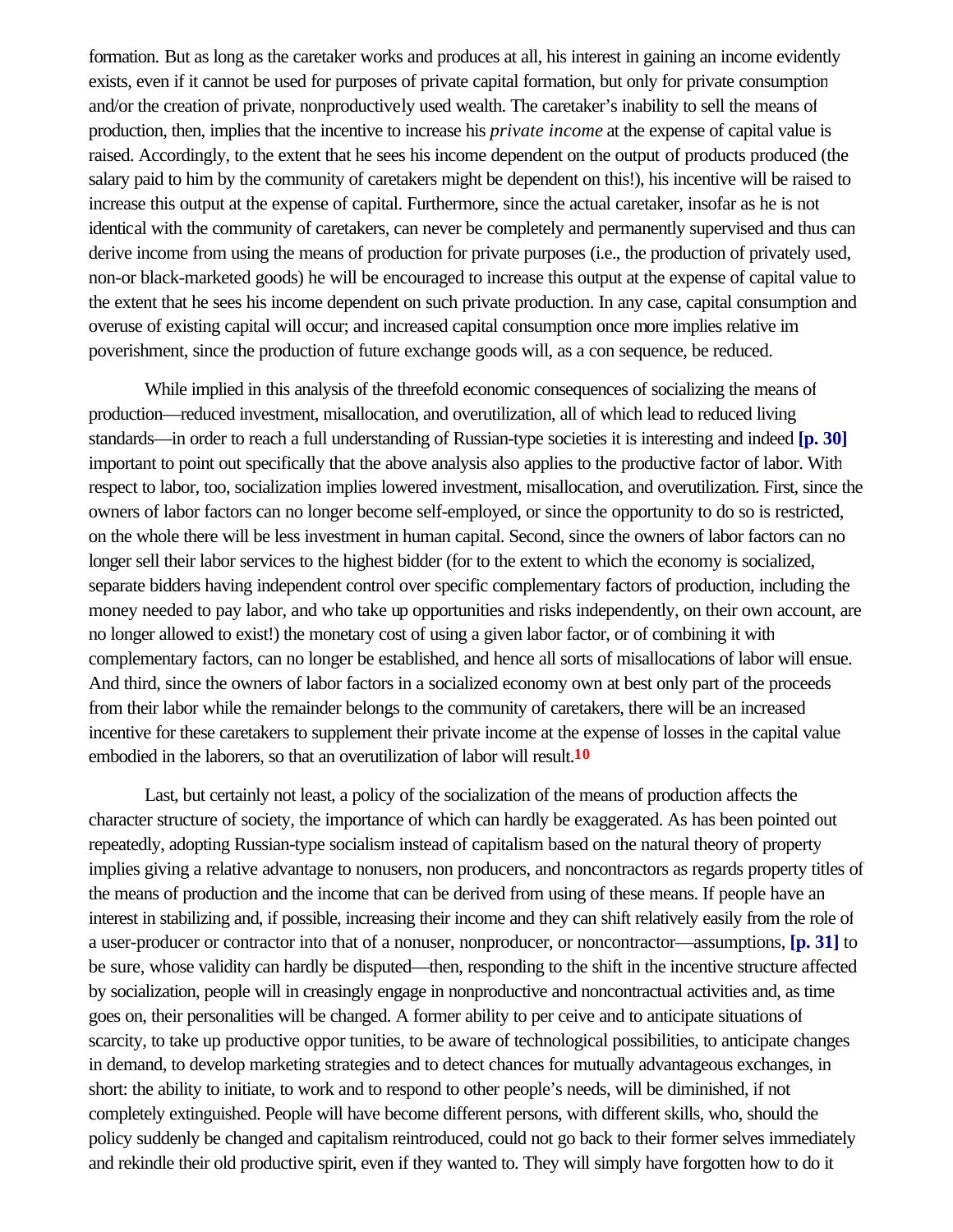formation. But as long as the caretaker works and produces at all, his interest in gaining an income evidently exists, even if it cannot be used for purposes of private capital formation, but only for private consumption and/or the creation of private, nonproductively used wealth. The caretaker's inability to sell the means of production, then, implies that the incentive to increase his *private income* at the expense of capital value is raised. Accordingly, to the extent that he sees his income dependent on the output of products produced (the salary paid to him by the community of caretakers might be dependent on this!), his incentive will be raised to increase this output at the expense of capital. Furthermore, since the actual caretaker, insofar as he is not identical with the community of caretakers, can never be completely and permanently supervised and thus can derive income from using the means of production for private purposes (i.e., the production of privately used, non-or black-marketed goods) he will be encouraged to increase this output at the expense of capital value to the extent that he sees his income dependent on such private production. In any case, capital consumption and overuse of existing capital will occur; and increased capital consumption once more implies relative im poverishment, since the production of future exchange goods will, as a con sequence, be reduced.

While implied in this analysis of the threefold economic consequences of socializing the means of production—reduced investment, misallocation, and overutilization, all of which lead to reduced living standards—in order to reach a full understanding of Russian-type societies it is interesting and indeed **[p. 30]** important to point out specifically that the above analysis also applies to the productive factor of labor. With respect to labor, too, socialization implies lowered investment, misallocation, and overutilization. First, since the owners of labor factors can no longer become self-employed, or since the opportunity to do so is restricted, on the whole there will be less investment in human capital. Second, since the owners of labor factors can no longer sell their labor services to the highest bidder (for to the extent to which the economy is socialized, separate bidders having independent control over specific complementary factors of production, including the money needed to pay labor, and who take up opportunities and risks independently, on their own account, are no longer allowed to exist!) the monetary cost of using a given labor factor, or of combining it with complementary factors, can no longer be established, and hence all sorts of misallocations of labor will ensue. And third, since the owners of labor factors in a socialized economy own at best only part of the proceeds from their labor while the remainder belongs to the community of caretakers, there will be an increased incentive for these caretakers to supplement their private income at the expense of losses in the capital value embodied in the laborers, so that an overutilization of labor will result.[10]

Last, but certainly not least, a policy of the socialization of the means of production affects the character structure of society, the importance of which can hardly be exaggerated. As has been pointed out repeatedly, adopting Russian-type socialism instead of capitalism based on the natural theory of property implies giving a relative advantage to nonusers, non producers, and noncontractors as regards property titles of the means of production and the income that can be derived from using of these means. If people have an interest in stabilizing and, if possible, increasing their income and they can shift relatively easily from the role of a user-producer or contractor into that of a nonuser, nonproducer, or noncontractor—assumptions, **[p. 31]** to be sure, whose validity can hardly be disputed—then, responding to the shift in the incentive structure affected by socialization, people will in creasingly engage in nonproductive and noncontractual activities and, as time goes on, their personalities will be changed. A former ability to per ceive and to anticipate situations of scarcity, to take up productive oppor tunities, to be aware of technological possibilities, to anticipate changes in demand, to develop marketing strategies and to detect chances for mutually advantageous exchanges, in short: the ability to initiate, to work and to respond to other people's needs, will be diminished, if not completely extinguished. People will have become different persons, with different skills, who, should the policy suddenly be changed and capitalism reintroduced, could not go back to their former selves immediately and rekindle their old productive spirit, even if they wanted to. They will simply have forgotten how to do it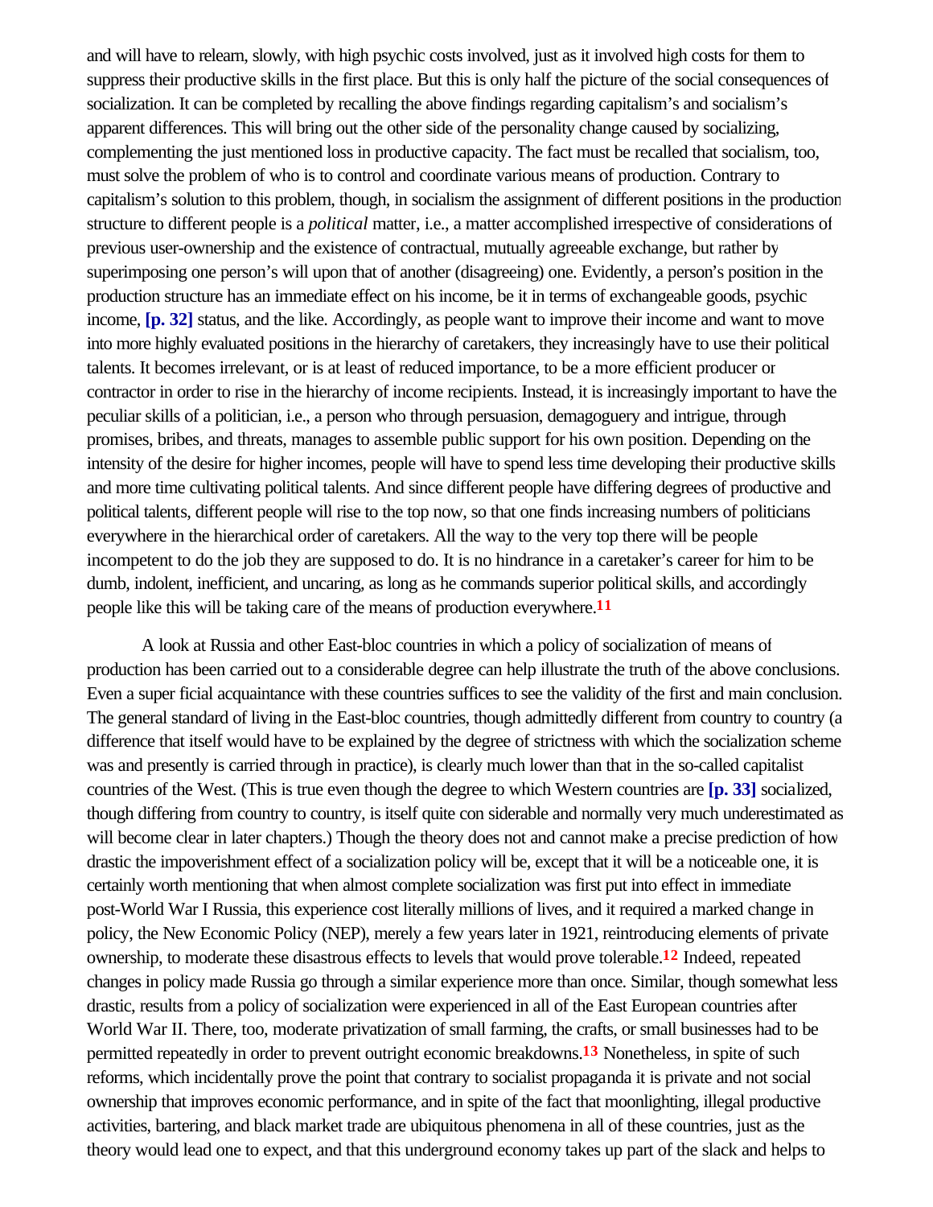and will have to relearn, slowly, with high psychic costs involved, just as it involved high costs for them to suppress their productive skills in the first place. But this is only half the picture of the social consequences of socialization. It can be completed by recalling the above findings regarding capitalism's and socialism's apparent differences. This will bring out the other side of the personality change caused by socializing, complementing the just mentioned loss in productive capacity. The fact must be recalled that socialism, too, must solve the problem of who is to control and coordinate various means of production. Contrary to capitalism's solution to this problem, though, in socialism the assignment of different positions in the production structure to different people is a *political* matter, i.e., a matter accomplished irrespective of considerations of previous user-ownership and the existence of contractual, mutually agreeable exchange, but rather by superimposing one person's will upon that of another (disagreeing) one. Evidently, a person's position in the production structure has an immediate effect on his income, be it in terms of exchangeable goods, psychic income, **[p. 32]** status, and the like. Accordingly, as people want to improve their income and want to move into more highly evaluated positions in the hierarchy of caretakers, they increasingly have to use their political talents. It becomes irrelevant, or is at least of reduced importance, to be a more efficient producer or contractor in order to rise in the hierarchy of income recipients. Instead, it is increasingly important to have the peculiar skills of a politician, i.e., a person who through persuasion, demagoguery and intrigue, through promises, bribes, and threats, manages to assemble public support for his own position. Depending on the intensity of the desire for higher incomes, people will have to spend less time developing their productive skills and more time cultivating political talents. And since different people have differing degrees of productive and political talents, different people will rise to the top now, so that one finds increasing numbers of politicians everywhere in the hierarchical order of caretakers. All the way to the very top there will be people incompetent to do the job they are supposed to do. It is no hindrance in a caretaker's career for him to be dumb, indolent, inefficient, and uncaring, as long as he commands superior political skills, and accordingly people like this will be taking care of the means of production everywhere.[11]

A look at Russia and other East-bloc countries in which a policy of socialization of means of production has been carried out to a considerable degree can help illustrate the truth of the above conclusions. Even a super ficial acquaintance with these countries suffices to see the validity of the first and main conclusion. The general standard of living in the East-bloc countries, though admittedly different from country to country (a difference that itself would have to be explained by the degree of strictness with which the socialization scheme was and presently is carried through in practice), is clearly much lower than that in the so-called capitalist countries of the West. (This is true even though the degree to which Western countries are **[p. 33]** socialized, though differing from country to country, is itself quite con siderable and normally very much underestimated as will become clear in later chapters.) Though the theory does not and cannot make a precise prediction of how drastic the impoverishment effect of a socialization policy will be, except that it will be a noticeable one, it is certainly worth mentioning that when almost complete socialization was first put into effect in immediate post-World War I Russia, this experience cost literally millions of lives, and it required a marked change in policy, the New Economic Policy (NEP), merely a few years later in 1921, reintroducing elements of private ownership, to moderate these disastrous effects to levels that would prove tolerable.[12] Indeed, repeated changes in policy made Russia go through a similar experience more than once. Similar, though somewhat less drastic, results from a policy of socialization were experienced in all of the East European countries after World War II. There, too, moderate privatization of small farming, the crafts, or small businesses had to be permitted repeatedly in order to prevent outright economic breakdowns.[13] Nonetheless, in spite of such reforms, which incidentally prove the point that contrary to socialist propaganda it is private and not social ownership that improves economic performance, and in spite of the fact that moonlighting, illegal productive activities, bartering, and black market trade are ubiquitous phenomena in all of these countries, just as the theory would lead one to expect, and that this underground economy takes up part of the slack and helps to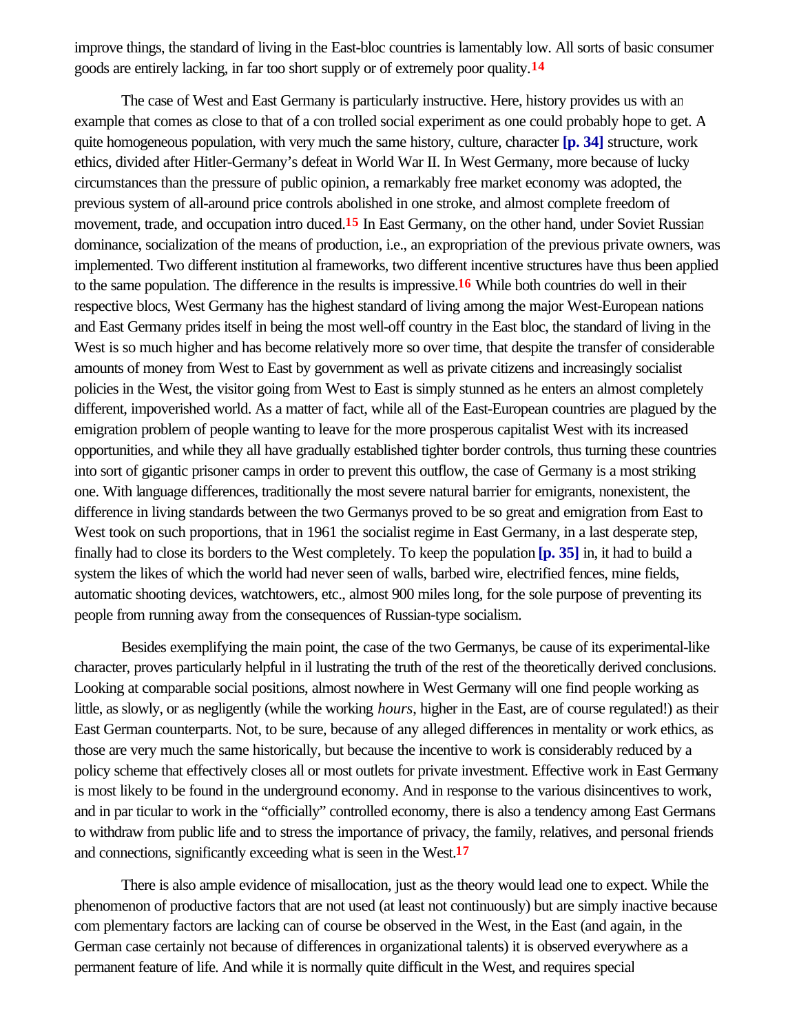improve things, the standard of living in the East-bloc countries is lamentably low. All sorts of basic consumer goods are entirely lacking, in far too short supply or of extremely poor quality.[14]

The case of West and East Germany is particularly instructive. Here, history provides us with an example that comes as close to that of a controlled social experiment as one could probably hope to get. A quite homogeneous population, with very much the same history, culture, character **[p. 34]** structure, work ethics, divided after Hitler-Germany's defeat in World War II. In West Germany, more because of lucky circumstances than the pressure of public opinion, a remarkably free market economy was adopted, the previous system of all-around price controls abolished in one stroke, and almost complete freedom of movement, trade, and occupation introduced.[15] In East Germany, on the other hand, under Soviet Russian dominance, socialization of the means of production, i.e., an expropriation of the previous private owners, was implemented. Two different institutional frameworks, two different incentive structures have thus been applied to the same population. The difference in the results is impressive.[16] While both countries do well in their respective blocs, West Germany has the highest standard of living among the major West-European nations and East Germany prides itself in being the most well-off country in the East bloc, the standard of living in the West is so much higher and has become relatively more so over time, that despite the transfer of considerable amounts of money from West to East by government as well as private citizens and increasingly socialist policies in the West, the visitor going from West to East is simply stunned as he enters an almost completely different, impoverished world. As a matter of fact, while all of the East-European countries are plagued by the emigration problem of people wanting to leave for the more prosperous capitalist West with its increased opportunities, and while they all have gradually established tighter border controls, thus turning these countries into sort of gigantic prisoner camps in order to prevent this outflow, the case of Germany is a most striking one. With language differences, traditionally the most severe natural barrier for emigrants, nonexistent, the difference in living standards between the two Germanys proved to be so great and emigration from East to West took on such proportions, that in 1961 the socialist regime in East Germany, in a last desperate step, finally had to close its borders to the West completely. To keep the population **[p. 35]** in, it had to build a system the likes of which the world had never seen of walls, barbed wire, electrified fences, mine fields, automatic shooting devices, watchtowers, etc., almost 900 miles long, for the sole purpose of preventing its people from running away from the consequences of Russian-type socialism.

Besides exemplifying the main point, the case of the two Germanys, because of its experimental-like character, proves particularly helpful in illustrating the truth of the rest of the theoretically derived conclusions. Looking at comparable social positions, almost nowhere in West Germany will one find people working as little, as slowly, or as negligently (while the working *hours*, higher in the East, are of course regulated!) as their East German counterparts. Not, to be sure, because of any alleged differences in mentality or work ethics, as those are very much the same historically, but because the incentive to work is considerably reduced by a policy scheme that effectively closes all or most outlets for private investment. Effective work in East Germany is most likely to be found in the underground economy. And in response to the various disincentives to work, and in particular to work in the "officially" controlled economy, there is also a tendency among East Germans to withdraw from public life and to stress the importance of privacy, the family, relatives, and personal friends and connections, significantly exceeding what is seen in the West.[17]

There is also ample evidence of misallocation, just as the theory would lead one to expect. While the phenomenon of productive factors that are not used (at least not continuously) but are simply inactive because complementary factors are lacking can of course be observed in the West, in the East (and again, in the German case certainly not because of differences in organizational talents) it is observed everywhere as a permanent feature of life. And while it is normally quite difficult in the West, and requires special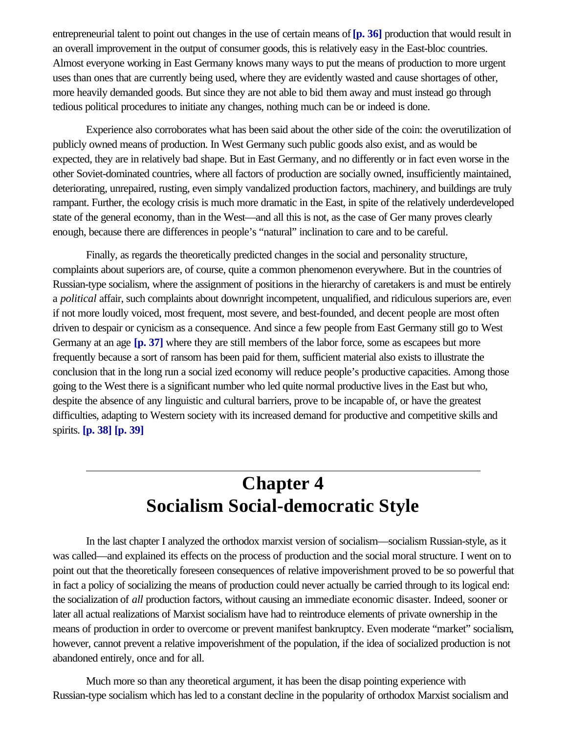entrepreneurial talent to point out changes in the use of certain means of **[p. 36]** production that would result in an overall improvement in the output of consumer goods, this is relatively easy in the East-bloc countries. Almost everyone working in East Germany knows many ways to put the means of production to more urgent uses than ones that are currently being used, where they are evidently wasted and cause shortages of other, more heavily demanded goods. But since they are not able to bid them away and must instead go through tedious political procedures to initiate any changes, nothing much can be or indeed is done.

Experience also corroborates what has been said about the other side of the coin: the overutilization of publicly owned means of production. In West Germany such public goods also exist, and as would be expected, they are in relatively bad shape. But in East Germany, and no differently or in fact even worse in the other Soviet-dominated countries, where all factors of production are socially owned, insufficiently maintained, deteriorating, unrepaired, rusting, even simply vandalized production factors, machinery, and buildings are truly rampant. Further, the ecology crisis is much more dramatic in the East, in spite of the relatively underdeveloped state of the general economy, than in the West—and all this is not, as the case of Ger many proves clearly enough, because there are differences in people's "natural" inclination to care and to be careful.

Finally, as regards the theoretically predicted changes in the social and personality structure, complaints about superiors are, of course, quite a common phenomenon everywhere. But in the countries of Russian-type socialism, where the assignment of positions in the hierarchy of caretakers is and must be entirely a *political* affair, such complaints about downright incompetent, unqualified, and ridiculous superiors are, even if not more loudly voiced, most frequent, most severe, and best-founded, and decent people are most often driven to despair or cynicism as a consequence. And since a few people from East Germany still go to West Germany at an age **[p. 37]** where they are still members of the labor force, some as escapees but more frequently because a sort of ransom has been paid for them, sufficient material also exists to illustrate the conclusion that in the long run a social ized economy will reduce people's productive capacities. Among those going to the West there is a significant number who led quite normal productive lives in the East but who, despite the absence of any linguistic and cultural barriers, prove to be incapable of, or have the greatest difficulties, adapting to Western society with its increased demand for productive and competitive skills and spirits. **[p. 38] [p. 39]**

---

# Chapter 4
# Socialism Social-democratic Style

In the last chapter I analyzed the orthodox marxist version of socialism—socialism Russian-style, as it was called—and explained its effects on the process of production and the social moral structure. I went on to point out that the theoretically foreseen consequences of relative impoverishment proved to be so powerful that in fact a policy of socializing the means of production could never actually be carried through to its logical end: the socialization of *all* production factors, without causing an immediate economic disaster. Indeed, sooner or later all actual realizations of Marxist socialism have had to reintroduce elements of private ownership in the means of production in order to overcome or prevent manifest bankruptcy. Even moderate "market" socialism, however, cannot prevent a relative impoverishment of the population, if the idea of socialized production is not abandoned entirely, once and for all.

Much more so than any theoretical argument, it has been the disap pointing experience with Russian-type socialism which has led to a constant decline in the popularity of orthodox Marxist socialism and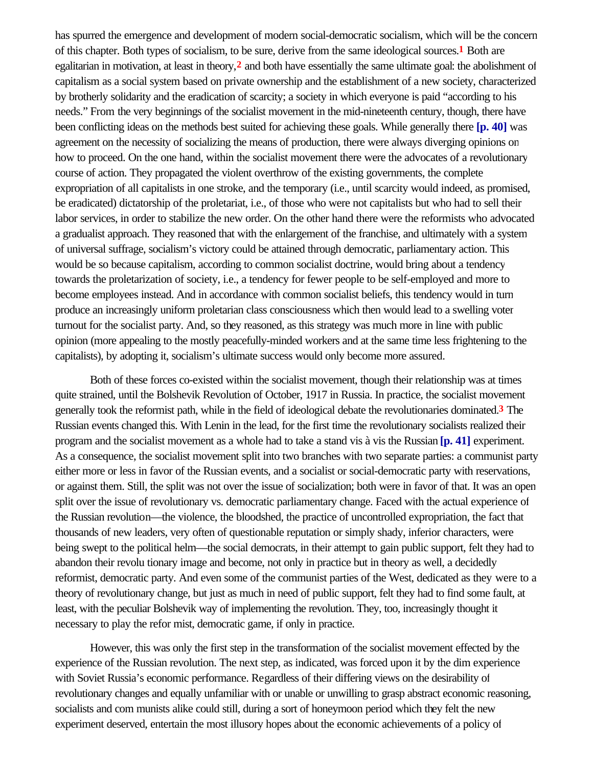has spurred the emergence and development of modern social-democratic socialism, which will be the concern of this chapter. Both types of socialism, to be sure, derive from the same ideological sources.[1] Both are egalitarian in motivation, at least in theory,[2] and both have essentially the same ultimate goal: the abolishment of capitalism as a social system based on private ownership and the establishment of a new society, characterized by brotherly solidarity and the eradication of scarcity; a society in which everyone is paid "according to his needs." From the very beginnings of the socialist movement in the mid-nineteenth century, though, there have been conflicting ideas on the methods best suited for achieving these goals. While generally there **[p. 40]** was agreement on the necessity of socializing the means of production, there were always diverging opinions on how to proceed. On the one hand, within the socialist movement there were the advocates of a revolutionary course of action. They propagated the violent overthrow of the existing governments, the complete expropriation of all capitalists in one stroke, and the temporary (i.e., until scarcity would indeed, as promised, be eradicated) dictatorship of the proletariat, i.e., of those who were not capitalists but who had to sell their labor services, in order to stabilize the new order. On the other hand there were the reformists who advocated a gradualist approach. They reasoned that with the enlargement of the franchise, and ultimately with a system of universal suffrage, socialism's victory could be attained through democratic, parliamentary action. This would be so because capitalism, according to common socialist doctrine, would bring about a tendency towards the proletarization of society, i.e., a tendency for fewer people to be self-employed and more to become employees instead. And in accordance with common socialist beliefs, this tendency would in turn produce an increasingly uniform proletarian class consciousness which then would lead to a swelling voter turnout for the socialist party. And, so they reasoned, as this strategy was much more in line with public opinion (more appealing to the mostly peacefully-minded workers and at the same time less frightening to the capitalists), by adopting it, socialism's ultimate success would only become more assured.

Both of these forces co-existed within the socialist movement, though their relationship was at times quite strained, until the Bolshevik Revolution of October, 1917 in Russia. In practice, the socialist movement generally took the reformist path, while in the field of ideological debate the revolutionaries dominated.[3] The Russian events changed this. With Lenin in the lead, for the first time the revolutionary socialists realized their program and the socialist movement as a whole had to take a stand vis à vis the Russian **[p. 41]** experiment. As a consequence, the socialist movement split into two branches with two separate parties: a communist party either more or less in favor of the Russian events, and a socialist or social-democratic party with reservations, or against them. Still, the split was not over the issue of socialization; both were in favor of that. It was an open split over the issue of revolutionary vs. democratic parliamentary change. Faced with the actual experience of the Russian revolution—the violence, the bloodshed, the practice of uncontrolled expropriation, the fact that thousands of new leaders, very often of questionable reputation or simply shady, inferior characters, were being swept to the political helm—the social democrats, in their attempt to gain public support, felt they had to abandon their revolu tionary image and become, not only in practice but in theory as well, a decidedly reformist, democratic party. And even some of the communist parties of the West, dedicated as they were to a theory of revolutionary change, but just as much in need of public support, felt they had to find some fault, at least, with the peculiar Bolshevik way of implementing the revolution. They, too, increasingly thought it necessary to play the refor mist, democratic game, if only in practice.

However, this was only the first step in the transformation of the socialist movement effected by the experience of the Russian revolution. The next step, as indicated, was forced upon it by the dim experience with Soviet Russia's economic performance. Regardless of their differing views on the desirability of revolutionary changes and equally unfamiliar with or unable or unwilling to grasp abstract economic reasoning, socialists and com munists alike could still, during a sort of honeymoon period which they felt the new experiment deserved, entertain the most illusory hopes about the economic achievements of a policy of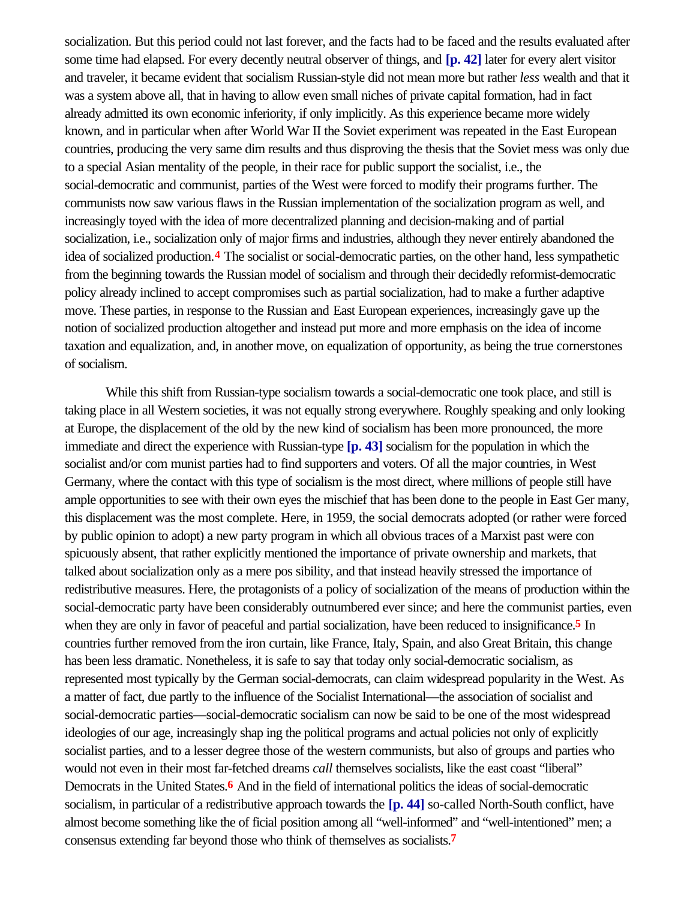socialization. But this period could not last forever, and the facts had to be faced and the results evaluated after some time had elapsed. For every decently neutral observer of things, and **[p. 42]** later for every alert visitor and traveler, it became evident that socialism Russian-style did not mean more but rather *less* wealth and that it was a system above all, that in having to allow even small niches of private capital formation, had in fact already admitted its own economic inferiority, if only implicitly. As this experience became more widely known, and in particular when after World War II the Soviet experiment was repeated in the East European countries, producing the very same dim results and thus disproving the thesis that the Soviet mess was only due to a special Asian mentality of the people, in their race for public support the socialist, i.e., the social-democratic and communist, parties of the West were forced to modify their programs further. The communists now saw various flaws in the Russian implementation of the socialization program as well, and increasingly toyed with the idea of more decentralized planning and decision-making and of partial socialization, i.e., socialization only of major firms and industries, although they never entirely abandoned the idea of socialized production.[4] The socialist or social-democratic parties, on the other hand, less sympathetic from the beginning towards the Russian model of socialism and through their decidedly reformist-democratic policy already inclined to accept compromises such as partial socialization, had to make a further adaptive move. These parties, in response to the Russian and East European experiences, increasingly gave up the notion of socialized production altogether and instead put more and more emphasis on the idea of income taxation and equalization, and, in another move, on equalization of opportunity, as being the true cornerstones of socialism.

While this shift from Russian-type socialism towards a social-democratic one took place, and still is taking place in all Western societies, it was not equally strong everywhere. Roughly speaking and only looking at Europe, the displacement of the old by the new kind of socialism has been more pronounced, the more immediate and direct the experience with Russian-type **[p. 43]** socialism for the population in which the socialist and/or com munist parties had to find supporters and voters. Of all the major countries, in West Germany, where the contact with this type of socialism is the most direct, where millions of people still have ample opportunities to see with their own eyes the mischief that has been done to the people in East Ger many, this displacement was the most complete. Here, in 1959, the social democrats adopted (or rather were forced by public opinion to adopt) a new party program in which all obvious traces of a Marxist past were con spicuously absent, that rather explicitly mentioned the importance of private ownership and markets, that talked about socialization only as a mere pos sibility, and that instead heavily stressed the importance of redistributive measures. Here, the protagonists of a policy of socialization of the means of production within the social-democratic party have been considerably outnumbered ever since; and here the communist parties, even when they are only in favor of peaceful and partial socialization, have been reduced to insignificance.[5] In countries further removed from the iron curtain, like France, Italy, Spain, and also Great Britain, this change has been less dramatic. Nonetheless, it is safe to say that today only social-democratic socialism, as represented most typically by the German social-democrats, can claim widespread popularity in the West. As a matter of fact, due partly to the influence of the Socialist International—the association of socialist and social-democratic parties—social-democratic socialism can now be said to be one of the most widespread ideologies of our age, increasingly shap ing the political programs and actual policies not only of explicitly socialist parties, and to a lesser degree those of the western communists, but also of groups and parties who would not even in their most far-fetched dreams *call* themselves socialists, like the east coast "liberal" Democrats in the United States.[6] And in the field of international politics the ideas of social-democratic socialism, in particular of a redistributive approach towards the **[p. 44]** so-called North-South conflict, have almost become something like the of ficial position among all "well-informed" and "well-intentioned" men; a consensus extending far beyond those who think of themselves as socialists.[7]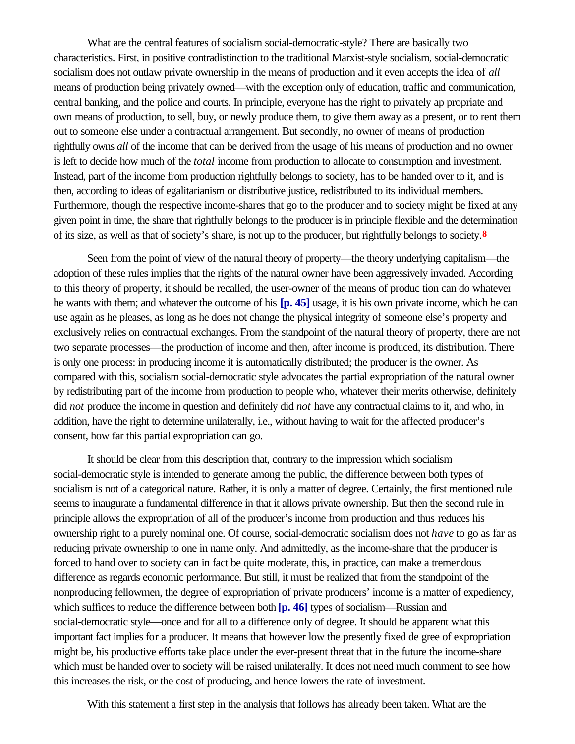What are the central features of socialism social-democratic-style? There are basically two characteristics. First, in positive contradistinction to the traditional Marxist-style socialism, social-democratic socialism does not outlaw private ownership in the means of production and it even accepts the idea of *all* means of production being privately owned—with the exception only of education, traffic and communication, central banking, and the police and courts. In principle, everyone has the right to privately ap propriate and own means of production, to sell, buy, or newly produce them, to give them away as a present, or to rent them out to someone else under a contractual arrangement. But secondly, no owner of means of production rightfully owns *all* of the income that can be derived from the usage of his means of production and no owner is left to decide how much of the *total* income from production to allocate to consumption and investment. Instead, part of the income from production rightfully belongs to society, has to be handed over to it, and is then, according to ideas of egalitarianism or distributive justice, redistributed to its individual members. Furthermore, though the respective income-shares that go to the producer and to society might be fixed at any given point in time, the share that rightfully belongs to the producer is in principle flexible and the determination of its size, as well as that of society's share, is not up to the producer, but rightfully belongs to society.[8]

Seen from the point of view of the natural theory of property—the theory underlying capitalism—the adoption of these rules implies that the rights of the natural owner have been aggressively invaded. According to this theory of property, it should be recalled, the user-owner of the means of produc tion can do whatever he wants with them; and whatever the outcome of his **[p. 45]** usage, it is his own private income, which he can use again as he pleases, as long as he does not change the physical integrity of someone else's property and exclusively relies on contractual exchanges. From the standpoint of the natural theory of property, there are not two separate processes—the production of income and then, after income is produced, its distribution. There is only one process: in producing income it is automatically distributed; the producer is the owner. As compared with this, socialism social-democratic style advocates the partial expropriation of the natural owner by redistributing part of the income from production to people who, whatever their merits otherwise, definitely did *not* produce the income in question and definitely did *not* have any contractual claims to it, and who, in addition, have the right to determine unilaterally, i.e., without having to wait for the affected producer's consent, how far this partial expropriation can go.

It should be clear from this description that, contrary to the impression which socialism social-democratic style is intended to generate among the public, the difference between both types of socialism is not of a categorical nature. Rather, it is only a matter of degree. Certainly, the first mentioned rule seems to inaugurate a fundamental difference in that it allows private ownership. But then the second rule in principle allows the expropriation of all of the producer's income from production and thus reduces his ownership right to a purely nominal one. Of course, social-democratic socialism does not *have* to go as far as reducing private ownership to one in name only. And admittedly, as the income-share that the producer is forced to hand over to society can in fact be quite moderate, this, in practice, can make a tremendous difference as regards economic performance. But still, it must be realized that from the standpoint of the nonproducing fellowmen, the degree of expropriation of private producers' income is a matter of expediency, which suffices to reduce the difference between both **[p. 46]** types of socialism—Russian and social-democratic style—once and for all to a difference only of degree. It should be apparent what this important fact implies for a producer. It means that however low the presently fixed de gree of expropriation might be, his productive efforts take place under the ever-present threat that in the future the income-share which must be handed over to society will be raised unilaterally. It does not need much comment to see how this increases the risk, or the cost of producing, and hence lowers the rate of investment.

With this statement a first step in the analysis that follows has already been taken. What are the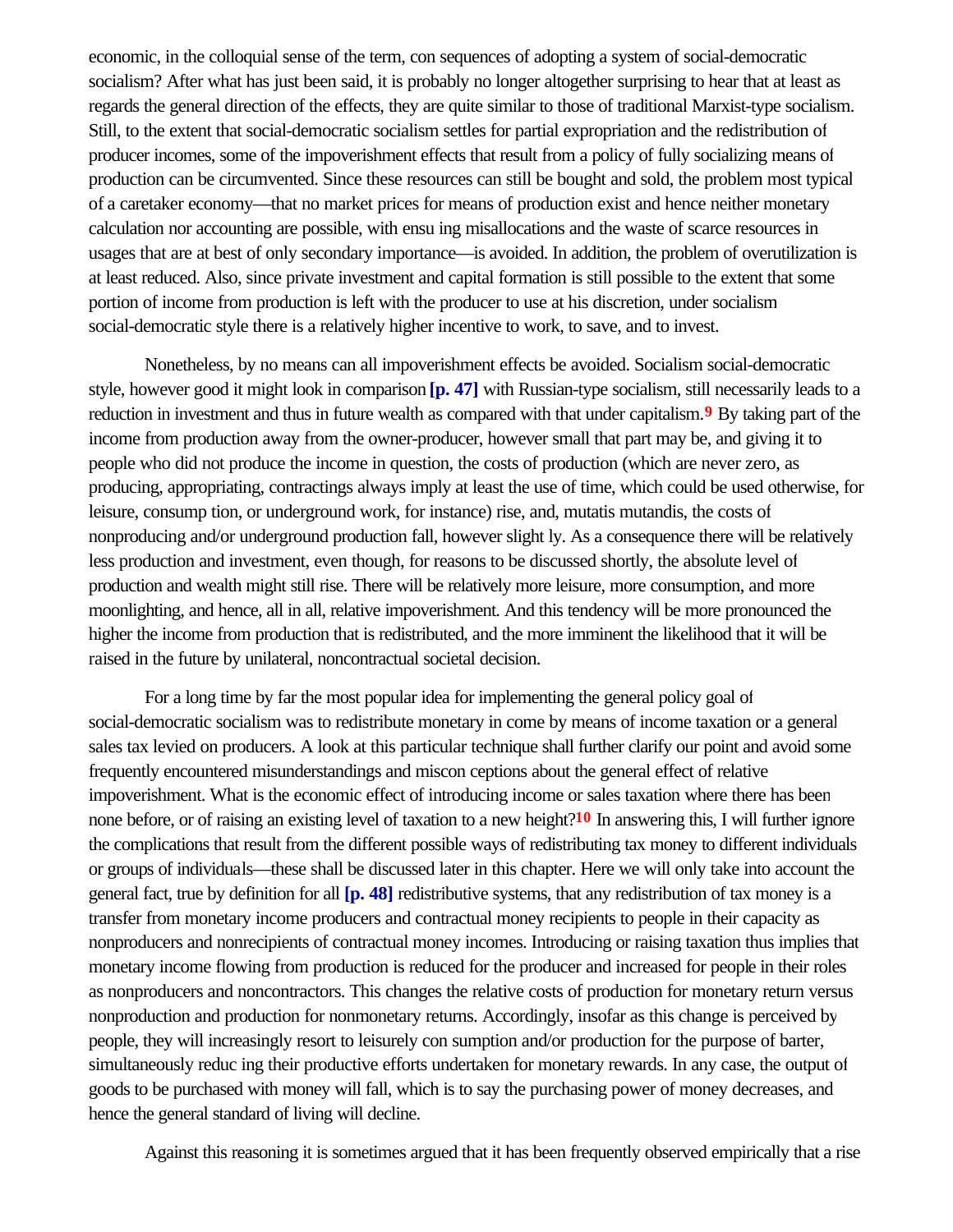economic, in the colloquial sense of the term, con sequences of adopting a system of social-democratic socialism? After what has just been said, it is probably no longer altogether surprising to hear that at least as regards the general direction of the effects, they are quite similar to those of traditional Marxist-type socialism. Still, to the extent that social-democratic socialism settles for partial expropriation and the redistribution of producer incomes, some of the impoverishment effects that result from a policy of fully socializing means of production can be circumvented. Since these resources can still be bought and sold, the problem most typical of a caretaker economy—that no market prices for means of production exist and hence neither monetary calculation nor accounting are possible, with ensu ing misallocations and the waste of scarce resources in usages that are at best of only secondary importance—is avoided. In addition, the problem of overutilization is at least reduced. Also, since private investment and capital formation is still possible to the extent that some portion of income from production is left with the producer to use at his discretion, under socialism social-democratic style there is a relatively higher incentive to work, to save, and to invest.

Nonetheless, by no means can all impoverishment effects be avoided. Socialism social-democratic style, however good it might look in comparison **[p. 47]** with Russian-type socialism, still necessarily leads to a reduction in investment and thus in future wealth as compared with that under capitalism.[9] By taking part of the income from production away from the owner-producer, however small that part may be, and giving it to people who did not produce the income in question, the costs of production (which are never zero, as producing, appropriating, contractings always imply at least the use of time, which could be used otherwise, for leisure, consump tion, or underground work, for instance) rise, and, mutatis mutandis, the costs of nonproducing and/or underground production fall, however slight ly. As a consequence there will be relatively less production and investment, even though, for reasons to be discussed shortly, the absolute level of production and wealth might still rise. There will be relatively more leisure, more consumption, and more moonlighting, and hence, all in all, relative impoverishment. And this tendency will be more pronounced the higher the income from production that is redistributed, and the more imminent the likelihood that it will be raised in the future by unilateral, noncontractual societal decision.

For a long time by far the most popular idea for implementing the general policy goal of social-democratic socialism was to redistribute monetary in come by means of income taxation or a general sales tax levied on producers. A look at this particular technique shall further clarify our point and avoid some frequently encountered misunderstandings and miscon ceptions about the general effect of relative impoverishment. What is the economic effect of introducing income or sales taxation where there has been none before, or of raising an existing level of taxation to a new height?[10] In answering this, I will further ignore the complications that result from the different possible ways of redistributing tax money to different individuals or groups of individuals—these shall be discussed later in this chapter. Here we will only take into account the general fact, true by definition for all **[p. 48]** redistributive systems, that any redistribution of tax money is a transfer from monetary income producers and contractual money recipients to people in their capacity as nonproducers and nonrecipients of contractual money incomes. Introducing or raising taxation thus implies that monetary income flowing from production is reduced for the producer and increased for people in their roles as nonproducers and noncontractors. This changes the relative costs of production for monetary return versus nonproduction and production for nonmonetary returns. Accordingly, insofar as this change is perceived by people, they will increasingly resort to leisurely con sumption and/or production for the purpose of barter, simultaneously reduc ing their productive efforts undertaken for monetary rewards. In any case, the output of goods to be purchased with money will fall, which is to say the purchasing power of money decreases, and hence the general standard of living will decline.

Against this reasoning it is sometimes argued that it has been frequently observed empirically that a rise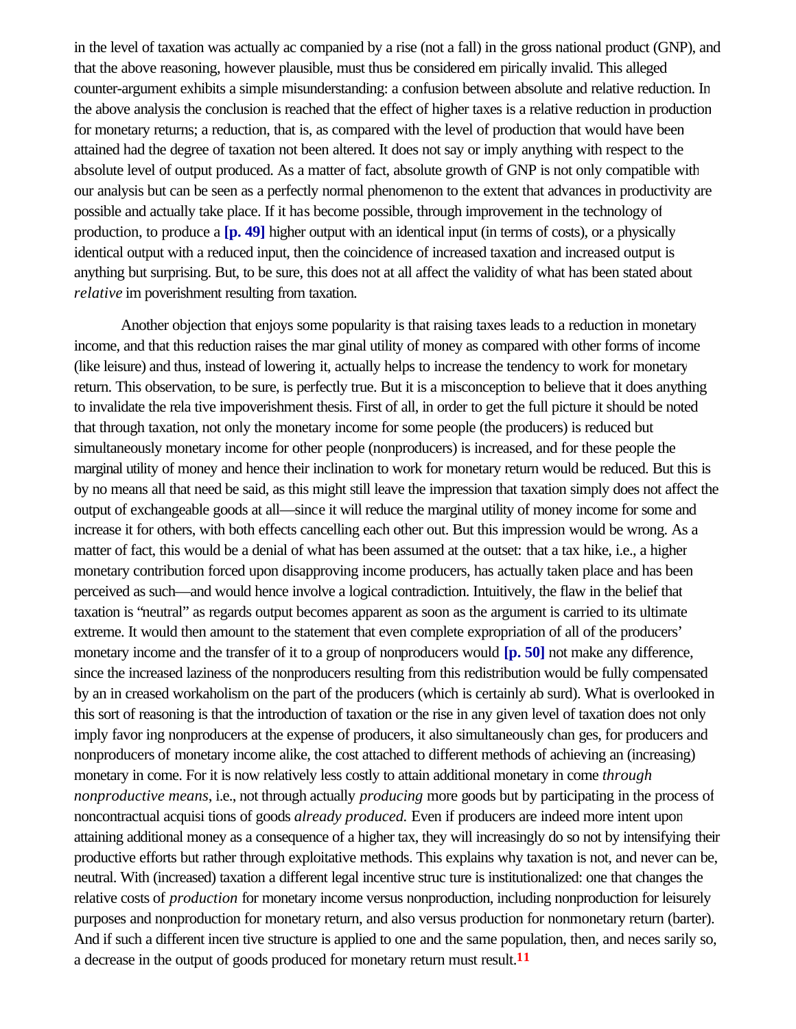in the level of taxation was actually accompanied by a rise (not a fall) in the gross national product (GNP), and that the above reasoning, however plausible, must thus be considered empirically invalid. This alleged counter-argument exhibits a simple misunderstanding: a confusion between absolute and relative reduction. In the above analysis the conclusion is reached that the effect of higher taxes is a relative reduction in production for monetary returns; a reduction, that is, as compared with the level of production that would have been attained had the degree of taxation not been altered. It does not say or imply anything with respect to the absolute level of output produced. As a matter of fact, absolute growth of GNP is not only compatible with our analysis but can be seen as a perfectly normal phenomenon to the extent that advances in productivity are possible and actually take place. If it has become possible, through improvement in the technology of production, to produce a **[p. 49]** higher output with an identical input (in terms of costs), or a physically identical output with a reduced input, then the coincidence of increased taxation and increased output is anything but surprising. But, to be sure, this does not at all affect the validity of what has been stated about *relative* impoverishment resulting from taxation.

Another objection that enjoys some popularity is that raising taxes leads to a reduction in monetary income, and that this reduction raises the marginal utility of money as compared with other forms of income (like leisure) and thus, instead of lowering it, actually helps to increase the tendency to work for monetary return. This observation, to be sure, is perfectly true. But it is a misconception to believe that it does anything to invalidate the relative impoverishment thesis. First of all, in order to get the full picture it should be noted that through taxation, not only the monetary income for some people (the producers) is reduced but simultaneously monetary income for other people (nonproducers) is increased, and for these people the marginal utility of money and hence their inclination to work for monetary return would be reduced. But this is by no means all that need be said, as this might still leave the impression that taxation simply does not affect the output of exchangeable goods at all—since it will reduce the marginal utility of money income for some and increase it for others, with both effects cancelling each other out. But this impression would be wrong. As a matter of fact, this would be a denial of what has been assumed at the outset: that a tax hike, i.e., a higher monetary contribution forced upon disapproving income producers, has actually taken place and has been perceived as such—and would hence involve a logical contradiction. Intuitively, the flaw in the belief that taxation is "neutral" as regards output becomes apparent as soon as the argument is carried to its ultimate extreme. It would then amount to the statement that even complete expropriation of all of the producers' monetary income and the transfer of it to a group of nonproducers would **[p. 50]** not make any difference, since the increased laziness of the nonproducers resulting from this redistribution would be fully compensated by an increased workaholism on the part of the producers (which is certainly absurd). What is overlooked in this sort of reasoning is that the introduction of taxation or the rise in any given level of taxation does not only imply favoring nonproducers at the expense of producers, it also simultaneously changes, for producers and nonproducers of monetary income alike, the cost attached to different methods of achieving an (increasing) monetary income. For it is now relatively less costly to attain additional monetary income *through nonproductive means*, i.e., not through actually *producing* more goods but by participating in the process of noncontractual acquisitions of goods *already produced.* Even if producers are indeed more intent upon attaining additional money as a consequence of a higher tax, they will increasingly do so not by intensifying their productive efforts but rather through exploitative methods. This explains why taxation is not, and never can be, neutral. With (increased) taxation a different legal incentive structure is institutionalized: one that changes the relative costs of *production* for monetary income versus nonproduction, including nonproduction for leisurely purposes and nonproduction for monetary return, and also versus production for nonmonetary return (barter). And if such a different incentive structure is applied to one and the same population, then, and necessarily so, a decrease in the output of goods produced for monetary return must result.[11]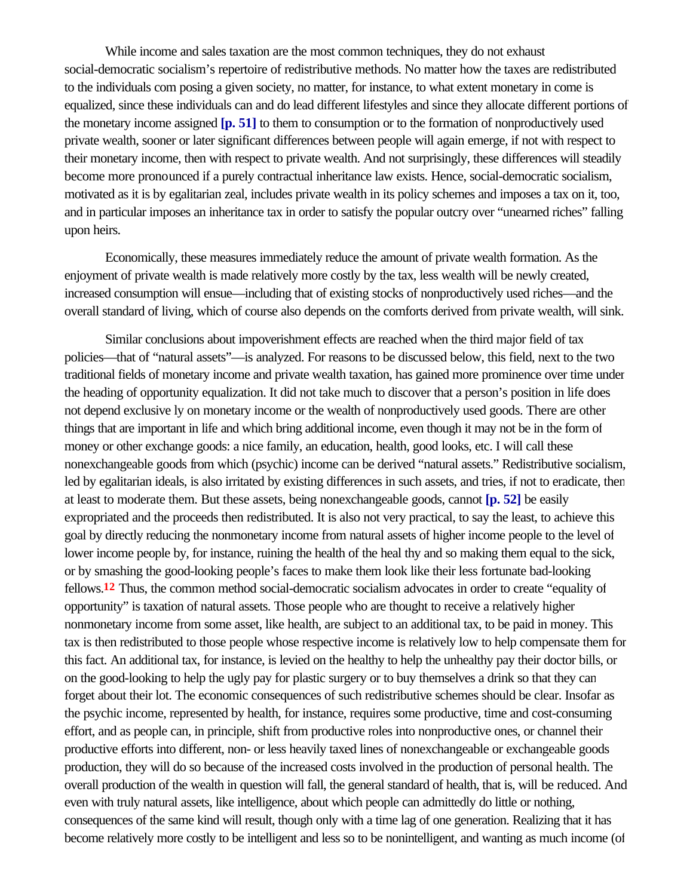While income and sales taxation are the most common techniques, they do not exhaust social-democratic socialism's repertoire of redistributive methods. No matter how the taxes are redistributed to the individuals com posing a given society, no matter, for instance, to what extent monetary in come is equalized, since these individuals can and do lead different lifestyles and since they allocate different portions of the monetary income assigned **[p. 51]** to them to consumption or to the formation of nonproductively used private wealth, sooner or later significant differences between people will again emerge, if not with respect to their monetary income, then with respect to private wealth. And not surprisingly, these differences will steadily become more pronounced if a purely contractual inheritance law exists. Hence, social-democratic socialism, motivated as it is by egalitarian zeal, includes private wealth in its policy schemes and imposes a tax on it, too, and in particular imposes an inheritance tax in order to satisfy the popular outcry over "unearned riches" falling upon heirs.

Economically, these measures immediately reduce the amount of private wealth formation. As the enjoyment of private wealth is made relatively more costly by the tax, less wealth will be newly created, increased consumption will ensue—including that of existing stocks of nonproductively used riches—and the overall standard of living, which of course also depends on the comforts derived from private wealth, will sink.

Similar conclusions about impoverishment effects are reached when the third major field of tax policies—that of "natural assets"—is analyzed. For reasons to be discussed below, this field, next to the two traditional fields of monetary income and private wealth taxation, has gained more prominence over time under the heading of opportunity equalization. It did not take much to discover that a person's position in life does not depend exclusive ly on monetary income or the wealth of nonproductively used goods. There are other things that are important in life and which bring additional income, even though it may not be in the form of money or other exchange goods: a nice family, an education, health, good looks, etc. I will call these nonexchangeable goods from which (psychic) income can be derived "natural assets." Redistributive socialism, led by egalitarian ideals, is also irritated by existing differences in such assets, and tries, if not to eradicate, then at least to moderate them. But these assets, being nonexchangeable goods, cannot **[p. 52]** be easily expropriated and the proceeds then redistributed. It is also not very practical, to say the least, to achieve this goal by directly reducing the nonmonetary income from natural assets of higher income people to the level of lower income people by, for instance, ruining the health of the heal thy and so making them equal to the sick, or by smashing the good-looking people's faces to make them look like their less fortunate bad-looking fellows.[12] Thus, the common method social-democratic socialism advocates in order to create "equality of opportunity" is taxation of natural assets. Those people who are thought to receive a relatively higher nonmonetary income from some asset, like health, are subject to an additional tax, to be paid in money. This tax is then redistributed to those people whose respective income is relatively low to help compensate them for this fact. An additional tax, for instance, is levied on the healthy to help the unhealthy pay their doctor bills, or on the good-looking to help the ugly pay for plastic surgery or to buy themselves a drink so that they can forget about their lot. The economic consequences of such redistributive schemes should be clear. Insofar as the psychic income, represented by health, for instance, requires some productive, time and cost-consuming effort, and as people can, in principle, shift from productive roles into nonproductive ones, or channel their productive efforts into different, non- or less heavily taxed lines of nonexchangeable or exchangeable goods production, they will do so because of the increased costs involved in the production of personal health. The overall production of the wealth in question will fall, the general standard of health, that is, will be reduced. And even with truly natural assets, like intelligence, about which people can admittedly do little or nothing, consequences of the same kind will result, though only with a time lag of one generation. Realizing that it has become relatively more costly to be intelligent and less so to be nonintelligent, and wanting as much income (of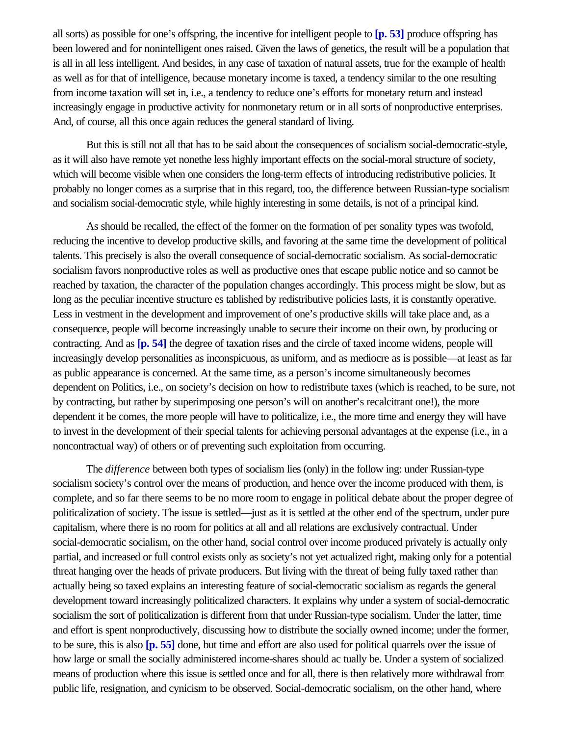all sorts) as possible for one's offspring, the incentive for intelligent people to **[p. 53]** produce offspring has been lowered and for nonintelligent ones raised. Given the laws of genetics, the result will be a population that is all in all less intelligent. And besides, in any case of taxation of natural assets, true for the example of health as well as for that of intelligence, because monetary income is taxed, a tendency similar to the one resulting from income taxation will set in, i.e., a tendency to reduce one's efforts for monetary return and instead increasingly engage in productive activity for nonmonetary return or in all sorts of nonproductive enterprises. And, of course, all this once again reduces the general standard of living.

But this is still not all that has to be said about the consequences of socialism social-democratic-style, as it will also have remote yet nonethe less highly important effects on the social-moral structure of society, which will become visible when one considers the long-term effects of introducing redistributive policies. It probably no longer comes as a surprise that in this regard, too, the difference between Russian-type socialism and socialism social-democratic style, while highly interesting in some details, is not of a principal kind.

As should be recalled, the effect of the former on the formation of per sonality types was twofold, reducing the incentive to develop productive skills, and favoring at the same time the development of political talents. This precisely is also the overall consequence of social-democratic socialism. As social-democratic socialism favors nonproductive roles as well as productive ones that escape public notice and so cannot be reached by taxation, the character of the population changes accordingly. This process might be slow, but as long as the peculiar incentive structure es tablished by redistributive policies lasts, it is constantly operative. Less in vestment in the development and improvement of one's productive skills will take place and, as a consequence, people will become increasingly unable to secure their income on their own, by producing or contracting. And as **[p. 54]** the degree of taxation rises and the circle of taxed income widens, people will increasingly develop personalities as inconspicuous, as uniform, and as mediocre as is possible—at least as far as public appearance is concerned. At the same time, as a person's income simultaneously becomes dependent on Politics, i.e., on society's decision on how to redistribute taxes (which is reached, to be sure, not by contracting, but rather by superimposing one person's will on another's recalcitrant one!), the more dependent it be comes, the more people will have to politicalize, i.e., the more time and energy they will have to invest in the development of their special talents for achieving personal advantages at the expense (i.e., in a noncontractual way) of others or of preventing such exploitation from occurring.

The *difference* between both types of socialism lies (only) in the follow ing: under Russian-type socialism society's control over the means of production, and hence over the income produced with them, is complete, and so far there seems to be no more room to engage in political debate about the proper degree of politicalization of society. The issue is settled—just as it is settled at the other end of the spectrum, under pure capitalism, where there is no room for politics at all and all relations are exclusively contractual. Under social-democratic socialism, on the other hand, social control over income produced privately is actually only partial, and increased or full control exists only as society's not yet actualized right, making only for a potential threat hanging over the heads of private producers. But living with the threat of being fully taxed rather than actually being so taxed explains an interesting feature of social-democratic socialism as regards the general development toward increasingly politicalized characters. It explains why under a system of social-democratic socialism the sort of politicalization is different from that under Russian-type socialism. Under the latter, time and effort is spent nonproductively, discussing how to distribute the socially owned income; under the former, to be sure, this is also **[p. 55]** done, but time and effort are also used for political quarrels over the issue of how large or small the socially administered income-shares should ac tually be. Under a system of socialized means of production where this issue is settled once and for all, there is then relatively more withdrawal from public life, resignation, and cynicism to be observed. Social-democratic socialism, on the other hand, where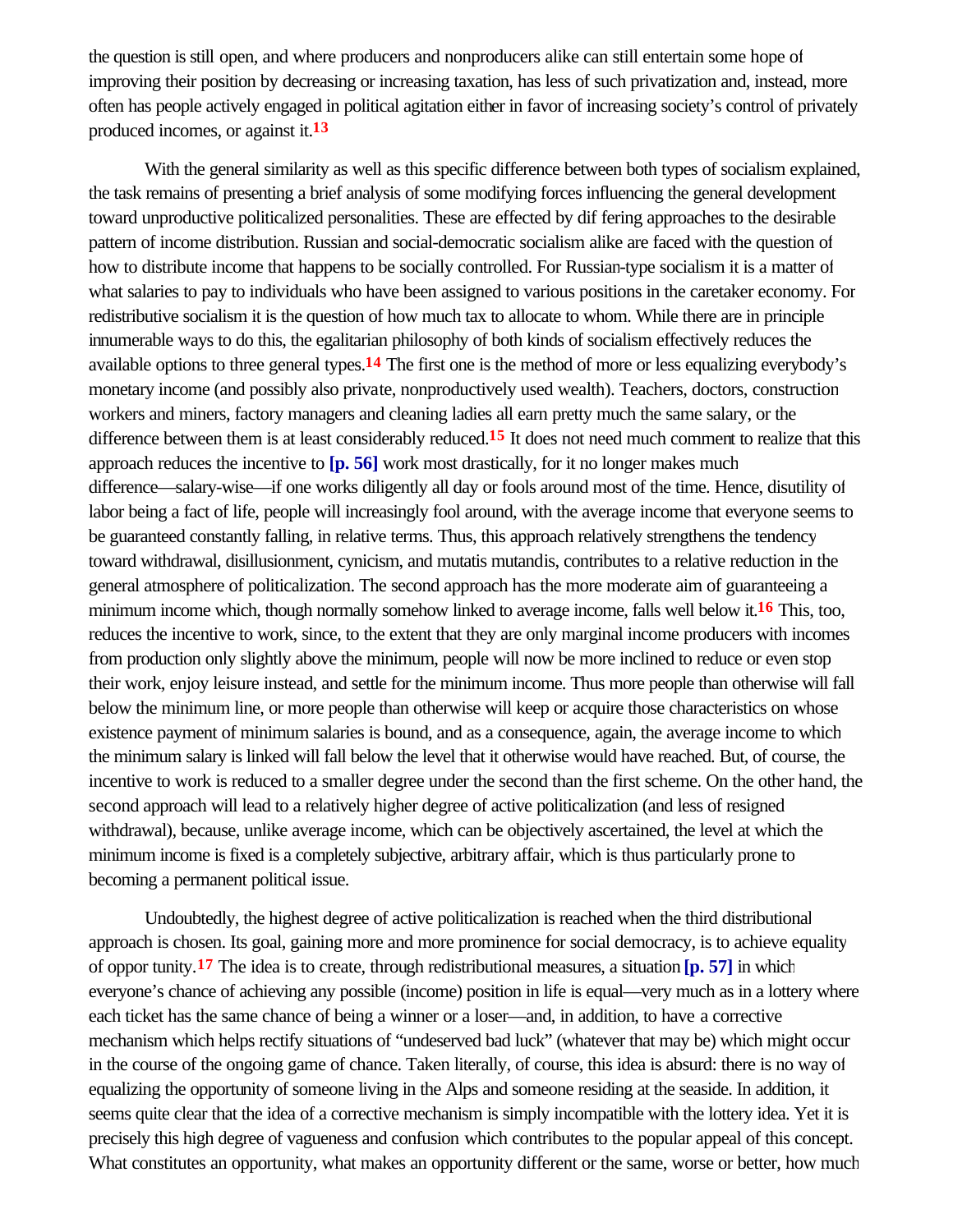the question is still open, and where producers and nonproducers alike can still entertain some hope of improving their position by decreasing or increasing taxation, has less of such privatization and, instead, more often has people actively engaged in political agitation either in favor of increasing society's control of privately produced incomes, or against it.[13]

With the general similarity as well as this specific difference between both types of socialism explained, the task remains of presenting a brief analysis of some modifying forces influencing the general development toward unproductive politicized personalities. These are effected by differing approaches to the desirable pattern of income distribution. Russian and social-democratic socialism alike are faced with the question of how to distribute income that happens to be socially controlled. For Russian-type socialism it is a matter of what salaries to pay to individuals who have been assigned to various positions in the caretaker economy. For redistributive socialism it is the question of how much tax to allocate to whom. While there are in principle innumerable ways to do this, the egalitarian philosophy of both kinds of socialism effectively reduces the available options to three general types.[14] The first one is the method of more or less equalizing everybody's monetary income (and possibly also private, nonproductively used wealth). Teachers, doctors, construction workers and miners, factory managers and cleaning ladies all earn pretty much the same salary, or the difference between them is at least considerably reduced.[15] It does not need much comment to realize that this approach reduces the incentive to **[p. 56]** work most drastically, for it no longer makes much difference—salary-wise—if one works diligently all day or fools around most of the time. Hence, disutility of labor being a fact of life, people will increasingly fool around, with the average income that everyone seems to be guaranteed constantly falling, in relative terms. Thus, this approach relatively strengthens the tendency toward withdrawal, disillusionment, cynicism, and mutatis mutandis, contributes to a relative reduction in the general atmosphere of politicalization. The second approach has the more moderate aim of guaranteeing a minimum income which, though normally somehow linked to average income, falls well below it.[16] This, too, reduces the incentive to work, since, to the extent that they are only marginal income producers with incomes from production only slightly above the minimum, people will now be more inclined to reduce or even stop their work, enjoy leisure instead, and settle for the minimum income. Thus more people than otherwise will fall below the minimum line, or more people than otherwise will keep or acquire those characteristics on whose existence payment of minimum salaries is bound, and as a consequence, again, the average income to which the minimum salary is linked will fall below the level that it otherwise would have reached. But, of course, the incentive to work is reduced to a smaller degree under the second than the first scheme. On the other hand, the second approach will lead to a relatively higher degree of active politicalization (and less of resigned withdrawal), because, unlike average income, which can be objectively ascertained, the level at which the minimum income is fixed is a completely subjective, arbitrary affair, which is thus particularly prone to becoming a permanent political issue.

Undoubtedly, the highest degree of active politicalization is reached when the third distributional approach is chosen. Its goal, gaining more and more prominence for social democracy, is to achieve equality of opportunity.[17] The idea is to create, through redistributional measures, a situation **[p. 57]** in which everyone's chance of achieving any possible (income) position in life is equal—very much as in a lottery where each ticket has the same chance of being a winner or a loser—and, in addition, to have a corrective mechanism which helps rectify situations of "undeserved bad luck" (whatever that may be) which might occur in the course of the ongoing game of chance. Taken literally, of course, this idea is absurd: there is no way of equalizing the opportunity of someone living in the Alps and someone residing at the seaside. In addition, it seems quite clear that the idea of a corrective mechanism is simply incompatible with the lottery idea. Yet it is precisely this high degree of vagueness and confusion which contributes to the popular appeal of this concept. What constitutes an opportunity, what makes an opportunity different or the same, worse or better, how much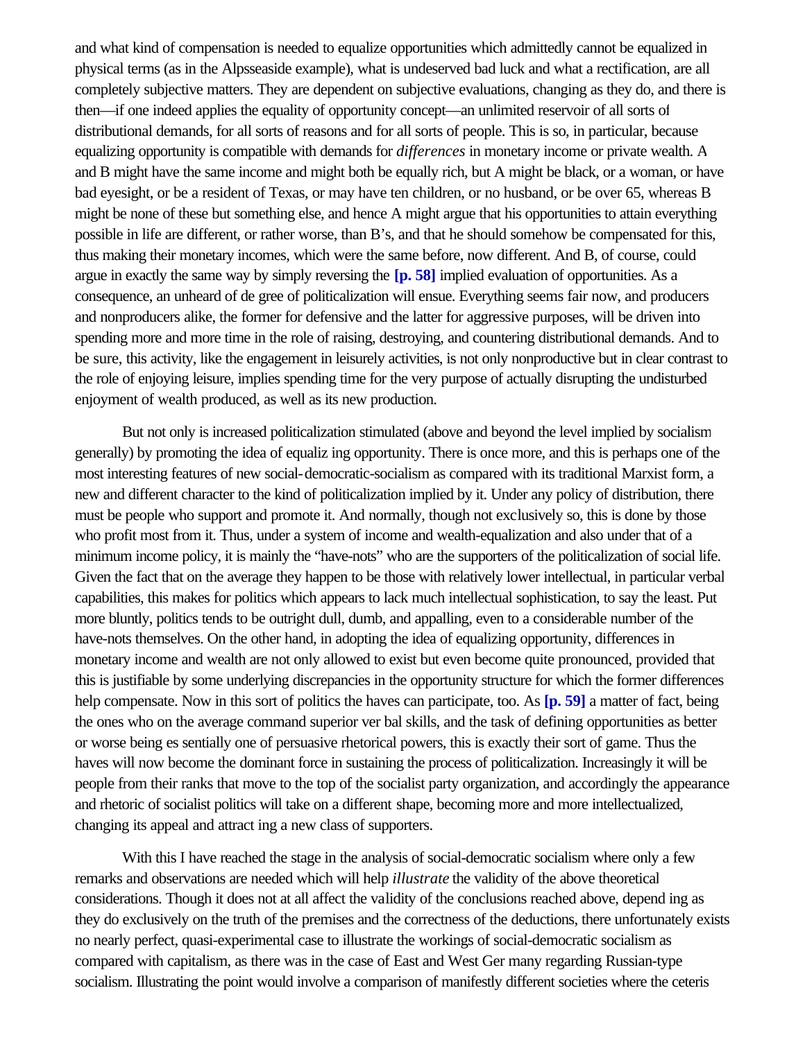and what kind of compensation is needed to equalize opportunities which admittedly cannot be equalized in physical terms (as in the Alpsseaside example), what is undeserved bad luck and what a rectification, are all completely subjective matters. They are dependent on subjective evaluations, changing as they do, and there is then—if one indeed applies the equality of opportunity concept—an unlimited reservoir of all sorts of distributional demands, for all sorts of reasons and for all sorts of people. This is so, in particular, because equalizing opportunity is compatible with demands for *differences* in monetary income or private wealth. A and B might have the same income and might both be equally rich, but A might be black, or a woman, or have bad eyesight, or be a resident of Texas, or may have ten children, or no husband, or be over 65, whereas B might be none of these but something else, and hence A might argue that his opportunities to attain everything possible in life are different, or rather worse, than B's, and that he should somehow be compensated for this, thus making their monetary incomes, which were the same before, now different. And B, of course, could argue in exactly the same way by simply reversing the **[p. 58]** implied evaluation of opportunities. As a consequence, an unheard of de gree of politicalization will ensue. Everything seems fair now, and producers and nonproducers alike, the former for defensive and the latter for aggressive purposes, will be driven into spending more and more time in the role of raising, destroying, and countering distributional demands. And to be sure, this activity, like the engagement in leisurely activities, is not only nonproductive but in clear contrast to the role of enjoying leisure, implies spending time for the very purpose of actually disrupting the undisturbed enjoyment of wealth produced, as well as its new production.

But not only is increased politicalization stimulated (above and beyond the level implied by socialism generally) by promoting the idea of equaliz ing opportunity. There is once more, and this is perhaps one of the most interesting features of new social-democratic-socialism as compared with its traditional Marxist form, a new and different character to the kind of politicalization implied by it. Under any policy of distribution, there must be people who support and promote it. And normally, though not exclusively so, this is done by those who profit most from it. Thus, under a system of income and wealth-equalization and also under that of a minimum income policy, it is mainly the "have-nots" who are the supporters of the politicalization of social life. Given the fact that on the average they happen to be those with relatively lower intellectual, in particular verbal capabilities, this makes for politics which appears to lack much intellectual sophistication, to say the least. Put more bluntly, politics tends to be outright dull, dumb, and appalling, even to a considerable number of the have-nots themselves. On the other hand, in adopting the idea of equalizing opportunity, differences in monetary income and wealth are not only allowed to exist but even become quite pronounced, provided that this is justifiable by some underlying discrepancies in the opportunity structure for which the former differences help compensate. Now in this sort of politics the haves can participate, too. As **[p. 59]** a matter of fact, being the ones who on the average command superior ver bal skills, and the task of defining opportunities as better or worse being es sentially one of persuasive rhetorical powers, this is exactly their sort of game. Thus the haves will now become the dominant force in sustaining the process of politicalization. Increasingly it will be people from their ranks that move to the top of the socialist party organization, and accordingly the appearance and rhetoric of socialist politics will take on a different shape, becoming more and more intellectualized, changing its appeal and attract ing a new class of supporters.

With this I have reached the stage in the analysis of social-democratic socialism where only a few remarks and observations are needed which will help *illustrate* the validity of the above theoretical considerations. Though it does not at all affect the validity of the conclusions reached above, depend ing as they do exclusively on the truth of the premises and the correctness of the deductions, there unfortunately exists no nearly perfect, quasi-experimental case to illustrate the workings of social-democratic socialism as compared with capitalism, as there was in the case of East and West Ger many regarding Russian-type socialism. Illustrating the point would involve a comparison of manifestly different societies where the ceteris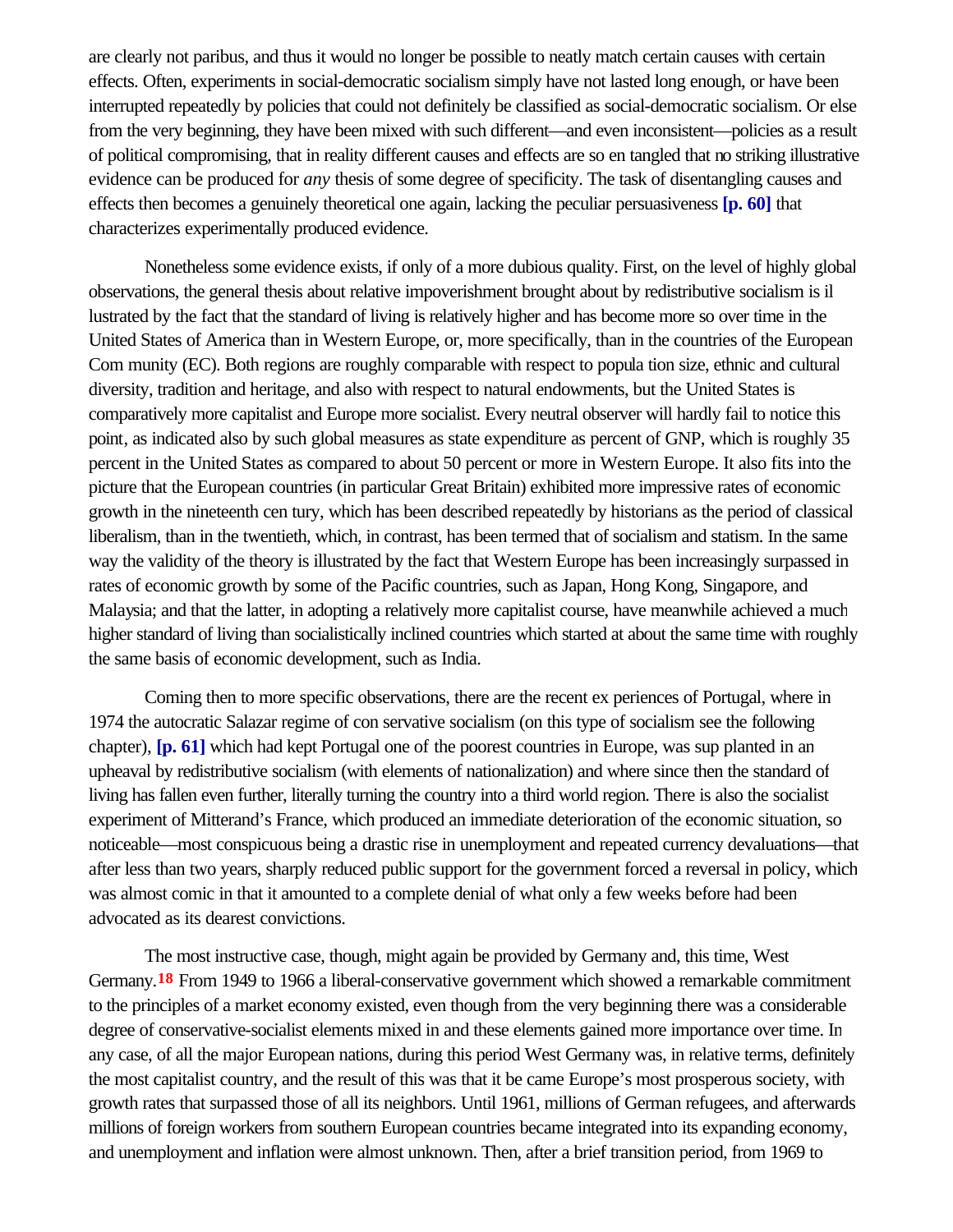are clearly not paribus, and thus it would no longer be possible to neatly match certain causes with certain effects. Often, experiments in social-democratic socialism simply have not lasted long enough, or have been interrupted repeatedly by policies that could not definitely be classified as social-democratic socialism. Or else from the very beginning, they have been mixed with such different—and even inconsistent—policies as a result of political compromising, that in reality different causes and effects are so en tangled that no striking illustrative evidence can be produced for *any* thesis of some degree of specificity. The task of disentangling causes and effects then becomes a genuinely theoretical one again, lacking the peculiar persuasiveness **[p. 60]** that characterizes experimentally produced evidence.

Nonetheless some evidence exists, if only of a more dubious quality. First, on the level of highly global observations, the general thesis about relative impoverishment brought about by redistributive socialism is il lustrated by the fact that the standard of living is relatively higher and has become more so over time in the United States of America than in Western Europe, or, more specifically, than in the countries of the European Com munity (EC). Both regions are roughly comparable with respect to popula tion size, ethnic and cultural diversity, tradition and heritage, and also with respect to natural endowments, but the United States is comparatively more capitalist and Europe more socialist. Every neutral observer will hardly fail to notice this point, as indicated also by such global measures as state expenditure as percent of GNP, which is roughly 35 percent in the United States as compared to about 50 percent or more in Western Europe. It also fits into the picture that the European countries (in particular Great Britain) exhibited more impressive rates of economic growth in the nineteenth cen tury, which has been described repeatedly by historians as the period of classical liberalism, than in the twentieth, which, in contrast, has been termed that of socialism and statism. In the same way the validity of the theory is illustrated by the fact that Western Europe has been increasingly surpassed in rates of economic growth by some of the Pacific countries, such as Japan, Hong Kong, Singapore, and Malaysia; and that the latter, in adopting a relatively more capitalist course, have meanwhile achieved a much higher standard of living than socialistically inclined countries which started at about the same time with roughly the same basis of economic development, such as India.

Coming then to more specific observations, there are the recent ex periences of Portugal, where in 1974 the autocratic Salazar regime of con servative socialism (on this type of socialism see the following chapter), **[p. 61]** which had kept Portugal one of the poorest countries in Europe, was sup planted in an upheaval by redistributive socialism (with elements of nationalization) and where since then the standard of living has fallen even further, literally turning the country into a third world region. There is also the socialist experiment of Mitterand's France, which produced an immediate deterioration of the economic situation, so noticeable—most conspicuous being a drastic rise in unemployment and repeated currency devaluations—that after less than two years, sharply reduced public support for the government forced a reversal in policy, which was almost comic in that it amounted to a complete denial of what only a few weeks before had been advocated as its dearest convictions.

The most instructive case, though, might again be provided by Germany and, this time, West Germany.[18] From 1949 to 1966 a liberal-conservative government which showed a remarkable commitment to the principles of a market economy existed, even though from the very beginning there was a considerable degree of conservative-socialist elements mixed in and these elements gained more importance over time. In any case, of all the major European nations, during this period West Germany was, in relative terms, definitely the most capitalist country, and the result of this was that it be came Europe's most prosperous society, with growth rates that surpassed those of all its neighbors. Until 1961, millions of German refugees, and afterwards millions of foreign workers from southern European countries became integrated into its expanding economy, and unemployment and inflation were almost unknown. Then, after a brief transition period, from 1969 to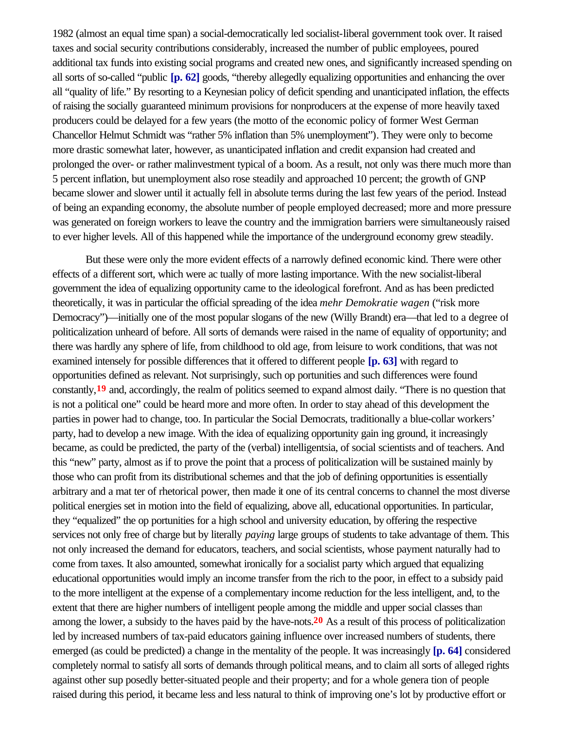1982 (almost an equal time span) a social-democratically led socialist-liberal government took over. It raised taxes and social security contributions considerably, increased the number of public employees, poured additional tax funds into existing social programs and created new ones, and significantly increased spending on all sorts of so-called "public **[p. 62]** goods, "thereby allegedly equalizing opportunities and enhancing the over all "quality of life." By resorting to a Keynesian policy of deficit spending and unanticipated inflation, the effects of raising the socially guaranteed minimum provisions for nonproducers at the expense of more heavily taxed producers could be delayed for a few years (the motto of the economic policy of former West German Chancellor Helmut Schmidt was "rather 5% inflation than 5% unemployment"). They were only to become more drastic somewhat later, however, as unanticipated inflation and credit expansion had created and prolonged the over- or rather malinvestment typical of a boom. As a result, not only was there much more than 5 percent inflation, but unemployment also rose steadily and approached 10 percent; the growth of GNP became slower and slower until it actually fell in absolute terms during the last few years of the period. Instead of being an expanding economy, the absolute number of people employed decreased; more and more pressure was generated on foreign workers to leave the country and the immigration barriers were simultaneously raised to ever higher levels. All of this happened while the importance of the underground economy grew steadily.

But these were only the more evident effects of a narrowly defined economic kind. There were other effects of a different sort, which were ac tually of more lasting importance. With the new socialist-liberal government the idea of equalizing opportunity came to the ideological forefront. And as has been predicted theoretically, it was in particular the official spreading of the idea *mehr Demokratie wagen* ("risk more Democracy")—initially one of the most popular slogans of the new (Willy Brandt) era—that led to a degree of politicalization unheard of before. All sorts of demands were raised in the name of equality of opportunity; and there was hardly any sphere of life, from childhood to old age, from leisure to work conditions, that was not examined intensely for possible differences that it offered to different people **[p. 63]** with regard to opportunities defined as relevant. Not surprisingly, such op portunities and such differences were found constantly,[19] and, accordingly, the realm of politics seemed to expand almost daily. "There is no question that is not a political one" could be heard more and more often. In order to stay ahead of this development the parties in power had to change, too. In particular the Social Democrats, traditionally a blue-collar workers' party, had to develop a new image. With the idea of equalizing opportunity gain ing ground, it increasingly became, as could be predicted, the party of the (verbal) intelligentsia, of social scientists and of teachers. And this "new" party, almost as if to prove the point that a process of politicalization will be sustained mainly by those who can profit from its distributional schemes and that the job of defining opportunities is essentially arbitrary and a mat ter of rhetorical power, then made it one of its central concerns to channel the most diverse political energies set in motion into the field of equalizing, above all, educational opportunities. In particular, they "equalized" the op portunities for a high school and university education, by offering the respective services not only free of charge but by literally *paying* large groups of students to take advantage of them. This not only increased the demand for educators, teachers, and social scientists, whose payment naturally had to come from taxes. It also amounted, somewhat ironically for a socialist party which argued that equalizing educational opportunities would imply an income transfer from the rich to the poor, in effect to a subsidy paid to the more intelligent at the expense of a complementary income reduction for the less intelligent, and, to the extent that there are higher numbers of intelligent people among the middle and upper social classes than among the lower, a subsidy to the haves paid by the have-nots.[20] As a result of this process of politicalization led by increased numbers of tax-paid educators gaining influence over increased numbers of students, there emerged (as could be predicted) a change in the mentality of the people. It was increasingly **[p. 64]** considered completely normal to satisfy all sorts of demands through political means, and to claim all sorts of alleged rights against other sup posedly better-situated people and their property; and for a whole genera tion of people raised during this period, it became less and less natural to think of improving one's lot by productive effort or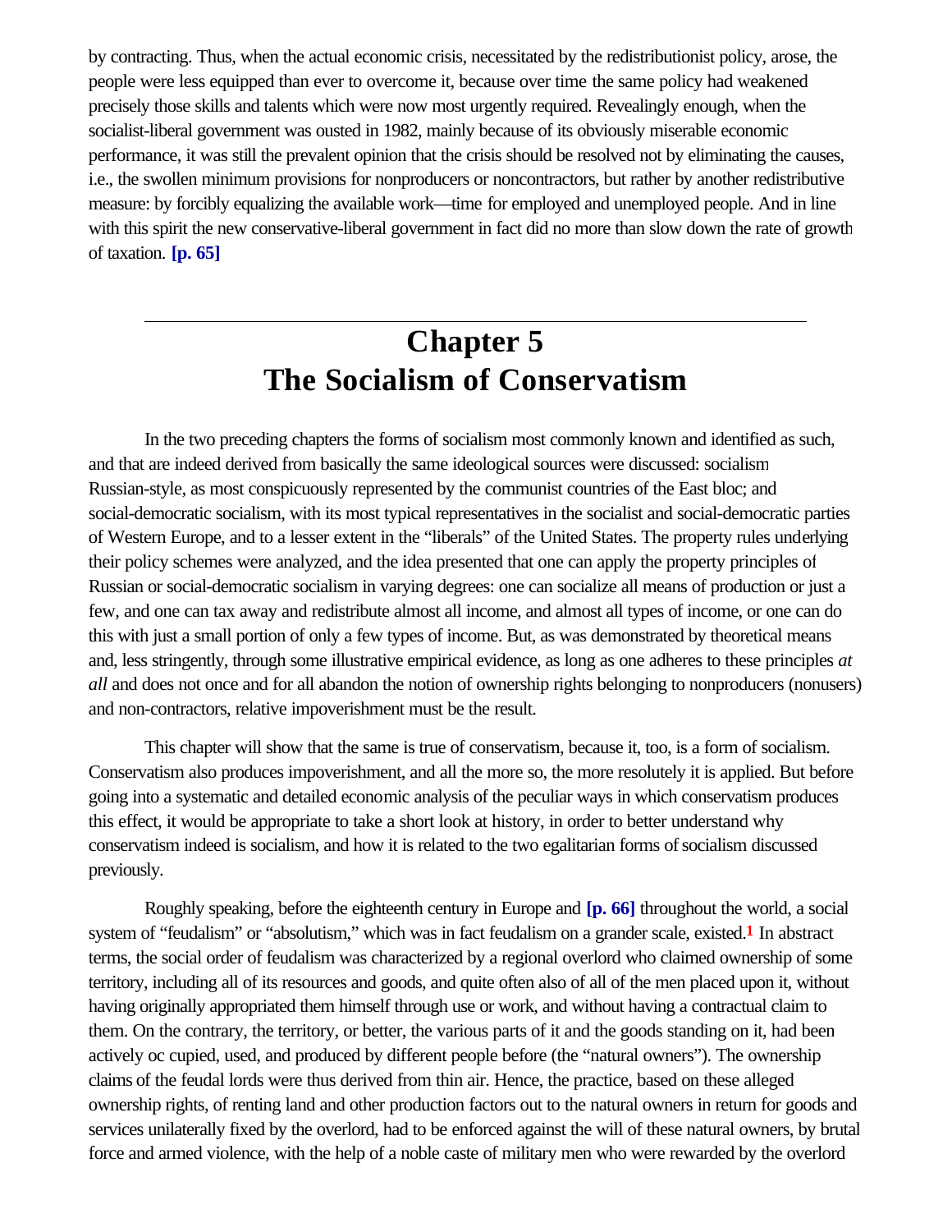by contracting. Thus, when the actual economic crisis, necessitated by the redistributionist policy, arose, the people were less equipped than ever to overcome it, because over time the same policy had weakened precisely those skills and talents which were now most urgently required. Revealingly enough, when the socialist-liberal government was ousted in 1982, mainly because of its obviously miserable economic performance, it was still the prevalent opinion that the crisis should be resolved not by eliminating the causes, i.e., the swollen minimum provisions for nonproducers or noncontractors, but rather by another redistributive measure: by forcibly equalizing the available work—time for employed and unemployed people. And in line with this spirit the new conservative-liberal government in fact did no more than slow down the rate of growth of taxation. **[p. 65]**

---

# Chapter 5
# The Socialism of Conservatism

In the two preceding chapters the forms of socialism most commonly known and identified as such, and that are indeed derived from basically the same ideological sources were discussed: socialism Russian-style, as most conspicuously represented by the communist countries of the East bloc; and social-democratic socialism, with its most typical representatives in the socialist and social-democratic parties of Western Europe, and to a lesser extent in the "liberals" of the United States. The property rules underlying their policy schemes were analyzed, and the idea presented that one can apply the property principles of Russian or social-democratic socialism in varying degrees: one can socialize all means of production or just a few, and one can tax away and redistribute almost all income, and almost all types of income, or one can do this with just a small portion of only a few types of income. But, as was demonstrated by theoretical means and, less stringently, through some illustrative empirical evidence, as long as one adheres to these principles *at all* and does not once and for all abandon the notion of ownership rights belonging to nonproducers (nonusers) and non-contractors, relative impoverishment must be the result.

This chapter will show that the same is true of conservatism, because it, too, is a form of socialism. Conservatism also produces impoverishment, and all the more so, the more resolutely it is applied. But before going into a systematic and detailed economic analysis of the peculiar ways in which conservatism produces this effect, it would be appropriate to take a short look at history, in order to better understand why conservatism indeed is socialism, and how it is related to the two egalitarian forms of socialism discussed previously.

Roughly speaking, before the eighteenth century in Europe and **[p. 66]** throughout the world, a social system of "feudalism" or "absolutism," which was in fact feudalism on a grander scale, existed.[1] In abstract terms, the social order of feudalism was characterized by a regional overlord who claimed ownership of some territory, including all of its resources and goods, and quite often also of all of the men placed upon it, without having originally appropriated them himself through use or work, and without having a contractual claim to them. On the contrary, the territory, or better, the various parts of it and the goods standing on it, had been actively oc cupied, used, and produced by different people before (the "natural owners"). The ownership claims of the feudal lords were thus derived from thin air. Hence, the practice, based on these alleged ownership rights, of renting land and other production factors out to the natural owners in return for goods and services unilaterally fixed by the overlord, had to be enforced against the will of these natural owners, by brutal force and armed violence, with the help of a noble caste of military men who were rewarded by the overlord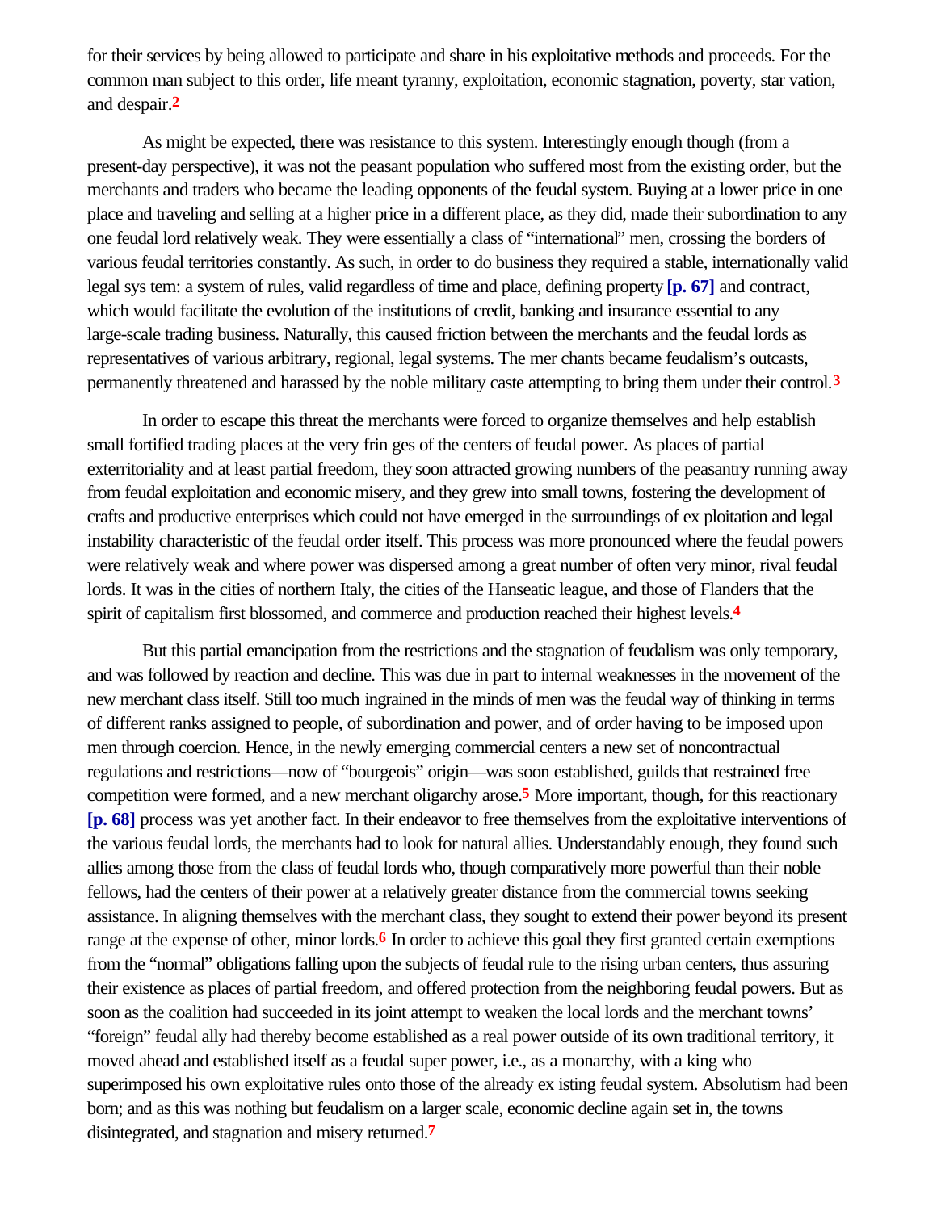for their services by being allowed to participate and share in his exploitative methods and proceeds. For the common man subject to this order, life meant tyranny, exploitation, economic stagnation, poverty, starvation, and despair.[2]

As might be expected, there was resistance to this system. Interestingly enough though (from a present-day perspective), it was not the peasant population who suffered most from the existing order, but the merchants and traders who became the leading opponents of the feudal system. Buying at a lower price in one place and traveling and selling at a higher price in a different place, as they did, made their subordination to any one feudal lord relatively weak. They were essentially a class of "international" men, crossing the borders of various feudal territories constantly. As such, in order to do business they required a stable, internationally valid legal system: a system of rules, valid regardless of time and place, defining property **[p. 67]** and contract, which would facilitate the evolution of the institutions of credit, banking and insurance essential to any large-scale trading business. Naturally, this caused friction between the merchants and the feudal lords as representatives of various arbitrary, regional, legal systems. The merchants became feudalism's outcasts, permanently threatened and harassed by the noble military caste attempting to bring them under their control.[3]

In order to escape this threat the merchants were forced to organize themselves and help establish small fortified trading places at the very fringes of the centers of feudal power. As places of partial exterritoriality and at least partial freedom, they soon attracted growing numbers of the peasantry running away from feudal exploitation and economic misery, and they grew into small towns, fostering the development of crafts and productive enterprises which could not have emerged in the surroundings of exploitation and legal instability characteristic of the feudal order itself. This process was more pronounced where the feudal powers were relatively weak and where power was dispersed among a great number of often very minor, rival feudal lords. It was in the cities of northern Italy, the cities of the Hanseatic league, and those of Flanders that the spirit of capitalism first blossomed, and commerce and production reached their highest levels.[4]

But this partial emancipation from the restrictions and the stagnation of feudalism was only temporary, and was followed by reaction and decline. This was due in part to internal weaknesses in the movement of the new merchant class itself. Still too much ingrained in the minds of men was the feudal way of thinking in terms of different ranks assigned to people, of subordination and power, and of order having to be imposed upon men through coercion. Hence, in the newly emerging commercial centers a new set of noncontractual regulations and restrictions—now of "bourgeois" origin—was soon established, guilds that restrained free competition were formed, and a new merchant oligarchy arose.[5] More important, though, for this reactionary **[p. 68]** process was yet another fact. In their endeavor to free themselves from the exploitative interventions of the various feudal lords, the merchants had to look for natural allies. Understandably enough, they found such allies among those from the class of feudal lords who, though comparatively more powerful than their noble fellows, had the centers of their power at a relatively greater distance from the commercial towns seeking assistance. In aligning themselves with the merchant class, they sought to extend their power beyond its present range at the expense of other, minor lords.[6] In order to achieve this goal they first granted certain exemptions from the "normal" obligations falling upon the subjects of feudal rule to the rising urban centers, thus assuring their existence as places of partial freedom, and offered protection from the neighboring feudal powers. But as soon as the coalition had succeeded in its joint attempt to weaken the local lords and the merchant towns' "foreign" feudal ally had thereby become established as a real power outside of its own traditional territory, it moved ahead and established itself as a feudal super power, i.e., as a monarchy, with a king who superimposed his own exploitative rules onto those of the already existing feudal system. Absolutism had been born; and as this was nothing but feudalism on a larger scale, economic decline again set in, the towns disintegrated, and stagnation and misery returned.[7]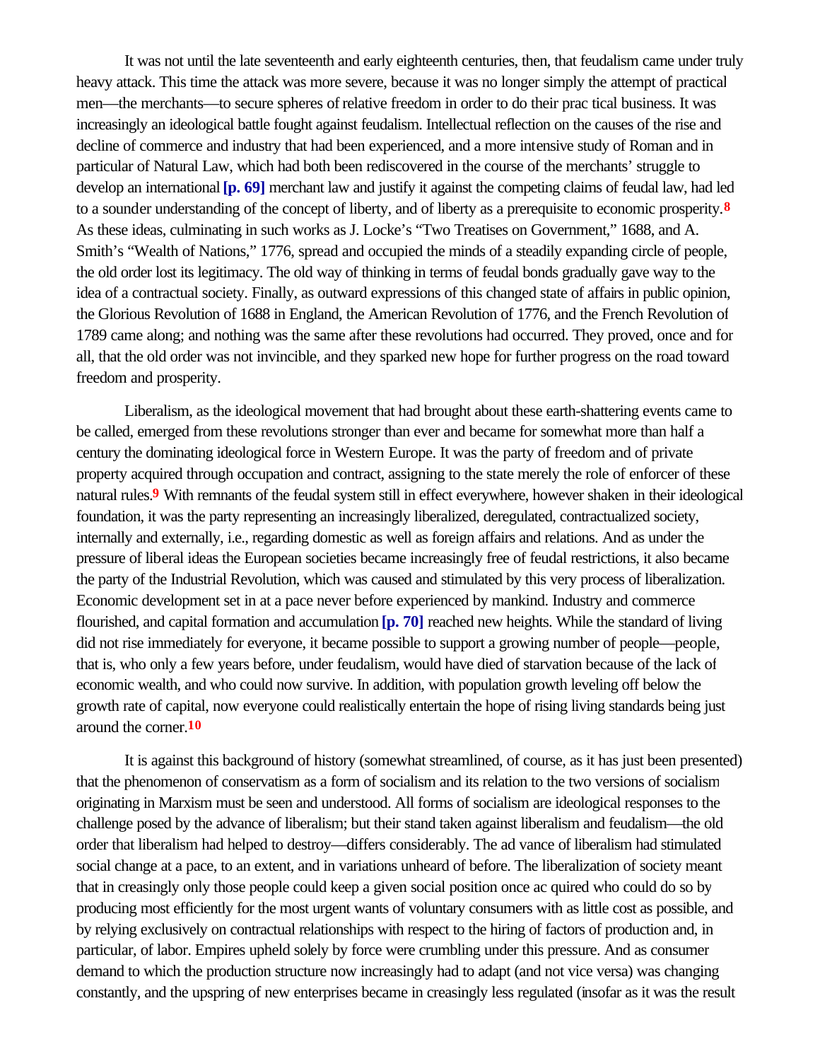It was not until the late seventeenth and early eighteenth centuries, then, that feudalism came under truly heavy attack. This time the attack was more severe, because it was no longer simply the attempt of practical men—the merchants—to secure spheres of relative freedom in order to do their practical business. It was increasingly an ideological battle fought against feudalism. Intellectual reflection on the causes of the rise and decline of commerce and industry that had been experienced, and a more intensive study of Roman and in particular of Natural Law, which had both been rediscovered in the course of the merchants' struggle to develop an international **[p. 69]** merchant law and justify it against the competing claims of feudal law, had led to a sounder understanding of the concept of liberty, and of liberty as a prerequisite to economic prosperity.[8] As these ideas, culminating in such works as J. Locke's "Two Treatises on Government," 1688, and A. Smith's "Wealth of Nations," 1776, spread and occupied the minds of a steadily expanding circle of people, the old order lost its legitimacy. The old way of thinking in terms of feudal bonds gradually gave way to the idea of a contractual society. Finally, as outward expressions of this changed state of affairs in public opinion, the Glorious Revolution of 1688 in England, the American Revolution of 1776, and the French Revolution of 1789 came along; and nothing was the same after these revolutions had occurred. They proved, once and for all, that the old order was not invincible, and they sparked new hope for further progress on the road toward freedom and prosperity.

Liberalism, as the ideological movement that had brought about these earth-shattering events came to be called, emerged from these revolutions stronger than ever and became for somewhat more than half a century the dominating ideological force in Western Europe. It was the party of freedom and of private property acquired through occupation and contract, assigning to the state merely the role of enforcer of these natural rules.[9] With remnants of the feudal system still in effect everywhere, however shaken in their ideological foundation, it was the party representing an increasingly liberalized, deregulated, contractualized society, internally and externally, i.e., regarding domestic as well as foreign affairs and relations. And as under the pressure of liberal ideas the European societies became increasingly free of feudal restrictions, it also became the party of the Industrial Revolution, which was caused and stimulated by this very process of liberalization. Economic development set in at a pace never before experienced by mankind. Industry and commerce flourished, and capital formation and accumulation **[p. 70]** reached new heights. While the standard of living did not rise immediately for everyone, it became possible to support a growing number of people—people, that is, who only a few years before, under feudalism, would have died of starvation because of the lack of economic wealth, and who could now survive. In addition, with population growth leveling off below the growth rate of capital, now everyone could realistically entertain the hope of rising living standards being just around the corner.[10]

It is against this background of history (somewhat streamlined, of course, as it has just been presented) that the phenomenon of conservatism as a form of socialism and its relation to the two versions of socialism originating in Marxism must be seen and understood. All forms of socialism are ideological responses to the challenge posed by the advance of liberalism; but their stand taken against liberalism and feudalism—the old order that liberalism had helped to destroy—differs considerably. The advance of liberalism had stimulated social change at a pace, to an extent, and in variations unheard of before. The liberalization of society meant that increasingly only those people could keep a given social position once acquired who could do so by producing most efficiently for the most urgent wants of voluntary consumers with as little cost as possible, and by relying exclusively on contractual relationships with respect to the hiring of factors of production and, in particular, of labor. Empires upheld solely by force were crumbling under this pressure. And as consumer demand to which the production structure now increasingly had to adapt (and not vice versa) was changing constantly, and the upspring of new enterprises became increasingly less regulated (insofar as it was the result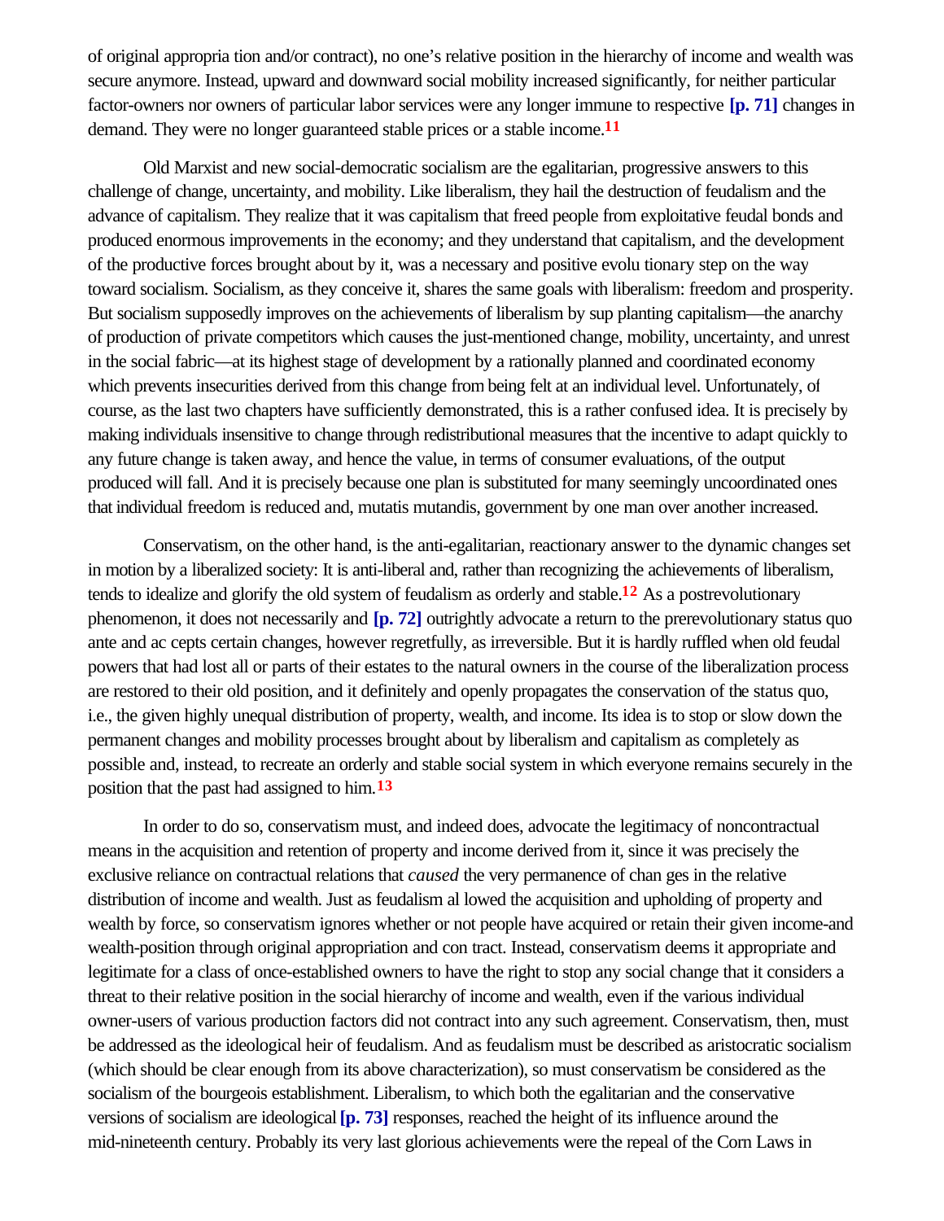of original appropria tion and/or contract), no one's relative position in the hierarchy of income and wealth was secure anymore. Instead, upward and downward social mobility increased significantly, for neither particular factor-owners nor owners of particular labor services were any longer immune to respective **[p. 71]** changes in demand. They were no longer guaranteed stable prices or a stable income.[11]

Old Marxist and new social-democratic socialism are the egalitarian, progressive answers to this challenge of change, uncertainty, and mobility. Like liberalism, they hail the destruction of feudalism and the advance of capitalism. They realize that it was capitalism that freed people from exploitative feudal bonds and produced enormous improvements in the economy; and they understand that capitalism, and the development of the productive forces brought about by it, was a necessary and positive evolu tionary step on the way toward socialism. Socialism, as they conceive it, shares the same goals with liberalism: freedom and prosperity. But socialism supposedly improves on the achievements of liberalism by sup planting capitalism—the anarchy of production of private competitors which causes the just-mentioned change, mobility, uncertainty, and unrest in the social fabric—at its highest stage of development by a rationally planned and coordinated economy which prevents insecurities derived from this change from being felt at an individual level. Unfortunately, of course, as the last two chapters have sufficiently demonstrated, this is a rather confused idea. It is precisely by making individuals insensitive to change through redistributional measures that the incentive to adapt quickly to any future change is taken away, and hence the value, in terms of consumer evaluations, of the output produced will fall. And it is precisely because one plan is substituted for many seemingly uncoordinated ones that individual freedom is reduced and, mutatis mutandis, government by one man over another increased.

Conservatism, on the other hand, is the anti-egalitarian, reactionary answer to the dynamic changes set in motion by a liberalized society: It is anti-liberal and, rather than recognizing the achievements of liberalism, tends to idealize and glorify the old system of feudalism as orderly and stable.[12] As a postrevolutionary phenomenon, it does not necessarily and **[p. 72]** outrightly advocate a return to the prerevolutionary status quo ante and ac cepts certain changes, however regretfully, as irreversible. But it is hardly ruffled when old feudal powers that had lost all or parts of their estates to the natural owners in the course of the liberalization process are restored to their old position, and it definitely and openly propagates the conservation of the status quo, i.e., the given highly unequal distribution of property, wealth, and income. Its idea is to stop or slow down the permanent changes and mobility processes brought about by liberalism and capitalism as completely as possible and, instead, to recreate an orderly and stable social system in which everyone remains securely in the position that the past had assigned to him.[13]

In order to do so, conservatism must, and indeed does, advocate the legitimacy of noncontractual means in the acquisition and retention of property and income derived from it, since it was precisely the exclusive reliance on contractual relations that *caused* the very permanence of chan ges in the relative distribution of income and wealth. Just as feudalism al lowed the acquisition and upholding of property and wealth by force, so conservatism ignores whether or not people have acquired or retain their given income-and wealth-position through original appropriation and con tract. Instead, conservatism deems it appropriate and legitimate for a class of once-established owners to have the right to stop any social change that it considers a threat to their relative position in the social hierarchy of income and wealth, even if the various individual owner-users of various production factors did not contract into any such agreement. Conservatism, then, must be addressed as the ideological heir of feudalism. And as feudalism must be described as aristocratic socialism (which should be clear enough from its above characterization), so must conservatism be considered as the socialism of the bourgeois establishment. Liberalism, to which both the egalitarian and the conservative versions of socialism are ideological **[p. 73]** responses, reached the height of its influence around the mid-nineteenth century. Probably its very last glorious achievements were the repeal of the Corn Laws in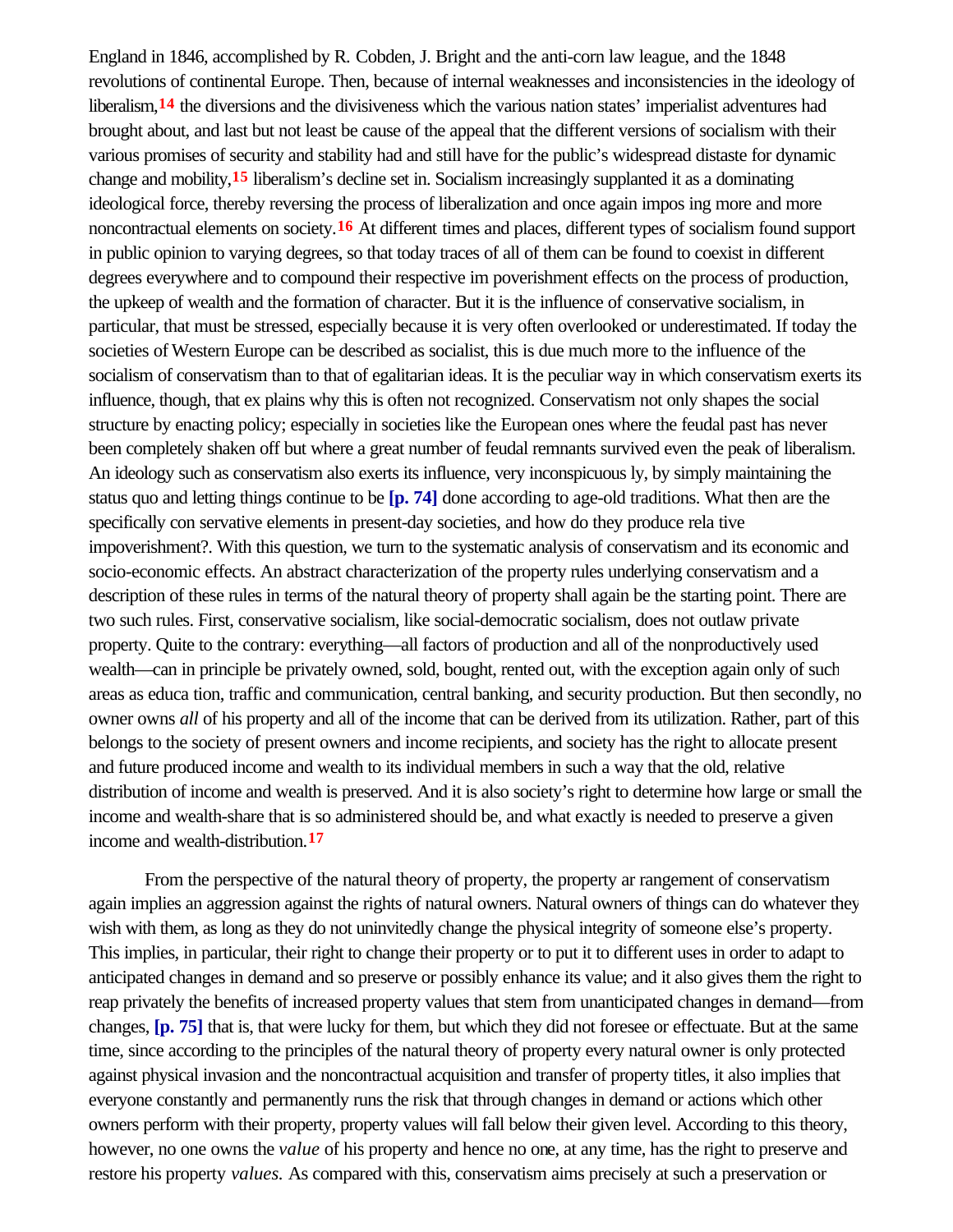England in 1846, accomplished by R. Cobden, J. Bright and the anti-corn law league, and the 1848 revolutions of continental Europe. Then, because of internal weaknesses and inconsistencies in the ideology of liberalism,[14] the diversions and the divisiveness which the various nation states' imperialist adventures had brought about, and last but not least be cause of the appeal that the different versions of socialism with their various promises of security and stability had and still have for the public's widespread distaste for dynamic change and mobility,[15] liberalism's decline set in. Socialism increasingly supplanted it as a dominating ideological force, thereby reversing the process of liberalization and once again impos ing more and more noncontractual elements on society.[16] At different times and places, different types of socialism found support in public opinion to varying degrees, so that today traces of all of them can be found to coexist in different degrees everywhere and to compound their respective im poverishment effects on the process of production, the upkeep of wealth and the formation of character. But it is the influence of conservative socialism, in particular, that must be stressed, especially because it is very often overlooked or underestimated. If today the societies of Western Europe can be described as socialist, this is due much more to the influence of the socialism of conservatism than to that of egalitarian ideas. It is the peculiar way in which conservatism exerts its influence, though, that ex plains why this is often not recognized. Conservatism not only shapes the social structure by enacting policy; especially in societies like the European ones where the feudal past has never been completely shaken off but where a great number of feudal remnants survived even the peak of liberalism. An ideology such as conservatism also exerts its influence, very inconspicuous ly, by simply maintaining the status quo and letting things continue to be [p. 74] done according to age-old traditions. What then are the specifically con servative elements in present-day societies, and how do they produce rela tive impoverishment?. With this question, we turn to the systematic analysis of conservatism and its economic and socio-economic effects. An abstract characterization of the property rules underlying conservatism and a description of these rules in terms of the natural theory of property shall again be the starting point. There are two such rules. First, conservative socialism, like social-democratic socialism, does not outlaw private property. Quite to the contrary: everything—all factors of production and all of the nonproductively used wealth—can in principle be privately owned, sold, bought, rented out, with the exception again only of such areas as educa tion, traffic and communication, central banking, and security production. But then secondly, no owner owns *all* of his property and all of the income that can be derived from its utilization. Rather, part of this belongs to the society of present owners and income recipients, and society has the right to allocate present and future produced income and wealth to its individual members in such a way that the old, relative distribution of income and wealth is preserved. And it is also society's right to determine how large or small the income and wealth-share that is so administered should be, and what exactly is needed to preserve a given income and wealth-distribution.[17]

From the perspective of the natural theory of property, the property ar rangement of conservatism again implies an aggression against the rights of natural owners. Natural owners of things can do whatever they wish with them, as long as they do not uninvitedly change the physical integrity of someone else's property. This implies, in particular, their right to change their property or to put it to different uses in order to adapt to anticipated changes in demand and so preserve or possibly enhance its value; and it also gives them the right to reap privately the benefits of increased property values that stem from unanticipated changes in demand—from changes, [p. 75] that is, that were lucky for them, but which they did not foresee or effectuate. But at the same time, since according to the principles of the natural theory of property every natural owner is only protected against physical invasion and the noncontractual acquisition and transfer of property titles, it also implies that everyone constantly and permanently runs the risk that through changes in demand or actions which other owners perform with their property, property values will fall below their given level. According to this theory, however, no one owns the *value* of his property and hence no one, at any time, has the right to preserve and restore his property *values.* As compared with this, conservatism aims precisely at such a preservation or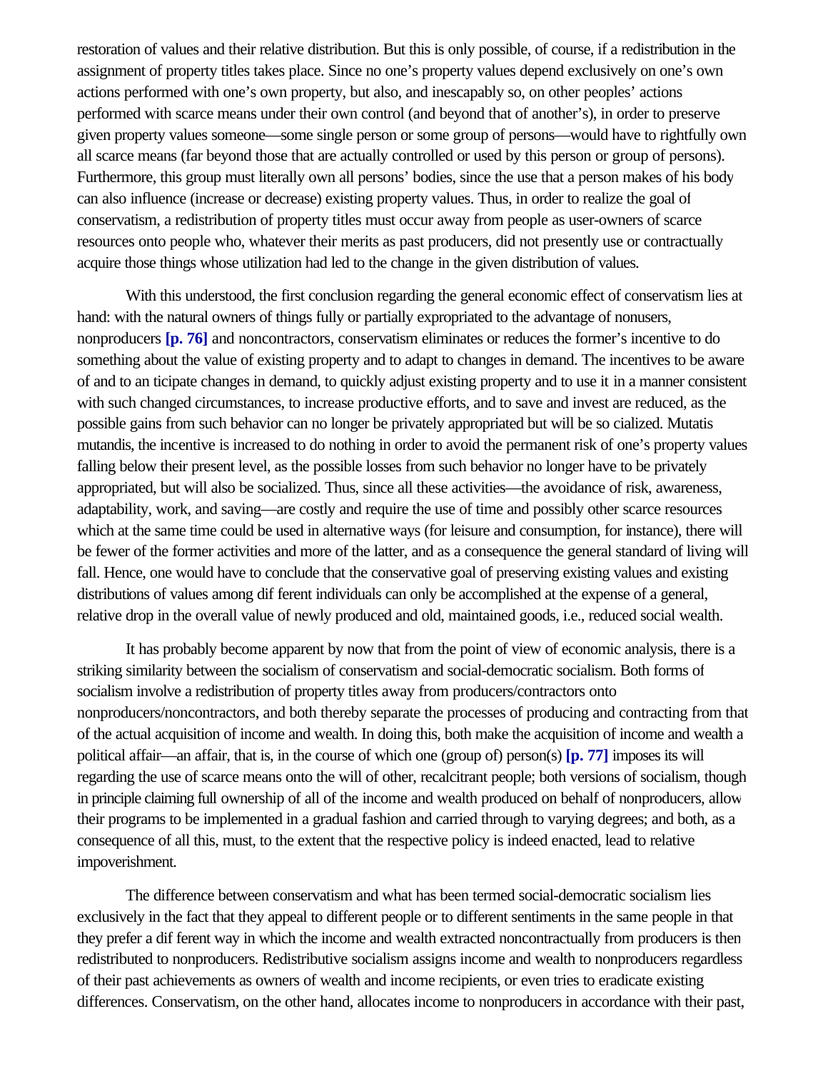restoration of values and their relative distribution. But this is only possible, of course, if a redistribution in the assignment of property titles takes place. Since no one's property values depend exclusively on one's own actions performed with one's own property, but also, and inescapably so, on other peoples' actions performed with scarce means under their own control (and beyond that of another's), in order to preserve given property values someone—some single person or some group of persons—would have to rightfully own all scarce means (far beyond those that are actually controlled or used by this person or group of persons). Furthermore, this group must literally own all persons' bodies, since the use that a person makes of his body can also influence (increase or decrease) existing property values. Thus, in order to realize the goal of conservatism, a redistribution of property titles must occur away from people as user-owners of scarce resources onto people who, whatever their merits as past producers, did not presently use or contractually acquire those things whose utilization had led to the change in the given distribution of values.

With this understood, the first conclusion regarding the general economic effect of conservatism lies at hand: with the natural owners of things fully or partially expropriated to the advantage of nonusers, nonproducers **[p. 76]** and noncontractors, conservatism eliminates or reduces the former's incentive to do something about the value of existing property and to adapt to changes in demand. The incentives to be aware of and to an ticipate changes in demand, to quickly adjust existing property and to use it in a manner consistent with such changed circumstances, to increase productive efforts, and to save and invest are reduced, as the possible gains from such behavior can no longer be privately appropriated but will be so cialized. Mutatis mutandis, the incentive is increased to do nothing in order to avoid the permanent risk of one's property values falling below their present level, as the possible losses from such behavior no longer have to be privately appropriated, but will also be socialized. Thus, since all these activities—the avoidance of risk, awareness, adaptability, work, and saving—are costly and require the use of time and possibly other scarce resources which at the same time could be used in alternative ways (for leisure and consumption, for instance), there will be fewer of the former activities and more of the latter, and as a consequence the general standard of living will fall. Hence, one would have to conclude that the conservative goal of preserving existing values and existing distributions of values among dif ferent individuals can only be accomplished at the expense of a general, relative drop in the overall value of newly produced and old, maintained goods, i.e., reduced social wealth.

It has probably become apparent by now that from the point of view of economic analysis, there is a striking similarity between the socialism of conservatism and social-democratic socialism. Both forms of socialism involve a redistribution of property titles away from producers/contractors onto nonproducers/noncontractors, and both thereby separate the processes of producing and contracting from that of the actual acquisition of income and wealth. In doing this, both make the acquisition of income and wealth a political affair—an affair, that is, in the course of which one (group of) person(s) **[p. 77]** imposes its will regarding the use of scarce means onto the will of other, recalcitrant people; both versions of socialism, though in principle claiming full ownership of all of the income and wealth produced on behalf of nonproducers, allow their programs to be implemented in a gradual fashion and carried through to varying degrees; and both, as a consequence of all this, must, to the extent that the respective policy is indeed enacted, lead to relative impoverishment.

The difference between conservatism and what has been termed social-democratic socialism lies exclusively in the fact that they appeal to different people or to different sentiments in the same people in that they prefer a dif ferent way in which the income and wealth extracted noncontractually from producers is then redistributed to nonproducers. Redistributive socialism assigns income and wealth to nonproducers regardless of their past achievements as owners of wealth and income recipients, or even tries to eradicate existing differences. Conservatism, on the other hand, allocates income to nonproducers in accordance with their past,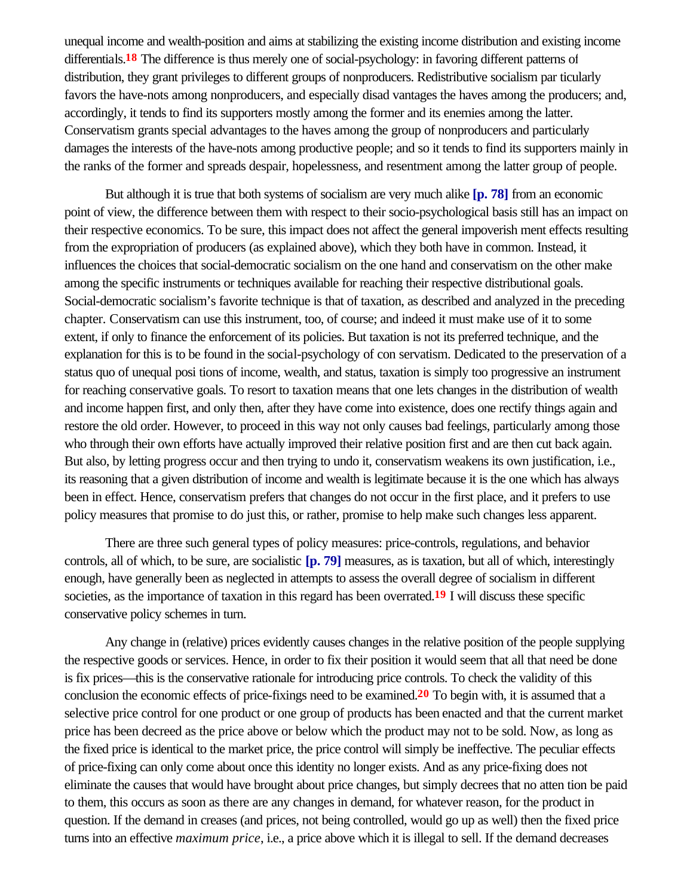unequal income and wealth-position and aims at stabilizing the existing income distribution and existing income differentials.[18] The difference is thus merely one of social-psychology: in favoring different patterns of distribution, they grant privileges to different groups of nonproducers. Redistributive socialism particularly favors the have-nots among nonproducers, and especially disadvantages the haves among the producers; and, accordingly, it tends to find its supporters mostly among the former and its enemies among the latter. Conservatism grants special advantages to the haves among the group of nonproducers and particularly damages the interests of the have-nots among productive people; and so it tends to find its supporters mainly in the ranks of the former and spreads despair, hopelessness, and resentment among the latter group of people.

But although it is true that both systems of socialism are very much alike **[p. 78]** from an economic point of view, the difference between them with respect to their socio-psychological basis still has an impact on their respective economics. To be sure, this impact does not affect the general impoverishment effects resulting from the expropriation of producers (as explained above), which they both have in common. Instead, it influences the choices that social-democratic socialism on the one hand and conservatism on the other make among the specific instruments or techniques available for reaching their respective distributional goals. Social-democratic socialism's favorite technique is that of taxation, as described and analyzed in the preceding chapter. Conservatism can use this instrument, too, of course; and indeed it must make use of it to some extent, if only to finance the enforcement of its policies. But taxation is not its preferred technique, and the explanation for this is to be found in the social-psychology of conservatism. Dedicated to the preservation of a status quo of unequal positions of income, wealth, and status, taxation is simply too progressive an instrument for reaching conservative goals. To resort to taxation means that one lets changes in the distribution of wealth and income happen first, and only then, after they have come into existence, does one rectify things again and restore the old order. However, to proceed in this way not only causes bad feelings, particularly among those who through their own efforts have actually improved their relative position first and are then cut back again. But also, by letting progress occur and then trying to undo it, conservatism weakens its own justification, i.e., its reasoning that a given distribution of income and wealth is legitimate because it is the one which has always been in effect. Hence, conservatism prefers that changes do not occur in the first place, and it prefers to use policy measures that promise to do just this, or rather, promise to help make such changes less apparent.

There are three such general types of policy measures: price-controls, regulations, and behavior controls, all of which, to be sure, are socialistic **[p. 79]** measures, as is taxation, but all of which, interestingly enough, have generally been as neglected in attempts to assess the overall degree of socialism in different societies, as the importance of taxation in this regard has been overrated.[19] I will discuss these specific conservative policy schemes in turn.

Any change in (relative) prices evidently causes changes in the relative position of the people supplying the respective goods or services. Hence, in order to fix their position it would seem that all that need be done is fix prices—this is the conservative rationale for introducing price controls. To check the validity of this conclusion the economic effects of price-fixings need to be examined.[20] To begin with, it is assumed that a selective price control for one product or one group of products has been enacted and that the current market price has been decreed as the price above or below which the product may not to be sold. Now, as long as the fixed price is identical to the market price, the price control will simply be ineffective. The peculiar effects of price-fixing can only come about once this identity no longer exists. And as any price-fixing does not eliminate the causes that would have brought about price changes, but simply decrees that no attention be paid to them, this occurs as soon as there are any changes in demand, for whatever reason, for the product in question. If the demand increases (and prices, not being controlled, would go up as well) then the fixed price turns into an effective *maximum price*, i.e., a price above which it is illegal to sell. If the demand decreases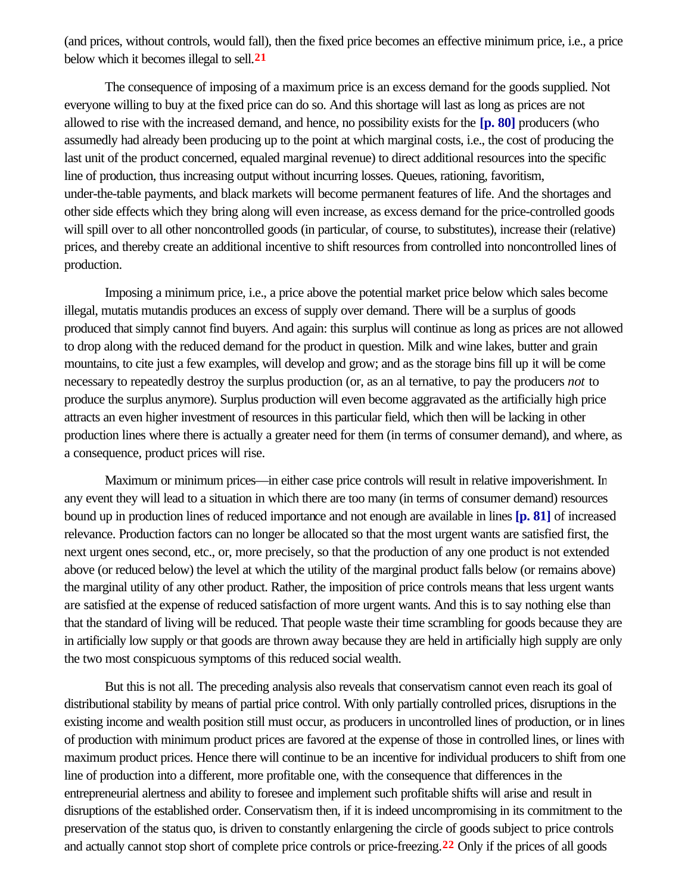(and prices, without controls, would fall), then the fixed price becomes an effective minimum price, i.e., a price below which it becomes illegal to sell.[21]

The consequence of imposing of a maximum price is an excess demand for the goods supplied. Not everyone willing to buy at the fixed price can do so. And this shortage will last as long as prices are not allowed to rise with the increased demand, and hence, no possibility exists for the **[p. 80]** producers (who assumedly had already been producing up to the point at which marginal costs, i.e., the cost of producing the last unit of the product concerned, equaled marginal revenue) to direct additional resources into the specific line of production, thus increasing output without incurring losses. Queues, rationing, favoritism, under-the-table payments, and black markets will become permanent features of life. And the shortages and other side effects which they bring along will even increase, as excess demand for the price-controlled goods will spill over to all other noncontrolled goods (in particular, of course, to substitutes), increase their (relative) prices, and thereby create an additional incentive to shift resources from controlled into noncontrolled lines of production.

Imposing a minimum price, i.e., a price above the potential market price below which sales become illegal, mutatis mutandis produces an excess of supply over demand. There will be a surplus of goods produced that simply cannot find buyers. And again: this surplus will continue as long as prices are not allowed to drop along with the reduced demand for the product in question. Milk and wine lakes, butter and grain mountains, to cite just a few examples, will develop and grow; and as the storage bins fill up it will be come necessary to repeatedly destroy the surplus production (or, as an al ternative, to pay the producers *not* to produce the surplus anymore). Surplus production will even become aggravated as the artificially high price attracts an even higher investment of resources in this particular field, which then will be lacking in other production lines where there is actually a greater need for them (in terms of consumer demand), and where, as a consequence, product prices will rise.

Maximum or minimum prices—in either case price controls will result in relative impoverishment. In any event they will lead to a situation in which there are too many (in terms of consumer demand) resources bound up in production lines of reduced importance and not enough are available in lines **[p. 81]** of increased relevance. Production factors can no longer be allocated so that the most urgent wants are satisfied first, the next urgent ones second, etc., or, more precisely, so that the production of any one product is not extended above (or reduced below) the level at which the utility of the marginal product falls below (or remains above) the marginal utility of any other product. Rather, the imposition of price controls means that less urgent wants are satisfied at the expense of reduced satisfaction of more urgent wants. And this is to say nothing else than that the standard of living will be reduced. That people waste their time scrambling for goods because they are in artificially low supply or that goods are thrown away because they are held in artificially high supply are only the two most conspicuous symptoms of this reduced social wealth.

But this is not all. The preceding analysis also reveals that conservatism cannot even reach its goal of distributional stability by means of partial price control. With only partially controlled prices, disruptions in the existing income and wealth position still must occur, as producers in uncontrolled lines of production, or in lines of production with minimum product prices are favored at the expense of those in controlled lines, or lines with maximum product prices. Hence there will continue to be an incentive for individual producers to shift from one line of production into a different, more profitable one, with the consequence that differences in the entrepreneurial alertness and ability to foresee and implement such profitable shifts will arise and result in disruptions of the established order. Conservatism then, if it is indeed uncompromising in its commitment to the preservation of the status quo, is driven to constantly enlargening the circle of goods subject to price controls and actually cannot stop short of complete price controls or price-freezing.[22] Only if the prices of all goods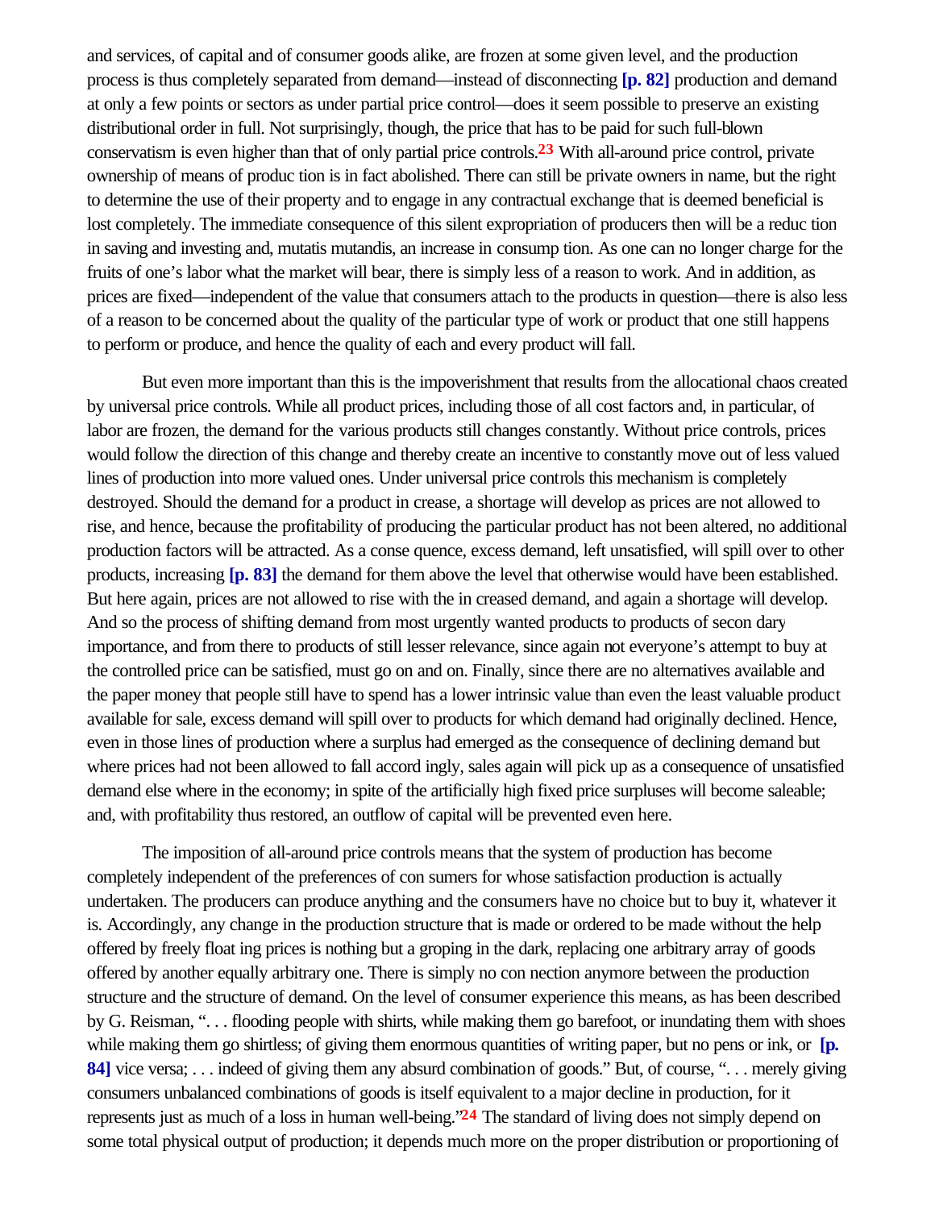and services, of capital and of consumer goods alike, are frozen at some given level, and the production process is thus completely separated from demand—instead of disconnecting **[p. 82]** production and demand at only a few points or sectors as under partial price control—does it seem possible to preserve an existing distributional order in full. Not surprisingly, though, the price that has to be paid for such full-blown conservatism is even higher than that of only partial price controls.[23] With all-around price control, private ownership of means of produc tion is in fact abolished. There can still be private owners in name, but the right to determine the use of their property and to engage in any contractual exchange that is deemed beneficial is lost completely. The immediate consequence of this silent expropriation of producers then will be a reduc tion in saving and investing and, mutatis mutandis, an increase in consump tion. As one can no longer charge for the fruits of one's labor what the market will bear, there is simply less of a reason to work. And in addition, as prices are fixed—independent of the value that consumers attach to the products in question—there is also less of a reason to be concerned about the quality of the particular type of work or product that one still happens to perform or produce, and hence the quality of each and every product will fall.

But even more important than this is the impoverishment that results from the allocational chaos created by universal price controls. While all product prices, including those of all cost factors and, in particular, of labor are frozen, the demand for the various products still changes constantly. Without price controls, prices would follow the direction of this change and thereby create an incentive to constantly move out of less valued lines of production into more valued ones. Under universal price controls this mechanism is completely destroyed. Should the demand for a product in crease, a shortage will develop as prices are not allowed to rise, and hence, because the profitability of producing the particular product has not been altered, no additional production factors will be attracted. As a conse quence, excess demand, left unsatisfied, will spill over to other products, increasing **[p. 83]** the demand for them above the level that otherwise would have been established. But here again, prices are not allowed to rise with the in creased demand, and again a shortage will develop. And so the process of shifting demand from most urgently wanted products to products of secon dary importance, and from there to products of still lesser relevance, since again not everyone's attempt to buy at the controlled price can be satisfied, must go on and on. Finally, since there are no alternatives available and the paper money that people still have to spend has a lower intrinsic value than even the least valuable product available for sale, excess demand will spill over to products for which demand had originally declined. Hence, even in those lines of production where a surplus had emerged as the consequence of declining demand but where prices had not been allowed to fall accord ingly, sales again will pick up as a consequence of unsatisfied demand else where in the economy; in spite of the artificially high fixed price surpluses will become saleable; and, with profitability thus restored, an outflow of capital will be prevented even here.

The imposition of all-around price controls means that the system of production has become completely independent of the preferences of con sumers for whose satisfaction production is actually undertaken. The producers can produce anything and the consumers have no choice but to buy it, whatever it is. Accordingly, any change in the production structure that is made or ordered to be made without the help offered by freely float ing prices is nothing but a groping in the dark, replacing one arbitrary array of goods offered by another equally arbitrary one. There is simply no con nection anymore between the production structure and the structure of demand. On the level of consumer experience this means, as has been described by G. Reisman, ". . . flooding people with shirts, while making them go barefoot, or inundating them with shoes while making them go shirtless; of giving them enormous quantities of writing paper, but no pens or ink, or **[p. 84]** vice versa; . . . indeed of giving them any absurd combination of goods." But, of course, ". . . merely giving consumers unbalanced combinations of goods is itself equivalent to a major decline in production, for it represents just as much of a loss in human well-being."[24] The standard of living does not simply depend on some total physical output of production; it depends much more on the proper distribution or proportioning of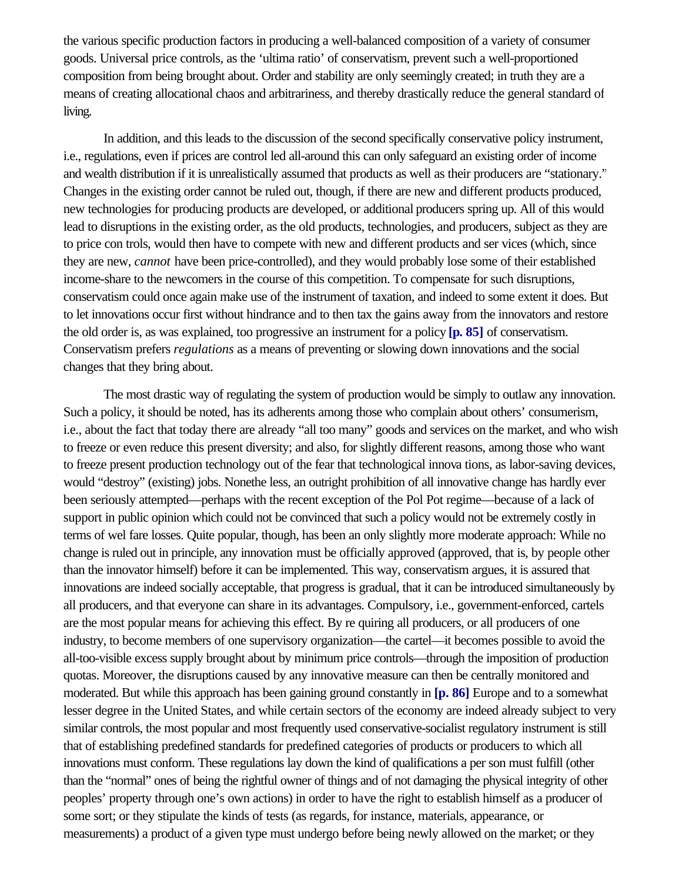the various specific production factors in producing a well-balanced composition of a variety of consumer goods. Universal price controls, as the 'ultima ratio' of conservatism, prevent such a well-proportioned composition from being brought about. Order and stability are only seemingly created; in truth they are a means of creating allocational chaos and arbitrariness, and thereby drastically reduce the general standard of living.

In addition, and this leads to the discussion of the second specifically conservative policy instrument, i.e., regulations, even if prices are control led all-around this can only safeguard an existing order of income and wealth distribution if it is unrealistically assumed that products as well as their producers are "stationary." Changes in the existing order cannot be ruled out, though, if there are new and different products produced, new technologies for producing products are developed, or additional producers spring up. All of this would lead to disruptions in the existing order, as the old products, technologies, and producers, subject as they are to price con trols, would then have to compete with new and different products and ser vices (which, since they are new, *cannot* have been price-controlled), and they would probably lose some of their established income-share to the newcomers in the course of this competition. To compensate for such disruptions, conservatism could once again make use of the instrument of taxation, and indeed to some extent it does. But to let innovations occur first without hindrance and to then tax the gains away from the innovators and restore the old order is, as was explained, too progressive an instrument for a policy **[p. 85]** of conservatism. Conservatism prefers *regulations* as a means of preventing or slowing down innovations and the social changes that they bring about.

The most drastic way of regulating the system of production would be simply to outlaw any innovation. Such a policy, it should be noted, has its adherents among those who complain about others' consumerism, i.e., about the fact that today there are already "all too many" goods and services on the market, and who wish to freeze or even reduce this present diversity; and also, for slightly different reasons, among those who want to freeze present production technology out of the fear that technological innova tions, as labor-saving devices, would "destroy" (existing) jobs. Nonethe less, an outright prohibition of all innovative change has hardly ever been seriously attempted—perhaps with the recent exception of the Pol Pot regime—because of a lack of support in public opinion which could not be convinced that such a policy would not be extremely costly in terms of wel fare losses. Quite popular, though, has been an only slightly more moderate approach: While no change is ruled out in principle, any innovation must be officially approved (approved, that is, by people other than the innovator himself) before it can be implemented. This way, conservatism argues, it is assured that innovations are indeed socially acceptable, that progress is gradual, that it can be introduced simultaneously by all producers, and that everyone can share in its advantages. Compulsory, i.e., government-enforced, cartels are the most popular means for achieving this effect. By re quiring all producers, or all producers of one industry, to become members of one supervisory organization—the cartel—it becomes possible to avoid the all-too-visible excess supply brought about by minimum price controls—through the imposition of production quotas. Moreover, the disruptions caused by any innovative measure can then be centrally monitored and moderated. But while this approach has been gaining ground constantly in **[p. 86]** Europe and to a somewhat lesser degree in the United States, and while certain sectors of the economy are indeed already subject to very similar controls, the most popular and most frequently used conservative-socialist regulatory instrument is still that of establishing predefined standards for predefined categories of products or producers to which all innovations must conform. These regulations lay down the kind of qualifications a per son must fulfill (other than the "normal" ones of being the rightful owner of things and of not damaging the physical integrity of other peoples' property through one's own actions) in order to have the right to establish himself as a producer of some sort; or they stipulate the kinds of tests (as regards, for instance, materials, appearance, or measurements) a product of a given type must undergo before being newly allowed on the market; or they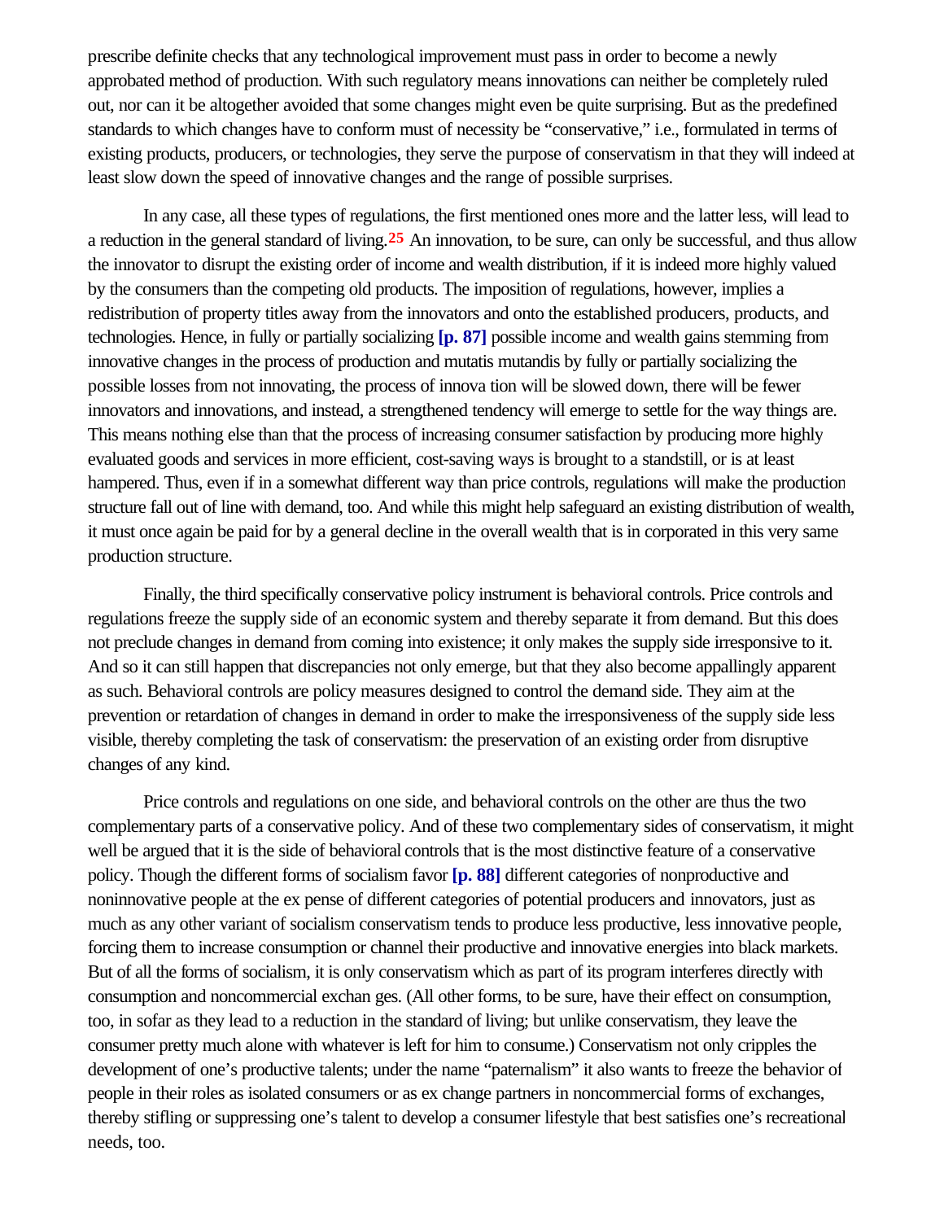prescribe definite checks that any technological improvement must pass in order to become a newly approbated method of production. With such regulatory means innovations can neither be completely ruled out, nor can it be altogether avoided that some changes might even be quite surprising. But as the predefined standards to which changes have to conform must of necessity be "conservative," i.e., formulated in terms of existing products, producers, or technologies, they serve the purpose of conservatism in that they will indeed at least slow down the speed of innovative changes and the range of possible surprises.

In any case, all these types of regulations, the first mentioned ones more and the latter less, will lead to a reduction in the general standard of living.[25] An innovation, to be sure, can only be successful, and thus allow the innovator to disrupt the existing order of income and wealth distribution, if it is indeed more highly valued by the consumers than the competing old products. The imposition of regulations, however, implies a redistribution of property titles away from the innovators and onto the established producers, products, and technologies. Hence, in fully or partially socializing **[p. 87]** possible income and wealth gains stemming from innovative changes in the process of production and mutatis mutandis by fully or partially socializing the possible losses from not innovating, the process of innova tion will be slowed down, there will be fewer innovators and innovations, and instead, a strengthened tendency will emerge to settle for the way things are. This means nothing else than that the process of increasing consumer satisfaction by producing more highly evaluated goods and services in more efficient, cost-saving ways is brought to a standstill, or is at least hampered. Thus, even if in a somewhat different way than price controls, regulations will make the production structure fall out of line with demand, too. And while this might help safeguard an existing distribution of wealth, it must once again be paid for by a general decline in the overall wealth that is in corporated in this very same production structure.

Finally, the third specifically conservative policy instrument is behavioral controls. Price controls and regulations freeze the supply side of an economic system and thereby separate it from demand. But this does not preclude changes in demand from coming into existence; it only makes the supply side irresponsive to it. And so it can still happen that discrepancies not only emerge, but that they also become appallingly apparent as such. Behavioral controls are policy measures designed to control the demand side. They aim at the prevention or retardation of changes in demand in order to make the irresponsiveness of the supply side less visible, thereby completing the task of conservatism: the preservation of an existing order from disruptive changes of any kind.

Price controls and regulations on one side, and behavioral controls on the other are thus the two complementary parts of a conservative policy. And of these two complementary sides of conservatism, it might well be argued that it is the side of behavioral controls that is the most distinctive feature of a conservative policy. Though the different forms of socialism favor **[p. 88]** different categories of nonproductive and noninnovative people at the ex pense of different categories of potential producers and innovators, just as much as any other variant of socialism conservatism tends to produce less productive, less innovative people, forcing them to increase consumption or channel their productive and innovative energies into black markets. But of all the forms of socialism, it is only conservatism which as part of its program interferes directly with consumption and noncommercial exchan ges. (All other forms, to be sure, have their effect on consumption, too, in sofar as they lead to a reduction in the standard of living; but unlike conservatism, they leave the consumer pretty much alone with whatever is left for him to consume.) Conservatism not only cripples the development of one's productive talents; under the name "paternalism" it also wants to freeze the behavior of people in their roles as isolated consumers or as ex change partners in noncommercial forms of exchanges, thereby stifling or suppressing one's talent to develop a consumer lifestyle that best satisfies one's recreational needs, too.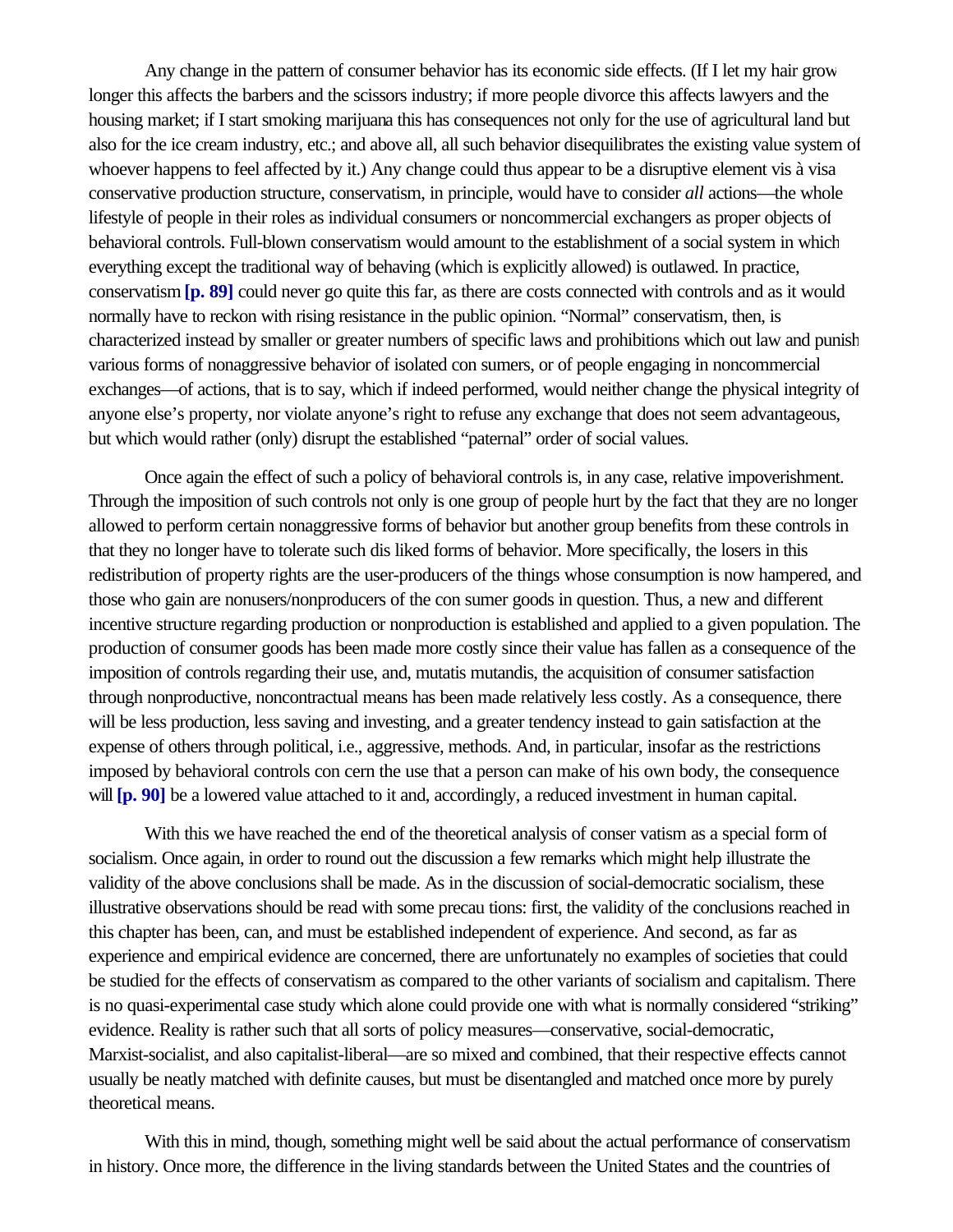Any change in the pattern of consumer behavior has its economic side effects. (If I let my hair grow longer this affects the barbers and the scissors industry; if more people divorce this affects lawyers and the housing market; if I start smoking marijuana this has consequences not only for the use of agricultural land but also for the ice cream industry, etc.; and above all, all such behavior disequilibrates the existing value system of whoever happens to feel affected by it.) Any change could thus appear to be a disruptive element vis à visa conservative production structure, conservatism, in principle, would have to consider *all* actions—the whole lifestyle of people in their roles as individual consumers or noncommercial exchangers as proper objects of behavioral controls. Full-blown conservatism would amount to the establishment of a social system in which everything except the traditional way of behaving (which is explicitly allowed) is outlawed. In practice, conservatism **[p. 89]** could never go quite this far, as there are costs connected with controls and as it would normally have to reckon with rising resistance in the public opinion. "Normal" conservatism, then, is characterized instead by smaller or greater numbers of specific laws and prohibitions which out law and punish various forms of nonaggressive behavior of isolated con sumers, or of people engaging in noncommercial exchanges—of actions, that is to say, which if indeed performed, would neither change the physical integrity of anyone else's property, nor violate anyone's right to refuse any exchange that does not seem advantageous, but which would rather (only) disrupt the established "paternal" order of social values.

Once again the effect of such a policy of behavioral controls is, in any case, relative impoverishment. Through the imposition of such controls not only is one group of people hurt by the fact that they are no longer allowed to perform certain nonaggressive forms of behavior but another group benefits from these controls in that they no longer have to tolerate such dis liked forms of behavior. More specifically, the losers in this redistribution of property rights are the user-producers of the things whose consumption is now hampered, and those who gain are nonusers/nonproducers of the con sumer goods in question. Thus, a new and different incentive structure regarding production or nonproduction is established and applied to a given population. The production of consumer goods has been made more costly since their value has fallen as a consequence of the imposition of controls regarding their use, and, mutatis mutandis, the acquisition of consumer satisfaction through nonproductive, noncontractual means has been made relatively less costly. As a consequence, there will be less production, less saving and investing, and a greater tendency instead to gain satisfaction at the expense of others through political, i.e., aggressive, methods. And, in particular, insofar as the restrictions imposed by behavioral controls con cern the use that a person can make of his own body, the consequence will **[p. 90]** be a lowered value attached to it and, accordingly, a reduced investment in human capital.

With this we have reached the end of the theoretical analysis of conser vatism as a special form of socialism. Once again, in order to round out the discussion a few remarks which might help illustrate the validity of the above conclusions shall be made. As in the discussion of social-democratic socialism, these illustrative observations should be read with some precau tions: first, the validity of the conclusions reached in this chapter has been, can, and must be established independent of experience. And second, as far as experience and empirical evidence are concerned, there are unfortunately no examples of societies that could be studied for the effects of conservatism as compared to the other variants of socialism and capitalism. There is no quasi-experimental case study which alone could provide one with what is normally considered "striking" evidence. Reality is rather such that all sorts of policy measures—conservative, social-democratic, Marxist-socialist, and also capitalist-liberal—are so mixed and combined, that their respective effects cannot usually be neatly matched with definite causes, but must be disentangled and matched once more by purely theoretical means.

With this in mind, though, something might well be said about the actual performance of conservatism in history. Once more, the difference in the living standards between the United States and the countries of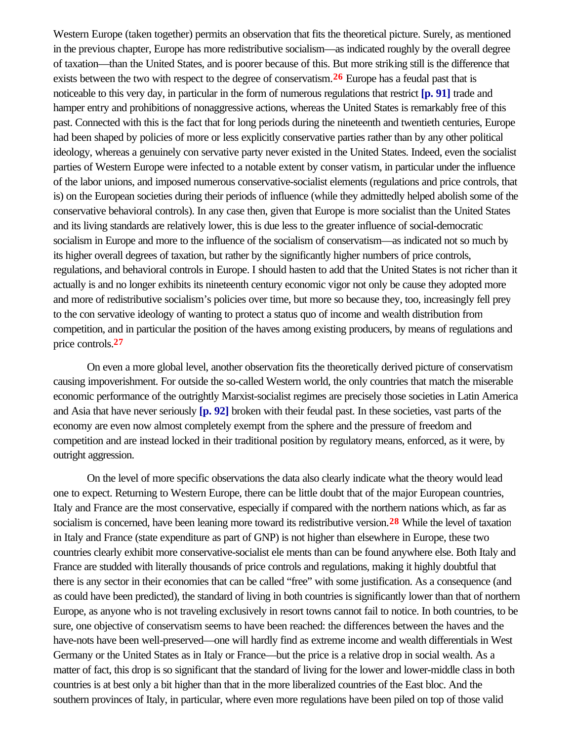Western Europe (taken together) permits an observation that fits the theoretical picture. Surely, as mentioned in the previous chapter, Europe has more redistributive socialism—as indicated roughly by the overall degree of taxation—than the United States, and is poorer because of this. But more striking still is the difference that exists between the two with respect to the degree of conservatism.[26] Europe has a feudal past that is noticeable to this very day, in particular in the form of numerous regulations that restrict **[p. 91]** trade and hamper entry and prohibitions of nonaggressive actions, whereas the United States is remarkably free of this past. Connected with this is the fact that for long periods during the nineteenth and twentieth centuries, Europe had been shaped by policies of more or less explicitly conservative parties rather than by any other political ideology, whereas a genuinely con servative party never existed in the United States. Indeed, even the socialist parties of Western Europe were infected to a notable extent by conser vatism, in particular under the influence of the labor unions, and imposed numerous conservative-socialist elements (regulations and price controls, that is) on the European societies during their periods of influence (while they admittedly helped abolish some of the conservative behavioral controls). In any case then, given that Europe is more socialist than the United States and its living standards are relatively lower, this is due less to the greater influence of social-democratic socialism in Europe and more to the influence of the socialism of conservatism—as indicated not so much by its higher overall degrees of taxation, but rather by the significantly higher numbers of price controls, regulations, and behavioral controls in Europe. I should hasten to add that the United States is not richer than it actually is and no longer exhibits its nineteenth century economic vigor not only be cause they adopted more and more of redistributive socialism's policies over time, but more so because they, too, increasingly fell prey to the con servative ideology of wanting to protect a status quo of income and wealth distribution from competition, and in particular the position of the haves among existing producers, by means of regulations and price controls.[27]

On even a more global level, another observation fits the theoretically derived picture of conservatism causing impoverishment. For outside the so-called Western world, the only countries that match the miserable economic performance of the outrightly Marxist-socialist regimes are precisely those societies in Latin America and Asia that have never seriously **[p. 92]** broken with their feudal past. In these societies, vast parts of the economy are even now almost completely exempt from the sphere and the pressure of freedom and competition and are instead locked in their traditional position by regulatory means, enforced, as it were, by outright aggression.

On the level of more specific observations the data also clearly indicate what the theory would lead one to expect. Returning to Western Europe, there can be little doubt that of the major European countries, Italy and France are the most conservative, especially if compared with the northern nations which, as far as socialism is concerned, have been leaning more toward its redistributive version.[28] While the level of taxation in Italy and France (state expenditure as part of GNP) is not higher than elsewhere in Europe, these two countries clearly exhibit more conservative-socialist ele ments than can be found anywhere else. Both Italy and France are studded with literally thousands of price controls and regulations, making it highly doubtful that there is any sector in their economies that can be called "free" with some justification. As a consequence (and as could have been predicted), the standard of living in both countries is significantly lower than that of northern Europe, as anyone who is not traveling exclusively in resort towns cannot fail to notice. In both countries, to be sure, one objective of conservatism seems to have been reached: the differences between the haves and the have-nots have been well-preserved—one will hardly find as extreme income and wealth differentials in West Germany or the United States as in Italy or France—but the price is a relative drop in social wealth. As a matter of fact, this drop is so significant that the standard of living for the lower and lower-middle class in both countries is at best only a bit higher than that in the more liberalized countries of the East bloc. And the southern provinces of Italy, in particular, where even more regulations have been piled on top of those valid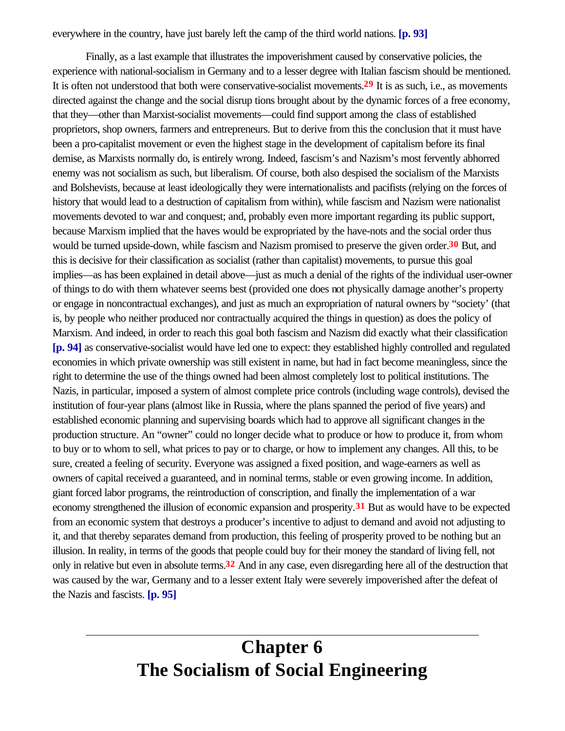everywhere in the country, have just barely left the camp of the third world nations. [p. 93]

Finally, as a last example that illustrates the impoverishment caused by conservative policies, the experience with national-socialism in Germany and to a lesser degree with Italian fascism should be mentioned. It is often not understood that both were conservative-socialist movements.[29] It is as such, i.e., as movements directed against the change and the social disrup tions brought about by the dynamic forces of a free economy, that they—other than Marxist-socialist movements—could find support among the class of established proprietors, shop owners, farmers and entrepreneurs. But to derive from this the conclusion that it must have been a pro-capitalist movement or even the highest stage in the development of capitalism before its final demise, as Marxists normally do, is entirely wrong. Indeed, fascism's and Nazism's most fervently abhorred enemy was not socialism as such, but liberalism. Of course, both also despised the socialism of the Marxists and Bolshevists, because at least ideologically they were internationalists and pacifists (relying on the forces of history that would lead to a destruction of capitalism from within), while fascism and Nazism were nationalist movements devoted to war and conquest; and, probably even more important regarding its public support, because Marxism implied that the haves would be expropriated by the have-nots and the social order thus would be turned upside-down, while fascism and Nazism promised to preserve the given order.[30] But, and this is decisive for their classification as socialist (rather than capitalist) movements, to pursue this goal implies—as has been explained in detail above—just as much a denial of the rights of the individual user-owner of things to do with them whatever seems best (provided one does not physically damage another's property or engage in noncontractual exchanges), and just as much an expropriation of natural owners by "society' (that is, by people who neither produced nor contractually acquired the things in question) as does the policy of Marxism. And indeed, in order to reach this goal both fascism and Nazism did exactly what their classification [p. 94] as conservative-socialist would have led one to expect: they established highly controlled and regulated economies in which private ownership was still existent in name, but had in fact become meaningless, since the right to determine the use of the things owned had been almost completely lost to political institutions. The Nazis, in particular, imposed a system of almost complete price controls (including wage controls), devised the institution of four-year plans (almost like in Russia, where the plans spanned the period of five years) and established economic planning and supervising boards which had to approve all significant changes in the production structure. An "owner" could no longer decide what to produce or how to produce it, from whom to buy or to whom to sell, what prices to pay or to charge, or how to implement any changes. All this, to be sure, created a feeling of security. Everyone was assigned a fixed position, and wage-earners as well as owners of capital received a guaranteed, and in nominal terms, stable or even growing income. In addition, giant forced labor programs, the reintroduction of conscription, and finally the implementation of a war economy strengthened the illusion of economic expansion and prosperity.[31] But as would have to be expected from an economic system that destroys a producer's incentive to adjust to demand and avoid not adjusting to it, and that thereby separates demand from production, this feeling of prosperity proved to be nothing but an illusion. In reality, in terms of the goods that people could buy for their money the standard of living fell, not only in relative but even in absolute terms.[32] And in any case, even disregarding here all of the destruction that was caused by the war, Germany and to a lesser extent Italy were severely impoverished after the defeat of the Nazis and fascists. [p. 95]

---

# Chapter 6
# The Socialism of Social Engineering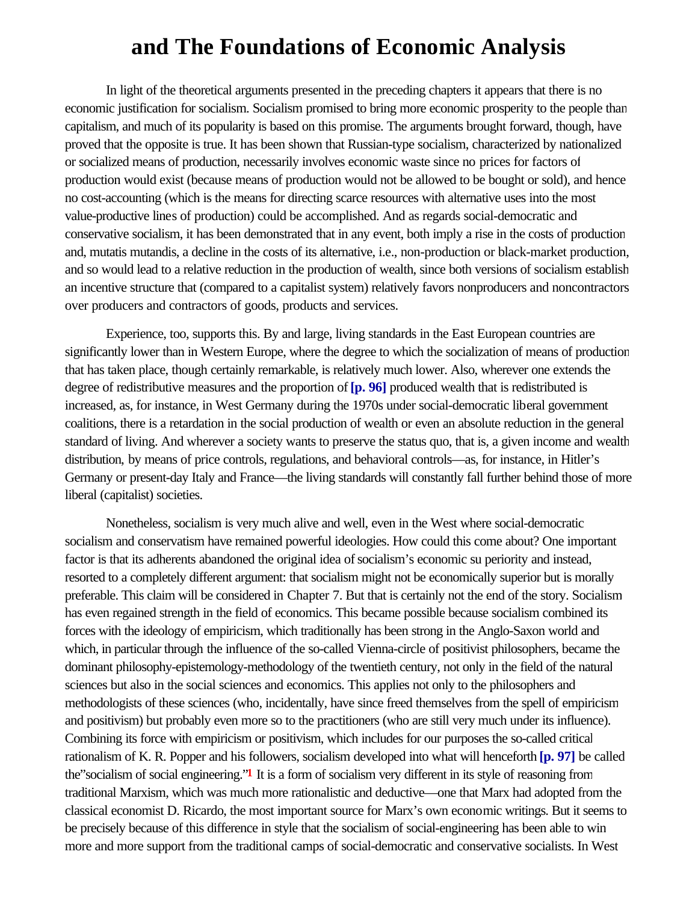# and The Foundations of Economic Analysis

In light of the theoretical arguments presented in the preceding chapters it appears that there is no economic justification for socialism. Socialism promised to bring more economic prosperity to the people than capitalism, and much of its popularity is based on this promise. The arguments brought forward, though, have proved that the opposite is true. It has been shown that Russian-type socialism, characterized by nationalized or socialized means of production, necessarily involves economic waste since no prices for factors of production would exist (because means of production would not be allowed to be bought or sold), and hence no cost-accounting (which is the means for directing scarce resources with alternative uses into the most value-productive lines of production) could be accomplished. And as regards social-democratic and conservative socialism, it has been demonstrated that in any event, both imply a rise in the costs of production and, mutatis mutandis, a decline in the costs of its alternative, i.e., non-production or black-market production, and so would lead to a relative reduction in the production of wealth, since both versions of socialism establish an incentive structure that (compared to a capitalist system) relatively favors nonproducers and noncontractors over producers and contractors of goods, products and services.

Experience, too, supports this. By and large, living standards in the East European countries are significantly lower than in Western Europe, where the degree to which the socialization of means of production that has taken place, though certainly remarkable, is relatively much lower. Also, wherever one extends the degree of redistributive measures and the proportion of **[p. 96]** produced wealth that is redistributed is increased, as, for instance, in West Germany during the 1970s under social-democratic liberal government coalitions, there is a retardation in the social production of wealth or even an absolute reduction in the general standard of living. And wherever a society wants to preserve the status quo, that is, a given income and wealth distribution, by means of price controls, regulations, and behavioral controls—as, for instance, in Hitler's Germany or present-day Italy and France—the living standards will constantly fall further behind those of more liberal (capitalist) societies.

Nonetheless, socialism is very much alive and well, even in the West where social-democratic socialism and conservatism have remained powerful ideologies. How could this come about? One important factor is that its adherents abandoned the original idea of socialism's economic su periority and instead, resorted to a completely different argument: that socialism might not be economically superior but is morally preferable. This claim will be considered in Chapter 7. But that is certainly not the end of the story. Socialism has even regained strength in the field of economics. This became possible because socialism combined its forces with the ideology of empiricism, which traditionally has been strong in the Anglo-Saxon world and which, in particular through the influence of the so-called Vienna-circle of positivist philosophers, became the dominant philosophy-epistemology-methodology of the twentieth century, not only in the field of the natural sciences but also in the social sciences and economics. This applies not only to the philosophers and methodologists of these sciences (who, incidentally, have since freed themselves from the spell of empiricism and positivism) but probably even more so to the practitioners (who are still very much under its influence). Combining its force with empiricism or positivism, which includes for our purposes the so-called critical rationalism of K. R. Popper and his followers, socialism developed into what will henceforth **[p. 97]** be called the"socialism of social engineering."[1] It is a form of socialism very different in its style of reasoning from traditional Marxism, which was much more rationalistic and deductive—one that Marx had adopted from the classical economist D. Ricardo, the most important source for Marx's own economic writings. But it seems to be precisely because of this difference in style that the socialism of social-engineering has been able to win more and more support from the traditional camps of social-democratic and conservative socialists. In West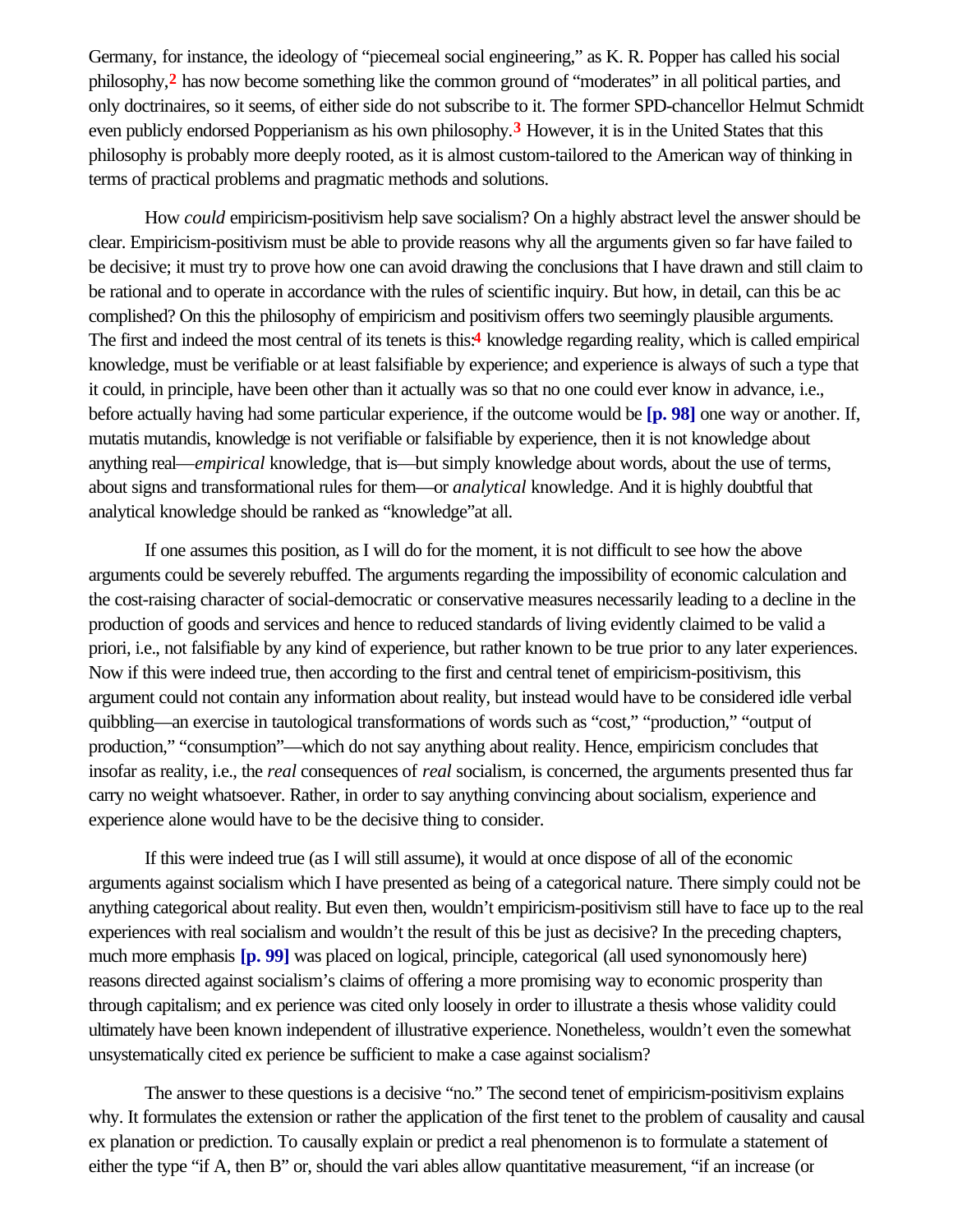Germany, for instance, the ideology of "piecemeal social engineering," as K. R. Popper has called his social philosophy,[2] has now become something like the common ground of "moderates" in all political parties, and only doctrinaires, so it seems, of either side do not subscribe to it. The former SPD-chancellor Helmut Schmidt even publicly endorsed Popperianism as his own philosophy.[3] However, it is in the United States that this philosophy is probably more deeply rooted, as it is almost custom-tailored to the American way of thinking in terms of practical problems and pragmatic methods and solutions.

How *could* empiricism-positivism help save socialism? On a highly abstract level the answer should be clear. Empiricism-positivism must be able to provide reasons why all the arguments given so far have failed to be decisive; it must try to prove how one can avoid drawing the conclusions that I have drawn and still claim to be rational and to operate in accordance with the rules of scientific inquiry. But how, in detail, can this be accomplished? On this the philosophy of empiricism and positivism offers two seemingly plausible arguments. The first and indeed the most central of its tenets is this:[4] knowledge regarding reality, which is called empirical knowledge, must be verifiable or at least falsifiable by experience; and experience is always of such a type that it could, in principle, have been other than it actually was so that no one could ever know in advance, i.e., before actually having had some particular experience, if the outcome would be **[p. 98]** one way or another. If, mutatis mutandis, knowledge is not verifiable or falsifiable by experience, then it is not knowledge about anything real—*empirical* knowledge, that is—but simply knowledge about words, about the use of terms, about signs and transformational rules for them—or *analytical* knowledge. And it is highly doubtful that analytical knowledge should be ranked as "knowledge" at all.

If one assumes this position, as I will do for the moment, it is not difficult to see how the above arguments could be severely rebuffed. The arguments regarding the impossibility of economic calculation and the cost-raising character of social-democratic or conservative measures necessarily leading to a decline in the production of goods and services and hence to reduced standards of living evidently claimed to be valid a priori, i.e., not falsifiable by any kind of experience, but rather known to be true prior to any later experiences. Now if this were indeed true, then according to the first and central tenet of empiricism-positivism, this argument could not contain any information about reality, but instead would have to be considered idle verbal quibbling—an exercise in tautological transformations of words such as "cost," "production," "output of production," "consumption"—which do not say anything about reality. Hence, empiricism concludes that insofar as reality, i.e., the *real* consequences of *real* socialism, is concerned, the arguments presented thus far carry no weight whatsoever. Rather, in order to say anything convincing about socialism, experience and experience alone would have to be the decisive thing to consider.

If this were indeed true (as I will still assume), it would at once dispose of all of the economic arguments against socialism which I have presented as being of a categorical nature. There simply could not be anything categorical about reality. But even then, wouldn't empiricism-positivism still have to face up to the real experiences with real socialism and wouldn't the result of this be just as decisive? In the preceding chapters, much more emphasis **[p. 99]** was placed on logical, principle, categorical (all used synonomously here) reasons directed against socialism's claims of offering a more promising way to economic prosperity than through capitalism; and experience was cited only loosely in order to illustrate a thesis whose validity could ultimately have been known independent of illustrative experience. Nonetheless, wouldn't even the somewhat unsystematically cited experience be sufficient to make a case against socialism?

The answer to these questions is a decisive "no." The second tenet of empiricism-positivism explains why. It formulates the extension or rather the application of the first tenet to the problem of causality and causal explanation or prediction. To causally explain or predict a real phenomenon is to formulate a statement of either the type "if A, then B" or, should the variables allow quantitative measurement, "if an increase (or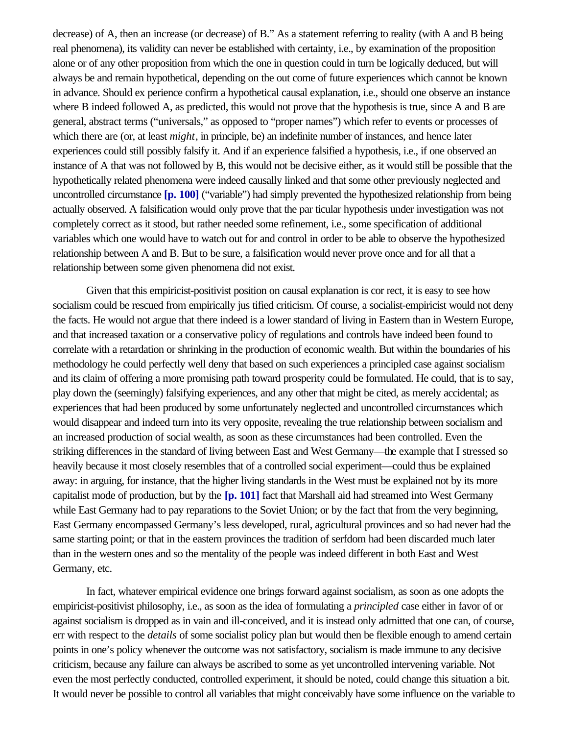decrease) of A, then an increase (or decrease) of B." As a statement referring to reality (with A and B being real phenomena), its validity can never be established with certainty, i.e., by examination of the proposition alone or of any other proposition from which the one in question could in turn be logically deduced, but will always be and remain hypothetical, depending on the out come of future experiences which cannot be known in advance. Should ex perience confirm a hypothetical causal explanation, i.e., should one observe an instance where B indeed followed A, as predicted, this would not prove that the hypothesis is true, since A and B are general, abstract terms ("universals," as opposed to "proper names") which refer to events or processes of which there are (or, at least *might*, in principle, be) an indefinite number of instances, and hence later experiences could still possibly falsify it. And if an experience falsified a hypothesis, i.e., if one observed an instance of A that was not followed by B, this would not be decisive either, as it would still be possible that the hypothetically related phenomena were indeed causally linked and that some other previously neglected and uncontrolled circumstance **[p. 100]** ("variable") had simply prevented the hypothesized relationship from being actually observed. A falsification would only prove that the par ticular hypothesis under investigation was not completely correct as it stood, but rather needed some refinement, i.e., some specification of additional variables which one would have to watch out for and control in order to be able to observe the hypothesized relationship between A and B. But to be sure, a falsification would never prove once and for all that a relationship between some given phenomena did not exist.

Given that this empiricist-positivist position on causal explanation is cor rect, it is easy to see how socialism could be rescued from empirically jus tified criticism. Of course, a socialist-empiricist would not deny the facts. He would not argue that there indeed is a lower standard of living in Eastern than in Western Europe, and that increased taxation or a conservative policy of regulations and controls have indeed been found to correlate with a retardation or shrinking in the production of economic wealth. But within the boundaries of his methodology he could perfectly well deny that based on such experiences a principled case against socialism and its claim of offering a more promising path toward prosperity could be formulated. He could, that is to say, play down the (seemingly) falsifying experiences, and any other that might be cited, as merely accidental; as experiences that had been produced by some unfortunately neglected and uncontrolled circumstances which would disappear and indeed turn into its very opposite, revealing the true relationship between socialism and an increased production of social wealth, as soon as these circumstances had been controlled. Even the striking differences in the standard of living between East and West Germany—the example that I stressed so heavily because it most closely resembles that of a controlled social experiment—could thus be explained away: in arguing, for instance, that the higher living standards in the West must be explained not by its more capitalist mode of production, but by the **[p. 101]** fact that Marshall aid had streamed into West Germany while East Germany had to pay reparations to the Soviet Union; or by the fact that from the very beginning, East Germany encompassed Germany's less developed, rural, agricultural provinces and so had never had the same starting point; or that in the eastern provinces the tradition of serfdom had been discarded much later than in the western ones and so the mentality of the people was indeed different in both East and West Germany, etc.

In fact, whatever empirical evidence one brings forward against socialism, as soon as one adopts the empiricist-positivist philosophy, i.e., as soon as the idea of formulating a *principled* case either in favor of or against socialism is dropped as in vain and ill-conceived, and it is instead only admitted that one can, of course, err with respect to the *details* of some socialist policy plan but would then be flexible enough to amend certain points in one's policy whenever the outcome was not satisfactory, socialism is made immune to any decisive criticism, because any failure can always be ascribed to some as yet uncontrolled intervening variable. Not even the most perfectly conducted, controlled experiment, it should be noted, could change this situation a bit. It would never be possible to control all variables that might conceivably have some influence on the variable to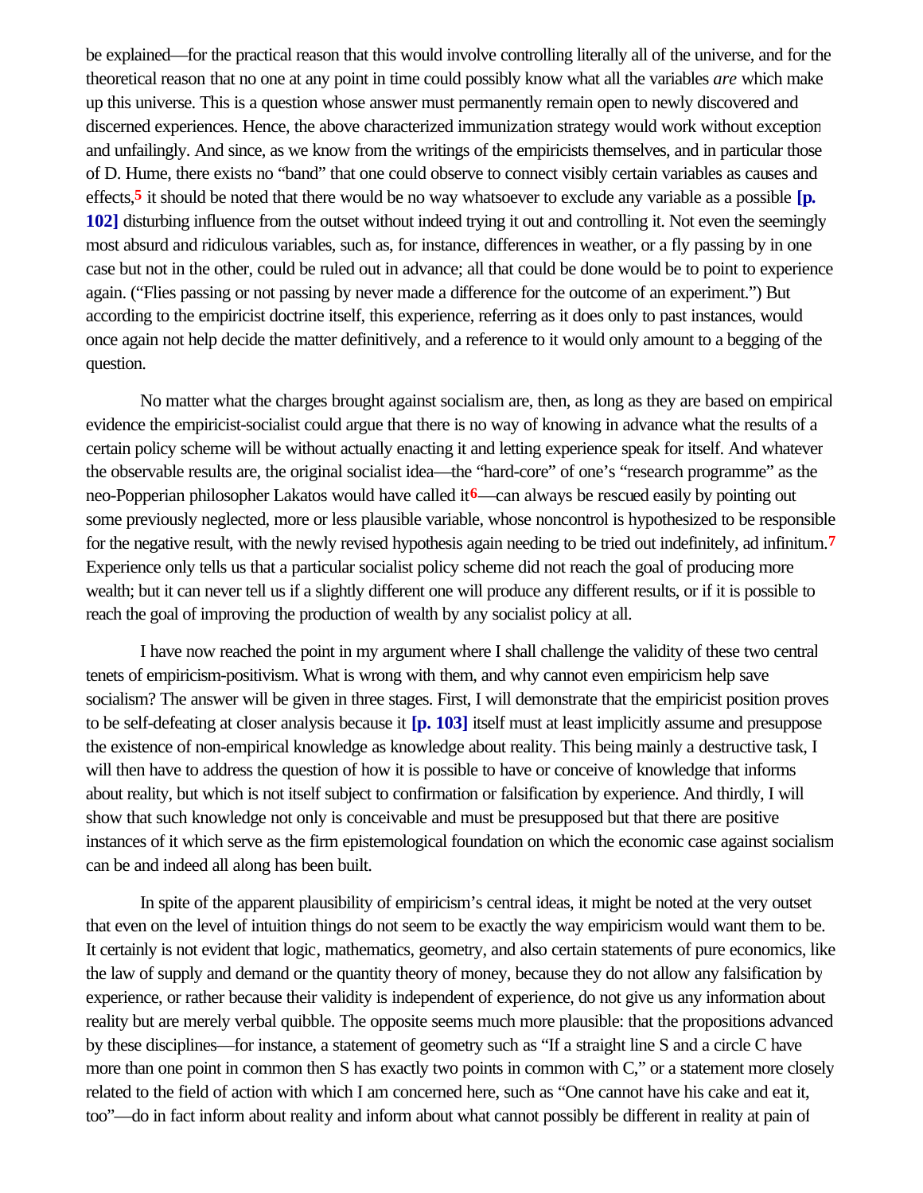be explained—for the practical reason that this would involve controlling literally all of the universe, and for the theoretical reason that no one at any point in time could possibly know what all the variables *are* which make up this universe. This is a question whose answer must permanently remain open to newly discovered and discerned experiences. Hence, the above characterized immunization strategy would work without exception and unfailingly. And since, as we know from the writings of the empiricists themselves, and in particular those of D. Hume, there exists no "band" that one could observe to connect visibly certain variables as causes and effects,[5] it should be noted that there would be no way whatsoever to exclude any variable as a possible **[p. 102]** disturbing influence from the outset without indeed trying it out and controlling it. Not even the seemingly most absurd and ridiculous variables, such as, for instance, differences in weather, or a fly passing by in one case but not in the other, could be ruled out in advance; all that could be done would be to point to experience again. ("Flies passing or not passing by never made a difference for the outcome of an experiment.") But according to the empiricist doctrine itself, this experience, referring as it does only to past instances, would once again not help decide the matter definitively, and a reference to it would only amount to a begging of the question.

No matter what the charges brought against socialism are, then, as long as they are based on empirical evidence the empiricist-socialist could argue that there is no way of knowing in advance what the results of a certain policy scheme will be without actually enacting it and letting experience speak for itself. And whatever the observable results are, the original socialist idea—the "hard-core" of one's "research programme" as the neo-Popperian philosopher Lakatos would have called it[6]—can always be rescued easily by pointing out some previously neglected, more or less plausible variable, whose noncontrol is hypothesized to be responsible for the negative result, with the newly revised hypothesis again needing to be tried out indefinitely, ad infinitum.[7] Experience only tells us that a particular socialist policy scheme did not reach the goal of producing more wealth; but it can never tell us if a slightly different one will produce any different results, or if it is possible to reach the goal of improving the production of wealth by any socialist policy at all.

I have now reached the point in my argument where I shall challenge the validity of these two central tenets of empiricism-positivism. What is wrong with them, and why cannot even empiricism help save socialism? The answer will be given in three stages. First, I will demonstrate that the empiricist position proves to be self-defeating at closer analysis because it **[p. 103]** itself must at least implicitly assume and presuppose the existence of non-empirical knowledge as knowledge about reality. This being mainly a destructive task, I will then have to address the question of how it is possible to have or conceive of knowledge that informs about reality, but which is not itself subject to confirmation or falsification by experience. And thirdly, I will show that such knowledge not only is conceivable and must be presupposed but that there are positive instances of it which serve as the firm epistemological foundation on which the economic case against socialism can be and indeed all along has been built.

In spite of the apparent plausibility of empiricism's central ideas, it might be noted at the very outset that even on the level of intuition things do not seem to be exactly the way empiricism would want them to be. It certainly is not evident that logic, mathematics, geometry, and also certain statements of pure economics, like the law of supply and demand or the quantity theory of money, because they do not allow any falsification by experience, or rather because their validity is independent of experience, do not give us any information about reality but are merely verbal quibble. The opposite seems much more plausible: that the propositions advanced by these disciplines—for instance, a statement of geometry such as "If a straight line S and a circle C have more than one point in common then S has exactly two points in common with C," or a statement more closely related to the field of action with which I am concerned here, such as "One cannot have his cake and eat it, too"—do in fact inform about reality and inform about what cannot possibly be different in reality at pain of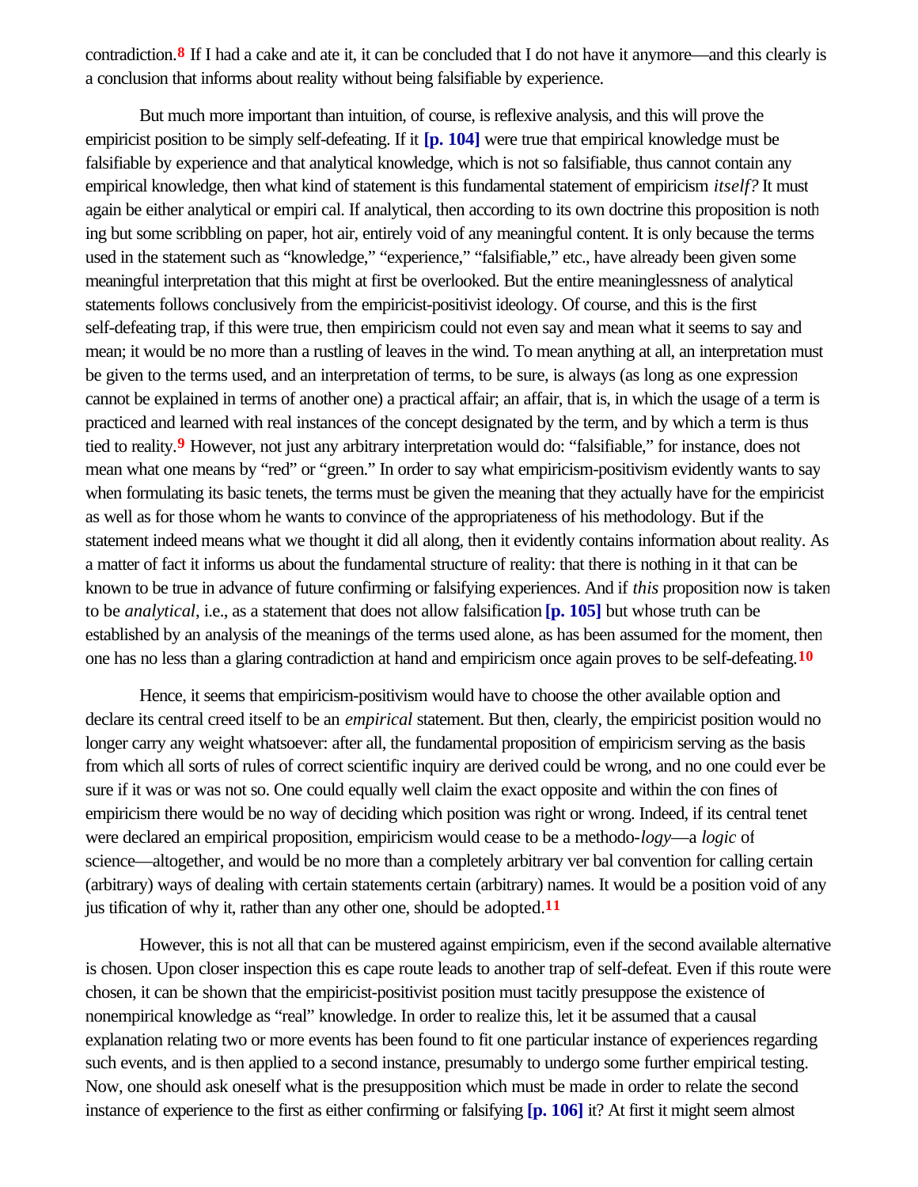contradiction.[8] If I had a cake and ate it, it can be concluded that I do not have it anymore—and this clearly is a conclusion that informs about reality without being falsifiable by experience.

But much more important than intuition, of course, is reflexive analysis, and this will prove the empiricist position to be simply self-defeating. If it **[p. 104]** were true that empirical knowledge must be falsifiable by experience and that analytical knowledge, which is not so falsifiable, thus cannot contain any empirical knowledge, then what kind of statement is this fundamental statement of empiricism *itself?* It must again be either analytical or empiri cal. If analytical, then according to its own doctrine this proposition is noth ing but some scribbling on paper, hot air, entirely void of any meaningful content. It is only because the terms used in the statement such as "knowledge," "experience," "falsifiable," etc., have already been given some meaningful interpretation that this might at first be overlooked. But the entire meaninglessness of analytical statements follows conclusively from the empiricist-positivist ideology. Of course, and this is the first self-defeating trap, if this were true, then empiricism could not even say and mean what it seems to say and mean; it would be no more than a rustling of leaves in the wind. To mean anything at all, an interpretation must be given to the terms used, and an interpretation of terms, to be sure, is always (as long as one expression cannot be explained in terms of another one) a practical affair; an affair, that is, in which the usage of a term is practiced and learned with real instances of the concept designated by the term, and by which a term is thus tied to reality.[9] However, not just any arbitrary interpretation would do: "falsifiable," for instance, does not mean what one means by "red" or "green." In order to say what empiricism-positivism evidently wants to say when formulating its basic tenets, the terms must be given the meaning that they actually have for the empiricist as well as for those whom he wants to convince of the appropriateness of his methodology. But if the statement indeed means what we thought it did all along, then it evidently contains information about reality. As a matter of fact it informs us about the fundamental structure of reality: that there is nothing in it that can be known to be true in advance of future confirming or falsifying experiences. And if *this* proposition now is taken to be *analytical*, i.e., as a statement that does not allow falsification **[p. 105]** but whose truth can be established by an analysis of the meanings of the terms used alone, as has been assumed for the moment, then one has no less than a glaring contradiction at hand and empiricism once again proves to be self-defeating.[10]

Hence, it seems that empiricism-positivism would have to choose the other available option and declare its central creed itself to be an *empirical* statement. But then, clearly, the empiricist position would no longer carry any weight whatsoever: after all, the fundamental proposition of empiricism serving as the basis from which all sorts of rules of correct scientific inquiry are derived could be wrong, and no one could ever be sure if it was or was not so. One could equally well claim the exact opposite and within the con fines of empiricism there would be no way of deciding which position was right or wrong. Indeed, if its central tenet were declared an empirical proposition, empiricism would cease to be a methodo-*logy*—a *logic* of science—altogether, and would be no more than a completely arbitrary ver bal convention for calling certain (arbitrary) ways of dealing with certain statements certain (arbitrary) names. It would be a position void of any jus tification of why it, rather than any other one, should be adopted.[11]

However, this is not all that can be mustered against empiricism, even if the second available alternative is chosen. Upon closer inspection this es cape route leads to another trap of self-defeat. Even if this route were chosen, it can be shown that the empiricist-positivist position must tacitly presuppose the existence of nonempirical knowledge as "real" knowledge. In order to realize this, let it be assumed that a causal explanation relating two or more events has been found to fit one particular instance of experiences regarding such events, and is then applied to a second instance, presumably to undergo some further empirical testing. Now, one should ask oneself what is the presupposition which must be made in order to relate the second instance of experience to the first as either confirming or falsifying **[p. 106]** it? At first it might seem almost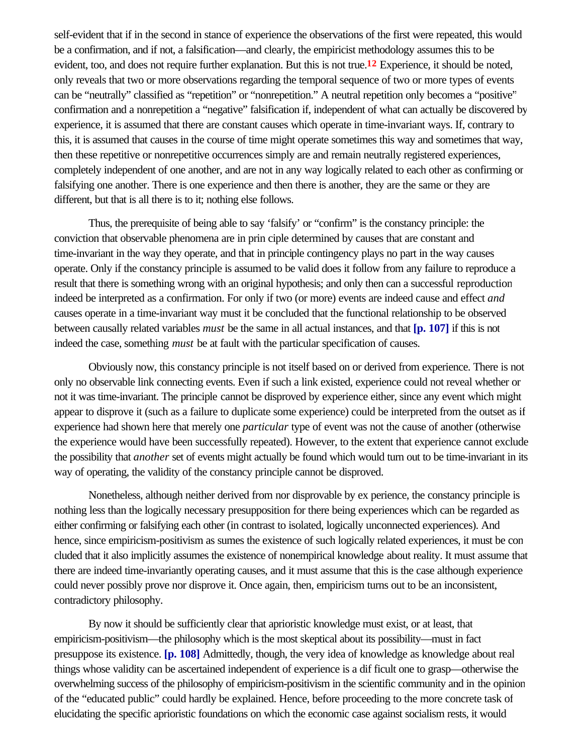self-evident that if in the second in stance of experience the observations of the first were repeated, this would be a confirmation, and if not, a falsification—and clearly, the empiricist methodology assumes this to be evident, too, and does not require further explanation. But this is not true.[12] Experience, it should be noted, only reveals that two or more observations regarding the temporal sequence of two or more types of events can be "neutrally" classified as "repetition" or "nonrepetition." A neutral repetition only becomes a "positive" confirmation and a nonrepetition a "negative" falsification if, independent of what can actually be discovered by experience, it is assumed that there are constant causes which operate in time-invariant ways. If, contrary to this, it is assumed that causes in the course of time might operate sometimes this way and sometimes that way, then these repetitive or nonrepetitive occurrences simply are and remain neutrally registered experiences, completely independent of one another, and are not in any way logically related to each other as confirming or falsifying one another. There is one experience and then there is another, they are the same or they are different, but that is all there is to it; nothing else follows.

Thus, the prerequisite of being able to say 'falsify' or "confirm" is the constancy principle: the conviction that observable phenomena are in prin ciple determined by causes that are constant and time-invariant in the way they operate, and that in principle contingency plays no part in the way causes operate. Only if the constancy principle is assumed to be valid does it follow from any failure to reproduce a result that there is something wrong with an original hypothesis; and only then can a successful reproduction indeed be interpreted as a confirmation. For only if two (or more) events are indeed cause and effect *and* causes operate in a time-invariant way must it be concluded that the functional relationship to be observed between causally related variables *must* be the same in all actual instances, and that **[p. 107]** if this is not indeed the case, something *must* be at fault with the particular specification of causes.

Obviously now, this constancy principle is not itself based on or derived from experience. There is not only no observable link connecting events. Even if such a link existed, experience could not reveal whether or not it was time-invariant. The principle cannot be disproved by experience either, since any event which might appear to disprove it (such as a failure to duplicate some experience) could be interpreted from the outset as if experience had shown here that merely one *particular* type of event was not the cause of another (otherwise the experience would have been successfully repeated). However, to the extent that experience cannot exclude the possibility that *another* set of events might actually be found which would turn out to be time-invariant in its way of operating, the validity of the constancy principle cannot be disproved.

Nonetheless, although neither derived from nor disprovable by ex perience, the constancy principle is nothing less than the logically necessary presupposition for there being experiences which can be regarded as either confirming or falsifying each other (in contrast to isolated, logically unconnected experiences). And hence, since empiricism-positivism as sumes the existence of such logically related experiences, it must be con cluded that it also implicitly assumes the existence of nonempirical knowledge about reality. It must assume that there are indeed time-invariantly operating causes, and it must assume that this is the case although experience could never possibly prove nor disprove it. Once again, then, empiricism turns out to be an inconsistent, contradictory philosophy.

By now it should be sufficiently clear that aprioristic knowledge must exist, or at least, that empiricism-positivism—the philosophy which is the most skeptical about its possibility—must in fact presuppose its existence. **[p. 108]** Admittedly, though, the very idea of knowledge as knowledge about real things whose validity can be ascertained independent of experience is a dif ficult one to grasp—otherwise the overwhelming success of the philosophy of empiricism-positivism in the scientific community and in the opinion of the "educated public" could hardly be explained. Hence, before proceeding to the more concrete task of elucidating the specific aprioristic foundations on which the economic case against socialism rests, it would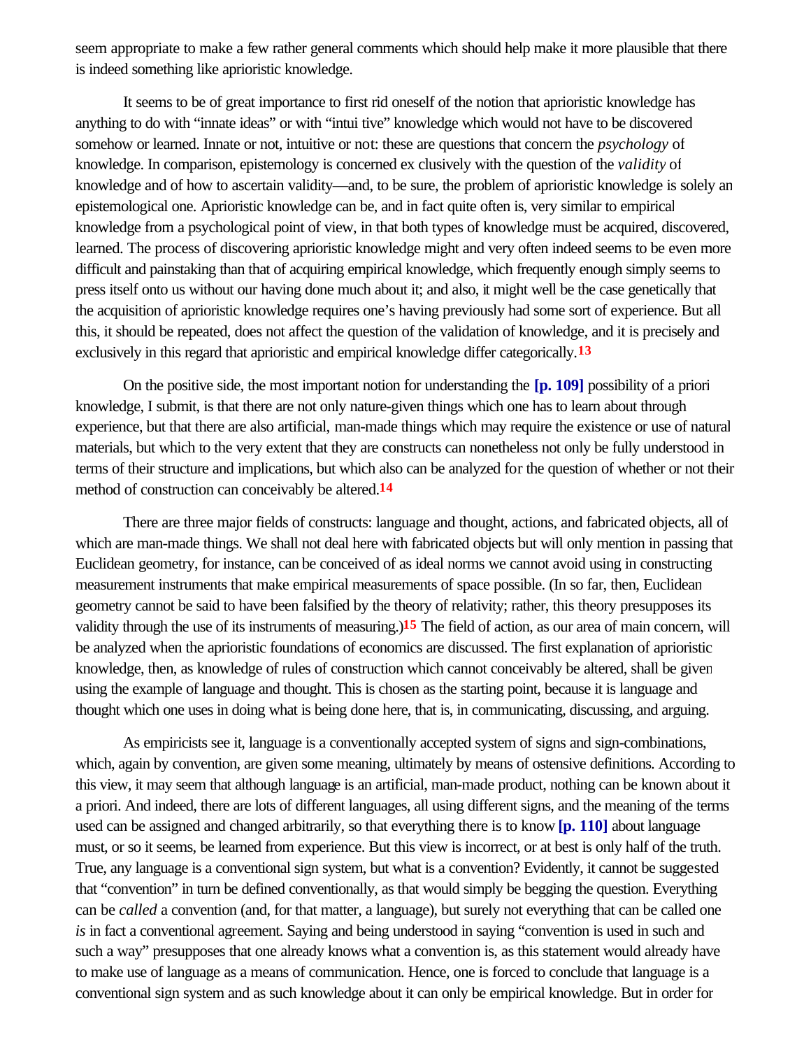seem appropriate to make a few rather general comments which should help make it more plausible that there is indeed something like aprioristic knowledge.

It seems to be of great importance to first rid oneself of the notion that aprioristic knowledge has anything to do with "innate ideas" or with "intui tive" knowledge which would not have to be discovered somehow or learned. Innate or not, intuitive or not: these are questions that concern the *psychology* of knowledge. In comparison, epistemology is concerned ex clusively with the question of the *validity* of knowledge and of how to ascertain validity—and, to be sure, the problem of aprioristic knowledge is solely an epistemological one. Aprioristic knowledge can be, and in fact quite often is, very similar to empirical knowledge from a psychological point of view, in that both types of knowledge must be acquired, discovered, learned. The process of discovering aprioristic knowledge might and very often indeed seems to be even more difficult and painstaking than that of acquiring empirical knowledge, which frequently enough simply seems to press itself onto us without our having done much about it; and also, it might well be the case genetically that the acquisition of aprioristic knowledge requires one's having previously had some sort of experience. But all this, it should be repeated, does not affect the question of the validation of knowledge, and it is precisely and exclusively in this regard that aprioristic and empirical knowledge differ categorically.[13]

On the positive side, the most important notion for understanding the **[p. 109]** possibility of a priori knowledge, I submit, is that there are not only nature-given things which one has to learn about through experience, but that there are also artificial, man-made things which may require the existence or use of natural materials, but which to the very extent that they are constructs can nonetheless not only be fully understood in terms of their structure and implications, but which also can be analyzed for the question of whether or not their method of construction can conceivably be altered.[14]

There are three major fields of constructs: language and thought, actions, and fabricated objects, all of which are man-made things. We shall not deal here with fabricated objects but will only mention in passing that Euclidean geometry, for instance, can be conceived of as ideal norms we cannot avoid using in constructing measurement instruments that make empirical measurements of space possible. (In so far, then, Euclidean geometry cannot be said to have been falsified by the theory of relativity; rather, this theory presupposes its validity through the use of its instruments of measuring.)[15] The field of action, as our area of main concern, will be analyzed when the aprioristic foundations of economics are discussed. The first explanation of aprioristic knowledge, then, as knowledge of rules of construction which cannot conceivably be altered, shall be given using the example of language and thought. This is chosen as the starting point, because it is language and thought which one uses in doing what is being done here, that is, in communicating, discussing, and arguing.

As empiricists see it, language is a conventionally accepted system of signs and sign-combinations, which, again by convention, are given some meaning, ultimately by means of ostensive definitions. According to this view, it may seem that although language is an artificial, man-made product, nothing can be known about it a priori. And indeed, there are lots of different languages, all using different signs, and the meaning of the terms used can be assigned and changed arbitrarily, so that everything there is to know **[p. 110]** about language must, or so it seems, be learned from experience. But this view is incorrect, or at best is only half of the truth. True, any language is a conventional sign system, but what is a convention? Evidently, it cannot be suggested that "convention" in turn be defined conventionally, as that would simply be begging the question. Everything can be *called* a convention (and, for that matter, a language), but surely not everything that can be called one *is* in fact a conventional agreement. Saying and being understood in saying "convention is used in such and such a way" presupposes that one already knows what a convention is, as this statement would already have to make use of language as a means of communication. Hence, one is forced to conclude that language is a conventional sign system and as such knowledge about it can only be empirical knowledge. But in order for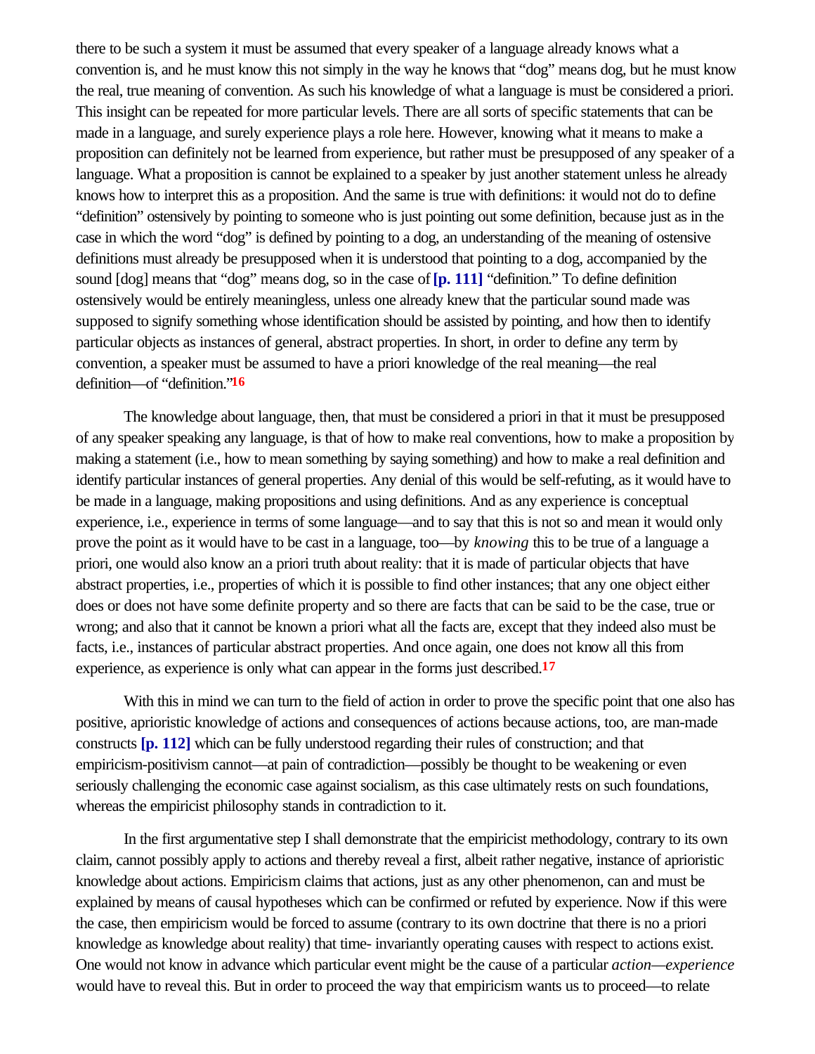there to be such a system it must be assumed that every speaker of a language already knows what a convention is, and he must know this not simply in the way he knows that "dog" means dog, but he must know the real, true meaning of convention. As such his knowledge of what a language is must be considered a priori. This insight can be repeated for more particular levels. There are all sorts of specific statements that can be made in a language, and surely experience plays a role here. However, knowing what it means to make a proposition can definitely not be learned from experience, but rather must be presupposed of any speaker of a language. What a proposition is cannot be explained to a speaker by just another statement unless he already knows how to interpret this as a proposition. And the same is true with definitions: it would not do to define "definition" ostensively by pointing to someone who is just pointing out some definition, because just as in the case in which the word "dog" is defined by pointing to a dog, an understanding of the meaning of ostensive definitions must already be presupposed when it is understood that pointing to a dog, accompanied by the sound [dog] means that "dog" means dog, so in the case of **[p. 111]** "definition." To define definition ostensively would be entirely meaningless, unless one already knew that the particular sound made was supposed to signify something whose identification should be assisted by pointing, and how then to identify particular objects as instances of general, abstract properties. In short, in order to define any term by convention, a speaker must be assumed to have a priori knowledge of the real meaning—the real definition—of "definition."[16]

The knowledge about language, then, that must be considered a priori in that it must be presupposed of any speaker speaking any language, is that of how to make real conventions, how to make a proposition by making a statement (i.e., how to mean something by saying something) and how to make a real definition and identify particular instances of general properties. Any denial of this would be self-refuting, as it would have to be made in a language, making propositions and using definitions. And as any experience is conceptual experience, i.e., experience in terms of some language—and to say that this is not so and mean it would only prove the point as it would have to be cast in a language, too—by *knowing* this to be true of a language a priori, one would also know an a priori truth about reality: that it is made of particular objects that have abstract properties, i.e., properties of which it is possible to find other instances; that any one object either does or does not have some definite property and so there are facts that can be said to be the case, true or wrong; and also that it cannot be known a priori what all the facts are, except that they indeed also must be facts, i.e., instances of particular abstract properties. And once again, one does not know all this from experience, as experience is only what can appear in the forms just described.[17]

With this in mind we can turn to the field of action in order to prove the specific point that one also has positive, aprioristic knowledge of actions and consequences of actions because actions, too, are man-made constructs **[p. 112]** which can be fully understood regarding their rules of construction; and that empiricism-positivism cannot—at pain of contradiction—possibly be thought to be weakening or even seriously challenging the economic case against socialism, as this case ultimately rests on such foundations, whereas the empiricist philosophy stands in contradiction to it.

In the first argumentative step I shall demonstrate that the empiricist methodology, contrary to its own claim, cannot possibly apply to actions and thereby reveal a first, albeit rather negative, instance of aprioristic knowledge about actions. Empiricism claims that actions, just as any other phenomenon, can and must be explained by means of causal hypotheses which can be confirmed or refuted by experience. Now if this were the case, then empiricism would be forced to assume (contrary to its own doctrine that there is no a priori knowledge as knowledge about reality) that time- invariantly operating causes with respect to actions exist. One would not know in advance which particular event might be the cause of a particular *action*—*experience* would have to reveal this. But in order to proceed the way that empiricism wants us to proceed—to relate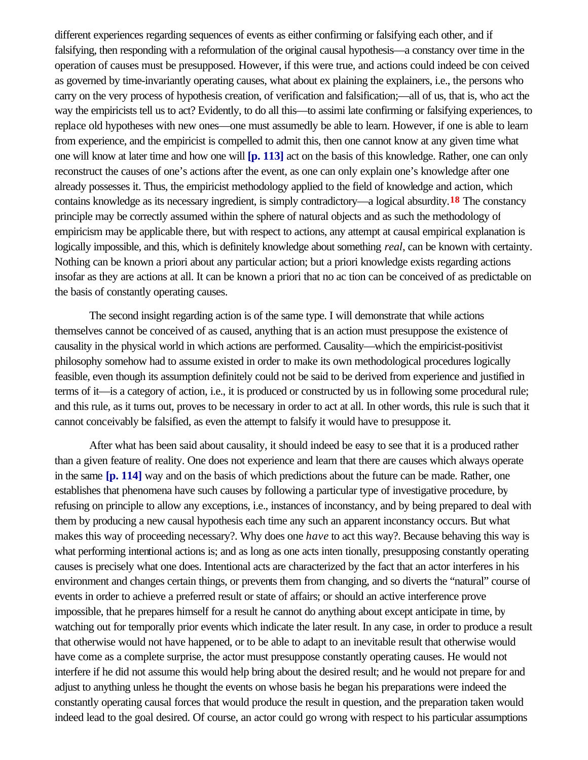different experiences regarding sequences of events as either confirming or falsifying each other, and if falsifying, then responding with a reformulation of the original causal hypothesis—a constancy over time in the operation of causes must be presupposed. However, if this were true, and actions could indeed be con ceived as governed by time-invariantly operating causes, what about ex plaining the explainers, i.e., the persons who carry on the very process of hypothesis creation, of verification and falsification;—all of us, that is, who act the way the empiricists tell us to act? Evidently, to do all this—to assimi late confirming or falsifying experiences, to replace old hypotheses with new ones—one must assumedly be able to learn. However, if one is able to learn from experience, and the empiricist is compelled to admit this, then one cannot know at any given time what one will know at later time and how one will **[p. 113]** act on the basis of this knowledge. Rather, one can only reconstruct the causes of one's actions after the event, as one can only explain one's knowledge after one already possesses it. Thus, the empiricist methodology applied to the field of knowledge and action, which contains knowledge as its necessary ingredient, is simply contradictory—a logical absurdity.[18] The constancy principle may be correctly assumed within the sphere of natural objects and as such the methodology of empiricism may be applicable there, but with respect to actions, any attempt at causal empirical explanation is logically impossible, and this, which is definitely knowledge about something *real*, can be known with certainty. Nothing can be known a priori about any particular action; but a priori knowledge exists regarding actions insofar as they are actions at all. It can be known a priori that no ac tion can be conceived of as predictable on the basis of constantly operating causes.

The second insight regarding action is of the same type. I will demonstrate that while actions themselves cannot be conceived of as caused, anything that is an action must presuppose the existence of causality in the physical world in which actions are performed. Causality—which the empiricist-positivist philosophy somehow had to assume existed in order to make its own methodological procedures logically feasible, even though its assumption definitely could not be said to be derived from experience and justified in terms of it—is a category of action, i.e., it is produced or constructed by us in following some procedural rule; and this rule, as it turns out, proves to be necessary in order to act at all. In other words, this rule is such that it cannot conceivably be falsified, as even the attempt to falsify it would have to presuppose it.

After what has been said about causality, it should indeed be easy to see that it is a produced rather than a given feature of reality. One does not experience and learn that there are causes which always operate in the same **[p. 114]** way and on the basis of which predictions about the future can be made. Rather, one establishes that phenomena have such causes by following a particular type of investigative procedure, by refusing on principle to allow any exceptions, i.e., instances of inconstancy, and by being prepared to deal with them by producing a new causal hypothesis each time any such an apparent inconstancy occurs. But what makes this way of proceeding necessary?. Why does one *have* to act this way?. Because behaving this way is what performing intentional actions is; and as long as one acts inten tionally, presupposing constantly operating causes is precisely what one does. Intentional acts are characterized by the fact that an actor interferes in his environment and changes certain things, or prevents them from changing, and so diverts the "natural" course of events in order to achieve a preferred result or state of affairs; or should an active interference prove impossible, that he prepares himself for a result he cannot do anything about except anticipate in time, by watching out for temporally prior events which indicate the later result. In any case, in order to produce a result that otherwise would not have happened, or to be able to adapt to an inevitable result that otherwise would have come as a complete surprise, the actor must presuppose constantly operating causes. He would not interfere if he did not assume this would help bring about the desired result; and he would not prepare for and adjust to anything unless he thought the events on whose basis he began his preparations were indeed the constantly operating causal forces that would produce the result in question, and the preparation taken would indeed lead to the goal desired. Of course, an actor could go wrong with respect to his particular assumptions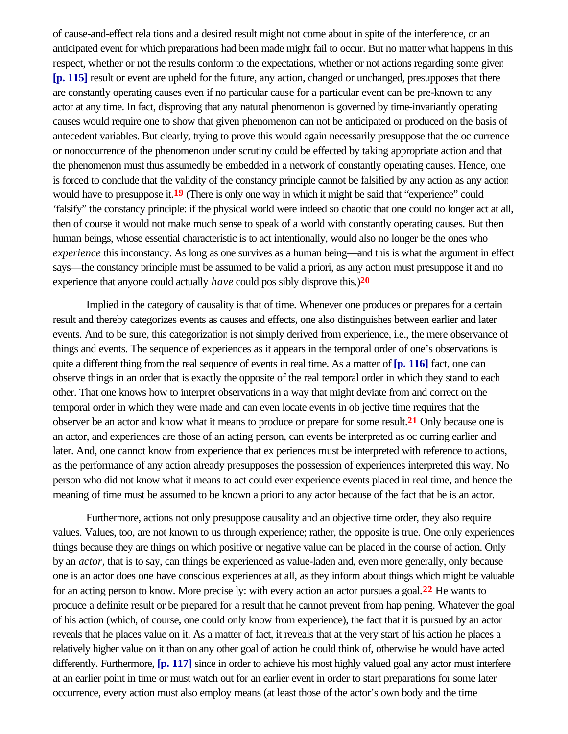of cause-and-effect relations and a desired result might not come about in spite of the interference, or an anticipated event for which preparations had been made might fail to occur. But no matter what happens in this respect, whether or not the results conform to the expectations, whether or not actions regarding some given [p. 115] result or event are upheld for the future, any action, changed or unchanged, presupposes that there are constantly operating causes even if no particular cause for a particular event can be pre-known to any actor at any time. In fact, disproving that any natural phenomenon is governed by time-invariantly operating causes would require one to show that given phenomenon can not be anticipated or produced on the basis of antecedent variables. But clearly, trying to prove this would again necessarily presuppose that the occurrence or nonoccurrence of the phenomenon under scrutiny could be effected by taking appropriate action and that the phenomenon must thus assumedly be embedded in a network of constantly operating causes. Hence, one is forced to conclude that the validity of the constancy principle cannot be falsified by any action as any action would have to presuppose it.[19] (There is only one way in which it might be said that "experience" could 'falsify" the constancy principle: if the physical world were indeed so chaotic that one could no longer act at all, then of course it would not make much sense to speak of a world with constantly operating causes. But then human beings, whose essential characteristic is to act intentionally, would also no longer be the ones who *experience* this inconstancy. As long as one survives as a human being—and this is what the argument in effect says—the constancy principle must be assumed to be valid a priori, as any action must presuppose it and no experience that anyone could actually *have* could possibly disprove this.)[20]

Implied in the category of causality is that of time. Whenever one produces or prepares for a certain result and thereby categorizes events as causes and effects, one also distinguishes between earlier and later events. And to be sure, this categorization is not simply derived from experience, i.e., the mere observance of things and events. The sequence of experiences as it appears in the temporal order of one's observations is quite a different thing from the real sequence of events in real time. As a matter of [p. 116] fact, one can observe things in an order that is exactly the opposite of the real temporal order in which they stand to each other. That one knows how to interpret observations in a way that might deviate from and correct on the temporal order in which they were made and can even locate events in objective time requires that the observer be an actor and know what it means to produce or prepare for some result.[21] Only because one is an actor, and experiences are those of an acting person, can events be interpreted as occurring earlier and later. And, one cannot know from experience that experiences must be interpreted with reference to actions, as the performance of any action already presupposes the possession of experiences interpreted this way. No person who did not know what it means to act could ever experience events placed in real time, and hence the meaning of time must be assumed to be known a priori to any actor because of the fact that he is an actor.

Furthermore, actions not only presuppose causality and an objective time order, they also require values. Values, too, are not known to us through experience; rather, the opposite is true. One only experiences things because they are things on which positive or negative value can be placed in the course of action. Only by an *actor*, that is to say, can things be experienced as value-laden and, even more generally, only because one is an actor does one have conscious experiences at all, as they inform about things which might be valuable for an acting person to know. More precisely: with every action an actor pursues a goal.[22] He wants to produce a definite result or be prepared for a result that he cannot prevent from happening. Whatever the goal of his action (which, of course, one could only know from experience), the fact that it is pursued by an actor reveals that he places value on it. As a matter of fact, it reveals that at the very start of his action he places a relatively higher value on it than on any other goal of action he could think of, otherwise he would have acted differently. Furthermore, [p. 117] since in order to achieve his most highly valued goal any actor must interfere at an earlier point in time or must watch out for an earlier event in order to start preparations for some later occurrence, every action must also employ means (at least those of the actor's own body and the time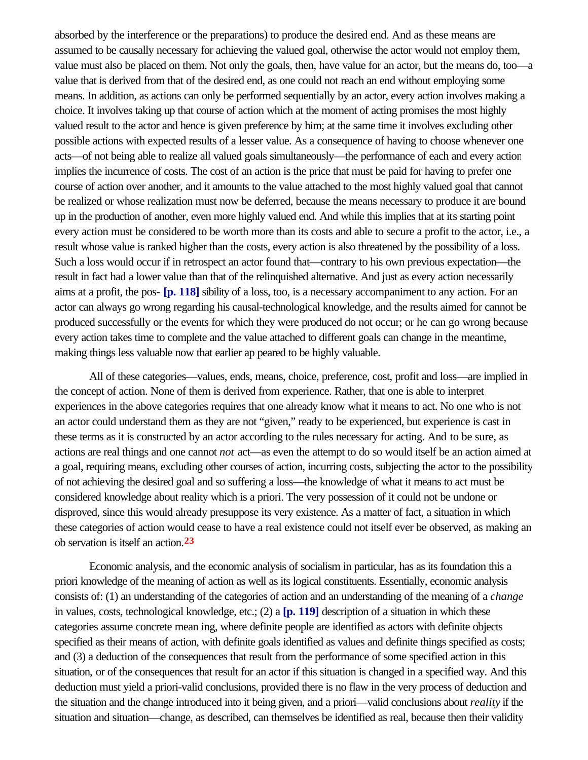absorbed by the interference or the preparations) to produce the desired end. And as these means are assumed to be causally necessary for achieving the valued goal, otherwise the actor would not employ them, value must also be placed on them. Not only the goals, then, have value for an actor, but the means do, too—a value that is derived from that of the desired end, as one could not reach an end without employing some means. In addition, as actions can only be performed sequentially by an actor, every action involves making a choice. It involves taking up that course of action which at the moment of acting promises the most highly valued result to the actor and hence is given preference by him; at the same time it involves excluding other possible actions with expected results of a lesser value. As a consequence of having to choose whenever one acts—of not being able to realize all valued goals simultaneously—the performance of each and every action implies the incurrence of costs. The cost of an action is the price that must be paid for having to prefer one course of action over another, and it amounts to the value attached to the most highly valued goal that cannot be realized or whose realization must now be deferred, because the means necessary to produce it are bound up in the production of another, even more highly valued end. And while this implies that at its starting point every action must be considered to be worth more than its costs and able to secure a profit to the actor, i.e., a result whose value is ranked higher than the costs, every action is also threatened by the possibility of a loss. Such a loss would occur if in retrospect an actor found that—contrary to his own previous expectation—the result in fact had a lower value than that of the relinquished alternative. And just as every action necessarily aims at a profit, the pos- **[p. 118]** sibility of a loss, too, is a necessary accompaniment to any action. For an actor can always go wrong regarding his causal-technological knowledge, and the results aimed for cannot be produced successfully or the events for which they were produced do not occur; or he can go wrong because every action takes time to complete and the value attached to different goals can change in the meantime, making things less valuable now that earlier appeared to be highly valuable.

All of these categories—values, ends, means, choice, preference, cost, profit and loss—are implied in the concept of action. None of them is derived from experience. Rather, that one is able to interpret experiences in the above categories requires that one already know what it means to act. No one who is not an actor could understand them as they are not "given," ready to be experienced, but experience is cast in these terms as it is constructed by an actor according to the rules necessary for acting. And to be sure, as actions are real things and one cannot *not* act—as even the attempt to do so would itself be an action aimed at a goal, requiring means, excluding other courses of action, incurring costs, subjecting the actor to the possibility of not achieving the desired goal and so suffering a loss—the knowledge of what it means to act must be considered knowledge about reality which is a priori. The very possession of it could not be undone or disproved, since this would already presuppose its very existence. As a matter of fact, a situation in which these categories of action would cease to have a real existence could not itself ever be observed, as making an observation is itself an action.[23]

Economic analysis, and the economic analysis of socialism in particular, has as its foundation this a priori knowledge of the meaning of action as well as its logical constituents. Essentially, economic analysis consists of: (1) an understanding of the categories of action and an understanding of the meaning of a *change* in values, costs, technological knowledge, etc.; (2) a **[p. 119]** description of a situation in which these categories assume concrete meaning, where definite people are identified as actors with definite objects specified as their means of action, with definite goals identified as values and definite things specified as costs; and (3) a deduction of the consequences that result from the performance of some specified action in this situation, or of the consequences that result for an actor if this situation is changed in a specified way. And this deduction must yield a priori-valid conclusions, provided there is no flaw in the very process of deduction and the situation and the change introduced into it being given, and a priori—valid conclusions about *reality* if the situation and situation—change, as described, can themselves be identified as real, because then their validity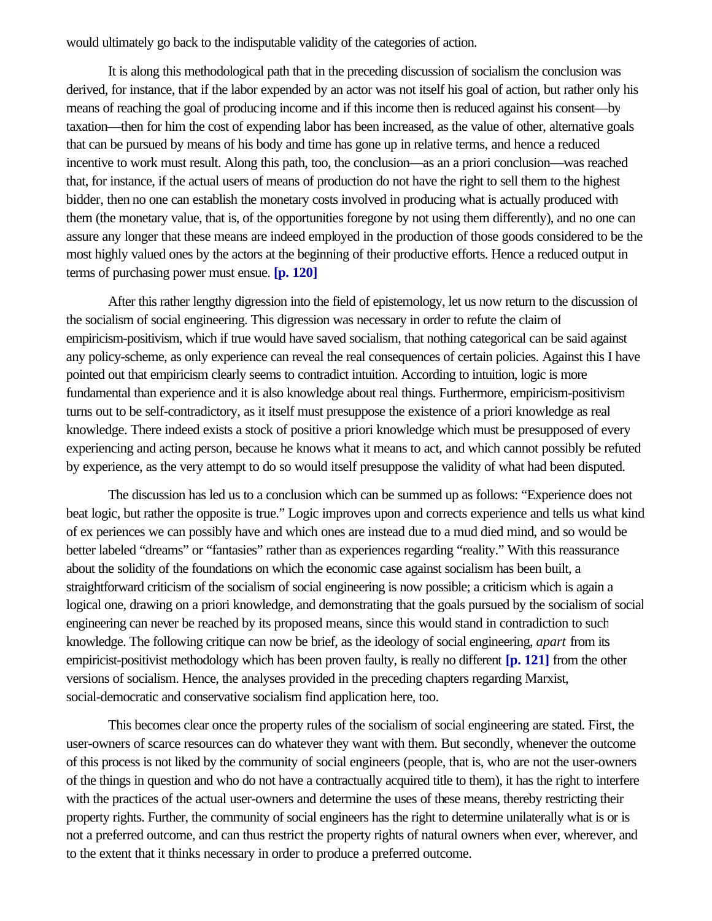would ultimately go back to the indisputable validity of the categories of action.

It is along this methodological path that in the preceding discussion of socialism the conclusion was derived, for instance, that if the labor expended by an actor was not itself his goal of action, but rather only his means of reaching the goal of producing income and if this income then is reduced against his consent—by taxation—then for him the cost of expending labor has been increased, as the value of other, alternative goals that can be pursued by means of his body and time has gone up in relative terms, and hence a reduced incentive to work must result. Along this path, too, the conclusion—as an a priori conclusion—was reached that, for instance, if the actual users of means of production do not have the right to sell them to the highest bidder, then no one can establish the monetary costs involved in producing what is actually produced with them (the monetary value, that is, of the opportunities foregone by not using them differently), and no one can assure any longer that these means are indeed employed in the production of those goods considered to be the most highly valued ones by the actors at the beginning of their productive efforts. Hence a reduced output in terms of purchasing power must ensue. **[p. 120]**

After this rather lengthy digression into the field of epistemology, let us now return to the discussion of the socialism of social engineering. This digression was necessary in order to refute the claim of empiricism-positivism, which if true would have saved socialism, that nothing categorical can be said against any policy-scheme, as only experience can reveal the real consequences of certain policies. Against this I have pointed out that empiricism clearly seems to contradict intuition. According to intuition, logic is more fundamental than experience and it is also knowledge about real things. Furthermore, empiricism-positivism turns out to be self-contradictory, as it itself must presuppose the existence of a priori knowledge as real knowledge. There indeed exists a stock of positive a priori knowledge which must be presupposed of every experiencing and acting person, because he knows what it means to act, and which cannot possibly be refuted by experience, as the very attempt to do so would itself presuppose the validity of what had been disputed.

The discussion has led us to a conclusion which can be summed up as follows: "Experience does not beat logic, but rather the opposite is true." Logic improves upon and corrects experience and tells us what kind of ex periences we can possibly have and which ones are instead due to a mud died mind, and so would be better labeled "dreams" or "fantasies" rather than as experiences regarding "reality." With this reassurance about the solidity of the foundations on which the economic case against socialism has been built, a straightforward criticism of the socialism of social engineering is now possible; a criticism which is again a logical one, drawing on a priori knowledge, and demonstrating that the goals pursued by the socialism of social engineering can never be reached by its proposed means, since this would stand in contradiction to such knowledge. The following critique can now be brief, as the ideology of social engineering, *apart* from its empiricist-positivist methodology which has been proven faulty, is really no different **[p. 121]** from the other versions of socialism. Hence, the analyses provided in the preceding chapters regarding Marxist, social-democratic and conservative socialism find application here, too.

This becomes clear once the property rules of the socialism of social engineering are stated. First, the user-owners of scarce resources can do whatever they want with them. But secondly, whenever the outcome of this process is not liked by the community of social engineers (people, that is, who are not the user-owners of the things in question and who do not have a contractually acquired title to them), it has the right to interfere with the practices of the actual user-owners and determine the uses of these means, thereby restricting their property rights. Further, the community of social engineers has the right to determine unilaterally what is or is not a preferred outcome, and can thus restrict the property rights of natural owners when ever, wherever, and to the extent that it thinks necessary in order to produce a preferred outcome.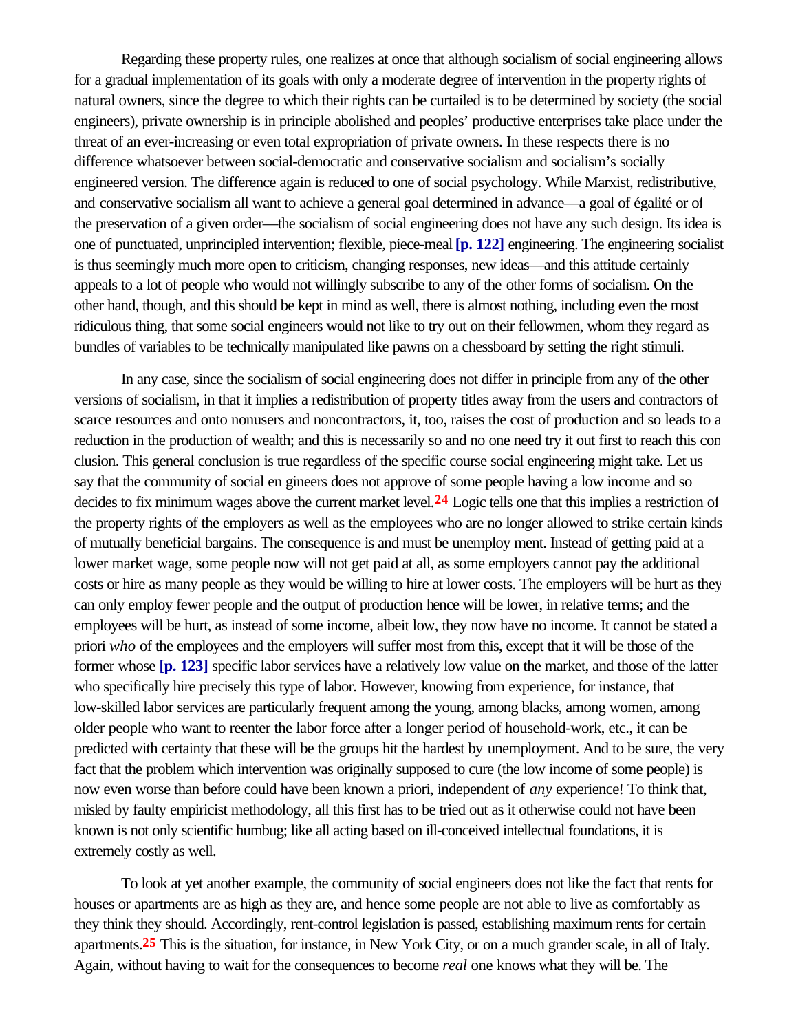Regarding these property rules, one realizes at once that although socialism of social engineering allows for a gradual implementation of its goals with only a moderate degree of intervention in the property rights of natural owners, since the degree to which their rights can be curtailed is to be determined by society (the social engineers), private ownership is in principle abolished and peoples' productive enterprises take place under the threat of an ever-increasing or even total expropriation of private owners. In these respects there is no difference whatsoever between social-democratic and conservative socialism and socialism's socially engineered version. The difference again is reduced to one of social psychology. While Marxist, redistributive, and conservative socialism all want to achieve a general goal determined in advance—a goal of égalité or of the preservation of a given order—the socialism of social engineering does not have any such design. Its idea is one of punctuated, unprincipled intervention; flexible, piece-meal **[p. 122]** engineering. The engineering socialist is thus seemingly much more open to criticism, changing responses, new ideas—and this attitude certainly appeals to a lot of people who would not willingly subscribe to any of the other forms of socialism. On the other hand, though, and this should be kept in mind as well, there is almost nothing, including even the most ridiculous thing, that some social engineers would not like to try out on their fellowmen, whom they regard as bundles of variables to be technically manipulated like pawns on a chessboard by setting the right stimuli.

In any case, since the socialism of social engineering does not differ in principle from any of the other versions of socialism, in that it implies a redistribution of property titles away from the users and contractors of scarce resources and onto nonusers and noncontractors, it, too, raises the cost of production and so leads to a reduction in the production of wealth; and this is necessarily so and no one need try it out first to reach this con clusion. This general conclusion is true regardless of the specific course social engineering might take. Let us say that the community of social en gineers does not approve of some people having a low income and so decides to fix minimum wages above the current market level.[24] Logic tells one that this implies a restriction of the property rights of the employers as well as the employees who are no longer allowed to strike certain kinds of mutually beneficial bargains. The consequence is and must be unemploy ment. Instead of getting paid at a lower market wage, some people now will not get paid at all, as some employers cannot pay the additional costs or hire as many people as they would be willing to hire at lower costs. The employers will be hurt as they can only employ fewer people and the output of production hence will be lower, in relative terms; and the employees will be hurt, as instead of some income, albeit low, they now have no income. It cannot be stated a priori *who* of the employees and the employers will suffer most from this, except that it will be those of the former whose **[p. 123]** specific labor services have a relatively low value on the market, and those of the latter who specifically hire precisely this type of labor. However, knowing from experience, for instance, that low-skilled labor services are particularly frequent among the young, among blacks, among women, among older people who want to reenter the labor force after a longer period of household-work, etc., it can be predicted with certainty that these will be the groups hit the hardest by unemployment. And to be sure, the very fact that the problem which intervention was originally supposed to cure (the low income of some people) is now even worse than before could have been known a priori, independent of *any* experience! To think that, misled by faulty empiricist methodology, all this first has to be tried out as it otherwise could not have been known is not only scientific humbug; like all acting based on ill-conceived intellectual foundations, it is extremely costly as well.

To look at yet another example, the community of social engineers does not like the fact that rents for houses or apartments are as high as they are, and hence some people are not able to live as comfortably as they think they should. Accordingly, rent-control legislation is passed, establishing maximum rents for certain apartments.[25] This is the situation, for instance, in New York City, or on a much grander scale, in all of Italy. Again, without having to wait for the consequences to become *real* one knows what they will be. The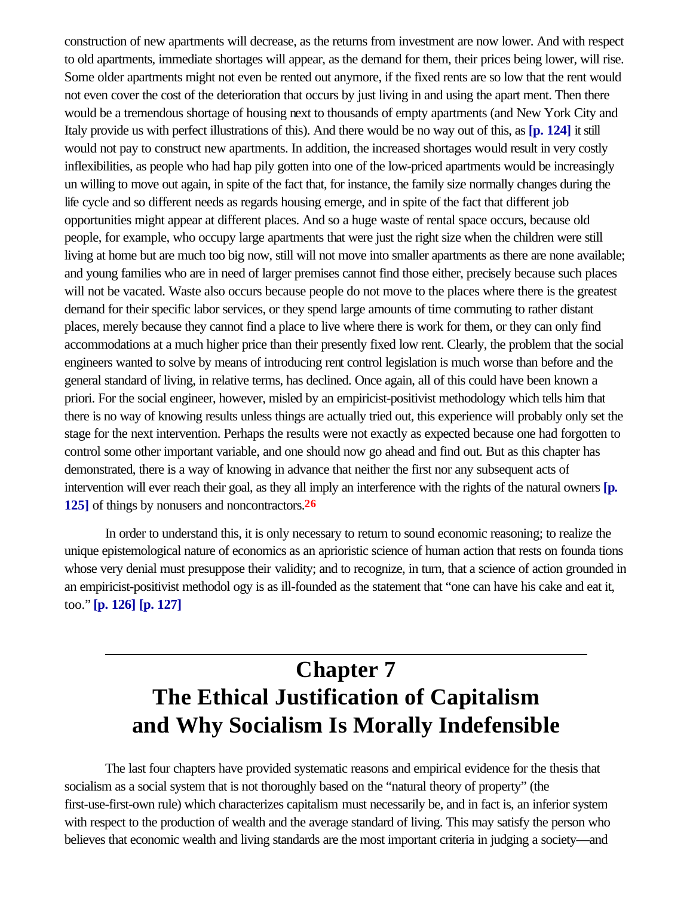construction of new apartments will decrease, as the returns from investment are now lower. And with respect to old apartments, immediate shortages will appear, as the demand for them, their prices being lower, will rise. Some older apartments might not even be rented out anymore, if the fixed rents are so low that the rent would not even cover the cost of the deterioration that occurs by just living in and using the apart ment. Then there would be a tremendous shortage of housing next to thousands of empty apartments (and New York City and Italy provide us with perfect illustrations of this). And there would be no way out of this, as **[p. 124]** it still would not pay to construct new apartments. In addition, the increased shortages would result in very costly inflexibilities, as people who had hap pily gotten into one of the low-priced apartments would be increasingly un willing to move out again, in spite of the fact that, for instance, the family size normally changes during the life cycle and so different needs as regards housing emerge, and in spite of the fact that different job opportunities might appear at different places. And so a huge waste of rental space occurs, because old people, for example, who occupy large apartments that were just the right size when the children were still living at home but are much too big now, still will not move into smaller apartments as there are none available; and young families who are in need of larger premises cannot find those either, precisely because such places will not be vacated. Waste also occurs because people do not move to the places where there is the greatest demand for their specific labor services, or they spend large amounts of time commuting to rather distant places, merely because they cannot find a place to live where there is work for them, or they can only find accommodations at a much higher price than their presently fixed low rent. Clearly, the problem that the social engineers wanted to solve by means of introducing rent control legislation is much worse than before and the general standard of living, in relative terms, has declined. Once again, all of this could have been known a priori. For the social engineer, however, misled by an empiricist-positivist methodology which tells him that there is no way of knowing results unless things are actually tried out, this experience will probably only set the stage for the next intervention. Perhaps the results were not exactly as expected because one had forgotten to control some other important variable, and one should now go ahead and find out. But as this chapter has demonstrated, there is a way of knowing in advance that neither the first nor any subsequent acts of intervention will ever reach their goal, as they all imply an interference with the rights of the natural owners **[p. 125]** of things by nonusers and noncontractors.[26]

In order to understand this, it is only necessary to return to sound economic reasoning; to realize the unique epistemological nature of economics as an aprioristic science of human action that rests on founda tions whose very denial must presuppose their validity; and to recognize, in turn, that a science of action grounded in an empiricist-positivist methodol ogy is as ill-founded as the statement that "one can have his cake and eat it, too." **[p. 126] [p. 127]**

---

# Chapter 7
# The Ethical Justification of Capitalism and Why Socialism Is Morally Indefensible

The last four chapters have provided systematic reasons and empirical evidence for the thesis that socialism as a social system that is not thoroughly based on the "natural theory of property" (the first-use-first-own rule) which characterizes capitalism must necessarily be, and in fact is, an inferior system with respect to the production of wealth and the average standard of living. This may satisfy the person who believes that economic wealth and living standards are the most important criteria in judging a society—and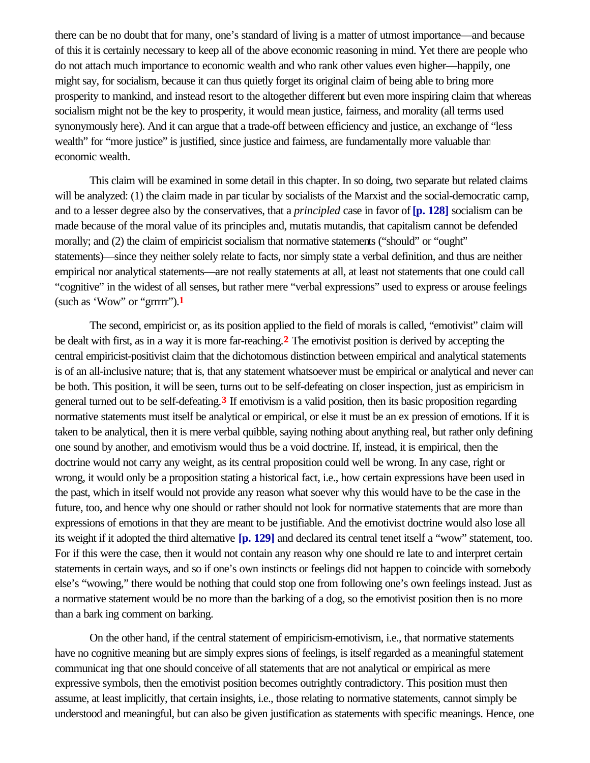there can be no doubt that for many, one's standard of living is a matter of utmost importance—and because of this it is certainly necessary to keep all of the above economic reasoning in mind. Yet there are people who do not attach much importance to economic wealth and who rank other values even higher—happily, one might say, for socialism, because it can thus quietly forget its original claim of being able to bring more prosperity to mankind, and instead resort to the altogether different but even more inspiring claim that whereas socialism might not be the key to prosperity, it would mean justice, fairness, and morality (all terms used synonymously here). And it can argue that a trade-off between efficiency and justice, an exchange of "less wealth" for "more justice" is justified, since justice and fairness, are fundamentally more valuable than economic wealth.

This claim will be examined in some detail in this chapter. In so doing, two separate but related claims will be analyzed: (1) the claim made in par ticular by socialists of the Marxist and the social-democratic camp, and to a lesser degree also by the conservatives, that a *principled* case in favor of **[p. 128]** socialism can be made because of the moral value of its principles and, mutatis mutandis, that capitalism cannot be defended morally; and (2) the claim of empiricist socialism that normative statements ("should" or "ought" statements)—since they neither solely relate to facts, nor simply state a verbal definition, and thus are neither empirical nor analytical statements—are not really statements at all, at least not statements that one could call "cognitive" in the widest of all senses, but rather mere "verbal expressions" used to express or arouse feelings (such as 'Wow" or "grrrrr").[1]

The second, empiricist or, as its position applied to the field of morals is called, "emotivist" claim will be dealt with first, as in a way it is more far-reaching.[2] The emotivist position is derived by accepting the central empiricist-positivist claim that the dichotomous distinction between empirical and analytical statements is of an all-inclusive nature; that is, that any statement whatsoever must be empirical or analytical and never can be both. This position, it will be seen, turns out to be self-defeating on closer inspection, just as empiricism in general turned out to be self-defeating.[3] If emotivism is a valid position, then its basic proposition regarding normative statements must itself be analytical or empirical, or else it must be an ex pression of emotions. If it is taken to be analytical, then it is mere verbal quibble, saying nothing about anything real, but rather only defining one sound by another, and emotivism would thus be a void doctrine. If, instead, it is empirical, then the doctrine would not carry any weight, as its central proposition could well be wrong. In any case, right or wrong, it would only be a proposition stating a historical fact, i.e., how certain expressions have been used in the past, which in itself would not provide any reason what soever why this would have to be the case in the future, too, and hence why one should or rather should not look for normative statements that are more than expressions of emotions in that they are meant to be justifiable. And the emotivist doctrine would also lose all its weight if it adopted the third alternative **[p. 129]** and declared its central tenet itself a "wow" statement, too. For if this were the case, then it would not contain any reason why one should re late to and interpret certain statements in certain ways, and so if one's own instincts or feelings did not happen to coincide with somebody else's "wowing," there would be nothing that could stop one from following one's own feelings instead. Just as a normative statement would be no more than the barking of a dog, so the emotivist position then is no more than a bark ing comment on barking.

On the other hand, if the central statement of empiricism-emotivism, i.e., that normative statements have no cognitive meaning but are simply expres sions of feelings, is itself regarded as a meaningful statement communicat ing that one should conceive of all statements that are not analytical or empirical as mere expressive symbols, then the emotivist position becomes outrightly contradictory. This position must then assume, at least implicitly, that certain insights, i.e., those relating to normative statements, cannot simply be understood and meaningful, but can also be given justification as statements with specific meanings. Hence, one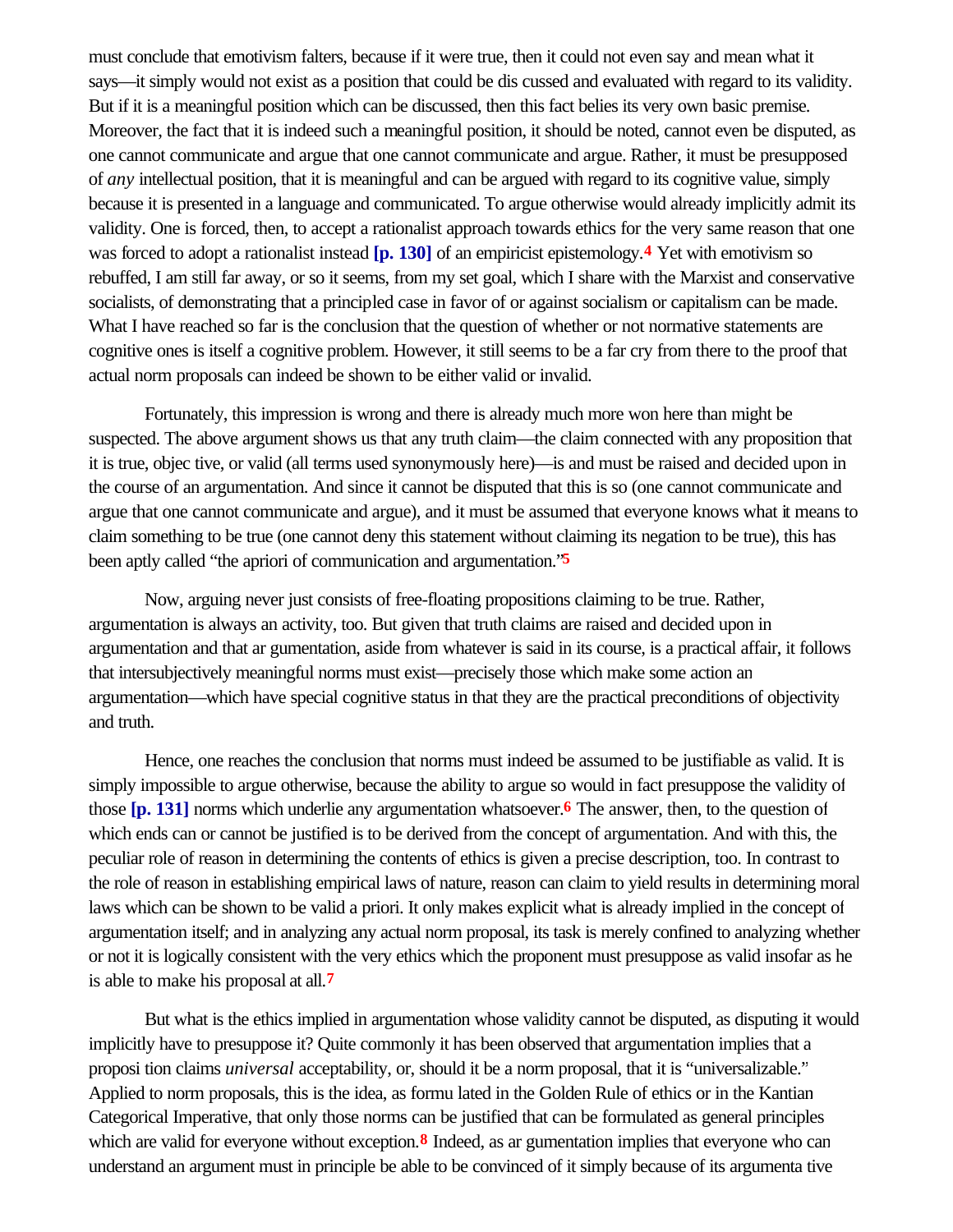must conclude that emotivism falters, because if it were true, then it could not even say and mean what it says—it simply would not exist as a position that could be dis cussed and evaluated with regard to its validity. But if it is a meaningful position which can be discussed, then this fact belies its very own basic premise. Moreover, the fact that it is indeed such a meaningful position, it should be noted, cannot even be disputed, as one cannot communicate and argue that one cannot communicate and argue. Rather, it must be presupposed of *any* intellectual position, that it is meaningful and can be argued with regard to its cognitive value, simply because it is presented in a language and communicated. To argue otherwise would already implicitly admit its validity. One is forced, then, to accept a rationalist approach towards ethics for the very same reason that one was forced to adopt a rationalist instead **[p. 130]** of an empiricist epistemology.[4] Yet with emotivism so rebuffed, I am still far away, or so it seems, from my set goal, which I share with the Marxist and conservative socialists, of demonstrating that a principled case in favor of or against socialism or capitalism can be made. What I have reached so far is the conclusion that the question of whether or not normative statements are cognitive ones is itself a cognitive problem. However, it still seems to be a far cry from there to the proof that actual norm proposals can indeed be shown to be either valid or invalid.

Fortunately, this impression is wrong and there is already much more won here than might be suspected. The above argument shows us that any truth claim—the claim connected with any proposition that it is true, objec tive, or valid (all terms used synonymously here)—is and must be raised and decided upon in the course of an argumentation. And since it cannot be disputed that this is so (one cannot communicate and argue that one cannot communicate and argue), and it must be assumed that everyone knows what it means to claim something to be true (one cannot deny this statement without claiming its negation to be true), this has been aptly called "the apriori of communication and argumentation."[5]

Now, arguing never just consists of free-floating propositions claiming to be true. Rather, argumentation is always an activity, too. But given that truth claims are raised and decided upon in argumentation and that ar gumentation, aside from whatever is said in its course, is a practical affair, it follows that intersubjectively meaningful norms must exist—precisely those which make some action an argumentation—which have special cognitive status in that they are the practical preconditions of objectivity and truth.

Hence, one reaches the conclusion that norms must indeed be assumed to be justifiable as valid. It is simply impossible to argue otherwise, because the ability to argue so would in fact presuppose the validity of those **[p. 131]** norms which underlie any argumentation whatsoever.[6] The answer, then, to the question of which ends can or cannot be justified is to be derived from the concept of argumentation. And with this, the peculiar role of reason in determining the contents of ethics is given a precise description, too. In contrast to the role of reason in establishing empirical laws of nature, reason can claim to yield results in determining moral laws which can be shown to be valid a priori. It only makes explicit what is already implied in the concept of argumentation itself; and in analyzing any actual norm proposal, its task is merely confined to analyzing whether or not it is logically consistent with the very ethics which the proponent must presuppose as valid insofar as he is able to make his proposal at all.[7]

But what is the ethics implied in argumentation whose validity cannot be disputed, as disputing it would implicitly have to presuppose it? Quite commonly it has been observed that argumentation implies that a proposi tion claims *universal* acceptability, or, should it be a norm proposal, that it is "universalizable." Applied to norm proposals, this is the idea, as formu lated in the Golden Rule of ethics or in the Kantian Categorical Imperative, that only those norms can be justified that can be formulated as general principles which are valid for everyone without exception.[8] Indeed, as ar gumentation implies that everyone who can understand an argument must in principle be able to be convinced of it simply because of its argumenta tive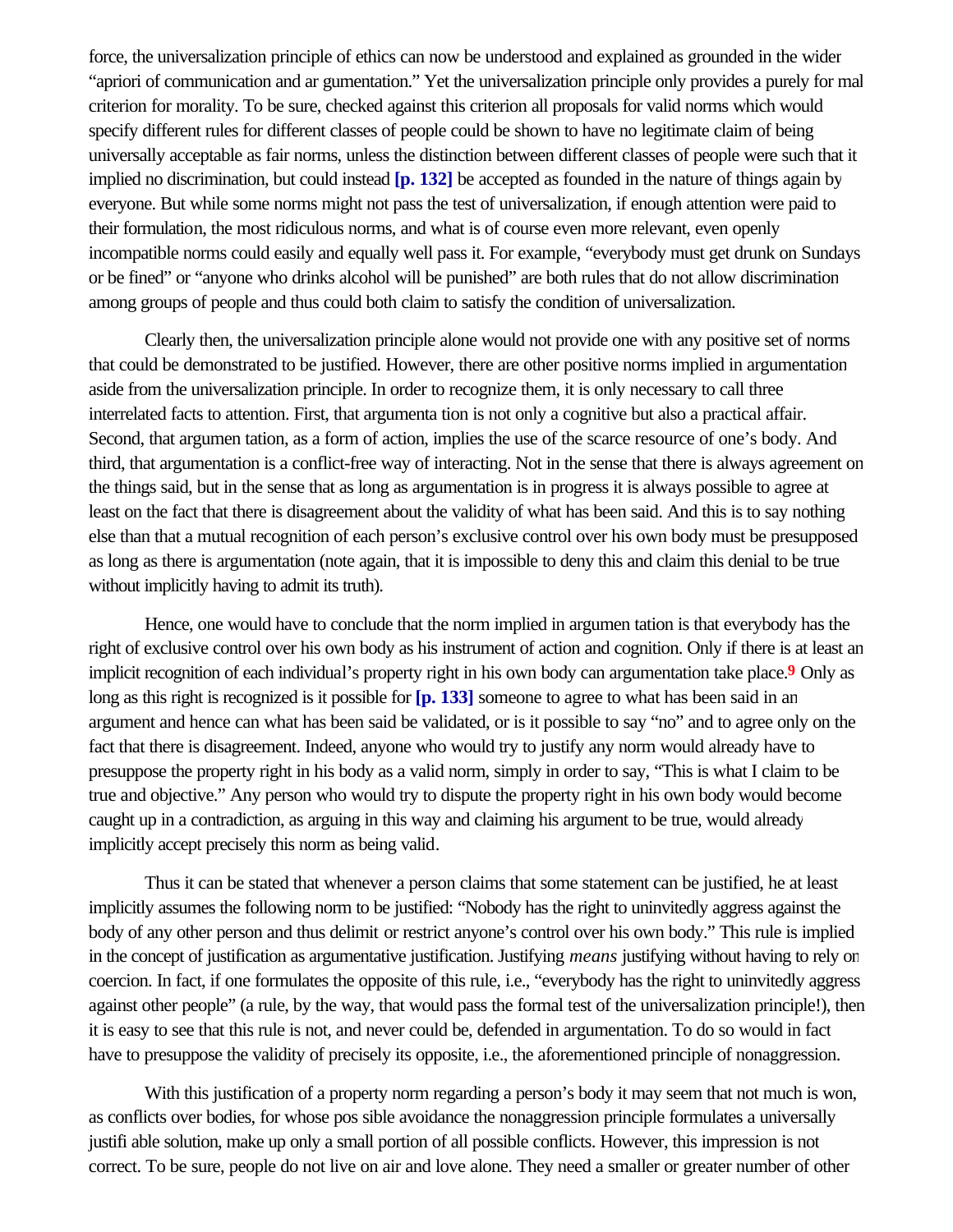force, the universalization principle of ethics can now be understood and explained as grounded in the wider "apriori of communication and ar gumentation." Yet the universalization principle only provides a purely for mal criterion for morality. To be sure, checked against this criterion all proposals for valid norms which would specify different rules for different classes of people could be shown to have no legitimate claim of being universally acceptable as fair norms, unless the distinction between different classes of people were such that it implied no discrimination, but could instead **[p. 132]** be accepted as founded in the nature of things again by everyone. But while some norms might not pass the test of universalization, if enough attention were paid to their formulation, the most ridiculous norms, and what is of course even more relevant, even openly incompatible norms could easily and equally well pass it. For example, "everybody must get drunk on Sundays or be fined" or "anyone who drinks alcohol will be punished" are both rules that do not allow discrimination among groups of people and thus could both claim to satisfy the condition of universalization.

Clearly then, the universalization principle alone would not provide one with any positive set of norms that could be demonstrated to be justified. However, there are other positive norms implied in argumentation aside from the universalization principle. In order to recognize them, it is only necessary to call three interrelated facts to attention. First, that argumenta tion is not only a cognitive but also a practical affair. Second, that argumen tation, as a form of action, implies the use of the scarce resource of one's body. And third, that argumentation is a conflict-free way of interacting. Not in the sense that there is always agreement on the things said, but in the sense that as long as argumentation is in progress it is always possible to agree at least on the fact that there is disagreement about the validity of what has been said. And this is to say nothing else than that a mutual recognition of each person's exclusive control over his own body must be presupposed as long as there is argumentation (note again, that it is impossible to deny this and claim this denial to be true without implicitly having to admit its truth).

Hence, one would have to conclude that the norm implied in argumen tation is that everybody has the right of exclusive control over his own body as his instrument of action and cognition. Only if there is at least an implicit recognition of each individual's property right in his own body can argumentation take place.[9] Only as long as this right is recognized is it possible for **[p. 133]** someone to agree to what has been said in an argument and hence can what has been said be validated, or is it possible to say "no" and to agree only on the fact that there is disagreement. Indeed, anyone who would try to justify any norm would already have to presuppose the property right in his body as a valid norm, simply in order to say, "This is what I claim to be true and objective." Any person who would try to dispute the property right in his own body would become caught up in a contradiction, as arguing in this way and claiming his argument to be true, would already implicitly accept precisely this norm as being valid.

Thus it can be stated that whenever a person claims that some statement can be justified, he at least implicitly assumes the following norm to be justified: "Nobody has the right to uninvitedly aggress against the body of any other person and thus delimit or restrict anyone's control over his own body." This rule is implied in the concept of justification as argumentative justification. Justifying *means* justifying without having to rely on coercion. In fact, if one formulates the opposite of this rule, i.e., "everybody has the right to uninvitedly aggress against other people" (a rule, by the way, that would pass the formal test of the universalization principle!), then it is easy to see that this rule is not, and never could be, defended in argumentation. To do so would in fact have to presuppose the validity of precisely its opposite, i.e., the aforementioned principle of nonaggression.

With this justification of a property norm regarding a person's body it may seem that not much is won, as conflicts over bodies, for whose pos sible avoidance the nonaggression principle formulates a universally justifi able solution, make up only a small portion of all possible conflicts. However, this impression is not correct. To be sure, people do not live on air and love alone. They need a smaller or greater number of other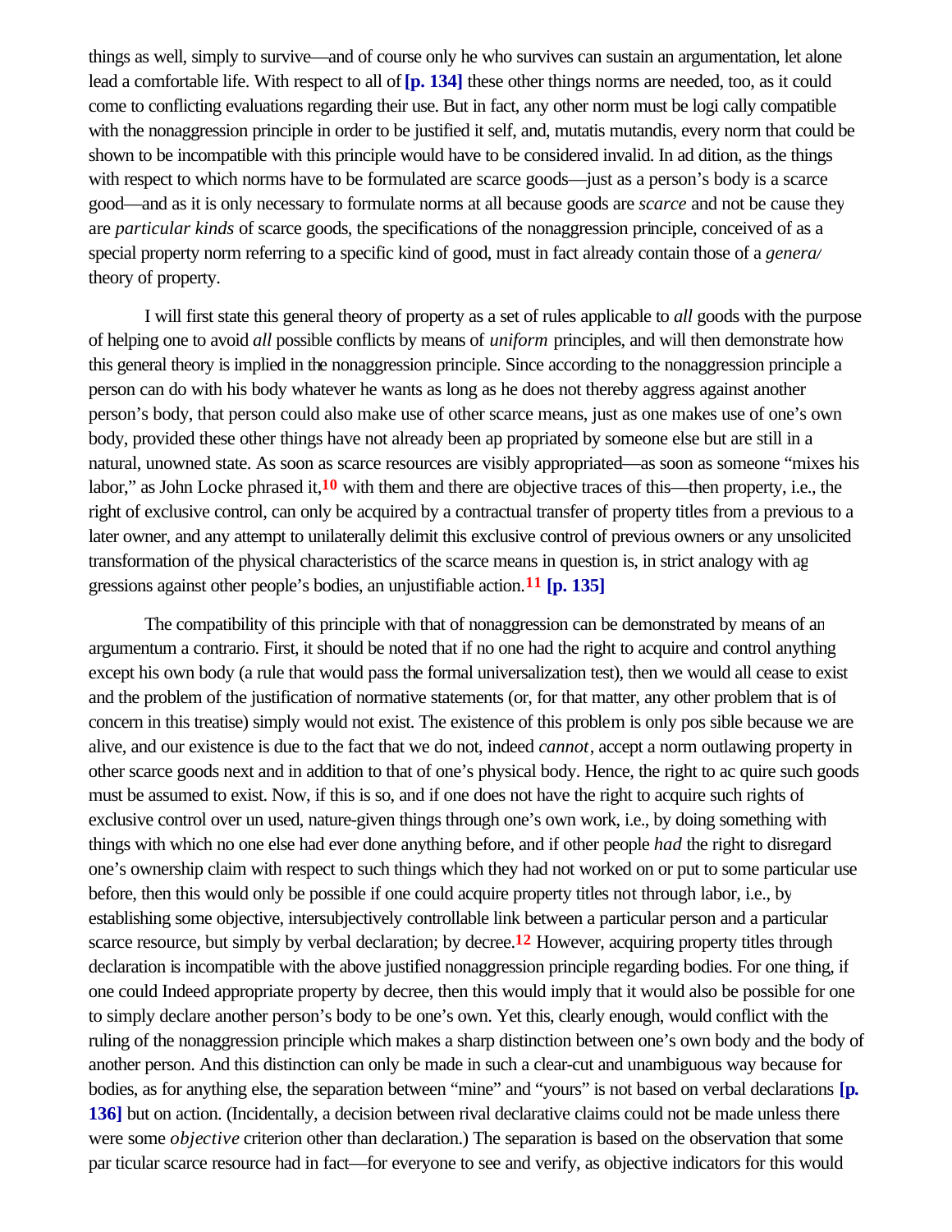things as well, simply to survive—and of course only he who survives can sustain an argumentation, let alone lead a comfortable life. With respect to all of **[p. 134]** these other things norms are needed, too, as it could come to conflicting evaluations regarding their use. But in fact, any other norm must be logically compatible with the nonaggression principle in order to be justified itself, and, mutatis mutandis, every norm that could be shown to be incompatible with this principle would have to be considered invalid. In addition, as the things with respect to which norms have to be formulated are scarce goods—just as a person's body is a scarce good—and as it is only necessary to formulate norms at all because goods are *scarce* and not because they are *particular kinds* of scarce goods, the specifications of the nonaggression principle, conceived of as a special property norm referring to a specific kind of good, must in fact already contain those of a *general* theory of property.

I will first state this general theory of property as a set of rules applicable to *all* goods with the purpose of helping one to avoid *all* possible conflicts by means of *uniform* principles, and will then demonstrate how this general theory is implied in the nonaggression principle. Since according to the nonaggression principle a person can do with his body whatever he wants as long as he does not thereby aggress against another person's body, that person could also make use of other scarce means, just as one makes use of one's own body, provided these other things have not already been appropriated by someone else but are still in a natural, unowned state. As soon as scarce resources are visibly appropriated—as soon as someone "mixes his labor," as John Locke phrased it,[10] with them and there are objective traces of this—then property, i.e., the right of exclusive control, can only be acquired by a contractual transfer of property titles from a previous to a later owner, and any attempt to unilaterally delimit this exclusive control of previous owners or any unsolicited transformation of the physical characteristics of the scarce means in question is, in strict analogy with aggressions against other people's bodies, an unjustifiable action.[11] **[p. 135]**

The compatibility of this principle with that of nonaggression can be demonstrated by means of an argumentum a contrario. First, it should be noted that if no one had the right to acquire and control anything except his own body (a rule that would pass the formal universalization test), then we would all cease to exist and the problem of the justification of normative statements (or, for that matter, any other problem that is of concern in this treatise) simply would not exist. The existence of this problem is only possible because we are alive, and our existence is due to the fact that we do not, indeed *cannot*, accept a norm outlawing property in other scarce goods next and in addition to that of one's physical body. Hence, the right to acquire such goods must be assumed to exist. Now, if this is so, and if one does not have the right to acquire such rights of exclusive control over unused, nature-given things through one's own work, i.e., by doing something with things with which no one else had ever done anything before, and if other people *had* the right to disregard one's ownership claim with respect to such things which they had not worked on or put to some particular use before, then this would only be possible if one could acquire property titles not through labor, i.e., by establishing some objective, intersubjectively controllable link between a particular person and a particular scarce resource, but simply by verbal declaration; by decree.[12] However, acquiring property titles through declaration is incompatible with the above justified nonaggression principle regarding bodies. For one thing, if one could Indeed appropriate property by decree, then this would imply that it would also be possible for one to simply declare another person's body to be one's own. Yet this, clearly enough, would conflict with the ruling of the nonaggression principle which makes a sharp distinction between one's own body and the body of another person. And this distinction can only be made in such a clear-cut and unambiguous way because for bodies, as for anything else, the separation between "mine" and "yours" is not based on verbal declarations **[p. 136]** but on action. (Incidentally, a decision between rival declarative claims could not be made unless there were some *objective* criterion other than declaration.) The separation is based on the observation that some particular scarce resource had in fact—for everyone to see and verify, as objective indicators for this would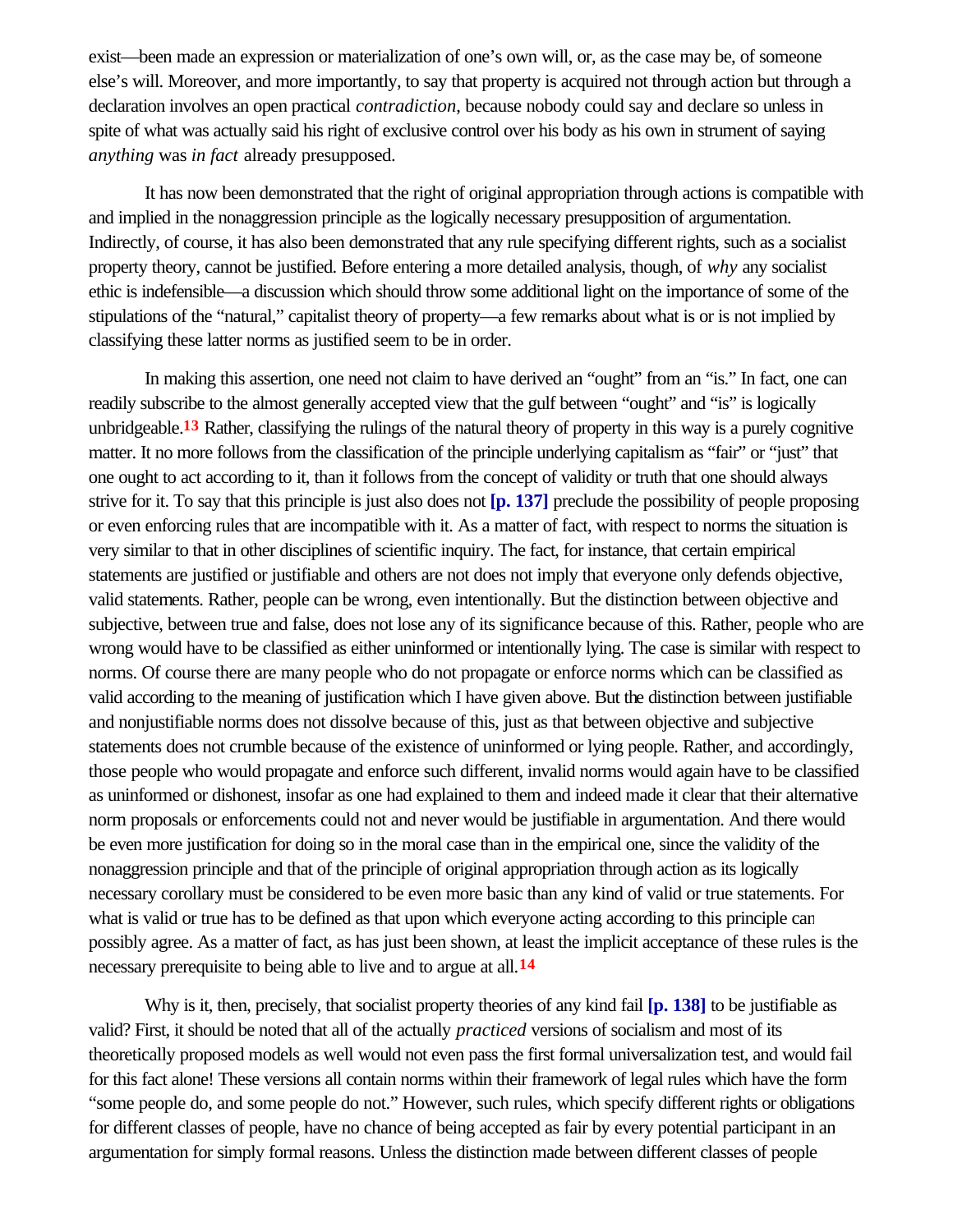exist—been made an expression or materialization of one's own will, or, as the case may be, of someone else's will. Moreover, and more importantly, to say that property is acquired not through action but through a declaration involves an open practical *contradiction*, because nobody could say and declare so unless in spite of what was actually said his right of exclusive control over his body as his own in strument of saying *anything* was *in fact* already presupposed.

It has now been demonstrated that the right of original appropriation through actions is compatible with and implied in the nonaggression principle as the logically necessary presupposition of argumentation. Indirectly, of course, it has also been demonstrated that any rule specifying different rights, such as a socialist property theory, cannot be justified. Before entering a more detailed analysis, though, of *why* any socialist ethic is indefensible—a discussion which should throw some additional light on the importance of some of the stipulations of the "natural," capitalist theory of property—a few remarks about what is or is not implied by classifying these latter norms as justified seem to be in order.

In making this assertion, one need not claim to have derived an "ought" from an "is." In fact, one can readily subscribe to the almost generally accepted view that the gulf between "ought" and "is" is logically unbridgeable.[13] Rather, classifying the rulings of the natural theory of property in this way is a purely cognitive matter. It no more follows from the classification of the principle underlying capitalism as "fair" or "just" that one ought to act according to it, than it follows from the concept of validity or truth that one should always strive for it. To say that this principle is just also does not **[p. 137]** preclude the possibility of people proposing or even enforcing rules that are incompatible with it. As a matter of fact, with respect to norms the situation is very similar to that in other disciplines of scientific inquiry. The fact, for instance, that certain empirical statements are justified or justifiable and others are not does not imply that everyone only defends objective, valid statements. Rather, people can be wrong, even intentionally. But the distinction between objective and subjective, between true and false, does not lose any of its significance because of this. Rather, people who are wrong would have to be classified as either uninformed or intentionally lying. The case is similar with respect to norms. Of course there are many people who do not propagate or enforce norms which can be classified as valid according to the meaning of justification which I have given above. But the distinction between justifiable and nonjustifiable norms does not dissolve because of this, just as that between objective and subjective statements does not crumble because of the existence of uninformed or lying people. Rather, and accordingly, those people who would propagate and enforce such different, invalid norms would again have to be classified as uninformed or dishonest, insofar as one had explained to them and indeed made it clear that their alternative norm proposals or enforcements could not and never would be justifiable in argumentation. And there would be even more justification for doing so in the moral case than in the empirical one, since the validity of the nonaggression principle and that of the principle of original appropriation through action as its logically necessary corollary must be considered to be even more basic than any kind of valid or true statements. For what is valid or true has to be defined as that upon which everyone acting according to this principle can possibly agree. As a matter of fact, as has just been shown, at least the implicit acceptance of these rules is the necessary prerequisite to being able to live and to argue at all.[14]

Why is it, then, precisely, that socialist property theories of any kind fail **[p. 138]** to be justifiable as valid? First, it should be noted that all of the actually *practiced* versions of socialism and most of its theoretically proposed models as well would not even pass the first formal universalization test, and would fail for this fact alone! These versions all contain norms within their framework of legal rules which have the form "some people do, and some people do not." However, such rules, which specify different rights or obligations for different classes of people, have no chance of being accepted as fair by every potential participant in an argumentation for simply formal reasons. Unless the distinction made between different classes of people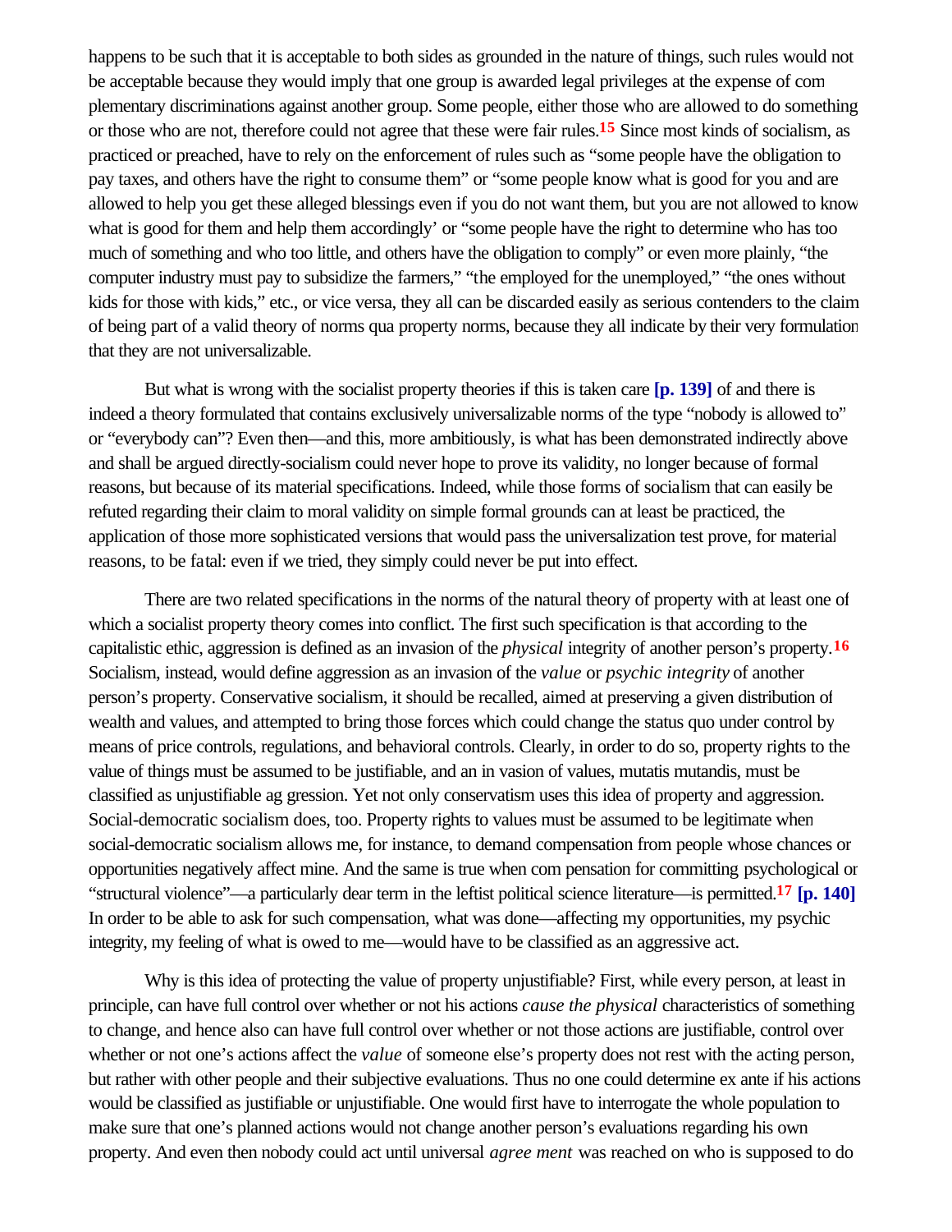happens to be such that it is acceptable to both sides as grounded in the nature of things, such rules would not be acceptable because they would imply that one group is awarded legal privileges at the expense of complementary discriminations against another group. Some people, either those who are allowed to do something or those who are not, therefore could not agree that these were fair rules.[15] Since most kinds of socialism, as practiced or preached, have to rely on the enforcement of rules such as "some people have the obligation to pay taxes, and others have the right to consume them" or "some people know what is good for you and are allowed to help you get these alleged blessings even if you do not want them, but you are not allowed to know what is good for them and help them accordingly' or "some people have the right to determine who has too much of something and who too little, and others have the obligation to comply" or even more plainly, "the computer industry must pay to subsidize the farmers," "the employed for the unemployed," "the ones without kids for those with kids," etc., or vice versa, they all can be discarded easily as serious contenders to the claim of being part of a valid theory of norms qua property norms, because they all indicate by their very formulation that they are not universalizable.

But what is wrong with the socialist property theories if this is taken care **[p. 139]** of and there is indeed a theory formulated that contains exclusively universalizable norms of the type "nobody is allowed to" or "everybody can"? Even then—and this, more ambitiously, is what has been demonstrated indirectly above and shall be argued directly-socialism could never hope to prove its validity, no longer because of formal reasons, but because of its material specifications. Indeed, while those forms of socialism that can easily be refuted regarding their claim to moral validity on simple formal grounds can at least be practiced, the application of those more sophisticated versions that would pass the universalization test prove, for material reasons, to be fatal: even if we tried, they simply could never be put into effect.

There are two related specifications in the norms of the natural theory of property with at least one of which a socialist property theory comes into conflict. The first such specification is that according to the capitalistic ethic, aggression is defined as an invasion of the *physical* integrity of another person's property.[16] Socialism, instead, would define aggression as an invasion of the *value* or *psychic integrity* of another person's property. Conservative socialism, it should be recalled, aimed at preserving a given distribution of wealth and values, and attempted to bring those forces which could change the status quo under control by means of price controls, regulations, and behavioral controls. Clearly, in order to do so, property rights to the value of things must be assumed to be justifiable, and an in vasion of values, mutatis mutandis, must be classified as unjustifiable ag gression. Yet not only conservatism uses this idea of property and aggression. Social-democratic socialism does, too. Property rights to values must be assumed to be legitimate when social-democratic socialism allows me, for instance, to demand compensation from people whose chances or opportunities negatively affect mine. And the same is true when com pensation for committing psychological or "structural violence"—a particularly dear term in the leftist political science literature—is permitted.[17] **[p. 140]** In order to be able to ask for such compensation, what was done—affecting my opportunities, my psychic integrity, my feeling of what is owed to me—would have to be classified as an aggressive act.

Why is this idea of protecting the value of property unjustifiable? First, while every person, at least in principle, can have full control over whether or not his actions *cause the physical* characteristics of something to change, and hence also can have full control over whether or not those actions are justifiable, control over whether or not one's actions affect the *value* of someone else's property does not rest with the acting person, but rather with other people and their subjective evaluations. Thus no one could determine ex ante if his actions would be classified as justifiable or unjustifiable. One would first have to interrogate the whole population to make sure that one's planned actions would not change another person's evaluations regarding his own property. And even then nobody could act until universal *agree ment* was reached on who is supposed to do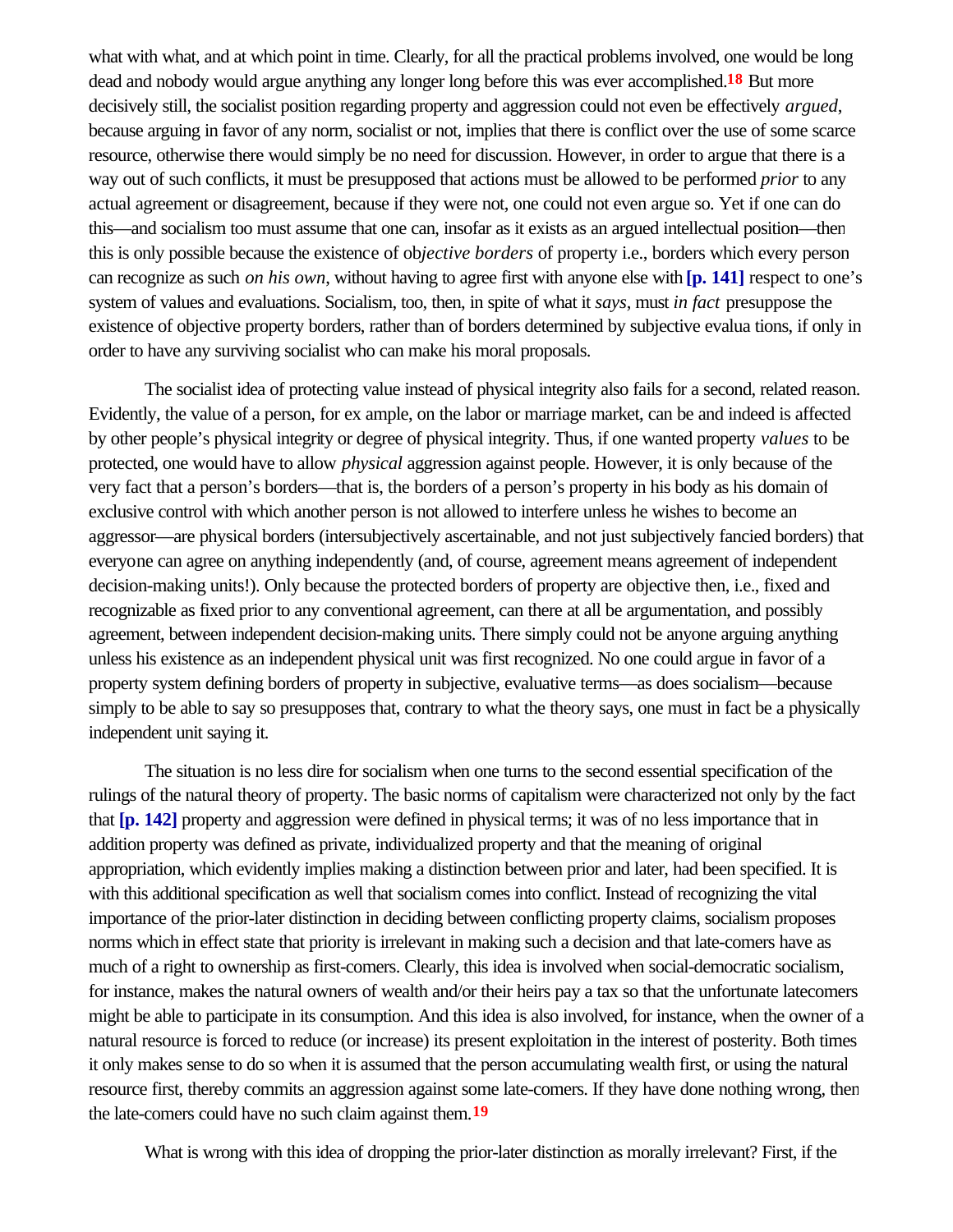what with what, and at which point in time. Clearly, for all the practical problems involved, one would be long dead and nobody would argue anything any longer long before this was ever accomplished.[18] But more decisively still, the socialist position regarding property and aggression could not even be effectively *argued*, because arguing in favor of any norm, socialist or not, implies that there is conflict over the use of some scarce resource, otherwise there would simply be no need for discussion. However, in order to argue that there is a way out of such conflicts, it must be presupposed that actions must be allowed to be performed *prior* to any actual agreement or disagreement, because if they were not, one could not even argue so. Yet if one can do this—and socialism too must assume that one can, insofar as it exists as an argued intellectual position—then this is only possible because the existence of ob*jective borders* of property i.e., borders which every person can recognize as such *on his own*, without having to agree first with anyone else with **[p. 141]** respect to one's system of values and evaluations. Socialism, too, then, in spite of what it *says*, must *in fact* presuppose the existence of objective property borders, rather than of borders determined by subjective evalua tions, if only in order to have any surviving socialist who can make his moral proposals.

The socialist idea of protecting value instead of physical integrity also fails for a second, related reason. Evidently, the value of a person, for ex ample, on the labor or marriage market, can be and indeed is affected by other people's physical integrity or degree of physical integrity. Thus, if one wanted property *values* to be protected, one would have to allow *physical* aggression against people. However, it is only because of the very fact that a person's borders—that is, the borders of a person's property in his body as his domain of exclusive control with which another person is not allowed to interfere unless he wishes to become an aggressor—are physical borders (intersubjectively ascertainable, and not just subjectively fancied borders) that everyone can agree on anything independently (and, of course, agreement means agreement of independent decision-making units!). Only because the protected borders of property are objective then, i.e., fixed and recognizable as fixed prior to any conventional agreement, can there at all be argumentation, and possibly agreement, between independent decision-making units. There simply could not be anyone arguing anything unless his existence as an independent physical unit was first recognized. No one could argue in favor of a property system defining borders of property in subjective, evaluative terms—as does socialism—because simply to be able to say so presupposes that, contrary to what the theory says, one must in fact be a physically independent unit saying it.

The situation is no less dire for socialism when one turns to the second essential specification of the rulings of the natural theory of property. The basic norms of capitalism were characterized not only by the fact that **[p. 142]** property and aggression were defined in physical terms; it was of no less importance that in addition property was defined as private, individualized property and that the meaning of original appropriation, which evidently implies making a distinction between prior and later, had been specified. It is with this additional specification as well that socialism comes into conflict. Instead of recognizing the vital importance of the prior-later distinction in deciding between conflicting property claims, socialism proposes norms which in effect state that priority is irrelevant in making such a decision and that late-comers have as much of a right to ownership as first-comers. Clearly, this idea is involved when social-democratic socialism, for instance, makes the natural owners of wealth and/or their heirs pay a tax so that the unfortunate latecomers might be able to participate in its consumption. And this idea is also involved, for instance, when the owner of a natural resource is forced to reduce (or increase) its present exploitation in the interest of posterity. Both times it only makes sense to do so when it is assumed that the person accumulating wealth first, or using the natural resource first, thereby commits an aggression against some late-comers. If they have done nothing wrong, then the late-comers could have no such claim against them.[19]

What is wrong with this idea of dropping the prior-later distinction as morally irrelevant? First, if the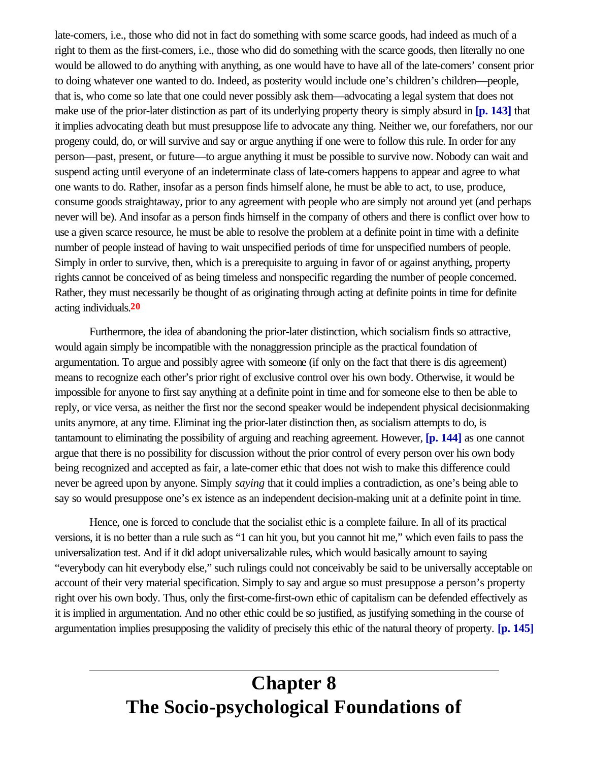late-comers, i.e., those who did not in fact do something with some scarce goods, had indeed as much of a right to them as the first-comers, i.e., those who did do something with the scarce goods, then literally no one would be allowed to do anything with anything, as one would have to have all of the late-comers' consent prior to doing whatever one wanted to do. Indeed, as posterity would include one's children's children—people, that is, who come so late that one could never possibly ask them—advocating a legal system that does not make use of the prior-later distinction as part of its underlying property theory is simply absurd in **[p. 143]** that it implies advocating death but must presuppose life to advocate any thing. Neither we, our forefathers, nor our progeny could, do, or will survive and say or argue anything if one were to follow this rule. In order for any person—past, present, or future—to argue anything it must be possible to survive now. Nobody can wait and suspend acting until everyone of an indeterminate class of late-comers happens to appear and agree to what one wants to do. Rather, insofar as a person finds himself alone, he must be able to act, to use, produce, consume goods straightaway, prior to any agreement with people who are simply not around yet (and perhaps never will be). And insofar as a person finds himself in the company of others and there is conflict over how to use a given scarce resource, he must be able to resolve the problem at a definite point in time with a definite number of people instead of having to wait unspecified periods of time for unspecified numbers of people. Simply in order to survive, then, which is a prerequisite to arguing in favor of or against anything, property rights cannot be conceived of as being timeless and nonspecific regarding the number of people concerned. Rather, they must necessarily be thought of as originating through acting at definite points in time for definite acting individuals.[20]

Furthermore, the idea of abandoning the prior-later distinction, which socialism finds so attractive, would again simply be incompatible with the nonaggression principle as the practical foundation of argumentation. To argue and possibly agree with someone (if only on the fact that there is dis agreement) means to recognize each other's prior right of exclusive control over his own body. Otherwise, it would be impossible for anyone to first say anything at a definite point in time and for someone else to then be able to reply, or vice versa, as neither the first nor the second speaker would be independent physical decisionmaking units anymore, at any time. Eliminat ing the prior-later distinction then, as socialism attempts to do, is tantamount to eliminating the possibility of arguing and reaching agreement. However, **[p. 144]** as one cannot argue that there is no possibility for discussion without the prior control of every person over his own body being recognized and accepted as fair, a late-comer ethic that does not wish to make this difference could never be agreed upon by anyone. Simply *saying* that it could implies a contradiction, as one's being able to say so would presuppose one's ex istence as an independent decision-making unit at a definite point in time.

Hence, one is forced to conclude that the socialist ethic is a complete failure. In all of its practical versions, it is no better than a rule such as "1 can hit you, but you cannot hit me," which even fails to pass the universalization test. And if it did adopt universalizable rules, which would basically amount to saying "everybody can hit everybody else," such rulings could not conceivably be said to be universally acceptable on account of their very material specification. Simply to say and argue so must presuppose a person's property right over his own body. Thus, only the first-come-first-own ethic of capitalism can be defended effectively as it is implied in argumentation. And no other ethic could be so justified, as justifying something in the course of argumentation implies presupposing the validity of precisely this ethic of the natural theory of property. **[p. 145]**

---

# Chapter 8
# The Socio-psychological Foundations of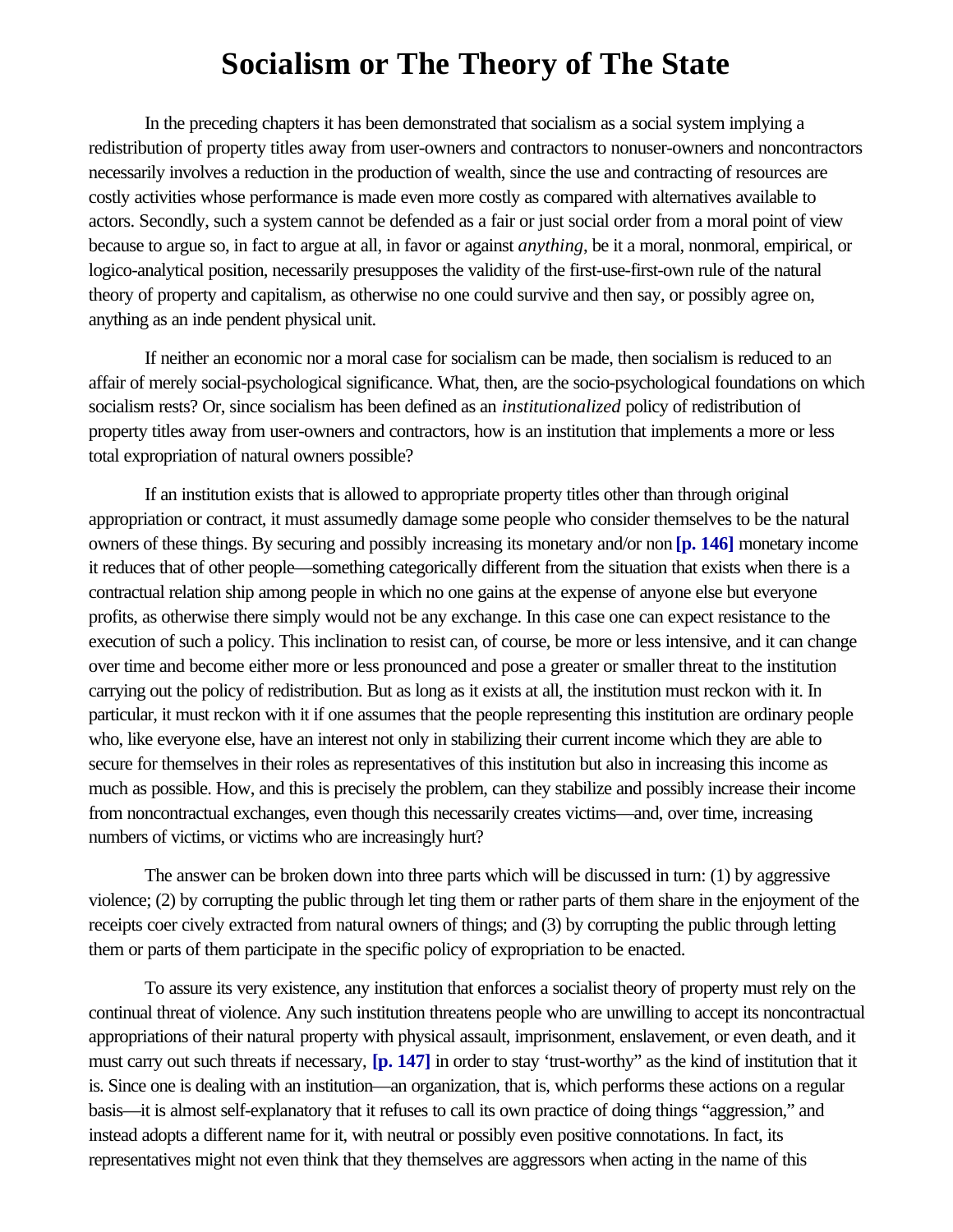# Socialism or The Theory of The State

In the preceding chapters it has been demonstrated that socialism as a social system implying a redistribution of property titles away from user-owners and contractors to nonuser-owners and noncontractors necessarily involves a reduction in the production of wealth, since the use and contracting of resources are costly activities whose performance is made even more costly as compared with alternatives available to actors. Secondly, such a system cannot be defended as a fair or just social order from a moral point of view because to argue so, in fact to argue at all, in favor or against *anything*, be it a moral, nonmoral, empirical, or logico-analytical position, necessarily presupposes the validity of the first-use-first-own rule of the natural theory of property and capitalism, as otherwise no one could survive and then say, or possibly agree on, anything as an inde pendent physical unit.

If neither an economic nor a moral case for socialism can be made, then socialism is reduced to an affair of merely social-psychological significance. What, then, are the socio-psychological foundations on which socialism rests? Or, since socialism has been defined as an *institutionalized* policy of redistribution of property titles away from user-owners and contractors, how is an institution that implements a more or less total expropriation of natural owners possible?

If an institution exists that is allowed to appropriate property titles other than through original appropriation or contract, it must assumedly damage some people who consider themselves to be the natural owners of these things. By securing and possibly increasing its monetary and/or non **[p. 146]** monetary income it reduces that of other people—something categorically different from the situation that exists when there is a contractual relation ship among people in which no one gains at the expense of anyone else but everyone profits, as otherwise there simply would not be any exchange. In this case one can expect resistance to the execution of such a policy. This inclination to resist can, of course, be more or less intensive, and it can change over time and become either more or less pronounced and pose a greater or smaller threat to the institution carrying out the policy of redistribution. But as long as it exists at all, the institution must reckon with it. In particular, it must reckon with it if one assumes that the people representing this institution are ordinary people who, like everyone else, have an interest not only in stabilizing their current income which they are able to secure for themselves in their roles as representatives of this institution but also in increasing this income as much as possible. How, and this is precisely the problem, can they stabilize and possibly increase their income from noncontractual exchanges, even though this necessarily creates victims—and, over time, increasing numbers of victims, or victims who are increasingly hurt?

The answer can be broken down into three parts which will be discussed in turn: (1) by aggressive violence; (2) by corrupting the public through let ting them or rather parts of them share in the enjoyment of the receipts coer cively extracted from natural owners of things; and (3) by corrupting the public through letting them or parts of them participate in the specific policy of expropriation to be enacted.

To assure its very existence, any institution that enforces a socialist theory of property must rely on the continual threat of violence. Any such institution threatens people who are unwilling to accept its noncontractual appropriations of their natural property with physical assault, imprisonment, enslavement, or even death, and it must carry out such threats if necessary, **[p. 147]** in order to stay 'trust-worthy" as the kind of institution that it is. Since one is dealing with an institution—an organization, that is, which performs these actions on a regular basis—it is almost self-explanatory that it refuses to call its own practice of doing things "aggression," and instead adopts a different name for it, with neutral or possibly even positive connotations. In fact, its representatives might not even think that they themselves are aggressors when acting in the name of this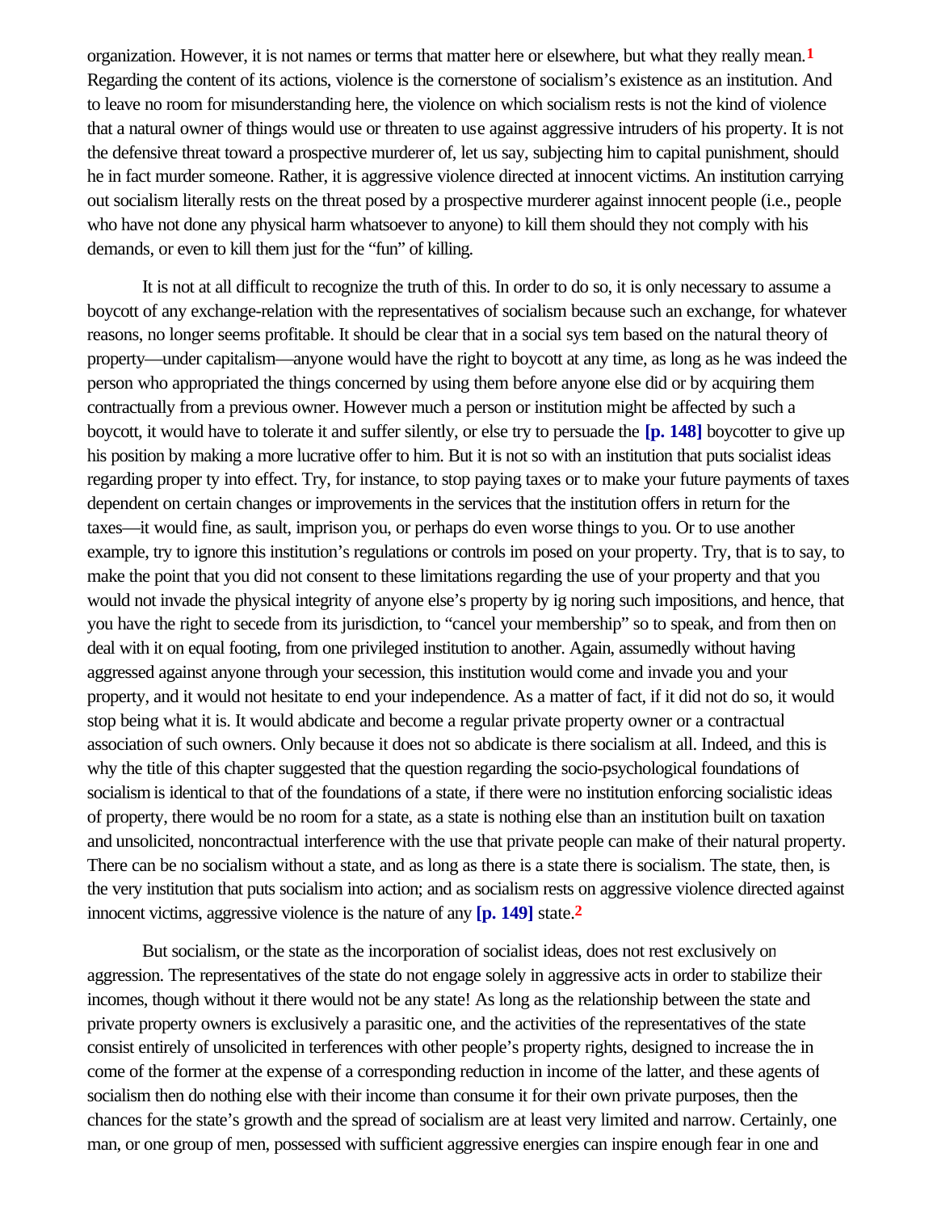organization. However, it is not names or terms that matter here or elsewhere, but what they really mean.[1] Regarding the content of its actions, violence is the cornerstone of socialism's existence as an institution. And to leave no room for misunderstanding here, the violence on which socialism rests is not the kind of violence that a natural owner of things would use or threaten to use against aggressive intruders of his property. It is not the defensive threat toward a prospective murderer of, let us say, subjecting him to capital punishment, should he in fact murder someone. Rather, it is aggressive violence directed at innocent victims. An institution carrying out socialism literally rests on the threat posed by a prospective murderer against innocent people (i.e., people who have not done any physical harm whatsoever to anyone) to kill them should they not comply with his demands, or even to kill them just for the "fun" of killing.

It is not at all difficult to recognize the truth of this. In order to do so, it is only necessary to assume a boycott of any exchange-relation with the representatives of socialism because such an exchange, for whatever reasons, no longer seems profitable. It should be clear that in a social sys tem based on the natural theory of property—under capitalism—anyone would have the right to boycott at any time, as long as he was indeed the person who appropriated the things concerned by using them before anyone else did or by acquiring them contractually from a previous owner. However much a person or institution might be affected by such a boycott, it would have to tolerate it and suffer silently, or else try to persuade the **[p. 148]** boycotter to give up his position by making a more lucrative offer to him. But it is not so with an institution that puts socialist ideas regarding proper ty into effect. Try, for instance, to stop paying taxes or to make your future payments of taxes dependent on certain changes or improvements in the services that the institution offers in return for the taxes—it would fine, as sault, imprison you, or perhaps do even worse things to you. Or to use another example, try to ignore this institution's regulations or controls im posed on your property. Try, that is to say, to make the point that you did not consent to these limitations regarding the use of your property and that you would not invade the physical integrity of anyone else's property by ig noring such impositions, and hence, that you have the right to secede from its jurisdiction, to "cancel your membership" so to speak, and from then on deal with it on equal footing, from one privileged institution to another. Again, assumedly without having aggressed against anyone through your secession, this institution would come and invade you and your property, and it would not hesitate to end your independence. As a matter of fact, if it did not do so, it would stop being what it is. It would abdicate and become a regular private property owner or a contractual association of such owners. Only because it does not so abdicate is there socialism at all. Indeed, and this is why the title of this chapter suggested that the question regarding the socio-psychological foundations of socialism is identical to that of the foundations of a state, if there were no institution enforcing socialistic ideas of property, there would be no room for a state, as a state is nothing else than an institution built on taxation and unsolicited, noncontractual interference with the use that private people can make of their natural property. There can be no socialism without a state, and as long as there is a state there is socialism. The state, then, is the very institution that puts socialism into action; and as socialism rests on aggressive violence directed against innocent victims, aggressive violence is the nature of any **[p. 149]** state.[2]

But socialism, or the state as the incorporation of socialist ideas, does not rest exclusively on aggression. The representatives of the state do not engage solely in aggressive acts in order to stabilize their incomes, though without it there would not be any state! As long as the relationship between the state and private property owners is exclusively a parasitic one, and the activities of the representatives of the state consist entirely of unsolicited in terferences with other people's property rights, designed to increase the in come of the former at the expense of a corresponding reduction in income of the latter, and these agents of socialism then do nothing else with their income than consume it for their own private purposes, then the chances for the state's growth and the spread of socialism are at least very limited and narrow. Certainly, one man, or one group of men, possessed with sufficient aggressive energies can inspire enough fear in one and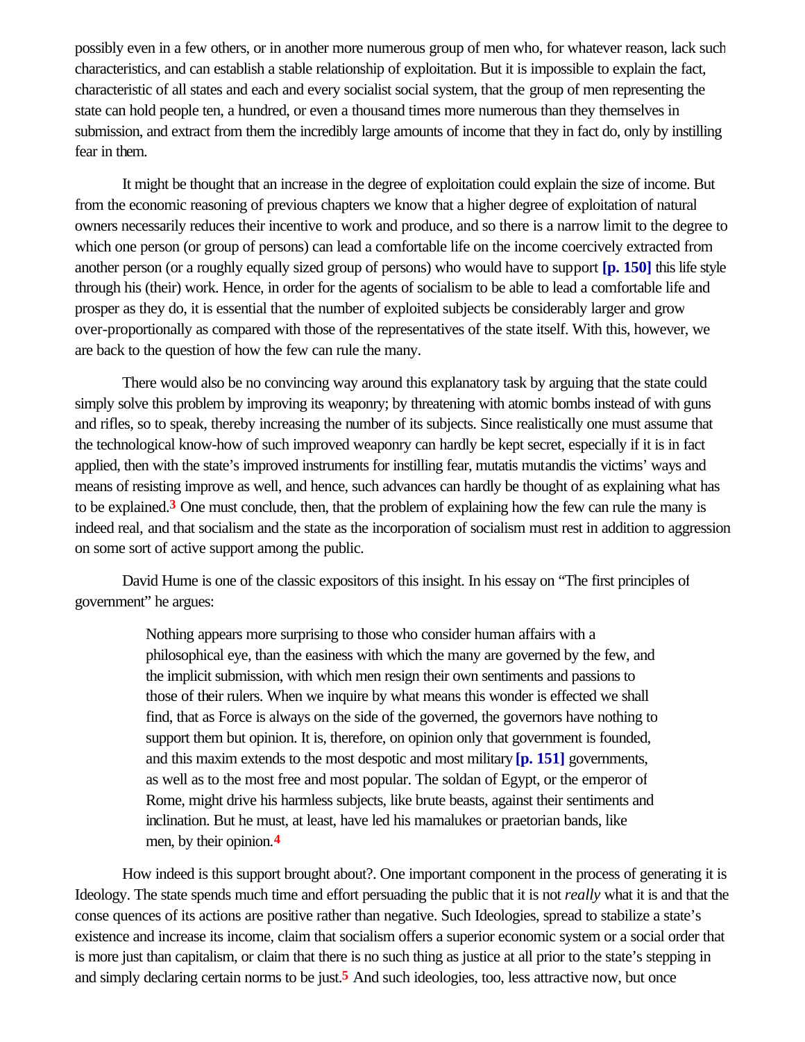possibly even in a few others, or in another more numerous group of men who, for whatever reason, lack such characteristics, and can establish a stable relationship of exploitation. But it is impossible to explain the fact, characteristic of all states and each and every socialist social system, that the group of men representing the state can hold people ten, a hundred, or even a thousand times more numerous than they themselves in submission, and extract from them the incredibly large amounts of income that they in fact do, only by instilling fear in them.

It might be thought that an increase in the degree of exploitation could explain the size of income. But from the economic reasoning of previous chapters we know that a higher degree of exploitation of natural owners necessarily reduces their incentive to work and produce, and so there is a narrow limit to the degree to which one person (or group of persons) can lead a comfortable life on the income coercively extracted from another person (or a roughly equally sized group of persons) who would have to support **[p. 150]** this life style through his (their) work. Hence, in order for the agents of socialism to be able to lead a comfortable life and prosper as they do, it is essential that the number of exploited subjects be considerably larger and grow over-proportionally as compared with those of the representatives of the state itself. With this, however, we are back to the question of how the few can rule the many.

There would also be no convincing way around this explanatory task by arguing that the state could simply solve this problem by improving its weaponry; by threatening with atomic bombs instead of with guns and rifles, so to speak, thereby increasing the number of its subjects. Since realistically one must assume that the technological know-how of such improved weaponry can hardly be kept secret, especially if it is in fact applied, then with the state's improved instruments for instilling fear, mutatis mutandis the victims' ways and means of resisting improve as well, and hence, such advances can hardly be thought of as explaining what has to be explained.[3] One must conclude, then, that the problem of explaining how the few can rule the many is indeed real, and that socialism and the state as the incorporation of socialism must rest in addition to aggression on some sort of active support among the public.

David Hume is one of the classic expositors of this insight. In his essay on "The first principles of government" he argues:

> Nothing appears more surprising to those who consider human affairs with a philosophical eye, than the easiness with which the many are governed by the few, and the implicit submission, with which men resign their own sentiments and passions to those of their rulers. When we inquire by what means this wonder is effected we shall find, that as Force is always on the side of the governed, the governors have nothing to support them but opinion. It is, therefore, on opinion only that government is founded, and this maxim extends to the most despotic and most military **[p. 151]** governments, as well as to the most free and most popular. The soldan of Egypt, or the emperor of Rome, might drive his harmless subjects, like brute beasts, against their sentiments and inclination. But he must, at least, have led his mamalukes or praetorian bands, like men, by their opinion.[4]

How indeed is this support brought about?. One important component in the process of generating it is Ideology. The state spends much time and effort persuading the public that it is not *really* what it is and that the conse quences of its actions are positive rather than negative. Such Ideologies, spread to stabilize a state's existence and increase its income, claim that socialism offers a superior economic system or a social order that is more just than capitalism, or claim that there is no such thing as justice at all prior to the state's stepping in and simply declaring certain norms to be just.[5] And such ideologies, too, less attractive now, but once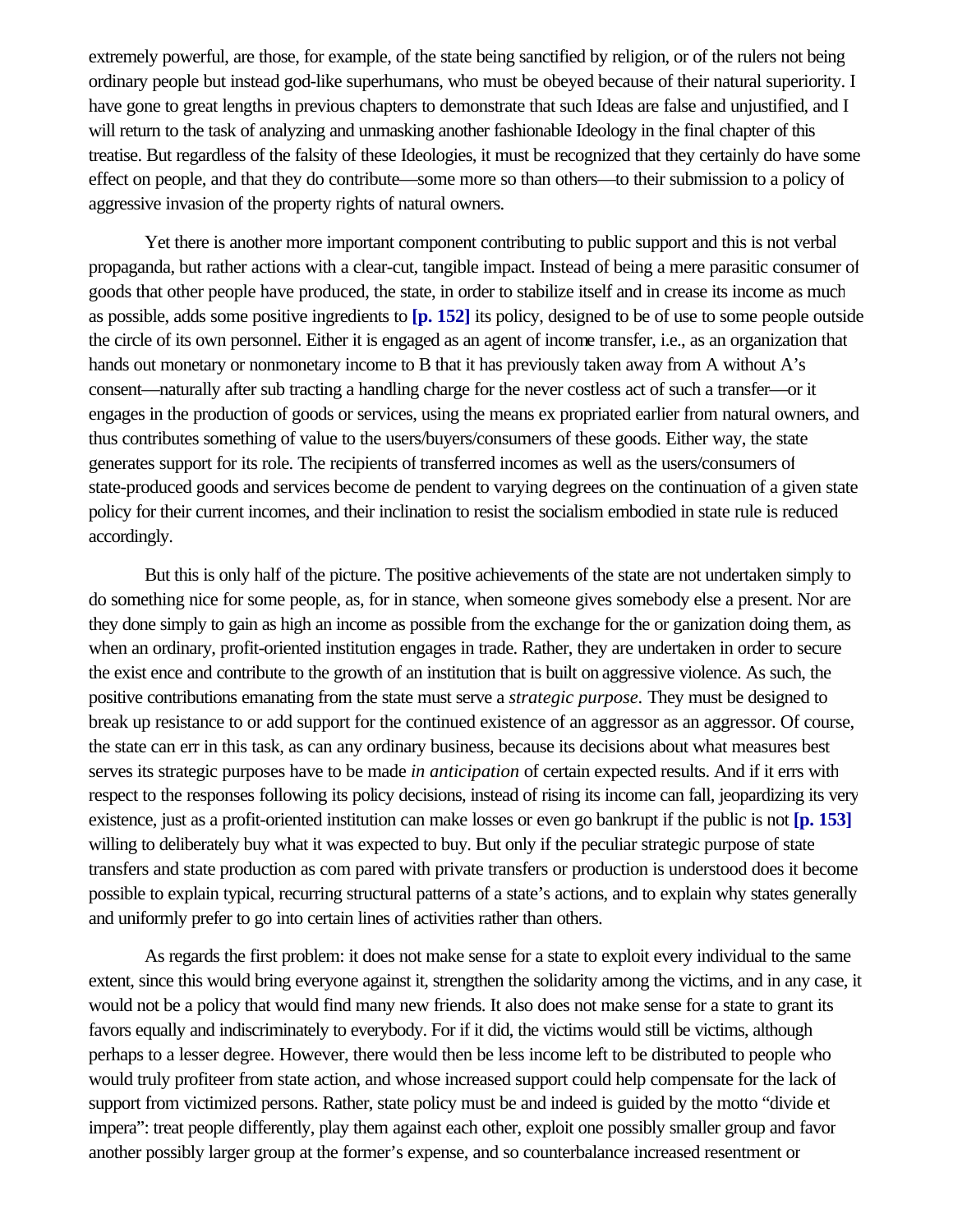extremely powerful, are those, for example, of the state being sanctified by religion, or of the rulers not being ordinary people but instead god-like superhumans, who must be obeyed because of their natural superiority. I have gone to great lengths in previous chapters to demonstrate that such Ideas are false and unjustified, and I will return to the task of analyzing and unmasking another fashionable Ideology in the final chapter of this treatise. But regardless of the falsity of these Ideologies, it must be recognized that they certainly do have some effect on people, and that they do contribute—some more so than others—to their submission to a policy of aggressive invasion of the property rights of natural owners.

Yet there is another more important component contributing to public support and this is not verbal propaganda, but rather actions with a clear-cut, tangible impact. Instead of being a mere parasitic consumer of goods that other people have produced, the state, in order to stabilize itself and in crease its income as much as possible, adds some positive ingredients to **[p. 152]** its policy, designed to be of use to some people outside the circle of its own personnel. Either it is engaged as an agent of income transfer, i.e., as an organization that hands out monetary or nonmonetary income to B that it has previously taken away from A without A's consent—naturally after sub tracting a handling charge for the never costless act of such a transfer—or it engages in the production of goods or services, using the means ex propriated earlier from natural owners, and thus contributes something of value to the users/buyers/consumers of these goods. Either way, the state generates support for its role. The recipients of transferred incomes as well as the users/consumers of state-produced goods and services become de pendent to varying degrees on the continuation of a given state policy for their current incomes, and their inclination to resist the socialism embodied in state rule is reduced accordingly.

But this is only half of the picture. The positive achievements of the state are not undertaken simply to do something nice for some people, as, for in stance, when someone gives somebody else a present. Nor are they done simply to gain as high an income as possible from the exchange for the or ganization doing them, as when an ordinary, profit-oriented institution engages in trade. Rather, they are undertaken in order to secure the exist ence and contribute to the growth of an institution that is built on aggressive violence. As such, the positive contributions emanating from the state must serve a *strategic purpose*. They must be designed to break up resistance to or add support for the continued existence of an aggressor as an aggressor. Of course, the state can err in this task, as can any ordinary business, because its decisions about what measures best serves its strategic purposes have to be made *in anticipation* of certain expected results. And if it errs with respect to the responses following its policy decisions, instead of rising its income can fall, jeopardizing its very existence, just as a profit-oriented institution can make losses or even go bankrupt if the public is not **[p. 153]** willing to deliberately buy what it was expected to buy. But only if the peculiar strategic purpose of state transfers and state production as com pared with private transfers or production is understood does it become possible to explain typical, recurring structural patterns of a state's actions, and to explain why states generally and uniformly prefer to go into certain lines of activities rather than others.

As regards the first problem: it does not make sense for a state to exploit every individual to the same extent, since this would bring everyone against it, strengthen the solidarity among the victims, and in any case, it would not be a policy that would find many new friends. It also does not make sense for a state to grant its favors equally and indiscriminately to everybody. For if it did, the victims would still be victims, although perhaps to a lesser degree. However, there would then be less income left to be distributed to people who would truly profiteer from state action, and whose increased support could help compensate for the lack of support from victimized persons. Rather, state policy must be and indeed is guided by the motto "divide et impera": treat people differently, play them against each other, exploit one possibly smaller group and favor another possibly larger group at the former's expense, and so counterbalance increased resentment or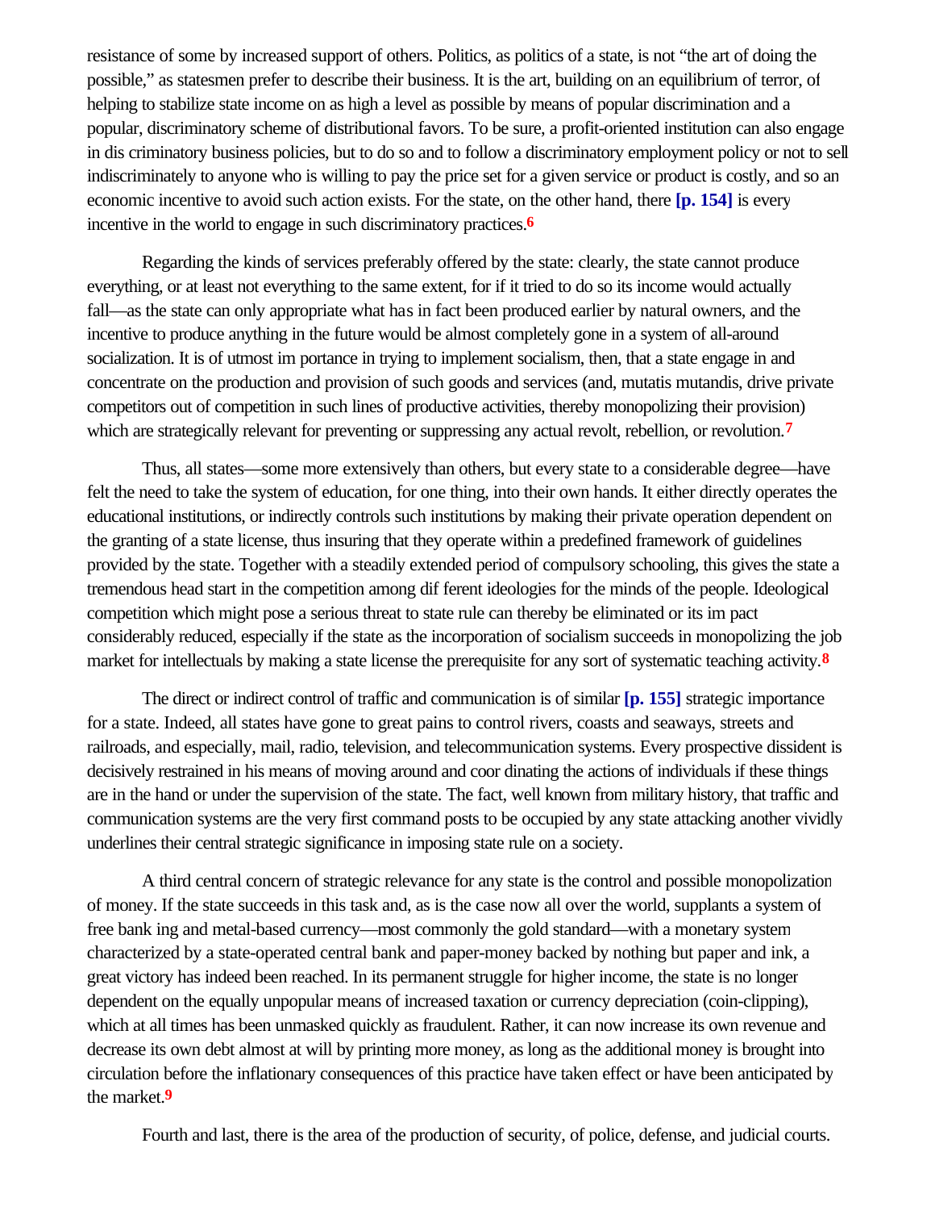resistance of some by increased support of others. Politics, as politics of a state, is not "the art of doing the possible," as statesmen prefer to describe their business. It is the art, building on an equilibrium of terror, of helping to stabilize state income on as high a level as possible by means of popular discrimination and a popular, discriminatory scheme of distributional favors. To be sure, a profit-oriented institution can also engage in dis criminatory business policies, but to do so and to follow a discriminatory employment policy or not to sell indiscriminately to anyone who is willing to pay the price set for a given service or product is costly, and so an economic incentive to avoid such action exists. For the state, on the other hand, there **[p. 154]** is every incentive in the world to engage in such discriminatory practices.[6]

Regarding the kinds of services preferably offered by the state: clearly, the state cannot produce everything, or at least not everything to the same extent, for if it tried to do so its income would actually fall—as the state can only appropriate what has in fact been produced earlier by natural owners, and the incentive to produce anything in the future would be almost completely gone in a system of all-around socialization. It is of utmost im portance in trying to implement socialism, then, that a state engage in and concentrate on the production and provision of such goods and services (and, mutatis mutandis, drive private competitors out of competition in such lines of productive activities, thereby monopolizing their provision) which are strategically relevant for preventing or suppressing any actual revolt, rebellion, or revolution.[7]

Thus, all states—some more extensively than others, but every state to a considerable degree—have felt the need to take the system of education, for one thing, into their own hands. It either directly operates the educational institutions, or indirectly controls such institutions by making their private operation dependent on the granting of a state license, thus insuring that they operate within a predefined framework of guidelines provided by the state. Together with a steadily extended period of compulsory schooling, this gives the state a tremendous head start in the competition among dif ferent ideologies for the minds of the people. Ideological competition which might pose a serious threat to state rule can thereby be eliminated or its im pact considerably reduced, especially if the state as the incorporation of socialism succeeds in monopolizing the job market for intellectuals by making a state license the prerequisite for any sort of systematic teaching activity.[8]

The direct or indirect control of traffic and communication is of similar **[p. 155]** strategic importance for a state. Indeed, all states have gone to great pains to control rivers, coasts and seaways, streets and railroads, and especially, mail, radio, television, and telecommunication systems. Every prospective dissident is decisively restrained in his means of moving around and coor dinating the actions of individuals if these things are in the hand or under the supervision of the state. The fact, well known from military history, that traffic and communication systems are the very first command posts to be occupied by any state attacking another vividly underlines their central strategic significance in imposing state rule on a society.

A third central concern of strategic relevance for any state is the control and possible monopolization of money. If the state succeeds in this task and, as is the case now all over the world, supplants a system of free bank ing and metal-based currency—most commonly the gold standard—with a monetary system characterized by a state-operated central bank and paper-money backed by nothing but paper and ink, a great victory has indeed been reached. In its permanent struggle for higher income, the state is no longer dependent on the equally unpopular means of increased taxation or currency depreciation (coin-clipping), which at all times has been unmasked quickly as fraudulent. Rather, it can now increase its own revenue and decrease its own debt almost at will by printing more money, as long as the additional money is brought into circulation before the inflationary consequences of this practice have taken effect or have been anticipated by the market.[9]

Fourth and last, there is the area of the production of security, of police, defense, and judicial courts.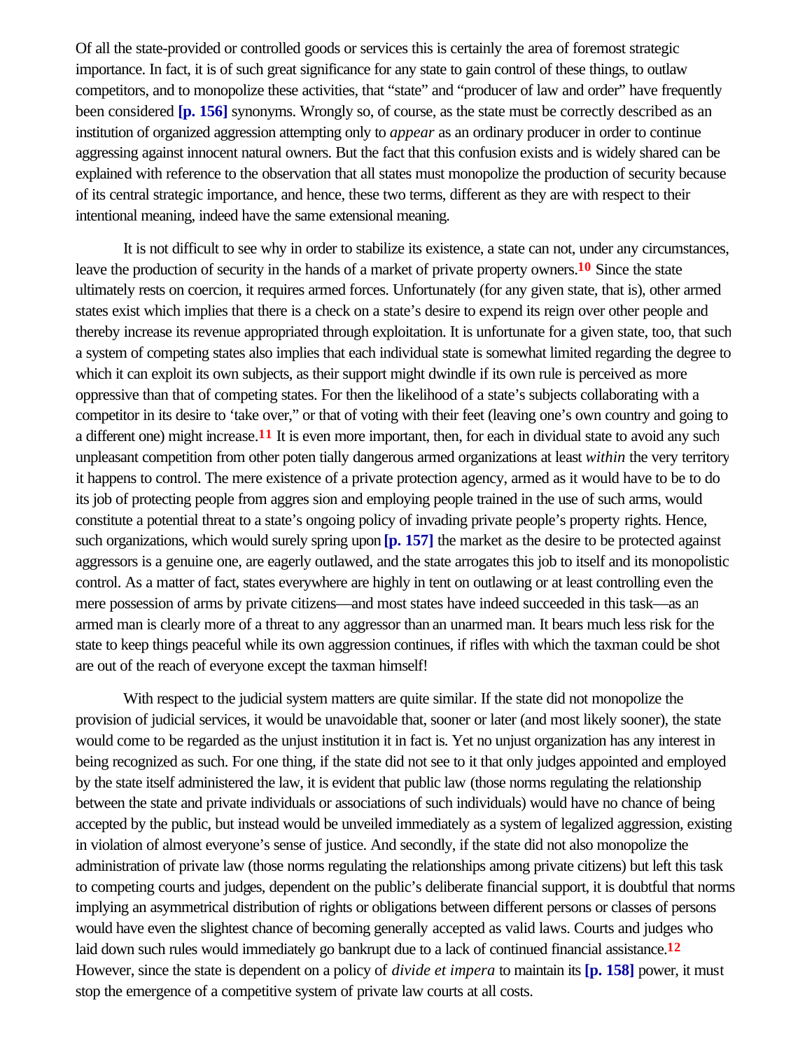Of all the state-provided or controlled goods or services this is certainly the area of foremost strategic importance. In fact, it is of such great significance for any state to gain control of these things, to outlaw competitors, and to monopolize these activities, that "state" and "producer of law and order" have frequently been considered **[p. 156]** synonyms. Wrongly so, of course, as the state must be correctly described as an institution of organized aggression attempting only to *appear* as an ordinary producer in order to continue aggressing against innocent natural owners. But the fact that this confusion exists and is widely shared can be explained with reference to the observation that all states must monopolize the production of security because of its central strategic importance, and hence, these two terms, different as they are with respect to their intentional meaning, indeed have the same extensional meaning.

It is not difficult to see why in order to stabilize its existence, a state can not, under any circumstances, leave the production of security in the hands of a market of private property owners.[10] Since the state ultimately rests on coercion, it requires armed forces. Unfortunately (for any given state, that is), other armed states exist which implies that there is a check on a state's desire to expend its reign over other people and thereby increase its revenue appropriated through exploitation. It is unfortunate for a given state, too, that such a system of competing states also implies that each individual state is somewhat limited regarding the degree to which it can exploit its own subjects, as their support might dwindle if its own rule is perceived as more oppressive than that of competing states. For then the likelihood of a state's subjects collaborating with a competitor in its desire to 'take over," or that of voting with their feet (leaving one's own country and going to a different one) might increase.[11] It is even more important, then, for each in dividual state to avoid any such unpleasant competition from other poten tially dangerous armed organizations at least *within* the very territory it happens to control. The mere existence of a private protection agency, armed as it would have to be to do its job of protecting people from aggres sion and employing people trained in the use of such arms, would constitute a potential threat to a state's ongoing policy of invading private people's property rights. Hence, such organizations, which would surely spring upon **[p. 157]** the market as the desire to be protected against aggressors is a genuine one, are eagerly outlawed, and the state arrogates this job to itself and its monopolistic control. As a matter of fact, states everywhere are highly in tent on outlawing or at least controlling even the mere possession of arms by private citizens—and most states have indeed succeeded in this task—as an armed man is clearly more of a threat to any aggressor than an unarmed man. It bears much less risk for the state to keep things peaceful while its own aggression continues, if rifles with which the taxman could be shot are out of the reach of everyone except the taxman himself!

With respect to the judicial system matters are quite similar. If the state did not monopolize the provision of judicial services, it would be unavoidable that, sooner or later (and most likely sooner), the state would come to be regarded as the unjust institution it in fact is. Yet no unjust organization has any interest in being recognized as such. For one thing, if the state did not see to it that only judges appointed and employed by the state itself administered the law, it is evident that public law (those norms regulating the relationship between the state and private individuals or associations of such individuals) would have no chance of being accepted by the public, but instead would be unveiled immediately as a system of legalized aggression, existing in violation of almost everyone's sense of justice. And secondly, if the state did not also monopolize the administration of private law (those norms regulating the relationships among private citizens) but left this task to competing courts and judges, dependent on the public's deliberate financial support, it is doubtful that norms implying an asymmetrical distribution of rights or obligations between different persons or classes of persons would have even the slightest chance of becoming generally accepted as valid laws. Courts and judges who laid down such rules would immediately go bankrupt due to a lack of continued financial assistance.[12] However, since the state is dependent on a policy of *divide et impera* to maintain its **[p. 158]** power, it must stop the emergence of a competitive system of private law courts at all costs.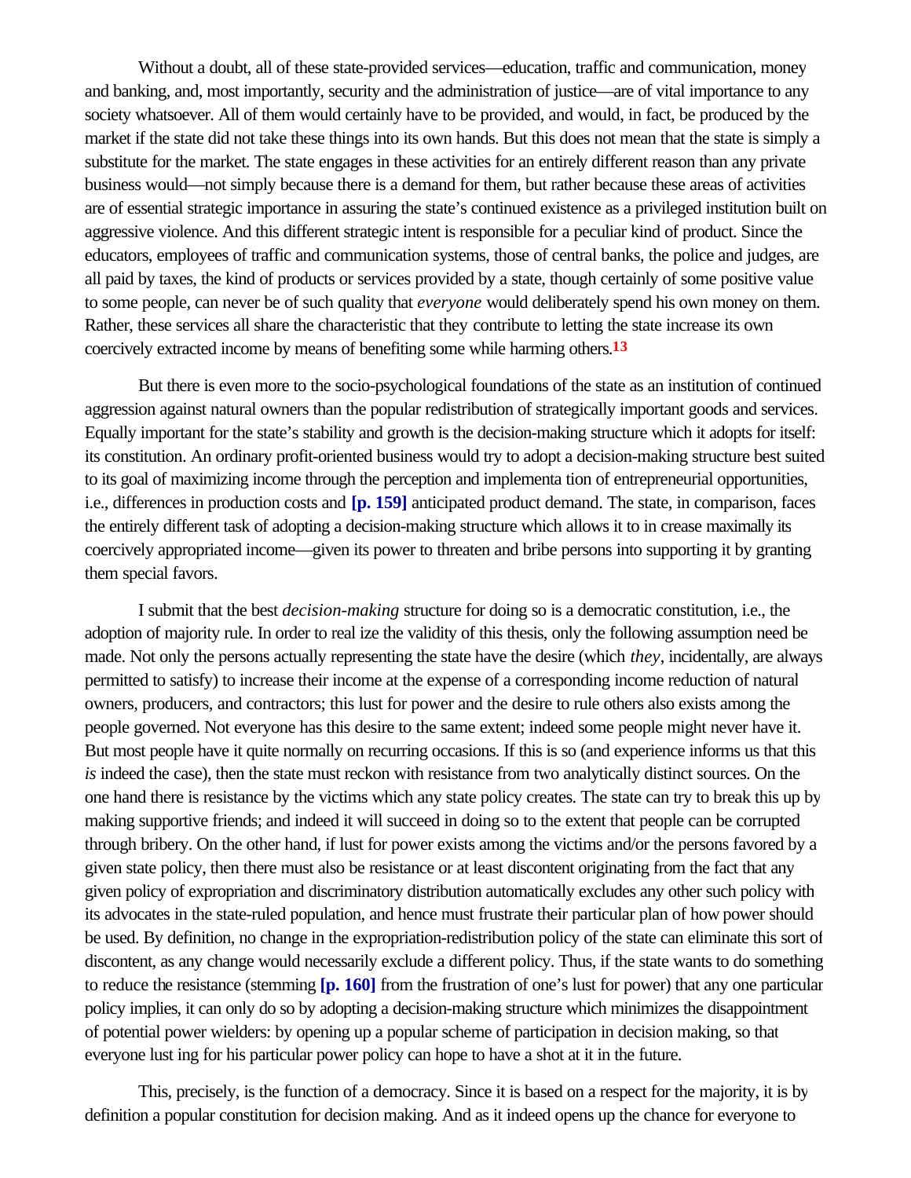Without a doubt, all of these state-provided services—education, traffic and communication, money and banking, and, most importantly, security and the administration of justice—are of vital importance to any society whatsoever. All of them would certainly have to be provided, and would, in fact, be produced by the market if the state did not take these things into its own hands. But this does not mean that the state is simply a substitute for the market. The state engages in these activities for an entirely different reason than any private business would—not simply because there is a demand for them, but rather because these areas of activities are of essential strategic importance in assuring the state's continued existence as a privileged institution built on aggressive violence. And this different strategic intent is responsible for a peculiar kind of product. Since the educators, employees of traffic and communication systems, those of central banks, the police and judges, are all paid by taxes, the kind of products or services provided by a state, though certainly of some positive value to some people, can never be of such quality that *everyone* would deliberately spend his own money on them. Rather, these services all share the characteristic that they contribute to letting the state increase its own coercively extracted income by means of benefiting some while harming others.[13]

But there is even more to the socio-psychological foundations of the state as an institution of continued aggression against natural owners than the popular redistribution of strategically important goods and services. Equally important for the state's stability and growth is the decision-making structure which it adopts for itself: its constitution. An ordinary profit-oriented business would try to adopt a decision-making structure best suited to its goal of maximizing income through the perception and implementa tion of entrepreneurial opportunities, i.e., differences in production costs and **[p. 159]** anticipated product demand. The state, in comparison, faces the entirely different task of adopting a decision-making structure which allows it to in crease maximally its coercively appropriated income—given its power to threaten and bribe persons into supporting it by granting them special favors.

I submit that the best *decision-making* structure for doing so is a democratic constitution, i.e., the adoption of majority rule. In order to real ize the validity of this thesis, only the following assumption need be made. Not only the persons actually representing the state have the desire (which *they*, incidentally, are always permitted to satisfy) to increase their income at the expense of a corresponding income reduction of natural owners, producers, and contractors; this lust for power and the desire to rule others also exists among the people governed. Not everyone has this desire to the same extent; indeed some people might never have it. But most people have it quite normally on recurring occasions. If this is so (and experience informs us that this *is* indeed the case), then the state must reckon with resistance from two analytically distinct sources. On the one hand there is resistance by the victims which any state policy creates. The state can try to break this up by making supportive friends; and indeed it will succeed in doing so to the extent that people can be corrupted through bribery. On the other hand, if lust for power exists among the victims and/or the persons favored by a given state policy, then there must also be resistance or at least discontent originating from the fact that any given policy of expropriation and discriminatory distribution automatically excludes any other such policy with its advocates in the state-ruled population, and hence must frustrate their particular plan of how power should be used. By definition, no change in the expropriation-redistribution policy of the state can eliminate this sort of discontent, as any change would necessarily exclude a different policy. Thus, if the state wants to do something to reduce the resistance (stemming **[p. 160]** from the frustration of one's lust for power) that any one particular policy implies, it can only do so by adopting a decision-making structure which minimizes the disappointment of potential power wielders: by opening up a popular scheme of participation in decision making, so that everyone lust ing for his particular power policy can hope to have a shot at it in the future.

This, precisely, is the function of a democracy. Since it is based on a respect for the majority, it is by definition a popular constitution for decision making. And as it indeed opens up the chance for everyone to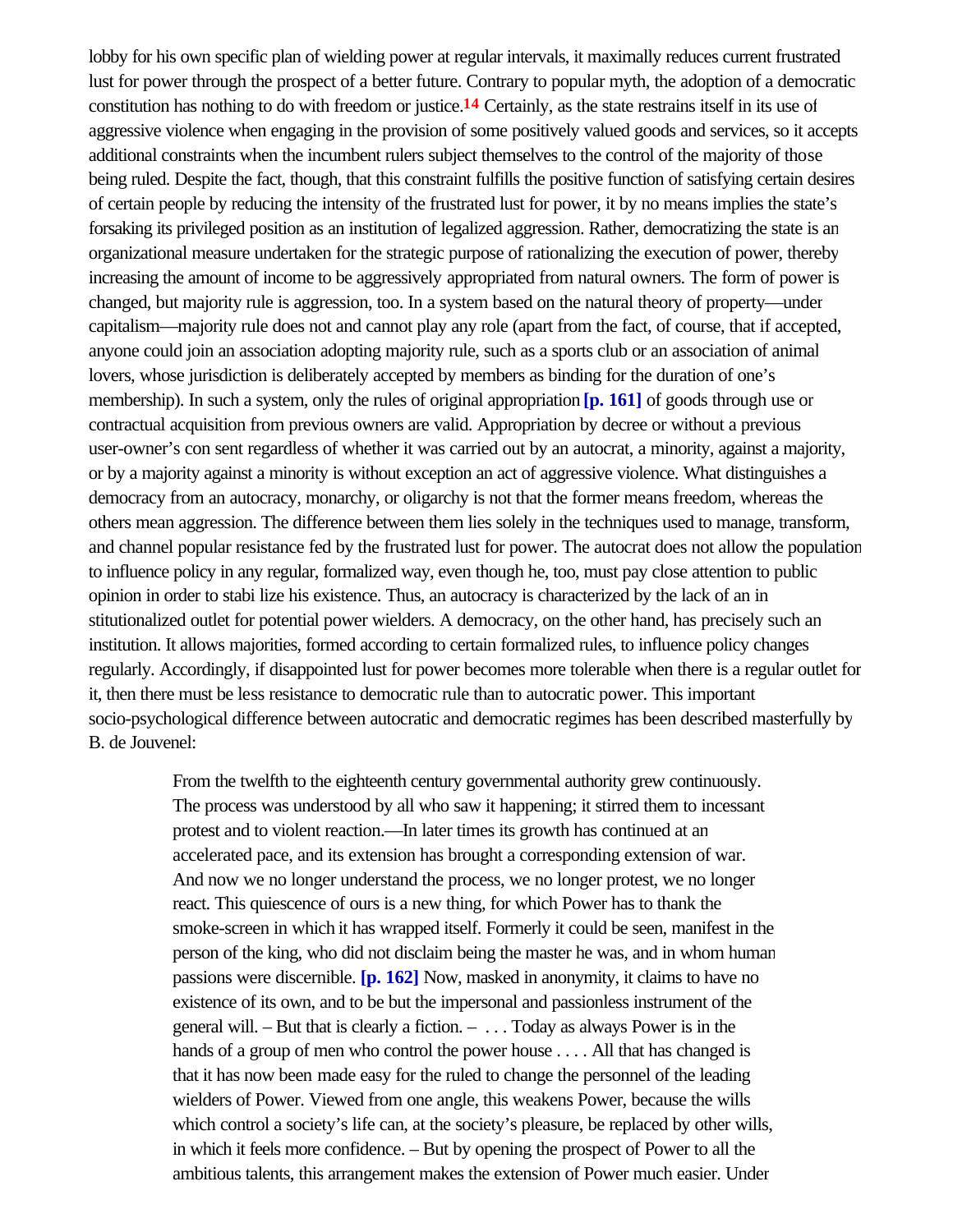lobby for his own specific plan of wielding power at regular intervals, it maximally reduces current frustrated lust for power through the prospect of a better future. Contrary to popular myth, the adoption of a democratic constitution has nothing to do with freedom or justice.[14] Certainly, as the state restrains itself in its use of aggressive violence when engaging in the provision of some positively valued goods and services, so it accepts additional constraints when the incumbent rulers subject themselves to the control of the majority of those being ruled. Despite the fact, though, that this constraint fulfills the positive function of satisfying certain desires of certain people by reducing the intensity of the frustrated lust for power, it by no means implies the state's forsaking its privileged position as an institution of legalized aggression. Rather, democratizing the state is an organizational measure undertaken for the strategic purpose of rationalizing the execution of power, thereby increasing the amount of income to be aggressively appropriated from natural owners. The form of power is changed, but majority rule is aggression, too. In a system based on the natural theory of property—under capitalism—majority rule does not and cannot play any role (apart from the fact, of course, that if accepted, anyone could join an association adopting majority rule, such as a sports club or an association of animal lovers, whose jurisdiction is deliberately accepted by members as binding for the duration of one's membership). In such a system, only the rules of original appropriation **[p. 161]** of goods through use or contractual acquisition from previous owners are valid. Appropriation by decree or without a previous user-owner's con sent regardless of whether it was carried out by an autocrat, a minority, against a majority, or by a majority against a minority is without exception an act of aggressive violence. What distinguishes a democracy from an autocracy, monarchy, or oligarchy is not that the former means freedom, whereas the others mean aggression. The difference between them lies solely in the techniques used to manage, transform, and channel popular resistance fed by the frustrated lust for power. The autocrat does not allow the population to influence policy in any regular, formalized way, even though he, too, must pay close attention to public opinion in order to stabi lize his existence. Thus, an autocracy is characterized by the lack of an in stitutionalized outlet for potential power wielders. A democracy, on the other hand, has precisely such an institution. It allows majorities, formed according to certain formalized rules, to influence policy changes regularly. Accordingly, if disappointed lust for power becomes more tolerable when there is a regular outlet for it, then there must be less resistance to democratic rule than to autocratic power. This important socio-psychological difference between autocratic and democratic regimes has been described masterfully by B. de Jouvenel:

> From the twelfth to the eighteenth century governmental authority grew continuously. The process was understood by all who saw it happening; it stirred them to incessant protest and to violent reaction.—In later times its growth has continued at an accelerated pace, and its extension has brought a corresponding extension of war. And now we no longer understand the process, we no longer protest, we no longer react. This quiescence of ours is a new thing, for which Power has to thank the smoke-screen in which it has wrapped itself. Formerly it could be seen, manifest in the person of the king, who did not disclaim being the master he was, and in whom human passions were discernible. **[p. 162]** Now, masked in anonymity, it claims to have no existence of its own, and to be but the impersonal and passionless instrument of the general will. – But that is clearly a fiction. – . . . Today as always Power is in the hands of a group of men who control the power house . . . . All that has changed is that it has now been made easy for the ruled to change the personnel of the leading wielders of Power. Viewed from one angle, this weakens Power, because the wills which control a society's life can, at the society's pleasure, be replaced by other wills, in which it feels more confidence. – But by opening the prospect of Power to all the ambitious talents, this arrangement makes the extension of Power much easier. Under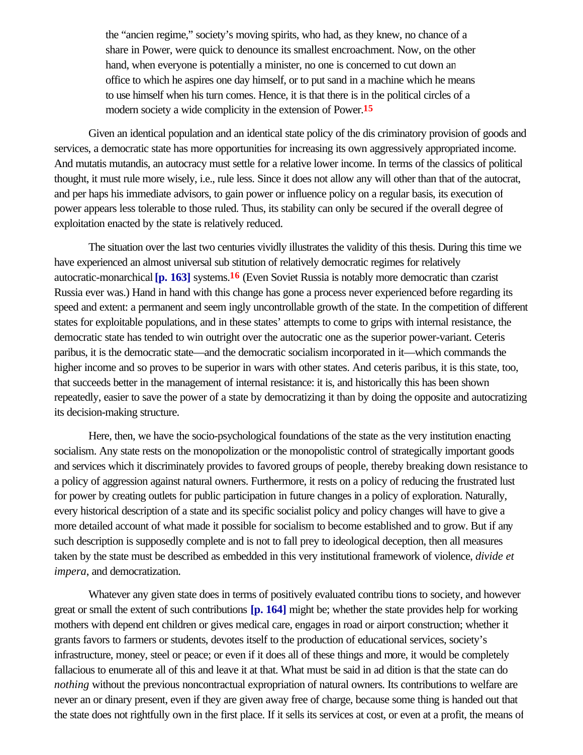> the "ancien regime," society's moving spirits, who had, as they knew, no chance of a share in Power, were quick to denounce its smallest encroachment. Now, on the other hand, when everyone is potentially a minister, no one is concerned to cut down an office to which he aspires one day himself, or to put sand in a machine which he means to use himself when his turn comes. Hence, it is that there is in the political circles of a modern society a wide complicity in the extension of Power.[15]

Given an identical population and an identical state policy of the dis criminatory provision of goods and services, a democratic state has more opportunities for increasing its own aggressively appropriated income. And mutatis mutandis, an autocracy must settle for a relative lower income. In terms of the classics of political thought, it must rule more wisely, i.e., rule less. Since it does not allow any will other than that of the autocrat, and per haps his immediate advisors, to gain power or influence policy on a regular basis, its execution of power appears less tolerable to those ruled. Thus, its stability can only be secured if the overall degree of exploitation enacted by the state is relatively reduced.

The situation over the last two centuries vividly illustrates the validity of this thesis. During this time we have experienced an almost universal sub stitution of relatively democratic regimes for relatively autocratic-monarchical **[p. 163]** systems.[16] (Even Soviet Russia is notably more democratic than czarist Russia ever was.) Hand in hand with this change has gone a process never experienced before regarding its speed and extent: a permanent and seem ingly uncontrollable growth of the state. In the competition of different states for exploitable populations, and in these states' attempts to come to grips with internal resistance, the democratic state has tended to win outright over the autocratic one as the superior power-variant. Ceteris paribus, it is the democratic state—and the democratic socialism incorporated in it—which commands the higher income and so proves to be superior in wars with other states. And ceteris paribus, it is this state, too, that succeeds better in the management of internal resistance: it is, and historically this has been shown repeatedly, easier to save the power of a state by democratizing it than by doing the opposite and autocratizing its decision-making structure.

Here, then, we have the socio-psychological foundations of the state as the very institution enacting socialism. Any state rests on the monopolization or the monopolistic control of strategically important goods and services which it discriminately provides to favored groups of people, thereby breaking down resistance to a policy of aggression against natural owners. Furthermore, it rests on a policy of reducing the frustrated lust for power by creating outlets for public participation in future changes in a policy of exploration. Naturally, every historical description of a state and its specific socialist policy and policy changes will have to give a more detailed account of what made it possible for socialism to become established and to grow. But if any such description is supposedly complete and is not to fall prey to ideological deception, then all measures taken by the state must be described as embedded in this very institutional framework of violence, *divide et impera*, and democratization.

Whatever any given state does in terms of positively evaluated contribu tions to society, and however great or small the extent of such contributions **[p. 164]** might be; whether the state provides help for working mothers with depend ent children or gives medical care, engages in road or airport construction; whether it grants favors to farmers or students, devotes itself to the production of educational services, society's infrastructure, money, steel or peace; or even if it does all of these things and more, it would be completely fallacious to enumerate all of this and leave it at that. What must be said in ad dition is that the state can do *nothing* without the previous noncontractual expropriation of natural owners. Its contributions to welfare are never an or dinary present, even if they are given away free of charge, because some thing is handed out that the state does not rightfully own in the first place. If it sells its services at cost, or even at a profit, the means of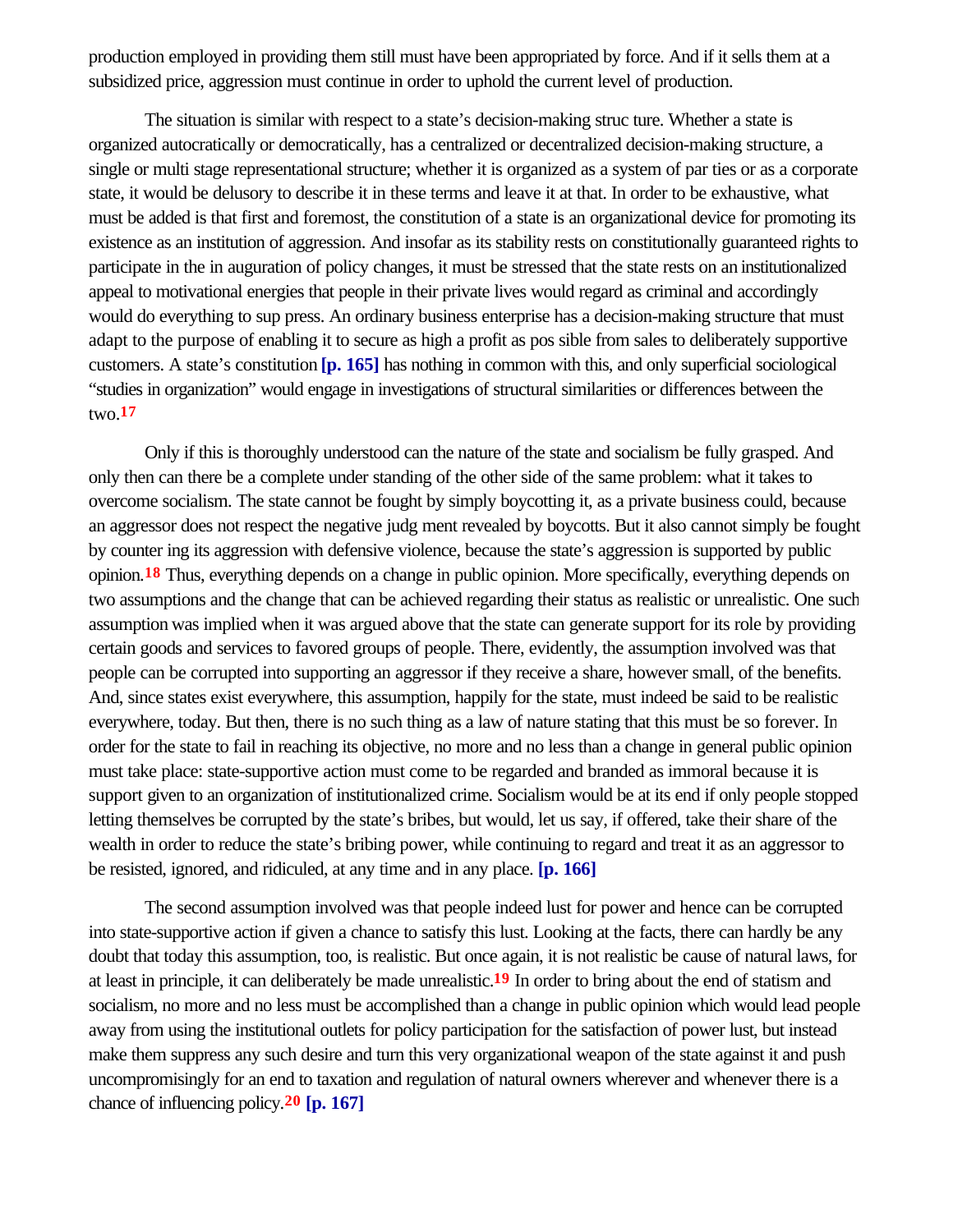production employed in providing them still must have been appropriated by force. And if it sells them at a subsidized price, aggression must continue in order to uphold the current level of production.

The situation is similar with respect to a state's decision-making struc ture. Whether a state is organized autocratically or democratically, has a centralized or decentralized decision-making structure, a single or multi stage representational structure; whether it is organized as a system of par ties or as a corporate state, it would be delusory to describe it in these terms and leave it at that. In order to be exhaustive, what must be added is that first and foremost, the constitution of a state is an organizational device for promoting its existence as an institution of aggression. And insofar as its stability rests on constitutionally guaranteed rights to participate in the in auguration of policy changes, it must be stressed that the state rests on an institutionalized appeal to motivational energies that people in their private lives would regard as criminal and accordingly would do everything to sup press. An ordinary business enterprise has a decision-making structure that must adapt to the purpose of enabling it to secure as high a profit as pos sible from sales to deliberately supportive customers. A state's constitution **[p. 165]** has nothing in common with this, and only superficial sociological "studies in organization" would engage in investigations of structural similarities or differences between the two.[17]

Only if this is thoroughly understood can the nature of the state and socialism be fully grasped. And only then can there be a complete under standing of the other side of the same problem: what it takes to overcome socialism. The state cannot be fought by simply boycotting it, as a private business could, because an aggressor does not respect the negative judg ment revealed by boycotts. But it also cannot simply be fought by counter ing its aggression with defensive violence, because the state's aggression is supported by public opinion.[18] Thus, everything depends on a change in public opinion. More specifically, everything depends on two assumptions and the change that can be achieved regarding their status as realistic or unrealistic. One such assumption was implied when it was argued above that the state can generate support for its role by providing certain goods and services to favored groups of people. There, evidently, the assumption involved was that people can be corrupted into supporting an aggressor if they receive a share, however small, of the benefits. And, since states exist everywhere, this assumption, happily for the state, must indeed be said to be realistic everywhere, today. But then, there is no such thing as a law of nature stating that this must be so forever. In order for the state to fail in reaching its objective, no more and no less than a change in general public opinion must take place: state-supportive action must come to be regarded and branded as immoral because it is support given to an organization of institutionalized crime. Socialism would be at its end if only people stopped letting themselves be corrupted by the state's bribes, but would, let us say, if offered, take their share of the wealth in order to reduce the state's bribing power, while continuing to regard and treat it as an aggressor to be resisted, ignored, and ridiculed, at any time and in any place. **[p. 166]**

The second assumption involved was that people indeed lust for power and hence can be corrupted into state-supportive action if given a chance to satisfy this lust. Looking at the facts, there can hardly be any doubt that today this assumption, too, is realistic. But once again, it is not realistic be cause of natural laws, for at least in principle, it can deliberately be made unrealistic.[19] In order to bring about the end of statism and socialism, no more and no less must be accomplished than a change in public opinion which would lead people away from using the institutional outlets for policy participation for the satisfaction of power lust, but instead make them suppress any such desire and turn this very organizational weapon of the state against it and push uncompromisingly for an end to taxation and regulation of natural owners wherever and whenever there is a chance of influencing policy.[20] **[p. 167]**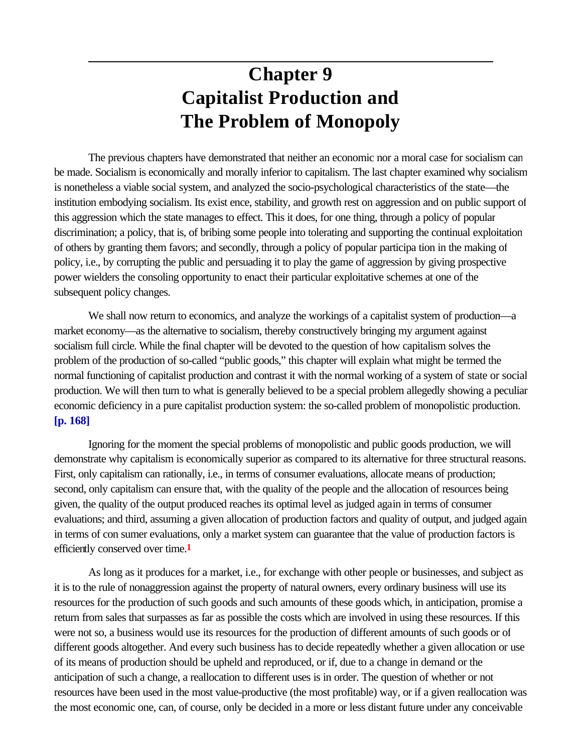# Chapter 9
# Capitalist Production and The Problem of Monopoly

The previous chapters have demonstrated that neither an economic nor a moral case for socialism can be made. Socialism is economically and morally inferior to capitalism. The last chapter examined why socialism is nonetheless a viable social system, and analyzed the socio-psychological characteristics of the state—the institution embodying socialism. Its exist ence, stability, and growth rest on aggression and on public support of this aggression which the state manages to effect. This it does, for one thing, through a policy of popular discrimination; a policy, that is, of bribing some people into tolerating and supporting the continual exploitation of others by granting them favors; and secondly, through a policy of popular participa tion in the making of policy, i.e., by corrupting the public and persuading it to play the game of aggression by giving prospective power wielders the consoling opportunity to enact their particular exploitative schemes at one of the subsequent policy changes.

We shall now return to economics, and analyze the workings of a capitalist system of production—a market economy—as the alternative to socialism, thereby constructively bringing my argument against socialism full circle. While the final chapter will be devoted to the question of how capitalism solves the problem of the production of so-called "public goods," this chapter will explain what might be termed the normal functioning of capitalist production and contrast it with the normal working of a system of state or social production. We will then turn to what is generally believed to be a special problem allegedly showing a peculiar economic deficiency in a pure capitalist production system: the so-called problem of monopolistic production. **[p. 168]**

Ignoring for the moment the special problems of monopolistic and public goods production, we will demonstrate why capitalism is economically superior as compared to its alternative for three structural reasons. First, only capitalism can rationally, i.e., in terms of consumer evaluations, allocate means of production; second, only capitalism can ensure that, with the quality of the people and the allocation of resources being given, the quality of the output produced reaches its optimal level as judged again in terms of consumer evaluations; and third, assuming a given allocation of production factors and quality of output, and judged again in terms of con sumer evaluations, only a market system can guarantee that the value of production factors is efficiently conserved over time.[1]

As long as it produces for a market, i.e., for exchange with other people or businesses, and subject as it is to the rule of nonaggression against the property of natural owners, every ordinary business will use its resources for the production of such goods and such amounts of these goods which, in anticipation, promise a return from sales that surpasses as far as possible the costs which are involved in using these resources. If this were not so, a business would use its resources for the production of different amounts of such goods or of different goods altogether. And every such business has to decide repeatedly whether a given allocation or use of its means of production should be upheld and reproduced, or if, due to a change in demand or the anticipation of such a change, a reallocation to different uses is in order. The question of whether or not resources have been used in the most value-productive (the most profitable) way, or if a given reallocation was the most economic one, can, of course, only be decided in a more or less distant future under any conceivable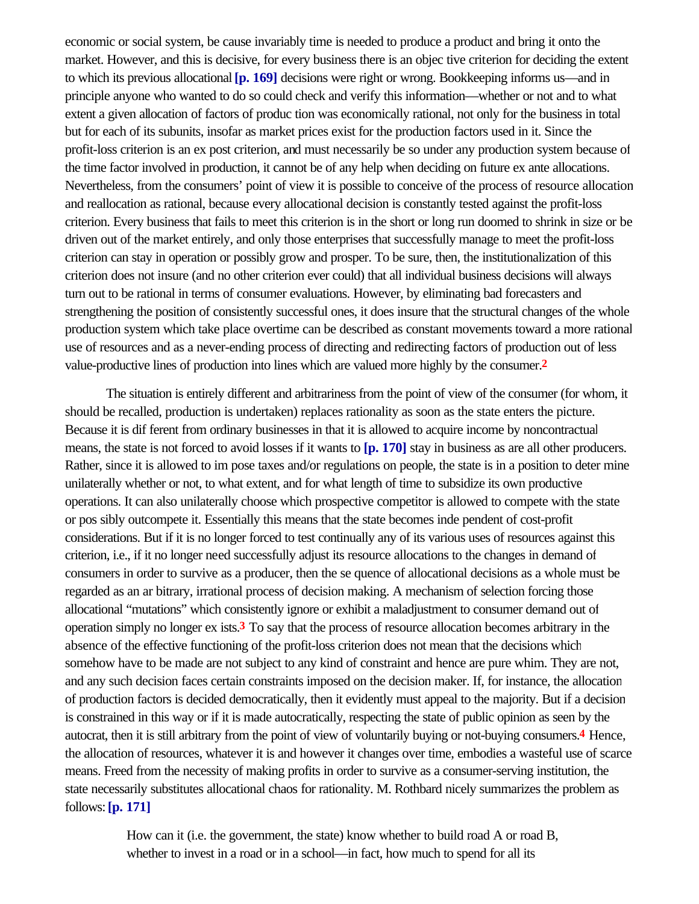economic or social system, be cause invariably time is needed to produce a product and bring it onto the market. However, and this is decisive, for every business there is an objec tive criterion for deciding the extent to which its previous allocational **[p. 169]** decisions were right or wrong. Bookkeeping informs us—and in principle anyone who wanted to do so could check and verify this information—whether or not and to what extent a given allocation of factors of produc tion was economically rational, not only for the business in total but for each of its subunits, insofar as market prices exist for the production factors used in it. Since the profit-loss criterion is an ex post criterion, and must necessarily be so under any production system because of the time factor involved in production, it cannot be of any help when deciding on future ex ante allocations. Nevertheless, from the consumers' point of view it is possible to conceive of the process of resource allocation and reallocation as rational, because every allocational decision is constantly tested against the profit-loss criterion. Every business that fails to meet this criterion is in the short or long run doomed to shrink in size or be driven out of the market entirely, and only those enterprises that successfully manage to meet the profit-loss criterion can stay in operation or possibly grow and prosper. To be sure, then, the institutionalization of this criterion does not insure (and no other criterion ever could) that all individual business decisions will always turn out to be rational in terms of consumer evaluations. However, by eliminating bad forecasters and strengthening the position of consistently successful ones, it does insure that the structural changes of the whole production system which take place overtime can be described as constant movements toward a more rational use of resources and as a never-ending process of directing and redirecting factors of production out of less value-productive lines of production into lines which are valued more highly by the consumer.[2]

The situation is entirely different and arbitrariness from the point of view of the consumer (for whom, it should be recalled, production is undertaken) replaces rationality as soon as the state enters the picture. Because it is dif ferent from ordinary businesses in that it is allowed to acquire income by noncontractual means, the state is not forced to avoid losses if it wants to **[p. 170]** stay in business as are all other producers. Rather, since it is allowed to im pose taxes and/or regulations on people, the state is in a position to deter mine unilaterally whether or not, to what extent, and for what length of time to subsidize its own productive operations. It can also unilaterally choose which prospective competitor is allowed to compete with the state or pos sibly outcompete it. Essentially this means that the state becomes inde pendent of cost-profit considerations. But if it is no longer forced to test continually any of its various uses of resources against this criterion, i.e., if it no longer need successfully adjust its resource allocations to the changes in demand of consumers in order to survive as a producer, then the se quence of allocational decisions as a whole must be regarded as an ar bitrary, irrational process of decision making. A mechanism of selection forcing those allocational "mutations" which consistently ignore or exhibit a maladjustment to consumer demand out of operation simply no longer ex ists.[3] To say that the process of resource allocation becomes arbitrary in the absence of the effective functioning of the profit-loss criterion does not mean that the decisions which somehow have to be made are not subject to any kind of constraint and hence are pure whim. They are not, and any such decision faces certain constraints imposed on the decision maker. If, for instance, the allocation of production factors is decided democratically, then it evidently must appeal to the majority. But if a decision is constrained in this way or if it is made autocratically, respecting the state of public opinion as seen by the autocrat, then it is still arbitrary from the point of view of voluntarily buying or not-buying consumers.[4] Hence, the allocation of resources, whatever it is and however it changes over time, embodies a wasteful use of scarce means. Freed from the necessity of making profits in order to survive as a consumer-serving institution, the state necessarily substitutes allocational chaos for rationality. M. Rothbard nicely summarizes the problem as follows: **[p. 171]**

> How can it (i.e. the government, the state) know whether to build road A or road B, whether to invest in a road or in a school—in fact, how much to spend for all its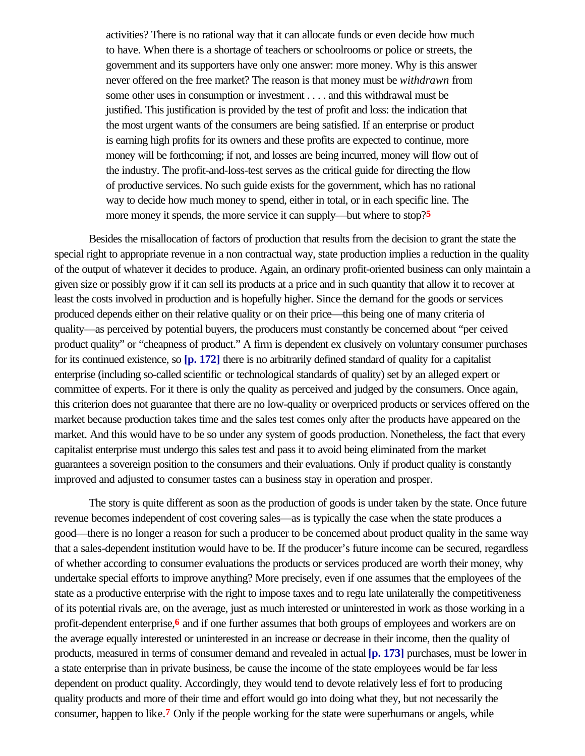> activities? There is no rational way that it can allocate funds or even decide how much to have. When there is a shortage of teachers or schoolrooms or police or streets, the government and its supporters have only one answer: more money. Why is this answer never offered on the free market? The reason is that money must be *withdrawn* from some other uses in consumption or investment . . . . and this withdrawal must be justified. This justification is provided by the test of profit and loss: the indication that the most urgent wants of the consumers are being satisfied. If an enterprise or product is earning high profits for its owners and these profits are expected to continue, more money will be forthcoming; if not, and losses are being incurred, money will flow out of the industry. The profit-and-loss-test serves as the critical guide for directing the flow of productive services. No such guide exists for the government, which has no rational way to decide how much money to spend, either in total, or in each specific line. The more money it spends, the more service it can supply—but where to stop?[5]

Besides the misallocation of factors of production that results from the decision to grant the state the special right to appropriate revenue in a non contractual way, state production implies a reduction in the quality of the output of whatever it decides to produce. Again, an ordinary profit-oriented business can only maintain a given size or possibly grow if it can sell its products at a price and in such quantity that allow it to recover at least the costs involved in production and is hopefully higher. Since the demand for the goods or services produced depends either on their relative quality or on their price—this being one of many criteria of quality—as perceived by potential buyers, the producers must constantly be concerned about "per ceived product quality" or "cheapness of product." A firm is dependent ex clusively on voluntary consumer purchases for its continued existence, so **[p. 172]** there is no arbitrarily defined standard of quality for a capitalist enterprise (including so-called scientific or technological standards of quality) set by an alleged expert or committee of experts. For it there is only the quality as perceived and judged by the consumers. Once again, this criterion does not guarantee that there are no low-quality or overpriced products or services offered on the market because production takes time and the sales test comes only after the products have appeared on the market. And this would have to be so under any system of goods production. Nonetheless, the fact that every capitalist enterprise must undergo this sales test and pass it to avoid being eliminated from the market guarantees a sovereign position to the consumers and their evaluations. Only if product quality is constantly improved and adjusted to consumer tastes can a business stay in operation and prosper.

The story is quite different as soon as the production of goods is under taken by the state. Once future revenue becomes independent of cost covering sales—as is typically the case when the state produces a good—there is no longer a reason for such a producer to be concerned about product quality in the same way that a sales-dependent institution would have to be. If the producer's future income can be secured, regardless of whether according to consumer evaluations the products or services produced are worth their money, why undertake special efforts to improve anything? More precisely, even if one assumes that the employees of the state as a productive enterprise with the right to impose taxes and to regu late unilaterally the competitiveness of its potential rivals are, on the average, just as much interested or uninterested in work as those working in a profit-dependent enterprise,[6] and if one further assumes that both groups of employees and workers are on the average equally interested or uninterested in an increase or decrease in their income, then the quality of products, measured in terms of consumer demand and revealed in actual **[p. 173]** purchases, must be lower in a state enterprise than in private business, be cause the income of the state employees would be far less dependent on product quality. Accordingly, they would tend to devote relatively less ef fort to producing quality products and more of their time and effort would go into doing what they, but not necessarily the consumer, happen to like.[7] Only if the people working for the state were superhumans or angels, while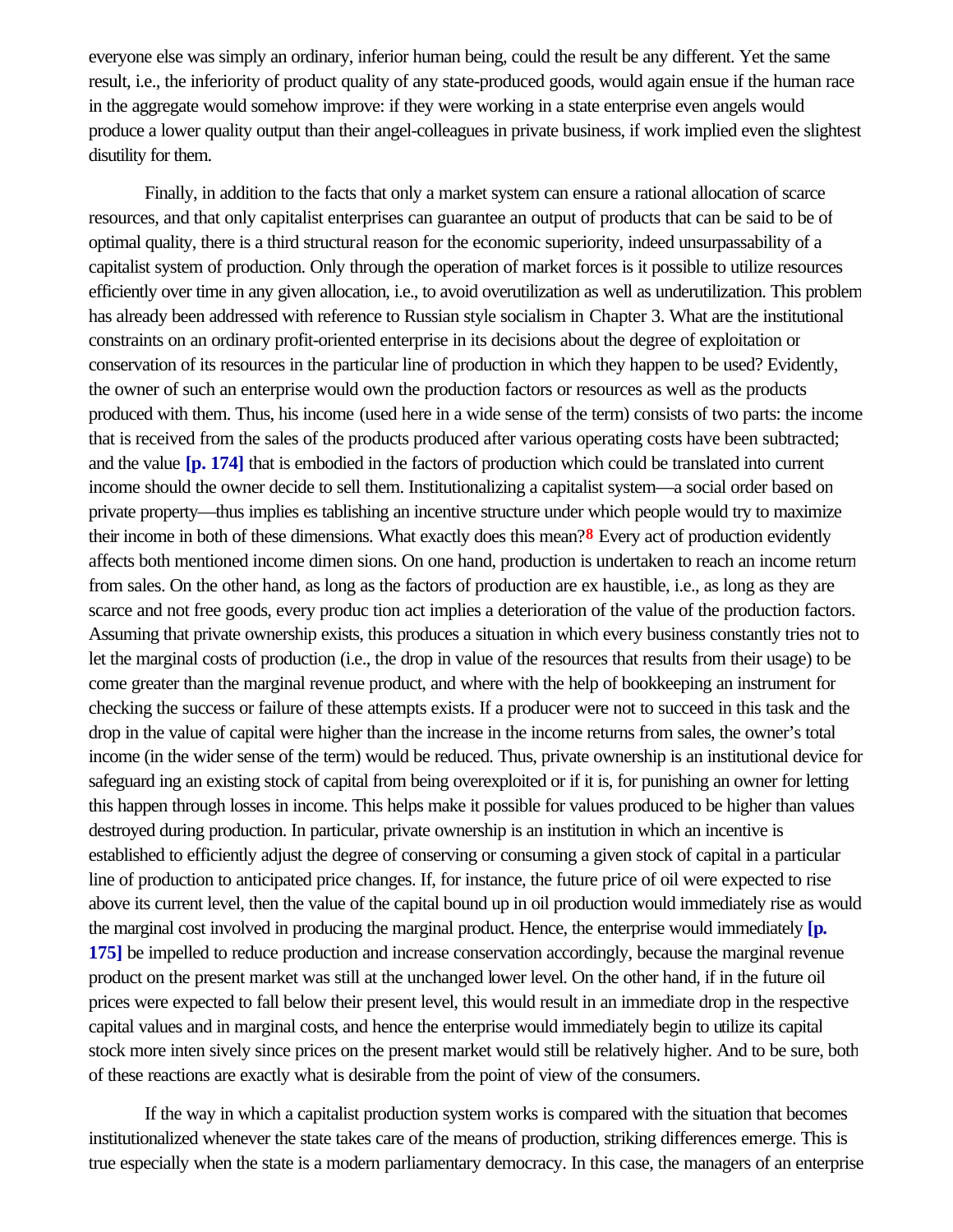everyone else was simply an ordinary, inferior human being, could the result be any different. Yet the same result, i.e., the inferiority of product quality of any state-produced goods, would again ensue if the human race in the aggregate would somehow improve: if they were working in a state enterprise even angels would produce a lower quality output than their angel-colleagues in private business, if work implied even the slightest disutility for them.

Finally, in addition to the facts that only a market system can ensure a rational allocation of scarce resources, and that only capitalist enterprises can guarantee an output of products that can be said to be of optimal quality, there is a third structural reason for the economic superiority, indeed unsurpassability of a capitalist system of production. Only through the operation of market forces is it possible to utilize resources efficiently over time in any given allocation, i.e., to avoid overutilization as well as underutilization. This problem has already been addressed with reference to Russian style socialism in Chapter 3. What are the institutional constraints on an ordinary profit-oriented enterprise in its decisions about the degree of exploitation or conservation of its resources in the particular line of production in which they happen to be used? Evidently, the owner of such an enterprise would own the production factors or resources as well as the products produced with them. Thus, his income (used here in a wide sense of the term) consists of two parts: the income that is received from the sales of the products produced after various operating costs have been subtracted; and the value **[p. 174]** that is embodied in the factors of production which could be translated into current income should the owner decide to sell them. Institutionalizing a capitalist system—a social order based on private property—thus implies es tablishing an incentive structure under which people would try to maximize their income in both of these dimensions. What exactly does this mean?[8] Every act of production evidently affects both mentioned income dimen sions. On one hand, production is undertaken to reach an income return from sales. On the other hand, as long as the factors of production are ex haustible, i.e., as long as they are scarce and not free goods, every produc tion act implies a deterioration of the value of the production factors. Assuming that private ownership exists, this produces a situation in which every business constantly tries not to let the marginal costs of production (i.e., the drop in value of the resources that results from their usage) to be come greater than the marginal revenue product, and where with the help of bookkeeping an instrument for checking the success or failure of these attempts exists. If a producer were not to succeed in this task and the drop in the value of capital were higher than the increase in the income returns from sales, the owner's total income (in the wider sense of the term) would be reduced. Thus, private ownership is an institutional device for safeguard ing an existing stock of capital from being overexploited or if it is, for punishing an owner for letting this happen through losses in income. This helps make it possible for values produced to be higher than values destroyed during production. In particular, private ownership is an institution in which an incentive is established to efficiently adjust the degree of conserving or consuming a given stock of capital in a particular line of production to anticipated price changes. If, for instance, the future price of oil were expected to rise above its current level, then the value of the capital bound up in oil production would immediately rise as would the marginal cost involved in producing the marginal product. Hence, the enterprise would immediately **[p. 175]** be impelled to reduce production and increase conservation accordingly, because the marginal revenue product on the present market was still at the unchanged lower level. On the other hand, if in the future oil prices were expected to fall below their present level, this would result in an immediate drop in the respective capital values and in marginal costs, and hence the enterprise would immediately begin to utilize its capital stock more inten sively since prices on the present market would still be relatively higher. And to be sure, both of these reactions are exactly what is desirable from the point of view of the consumers.

If the way in which a capitalist production system works is compared with the situation that becomes institutionalized whenever the state takes care of the means of production, striking differences emerge. This is true especially when the state is a modern parliamentary democracy. In this case, the managers of an enterprise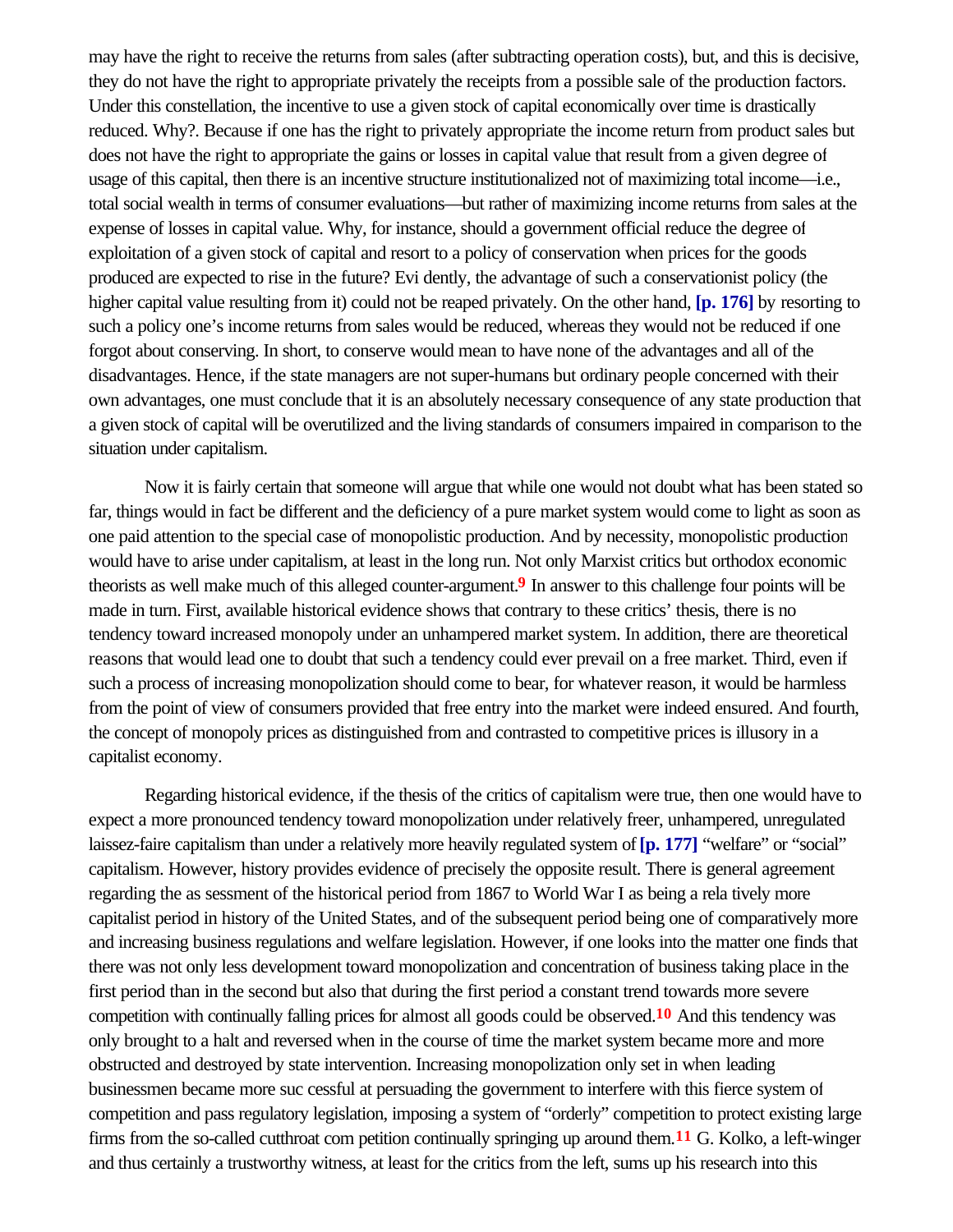may have the right to receive the returns from sales (after subtracting operation costs), but, and this is decisive, they do not have the right to appropriate privately the receipts from a possible sale of the production factors. Under this constellation, the incentive to use a given stock of capital economically over time is drastically reduced. Why?. Because if one has the right to privately appropriate the income return from product sales but does not have the right to appropriate the gains or losses in capital value that result from a given degree of usage of this capital, then there is an incentive structure institutionalized not of maximizing total income—i.e., total social wealth in terms of consumer evaluations—but rather of maximizing income returns from sales at the expense of losses in capital value. Why, for instance, should a government official reduce the degree of exploitation of a given stock of capital and resort to a policy of conservation when prices for the goods produced are expected to rise in the future? Evi dently, the advantage of such a conservationist policy (the higher capital value resulting from it) could not be reaped privately. On the other hand, **[p. 176]** by resorting to such a policy one's income returns from sales would be reduced, whereas they would not be reduced if one forgot about conserving. In short, to conserve would mean to have none of the advantages and all of the disadvantages. Hence, if the state managers are not super-humans but ordinary people concerned with their own advantages, one must conclude that it is an absolutely necessary consequence of any state production that a given stock of capital will be overutilized and the living standards of consumers impaired in comparison to the situation under capitalism.

Now it is fairly certain that someone will argue that while one would not doubt what has been stated so far, things would in fact be different and the deficiency of a pure market system would come to light as soon as one paid attention to the special case of monopolistic production. And by necessity, monopolistic production would have to arise under capitalism, at least in the long run. Not only Marxist critics but orthodox economic theorists as well make much of this alleged counter-argument.[9] In answer to this challenge four points will be made in turn. First, available historical evidence shows that contrary to these critics' thesis, there is no tendency toward increased monopoly under an unhampered market system. In addition, there are theoretical reasons that would lead one to doubt that such a tendency could ever prevail on a free market. Third, even if such a process of increasing monopolization should come to bear, for whatever reason, it would be harmless from the point of view of consumers provided that free entry into the market were indeed ensured. And fourth, the concept of monopoly prices as distinguished from and contrasted to competitive prices is illusory in a capitalist economy.

Regarding historical evidence, if the thesis of the critics of capitalism were true, then one would have to expect a more pronounced tendency toward monopolization under relatively freer, unhampered, unregulated laissez-faire capitalism than under a relatively more heavily regulated system of **[p. 177]** "welfare" or "social" capitalism. However, history provides evidence of precisely the opposite result. There is general agreement regarding the as sessment of the historical period from 1867 to World War I as being a rela tively more capitalist period in history of the United States, and of the subsequent period being one of comparatively more and increasing business regulations and welfare legislation. However, if one looks into the matter one finds that there was not only less development toward monopolization and concentration of business taking place in the first period than in the second but also that during the first period a constant trend towards more severe competition with continually falling prices for almost all goods could be observed.[10] And this tendency was only brought to a halt and reversed when in the course of time the market system became more and more obstructed and destroyed by state intervention. Increasing monopolization only set in when leading businessmen became more suc cessful at persuading the government to interfere with this fierce system of competition and pass regulatory legislation, imposing a system of "orderly" competition to protect existing large firms from the so-called cutthroat com petition continually springing up around them.[11] G. Kolko, a left-winger and thus certainly a trustworthy witness, at least for the critics from the left, sums up his research into this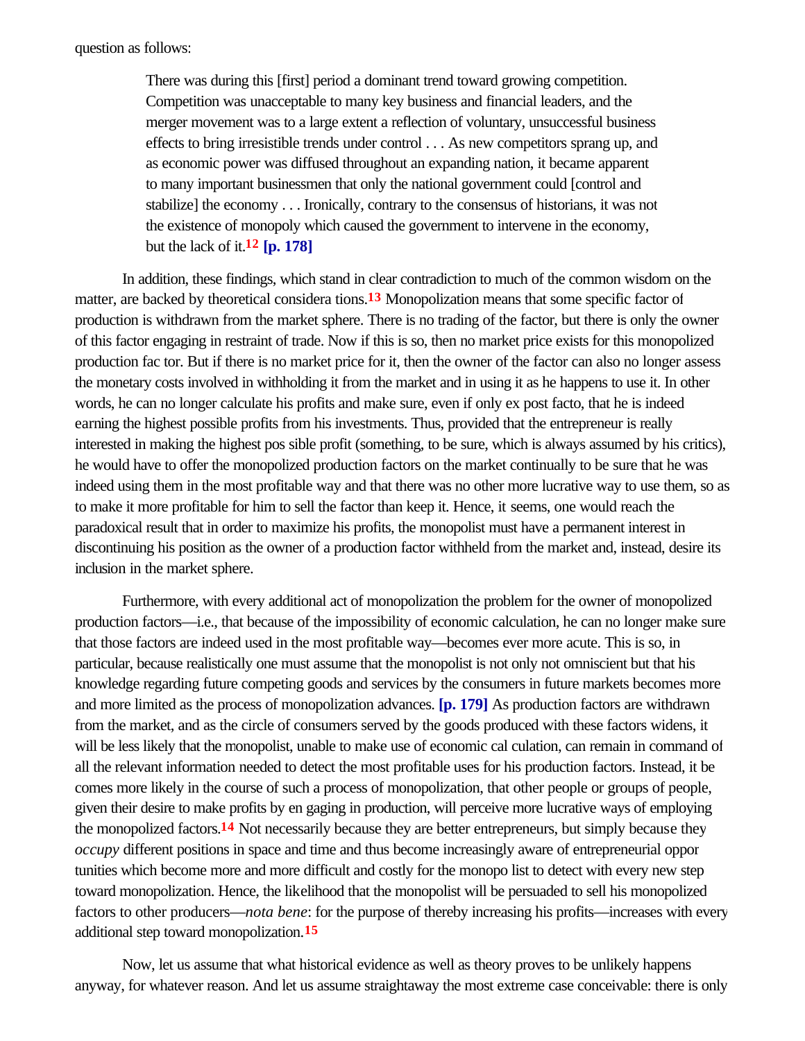question as follows:

> There was during this [first] period a dominant trend toward growing competition. Competition was unacceptable to many key business and financial leaders, and the merger movement was to a large extent a reflection of voluntary, unsuccessful business effects to bring irresistible trends under control . . . As new competitors sprang up, and as economic power was diffused throughout an expanding nation, it became apparent to many important businessmen that only the national government could [control and stabilize] the economy . . . Ironically, contrary to the consensus of historians, it was not the existence of monopoly which caused the government to intervene in the economy, but the lack of it.[12] **[p. 178]**

In addition, these findings, which stand in clear contradiction to much of the common wisdom on the matter, are backed by theoretical considera tions.[13] Monopolization means that some specific factor of production is withdrawn from the market sphere. There is no trading of the factor, but there is only the owner of this factor engaging in restraint of trade. Now if this is so, then no market price exists for this monopolized production fac tor. But if there is no market price for it, then the owner of the factor can also no longer assess the monetary costs involved in withholding it from the market and in using it as he happens to use it. In other words, he can no longer calculate his profits and make sure, even if only ex post facto, that he is indeed earning the highest possible profits from his investments. Thus, provided that the entrepreneur is really interested in making the highest pos sible profit (something, to be sure, which is always assumed by his critics), he would have to offer the monopolized production factors on the market continually to be sure that he was indeed using them in the most profitable way and that there was no other more lucrative way to use them, so as to make it more profitable for him to sell the factor than keep it. Hence, it seems, one would reach the paradoxical result that in order to maximize his profits, the monopolist must have a permanent interest in discontinuing his position as the owner of a production factor withheld from the market and, instead, desire its inclusion in the market sphere.

Furthermore, with every additional act of monopolization the problem for the owner of monopolized production factors—i.e., that because of the impossibility of economic calculation, he can no longer make sure that those factors are indeed used in the most profitable way—becomes ever more acute. This is so, in particular, because realistically one must assume that the monopolist is not only not omniscient but that his knowledge regarding future competing goods and services by the consumers in future markets becomes more and more limited as the process of monopolization advances. **[p. 179]** As production factors are withdrawn from the market, and as the circle of consumers served by the goods produced with these factors widens, it will be less likely that the monopolist, unable to make use of economic cal culation, can remain in command of all the relevant information needed to detect the most profitable uses for his production factors. Instead, it be comes more likely in the course of such a process of monopolization, that other people or groups of people, given their desire to make profits by en gaging in production, will perceive more lucrative ways of employing the monopolized factors.[14] Not necessarily because they are better entrepreneurs, but simply because they *occupy* different positions in space and time and thus become increasingly aware of entrepreneurial oppor tunities which become more and more difficult and costly for the monopo list to detect with every new step toward monopolization. Hence, the likelihood that the monopolist will be persuaded to sell his monopolized factors to other producers—*nota bene*: for the purpose of thereby increasing his profits—increases with every additional step toward monopolization.[15]

Now, let us assume that what historical evidence as well as theory proves to be unlikely happens anyway, for whatever reason. And let us assume straightaway the most extreme case conceivable: there is only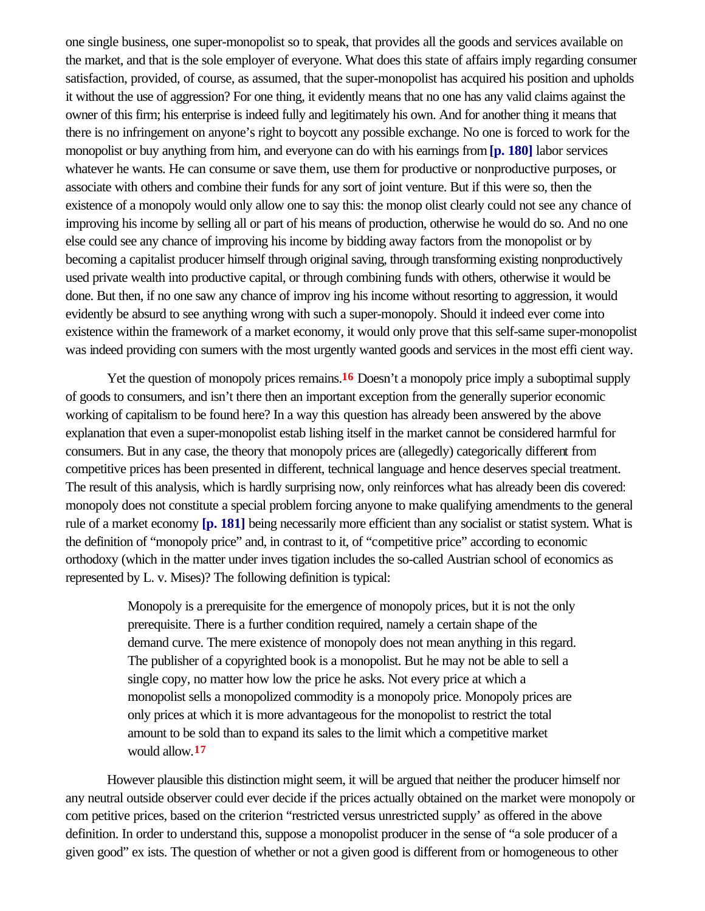one single business, one super-monopolist so to speak, that provides all the goods and services available on the market, and that is the sole employer of everyone. What does this state of affairs imply regarding consumer satisfaction, provided, of course, as assumed, that the super-monopolist has acquired his position and upholds it without the use of aggression? For one thing, it evidently means that no one has any valid claims against the owner of this firm; his enterprise is indeed fully and legitimately his own. And for another thing it means that there is no infringement on anyone's right to boycott any possible exchange. No one is forced to work for the monopolist or buy anything from him, and everyone can do with his earnings from **[p. 180]** labor services whatever he wants. He can consume or save them, use them for productive or nonproductive purposes, or associate with others and combine their funds for any sort of joint venture. But if this were so, then the existence of a monopoly would only allow one to say this: the monop olist clearly could not see any chance of improving his income by selling all or part of his means of production, otherwise he would do so. And no one else could see any chance of improving his income by bidding away factors from the monopolist or by becoming a capitalist producer himself through original saving, through transforming existing nonproductively used private wealth into productive capital, or through combining funds with others, otherwise it would be done. But then, if no one saw any chance of improv ing his income without resorting to aggression, it would evidently be absurd to see anything wrong with such a super-monopoly. Should it indeed ever come into existence within the framework of a market economy, it would only prove that this self-same super-monopolist was indeed providing con sumers with the most urgently wanted goods and services in the most effi cient way.

Yet the question of monopoly prices remains.[16] Doesn't a monopoly price imply a suboptimal supply of goods to consumers, and isn't there then an important exception from the generally superior economic working of capitalism to be found here? In a way this question has already been answered by the above explanation that even a super-monopolist estab lishing itself in the market cannot be considered harmful for consumers. But in any case, the theory that monopoly prices are (allegedly) categorically different from competitive prices has been presented in different, technical language and hence deserves special treatment. The result of this analysis, which is hardly surprising now, only reinforces what has already been dis covered: monopoly does not constitute a special problem forcing anyone to make qualifying amendments to the general rule of a market economy **[p. 181]** being necessarily more efficient than any socialist or statist system. What is the definition of "monopoly price" and, in contrast to it, of "competitive price" according to economic orthodoxy (which in the matter under inves tigation includes the so-called Austrian school of economics as represented by L. v. Mises)? The following definition is typical:

> Monopoly is a prerequisite for the emergence of monopoly prices, but it is not the only prerequisite. There is a further condition required, namely a certain shape of the demand curve. The mere existence of monopoly does not mean anything in this regard. The publisher of a copyrighted book is a monopolist. But he may not be able to sell a single copy, no matter how low the price he asks. Not every price at which a monopolist sells a monopolized commodity is a monopoly price. Monopoly prices are only prices at which it is more advantageous for the monopolist to restrict the total amount to be sold than to expand its sales to the limit which a competitive market would allow.[17]

However plausible this distinction might seem, it will be argued that neither the producer himself nor any neutral outside observer could ever decide if the prices actually obtained on the market were monopoly or com petitive prices, based on the criterion "restricted versus unrestricted supply' as offered in the above definition. In order to understand this, suppose a monopolist producer in the sense of "a sole producer of a given good" ex ists. The question of whether or not a given good is different from or homogeneous to other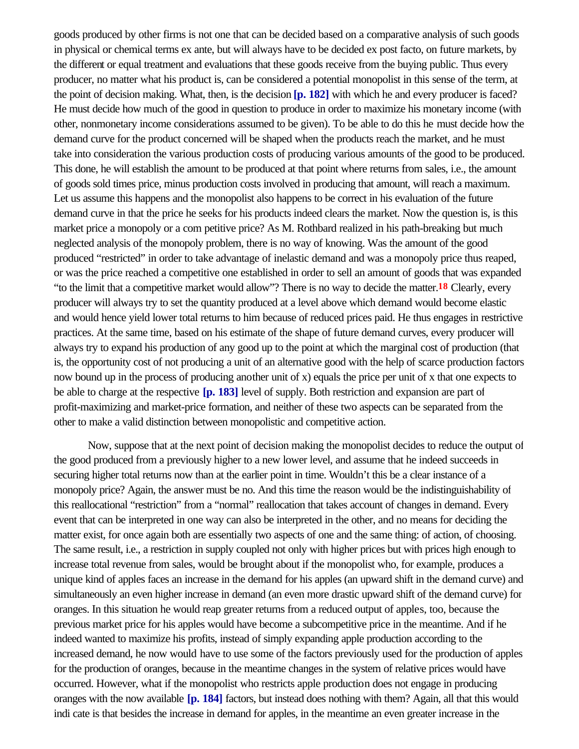goods produced by other firms is not one that can be decided based on a comparative analysis of such goods in physical or chemical terms ex ante, but will always have to be decided ex post facto, on future markets, by the different or equal treatment and evaluations that these goods receive from the buying public. Thus every producer, no matter what his product is, can be considered a potential monopolist in this sense of the term, at the point of decision making. What, then, is the decision **[p. 182]** with which he and every producer is faced? He must decide how much of the good in question to produce in order to maximize his monetary income (with other, nonmonetary income considerations assumed to be given). To be able to do this he must decide how the demand curve for the product concerned will be shaped when the products reach the market, and he must take into consideration the various production costs of producing various amounts of the good to be produced. This done, he will establish the amount to be produced at that point where returns from sales, i.e., the amount of goods sold times price, minus production costs involved in producing that amount, will reach a maximum. Let us assume this happens and the monopolist also happens to be correct in his evaluation of the future demand curve in that the price he seeks for his products indeed clears the market. Now the question is, is this market price a monopoly or a com petitive price? As M. Rothbard realized in his path-breaking but much neglected analysis of the monopoly problem, there is no way of knowing. Was the amount of the good produced "restricted" in order to take advantage of inelastic demand and was a monopoly price thus reaped, or was the price reached a competitive one established in order to sell an amount of goods that was expanded "to the limit that a competitive market would allow"? There is no way to decide the matter.[18] Clearly, every producer will always try to set the quantity produced at a level above which demand would become elastic and would hence yield lower total returns to him because of reduced prices paid. He thus engages in restrictive practices. At the same time, based on his estimate of the shape of future demand curves, every producer will always try to expand his production of any good up to the point at which the marginal cost of production (that is, the opportunity cost of not producing a unit of an alternative good with the help of scarce production factors now bound up in the process of producing another unit of x) equals the price per unit of x that one expects to be able to charge at the respective **[p. 183]** level of supply. Both restriction and expansion are part of profit-maximizing and market-price formation, and neither of these two aspects can be separated from the other to make a valid distinction between monopolistic and competitive action.

Now, suppose that at the next point of decision making the monopolist decides to reduce the output of the good produced from a previously higher to a new lower level, and assume that he indeed succeeds in securing higher total returns now than at the earlier point in time. Wouldn't this be a clear instance of a monopoly price? Again, the answer must be no. And this time the reason would be the indistinguishability of this reallocational "restriction" from a "normal" reallocation that takes account of changes in demand. Every event that can be interpreted in one way can also be interpreted in the other, and no means for deciding the matter exist, for once again both are essentially two aspects of one and the same thing: of action, of choosing. The same result, i.e., a restriction in supply coupled not only with higher prices but with prices high enough to increase total revenue from sales, would be brought about if the monopolist who, for example, produces a unique kind of apples faces an increase in the demand for his apples (an upward shift in the demand curve) and simultaneously an even higher increase in demand (an even more drastic upward shift of the demand curve) for oranges. In this situation he would reap greater returns from a reduced output of apples, too, because the previous market price for his apples would have become a subcompetitive price in the meantime. And if he indeed wanted to maximize his profits, instead of simply expanding apple production according to the increased demand, he now would have to use some of the factors previously used for the production of apples for the production of oranges, because in the meantime changes in the system of relative prices would have occurred. However, what if the monopolist who restricts apple production does not engage in producing oranges with the now available **[p. 184]** factors, but instead does nothing with them? Again, all that this would indi cate is that besides the increase in demand for apples, in the meantime an even greater increase in the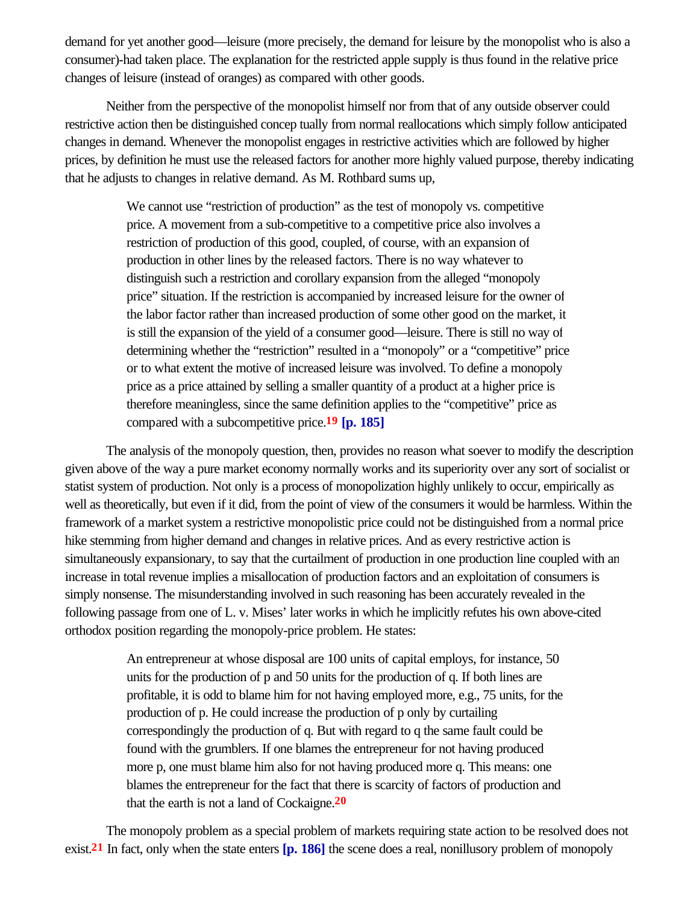demand for yet another good—leisure (more precisely, the demand for leisure by the monopolist who is also a consumer)-had taken place. The explanation for the restricted apple supply is thus found in the relative price changes of leisure (instead of oranges) as compared with other goods.

Neither from the perspective of the monopolist himself nor from that of any outside observer could restrictive action then be distinguished conceptually from normal reallocations which simply follow anticipated changes in demand. Whenever the monopolist engages in restrictive activities which are followed by higher prices, by definition he must use the released factors for another more highly valued purpose, thereby indicating that he adjusts to changes in relative demand. As M. Rothbard sums up,

> We cannot use "restriction of production" as the test of monopoly vs. competitive price. A movement from a sub-competitive to a competitive price also involves a restriction of production of this good, coupled, of course, with an expansion of production in other lines by the released factors. There is no way whatever to distinguish such a restriction and corollary expansion from the alleged "monopoly price" situation. If the restriction is accompanied by increased leisure for the owner of the labor factor rather than increased production of some other good on the market, it is still the expansion of the yield of a consumer good—leisure. There is still no way of determining whether the "restriction" resulted in a "monopoly" or a "competitive" price or to what extent the motive of increased leisure was involved. To define a monopoly price as a price attained by selling a smaller quantity of a product at a higher price is therefore meaningless, since the same definition applies to the "competitive" price as compared with a subcompetitive price.[19] **[p. 185]**

The analysis of the monopoly question, then, provides no reason what soever to modify the description given above of the way a pure market economy normally works and its superiority over any sort of socialist or statist system of production. Not only is a process of monopolization highly unlikely to occur, empirically as well as theoretically, but even if it did, from the point of view of the consumers it would be harmless. Within the framework of a market system a restrictive monopolistic price could not be distinguished from a normal price hike stemming from higher demand and changes in relative prices. And as every restrictive action is simultaneously expansionary, to say that the curtailment of production in one production line coupled with an increase in total revenue implies a misallocation of production factors and an exploitation of consumers is simply nonsense. The misunderstanding involved in such reasoning has been accurately revealed in the following passage from one of L. v. Mises' later works in which he implicitly refutes his own above-cited orthodox position regarding the monopoly-price problem. He states:

> An entrepreneur at whose disposal are 100 units of capital employs, for instance, 50 units for the production of p and 50 units for the production of q. If both lines are profitable, it is odd to blame him for not having employed more, e.g., 75 units, for the production of p. He could increase the production of p only by curtailing correspondingly the production of q. But with regard to q the same fault could be found with the grumblers. If one blames the entrepreneur for not having produced more p, one must blame him also for not having produced more q. This means: one blames the entrepreneur for the fact that there is scarcity of factors of production and that the earth is not a land of Cockaigne.[20]

The monopoly problem as a special problem of markets requiring state action to be resolved does not exist.[21] In fact, only when the state enters **[p. 186]** the scene does a real, nonillusory problem of monopoly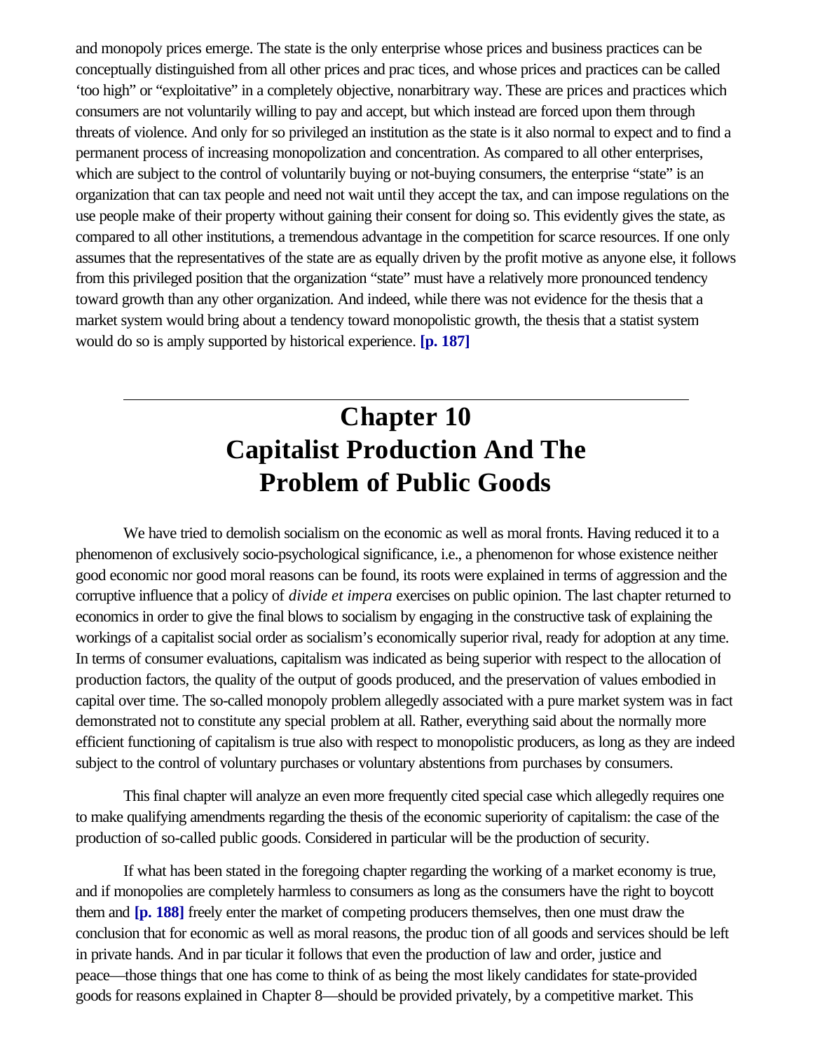and monopoly prices emerge. The state is the only enterprise whose prices and business practices can be conceptually distinguished from all other prices and prac tices, and whose prices and practices can be called 'too high" or "exploitative" in a completely objective, nonarbitrary way. These are prices and practices which consumers are not voluntarily willing to pay and accept, but which instead are forced upon them through threats of violence. And only for so privileged an institution as the state is it also normal to expect and to find a permanent process of increasing monopolization and concentration. As compared to all other enterprises, which are subject to the control of voluntarily buying or not-buying consumers, the enterprise "state" is an organization that can tax people and need not wait until they accept the tax, and can impose regulations on the use people make of their property without gaining their consent for doing so. This evidently gives the state, as compared to all other institutions, a tremendous advantage in the competition for scarce resources. If one only assumes that the representatives of the state are as equally driven by the profit motive as anyone else, it follows from this privileged position that the organization "state" must have a relatively more pronounced tendency toward growth than any other organization. And indeed, while there was not evidence for the thesis that a market system would bring about a tendency toward monopolistic growth, the thesis that a statist system would do so is amply supported by historical experience. **[p. 187]**

---

# Chapter 10
# Capitalist Production And The Problem of Public Goods

We have tried to demolish socialism on the economic as well as moral fronts. Having reduced it to a phenomenon of exclusively socio-psychological significance, i.e., a phenomenon for whose existence neither good economic nor good moral reasons can be found, its roots were explained in terms of aggression and the corruptive influence that a policy of *divide et impera* exercises on public opinion. The last chapter returned to economics in order to give the final blows to socialism by engaging in the constructive task of explaining the workings of a capitalist social order as socialism's economically superior rival, ready for adoption at any time. In terms of consumer evaluations, capitalism was indicated as being superior with respect to the allocation of production factors, the quality of the output of goods produced, and the preservation of values embodied in capital over time. The so-called monopoly problem allegedly associated with a pure market system was in fact demonstrated not to constitute any special problem at all. Rather, everything said about the normally more efficient functioning of capitalism is true also with respect to monopolistic producers, as long as they are indeed subject to the control of voluntary purchases or voluntary abstentions from purchases by consumers.

This final chapter will analyze an even more frequently cited special case which allegedly requires one to make qualifying amendments regarding the thesis of the economic superiority of capitalism: the case of the production of so-called public goods. Considered in particular will be the production of security.

If what has been stated in the foregoing chapter regarding the working of a market economy is true, and if monopolies are completely harmless to consumers as long as the consumers have the right to boycott them and **[p. 188]** freely enter the market of competing producers themselves, then one must draw the conclusion that for economic as well as moral reasons, the produc tion of all goods and services should be left in private hands. And in par ticular it follows that even the production of law and order, justice and peace—those things that one has come to think of as being the most likely candidates for state-provided goods for reasons explained in Chapter 8—should be provided privately, by a competitive market. This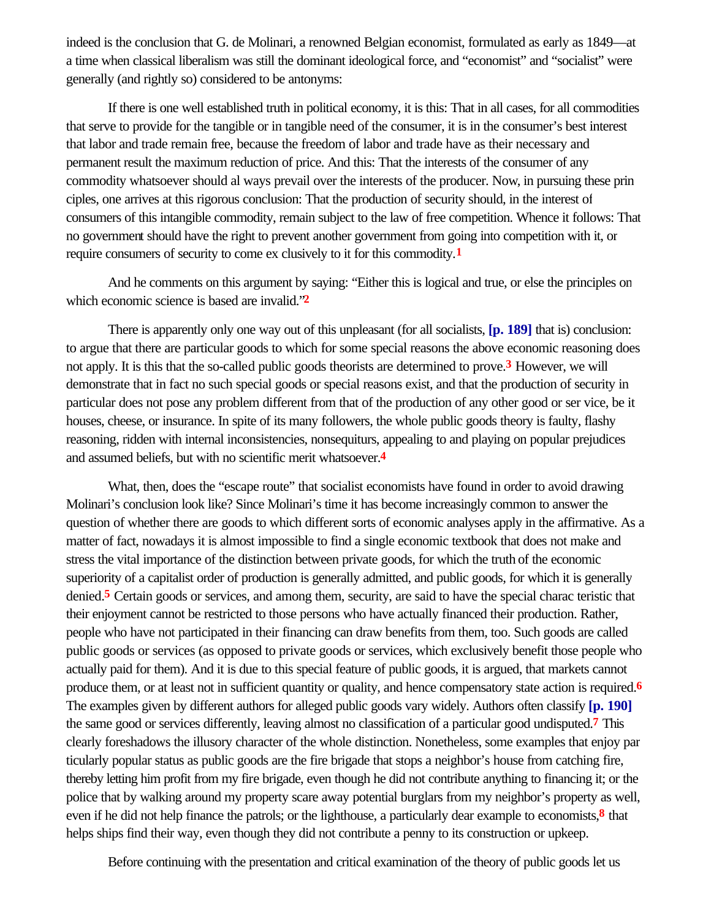indeed is the conclusion that G. de Molinari, a renowned Belgian economist, formulated as early as 1849—at a time when classical liberalism was still the dominant ideological force, and "economist" and "socialist" were generally (and rightly so) considered to be antonyms:

> If there is one well established truth in political economy, it is this: That in all cases, for all commodities that serve to provide for the tangible or in tangible need of the consumer, it is in the consumer's best interest that labor and trade remain free, because the freedom of labor and trade have as their necessary and permanent result the maximum reduction of price. And this: That the interests of the consumer of any commodity whatsoever should al ways prevail over the interests of the producer. Now, in pursuing these prin ciples, one arrives at this rigorous conclusion: That the production of security should, in the interest of consumers of this intangible commodity, remain subject to the law of free competition. Whence it follows: That no government should have the right to prevent another government from going into competition with it, or require consumers of security to come ex clusively to it for this commodity.[1]

And he comments on this argument by saying: "Either this is logical and true, or else the principles on which economic science is based are invalid."[2]

There is apparently only one way out of this unpleasant (for all socialists, **[p. 189]** that is) conclusion: to argue that there are particular goods to which for some special reasons the above economic reasoning does not apply. It is this that the so-called public goods theorists are determined to prove.[3] However, we will demonstrate that in fact no such special goods or special reasons exist, and that the production of security in particular does not pose any problem different from that of the production of any other good or ser vice, be it houses, cheese, or insurance. In spite of its many followers, the whole public goods theory is faulty, flashy reasoning, ridden with internal inconsistencies, nonsequiturs, appealing to and playing on popular prejudices and assumed beliefs, but with no scientific merit whatsoever.[4]

What, then, does the "escape route" that socialist economists have found in order to avoid drawing Molinari's conclusion look like? Since Molinari's time it has become increasingly common to answer the question of whether there are goods to which different sorts of economic analyses apply in the affirmative. As a matter of fact, nowadays it is almost impossible to find a single economic textbook that does not make and stress the vital importance of the distinction between private goods, for which the truth of the economic superiority of a capitalist order of production is generally admitted, and public goods, for which it is generally denied.[5] Certain goods or services, and among them, security, are said to have the special charac teristic that their enjoyment cannot be restricted to those persons who have actually financed their production. Rather, people who have not participated in their financing can draw benefits from them, too. Such goods are called public goods or services (as opposed to private goods or services, which exclusively benefit those people who actually paid for them). And it is due to this special feature of public goods, it is argued, that markets cannot produce them, or at least not in sufficient quantity or quality, and hence compensatory state action is required.[6] The examples given by different authors for alleged public goods vary widely. Authors often classify **[p. 190]** the same good or services differently, leaving almost no classification of a particular good undisputed.[7] This clearly foreshadows the illusory character of the whole distinction. Nonetheless, some examples that enjoy par ticularly popular status as public goods are the fire brigade that stops a neighbor's house from catching fire, thereby letting him profit from my fire brigade, even though he did not contribute anything to financing it; or the police that by walking around my property scare away potential burglars from my neighbor's property as well, even if he did not help finance the patrols; or the lighthouse, a particularly dear example to economists,[8] that helps ships find their way, even though they did not contribute a penny to its construction or upkeep.

Before continuing with the presentation and critical examination of the theory of public goods let us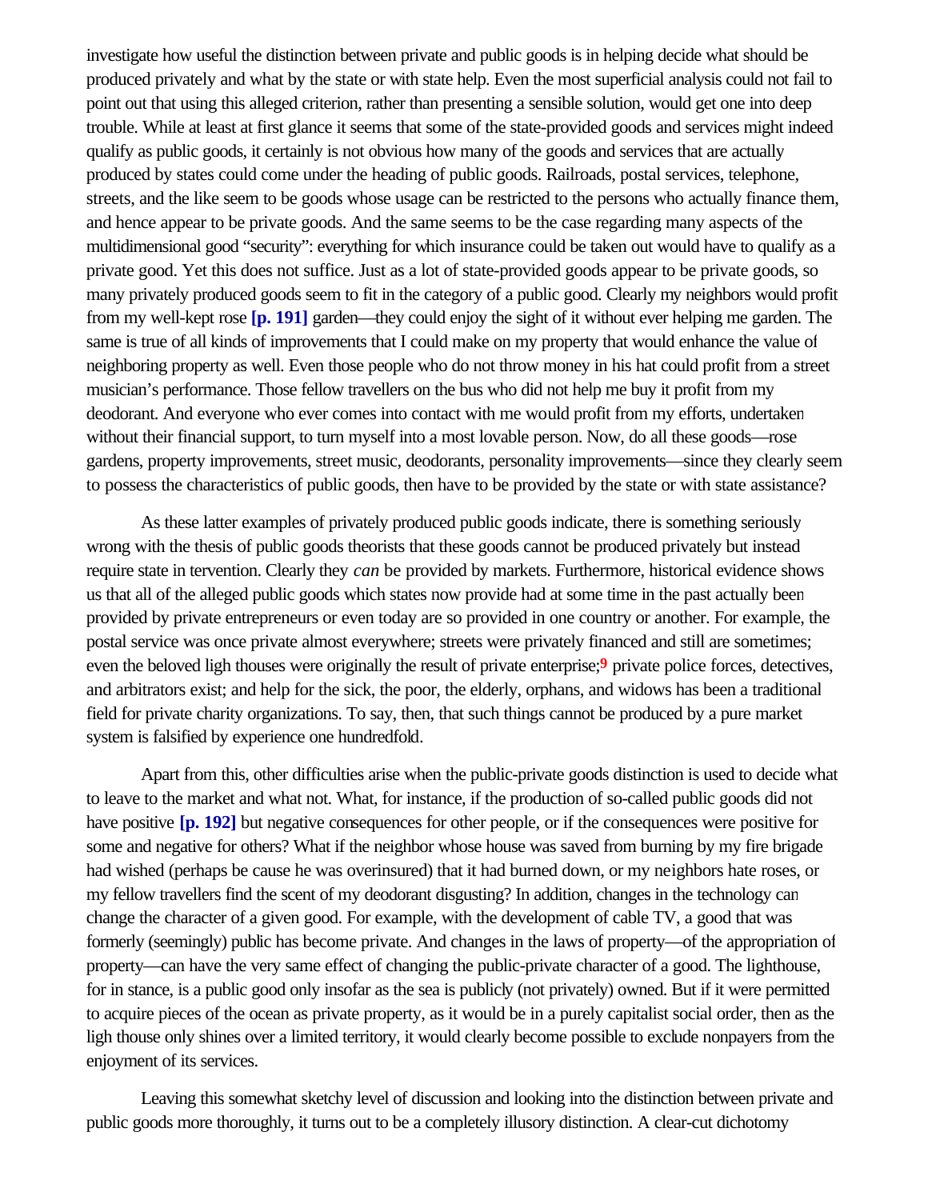investigate how useful the distinction between private and public goods is in helping decide what should be produced privately and what by the state or with state help. Even the most superficial analysis could not fail to point out that using this alleged criterion, rather than presenting a sensible solution, would get one into deep trouble. While at least at first glance it seems that some of the state-provided goods and services might indeed qualify as public goods, it certainly is not obvious how many of the goods and services that are actually produced by states could come under the heading of public goods. Railroads, postal services, telephone, streets, and the like seem to be goods whose usage can be restricted to the persons who actually finance them, and hence appear to be private goods. And the same seems to be the case regarding many aspects of the multidimensional good "security": everything for which insurance could be taken out would have to qualify as a private good. Yet this does not suffice. Just as a lot of state-provided goods appear to be private goods, so many privately produced goods seem to fit in the category of a public good. Clearly my neighbors would profit from my well-kept rose **[p. 191]** garden—they could enjoy the sight of it without ever helping me garden. The same is true of all kinds of improvements that I could make on my property that would enhance the value of neighboring property as well. Even those people who do not throw money in his hat could profit from a street musician's performance. Those fellow travellers on the bus who did not help me buy it profit from my deodorant. And everyone who ever comes into contact with me would profit from my efforts, undertaken without their financial support, to turn myself into a most lovable person. Now, do all these goods—rose gardens, property improvements, street music, deodorants, personality improvements—since they clearly seem to possess the characteristics of public goods, then have to be provided by the state or with state assistance?

As these latter examples of privately produced public goods indicate, there is something seriously wrong with the thesis of public goods theorists that these goods cannot be produced privately but instead require state in tervention. Clearly they *can* be provided by markets. Furthermore, historical evidence shows us that all of the alleged public goods which states now provide had at some time in the past actually been provided by private entrepreneurs or even today are so provided in one country or another. For example, the postal service was once private almost everywhere; streets were privately financed and still are sometimes; even the beloved ligh thouses were originally the result of private enterprise;[9] private police forces, detectives, and arbitrators exist; and help for the sick, the poor, the elderly, orphans, and widows has been a traditional field for private charity organizations. To say, then, that such things cannot be produced by a pure market system is falsified by experience one hundredfold.

Apart from this, other difficulties arise when the public-private goods distinction is used to decide what to leave to the market and what not. What, for instance, if the production of so-called public goods did not have positive **[p. 192]** but negative consequences for other people, or if the consequences were positive for some and negative for others? What if the neighbor whose house was saved from burning by my fire brigade had wished (perhaps be cause he was overinsured) that it had burned down, or my neighbors hate roses, or my fellow travellers find the scent of my deodorant disgusting? In addition, changes in the technology can change the character of a given good. For example, with the development of cable TV, a good that was formerly (seemingly) public has become private. And changes in the laws of property—of the appropriation of property—can have the very same effect of changing the public-private character of a good. The lighthouse, for in stance, is a public good only insofar as the sea is publicly (not privately) owned. But if it were permitted to acquire pieces of the ocean as private property, as it would be in a purely capitalist social order, then as the ligh thouse only shines over a limited territory, it would clearly become possible to exclude nonpayers from the enjoyment of its services.

Leaving this somewhat sketchy level of discussion and looking into the distinction between private and public goods more thoroughly, it turns out to be a completely illusory distinction. A clear-cut dichotomy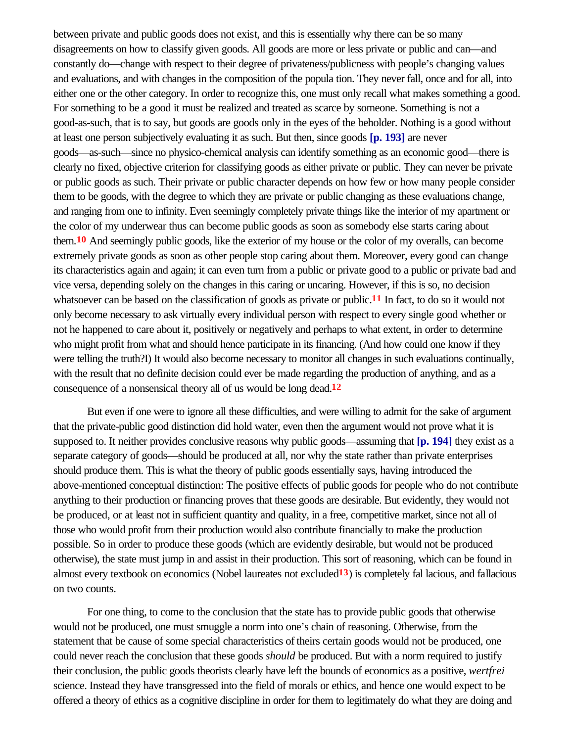between private and public goods does not exist, and this is essentially why there can be so many disagreements on how to classify given goods. All goods are more or less private or public and can—and constantly do—change with respect to their degree of privateness/publicness with people's changing values and evaluations, and with changes in the composition of the popula tion. They never fall, once and for all, into either one or the other category. In order to recognize this, one must only recall what makes something a good. For something to be a good it must be realized and treated as scarce by someone. Something is not a good-as-such, that is to say, but goods are goods only in the eyes of the beholder. Nothing is a good without at least one person subjectively evaluating it as such. But then, since goods **[p. 193]** are never goods—as-such—since no physico-chemical analysis can identify something as an economic good—there is clearly no fixed, objective criterion for classifying goods as either private or public. They can never be private or public goods as such. Their private or public character depends on how few or how many people consider them to be goods, with the degree to which they are private or public changing as these evaluations change, and ranging from one to infinity. Even seemingly completely private things like the interior of my apartment or the color of my underwear thus can become public goods as soon as somebody else starts caring about them.[10] And seemingly public goods, like the exterior of my house or the color of my overalls, can become extremely private goods as soon as other people stop caring about them. Moreover, every good can change its characteristics again and again; it can even turn from a public or private good to a public or private bad and vice versa, depending solely on the changes in this caring or uncaring. However, if this is so, no decision whatsoever can be based on the classification of goods as private or public.[11] In fact, to do so it would not only become necessary to ask virtually every individual person with respect to every single good whether or not he happened to care about it, positively or negatively and perhaps to what extent, in order to determine who might profit from what and should hence participate in its financing. (And how could one know if they were telling the truth?!) It would also become necessary to monitor all changes in such evaluations continually, with the result that no definite decision could ever be made regarding the production of anything, and as a consequence of a nonsensical theory all of us would be long dead.[12]

But even if one were to ignore all these difficulties, and were willing to admit for the sake of argument that the private-public good distinction did hold water, even then the argument would not prove what it is supposed to. It neither provides conclusive reasons why public goods—assuming that **[p. 194]** they exist as a separate category of goods—should be produced at all, nor why the state rather than private enterprises should produce them. This is what the theory of public goods essentially says, having introduced the above-mentioned conceptual distinction: The positive effects of public goods for people who do not contribute anything to their production or financing proves that these goods are desirable. But evidently, they would not be produced, or at least not in sufficient quantity and quality, in a free, competitive market, since not all of those who would profit from their production would also contribute financially to make the production possible. So in order to produce these goods (which are evidently desirable, but would not be produced otherwise), the state must jump in and assist in their production. This sort of reasoning, which can be found in almost every textbook on economics (Nobel laureates not excluded[13]) is completely fal lacious, and fallacious on two counts.

For one thing, to come to the conclusion that the state has to provide public goods that otherwise would not be produced, one must smuggle a norm into one's chain of reasoning. Otherwise, from the statement that be cause of some special characteristics of theirs certain goods would not be produced, one could never reach the conclusion that these goods *should* be produced. But with a norm required to justify their conclusion, the public goods theorists clearly have left the bounds of economics as a positive, *wertfrei* science. Instead they have transgressed into the field of morals or ethics, and hence one would expect to be offered a theory of ethics as a cognitive discipline in order for them to legitimately do what they are doing and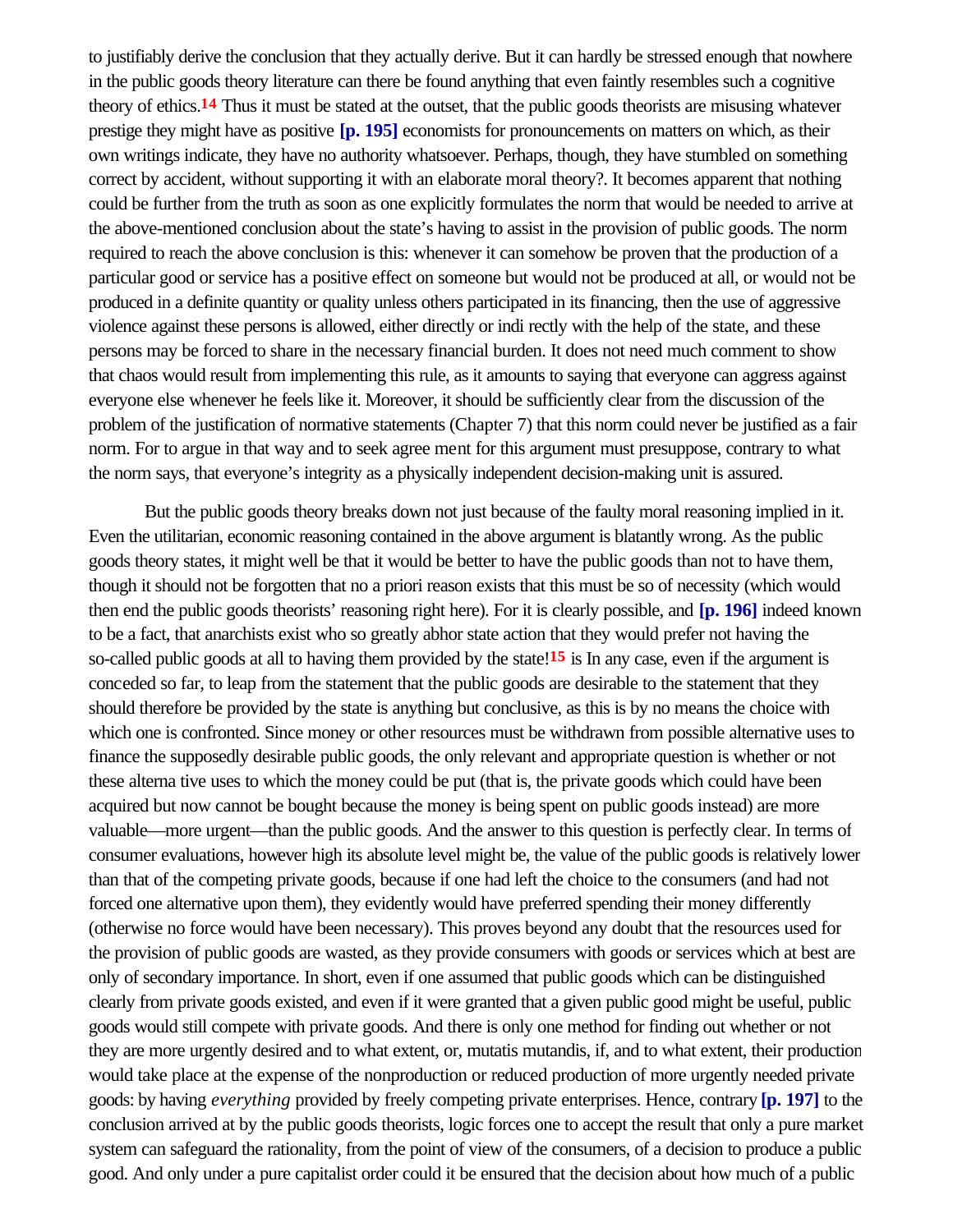to justifiably derive the conclusion that they actually derive. But it can hardly be stressed enough that nowhere in the public goods theory literature can there be found anything that even faintly resembles such a cognitive theory of ethics.[14] Thus it must be stated at the outset, that the public goods theorists are misusing whatever prestige they might have as positive **[p. 195]** economists for pronouncements on matters on which, as their own writings indicate, they have no authority whatsoever. Perhaps, though, they have stumbled on something correct by accident, without supporting it with an elaborate moral theory?. It becomes apparent that nothing could be further from the truth as soon as one explicitly formulates the norm that would be needed to arrive at the above-mentioned conclusion about the state's having to assist in the provision of public goods. The norm required to reach the above conclusion is this: whenever it can somehow be proven that the production of a particular good or service has a positive effect on someone but would not be produced at all, or would not be produced in a definite quantity or quality unless others participated in its financing, then the use of aggressive violence against these persons is allowed, either directly or indi rectly with the help of the state, and these persons may be forced to share in the necessary financial burden. It does not need much comment to show that chaos would result from implementing this rule, as it amounts to saying that everyone can aggress against everyone else whenever he feels like it. Moreover, it should be sufficiently clear from the discussion of the problem of the justification of normative statements (Chapter 7) that this norm could never be justified as a fair norm. For to argue in that way and to seek agree ment for this argument must presuppose, contrary to what the norm says, that everyone's integrity as a physically independent decision-making unit is assured.

But the public goods theory breaks down not just because of the faulty moral reasoning implied in it. Even the utilitarian, economic reasoning contained in the above argument is blatantly wrong. As the public goods theory states, it might well be that it would be better to have the public goods than not to have them, though it should not be forgotten that no a priori reason exists that this must be so of necessity (which would then end the public goods theorists' reasoning right here). For it is clearly possible, and **[p. 196]** indeed known to be a fact, that anarchists exist who so greatly abhor state action that they would prefer not having the so-called public goods at all to having them provided by the state![15] is In any case, even if the argument is conceded so far, to leap from the statement that the public goods are desirable to the statement that they should therefore be provided by the state is anything but conclusive, as this is by no means the choice with which one is confronted. Since money or other resources must be withdrawn from possible alternative uses to finance the supposedly desirable public goods, the only relevant and appropriate question is whether or not these alterna tive uses to which the money could be put (that is, the private goods which could have been acquired but now cannot be bought because the money is being spent on public goods instead) are more valuable—more urgent—than the public goods. And the answer to this question is perfectly clear. In terms of consumer evaluations, however high its absolute level might be, the value of the public goods is relatively lower than that of the competing private goods, because if one had left the choice to the consumers (and had not forced one alternative upon them), they evidently would have preferred spending their money differently (otherwise no force would have been necessary). This proves beyond any doubt that the resources used for the provision of public goods are wasted, as they provide consumers with goods or services which at best are only of secondary importance. In short, even if one assumed that public goods which can be distinguished clearly from private goods existed, and even if it were granted that a given public good might be useful, public goods would still compete with private goods. And there is only one method for finding out whether or not they are more urgently desired and to what extent, or, mutatis mutandis, if, and to what extent, their production would take place at the expense of the nonproduction or reduced production of more urgently needed private goods: by having *everything* provided by freely competing private enterprises. Hence, contrary **[p. 197]** to the conclusion arrived at by the public goods theorists, logic forces one to accept the result that only a pure market system can safeguard the rationality, from the point of view of the consumers, of a decision to produce a public good. And only under a pure capitalist order could it be ensured that the decision about how much of a public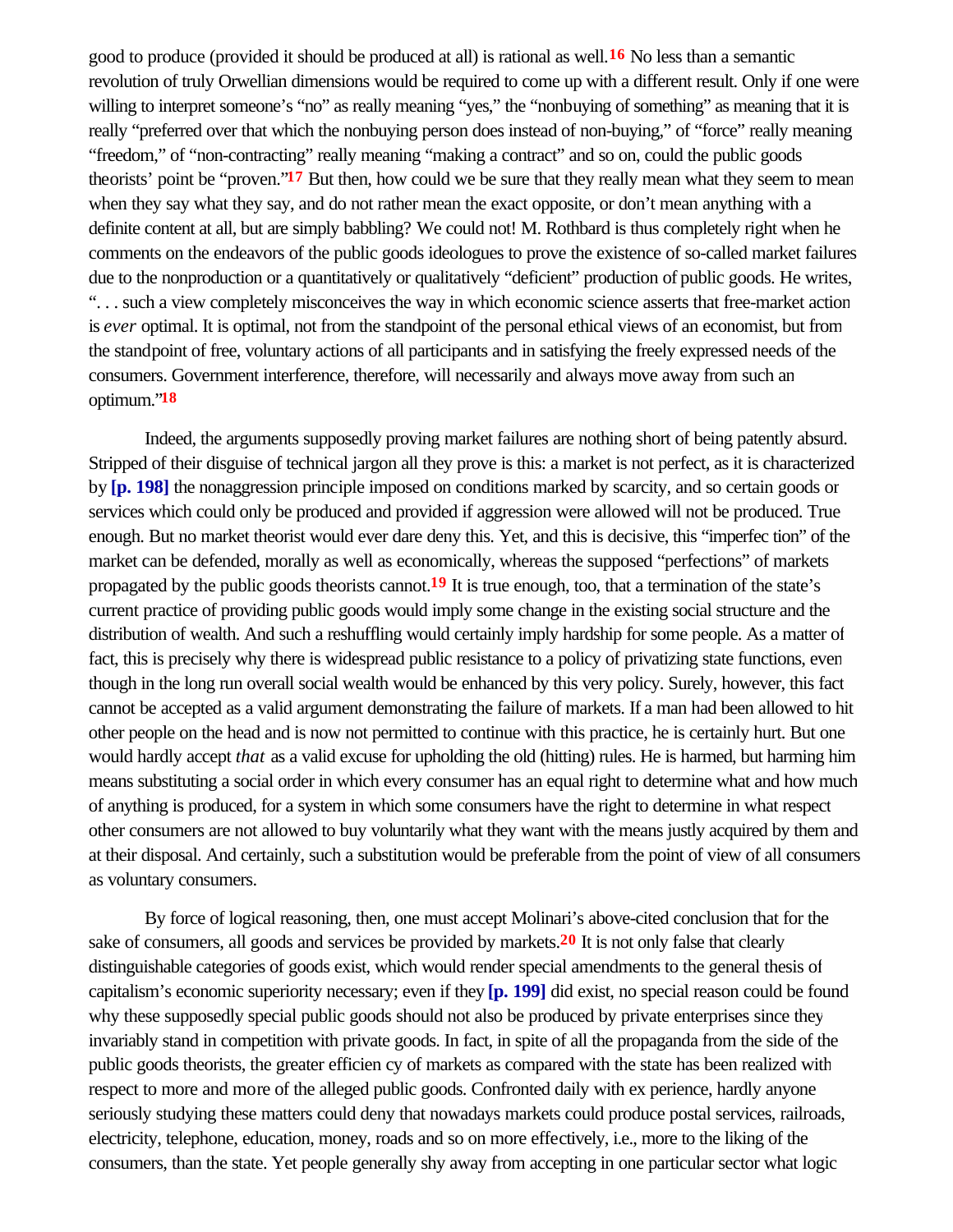good to produce (provided it should be produced at all) is rational as well.[16] No less than a semantic revolution of truly Orwellian dimensions would be required to come up with a different result. Only if one were willing to interpret someone's "no" as really meaning "yes," the "nonbuying of something" as meaning that it is really "preferred over that which the nonbuying person does instead of non-buying," of "force" really meaning "freedom," of "non-contracting" really meaning "making a contract" and so on, could the public goods theorists' point be "proven."[17] But then, how could we be sure that they really mean what they seem to mean when they say what they say, and do not rather mean the exact opposite, or don't mean anything with a definite content at all, but are simply babbling? We could not! M. Rothbard is thus completely right when he comments on the endeavors of the public goods ideologues to prove the existence of so-called market failures due to the nonproduction or a quantitatively or qualitatively "deficient" production of public goods. He writes, ". . . such a view completely misconceives the way in which economic science asserts that free-market action is *ever* optimal. It is optimal, not from the standpoint of the personal ethical views of an economist, but from the standpoint of free, voluntary actions of all participants and in satisfying the freely expressed needs of the consumers. Government interference, therefore, will necessarily and always move away from such an optimum."[18]

Indeed, the arguments supposedly proving market failures are nothing short of being patently absurd. Stripped of their disguise of technical jargon all they prove is this: a market is not perfect, as it is characterized by **[p. 198]** the nonaggression principle imposed on conditions marked by scarcity, and so certain goods or services which could only be produced and provided if aggression were allowed will not be produced. True enough. But no market theorist would ever dare deny this. Yet, and this is decisive, this "imperfection" of the market can be defended, morally as well as economically, whereas the supposed "perfections" of markets propagated by the public goods theorists cannot.[19] It is true enough, too, that a termination of the state's current practice of providing public goods would imply some change in the existing social structure and the distribution of wealth. And such a reshuffling would certainly imply hardship for some people. As a matter of fact, this is precisely why there is widespread public resistance to a policy of privatizing state functions, even though in the long run overall social wealth would be enhanced by this very policy. Surely, however, this fact cannot be accepted as a valid argument demonstrating the failure of markets. If a man had been allowed to hit other people on the head and is now not permitted to continue with this practice, he is certainly hurt. But one would hardly accept *that* as a valid excuse for upholding the old (hitting) rules. He is harmed, but harming him means substituting a social order in which every consumer has an equal right to determine what and how much of anything is produced, for a system in which some consumers have the right to determine in what respect other consumers are not allowed to buy voluntarily what they want with the means justly acquired by them and at their disposal. And certainly, such a substitution would be preferable from the point of view of all consumers as voluntary consumers.

By force of logical reasoning, then, one must accept Molinari's above-cited conclusion that for the sake of consumers, all goods and services be provided by markets.[20] It is not only false that clearly distinguishable categories of goods exist, which would render special amendments to the general thesis of capitalism's economic superiority necessary; even if they **[p. 199]** did exist, no special reason could be found why these supposedly special public goods should not also be produced by private enterprises since they invariably stand in competition with private goods. In fact, in spite of all the propaganda from the side of the public goods theorists, the greater efficiency of markets as compared with the state has been realized with respect to more and more of the alleged public goods. Confronted daily with experience, hardly anyone seriously studying these matters could deny that nowadays markets could produce postal services, railroads, electricity, telephone, education, money, roads and so on more effectively, i.e., more to the liking of the consumers, than the state. Yet people generally shy away from accepting in one particular sector what logic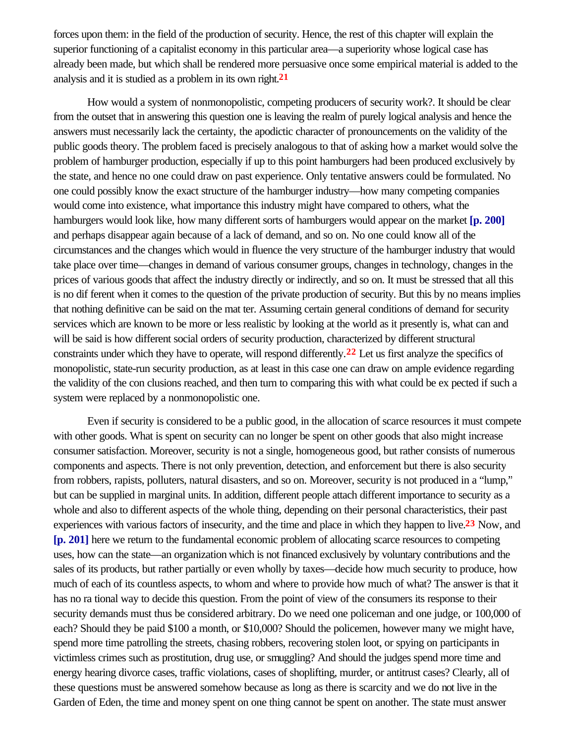forces upon them: in the field of the production of security. Hence, the rest of this chapter will explain the superior functioning of a capitalist economy in this particular area—a superiority whose logical case has already been made, but which shall be rendered more persuasive once some empirical material is added to the analysis and it is studied as a problem in its own right.[21]

How would a system of nonmonopolistic, competing producers of security work?. It should be clear from the outset that in answering this question one is leaving the realm of purely logical analysis and hence the answers must necessarily lack the certainty, the apodictic character of pronouncements on the validity of the public goods theory. The problem faced is precisely analogous to that of asking how a market would solve the problem of hamburger production, especially if up to this point hamburgers had been produced exclusively by the state, and hence no one could draw on past experience. Only tentative answers could be formulated. No one could possibly know the exact structure of the hamburger industry—how many competing companies would come into existence, what importance this industry might have compared to others, what the hamburgers would look like, how many different sorts of hamburgers would appear on the market **[p. 200]** and perhaps disappear again because of a lack of demand, and so on. No one could know all of the circumstances and the changes which would in fluence the very structure of the hamburger industry that would take place over time—changes in demand of various consumer groups, changes in technology, changes in the prices of various goods that affect the industry directly or indirectly, and so on. It must be stressed that all this is no dif ferent when it comes to the question of the private production of security. But this by no means implies that nothing definitive can be said on the mat ter. Assuming certain general conditions of demand for security services which are known to be more or less realistic by looking at the world as it presently is, what can and will be said is how different social orders of security production, characterized by different structural constraints under which they have to operate, will respond differently.[22] Let us first analyze the specifics of monopolistic, state-run security production, as at least in this case one can draw on ample evidence regarding the validity of the con clusions reached, and then turn to comparing this with what could be ex pected if such a system were replaced by a nonmonopolistic one.

Even if security is considered to be a public good, in the allocation of scarce resources it must compete with other goods. What is spent on security can no longer be spent on other goods that also might increase consumer satisfaction. Moreover, security is not a single, homogeneous good, but rather consists of numerous components and aspects. There is not only prevention, detection, and enforcement but there is also security from robbers, rapists, polluters, natural disasters, and so on. Moreover, security is not produced in a "lump," but can be supplied in marginal units. In addition, different people attach different importance to security as a whole and also to different aspects of the whole thing, depending on their personal characteristics, their past experiences with various factors of insecurity, and the time and place in which they happen to live.[23] Now, and **[p. 201]** here we return to the fundamental economic problem of allocating scarce resources to competing uses, how can the state—an organization which is not financed exclusively by voluntary contributions and the sales of its products, but rather partially or even wholly by taxes—decide how much security to produce, how much of each of its countless aspects, to whom and where to provide how much of what? The answer is that it has no ra tional way to decide this question. From the point of view of the consumers its response to their security demands must thus be considered arbitrary. Do we need one policeman and one judge, or 100,000 of each? Should they be paid $100 a month, or $10,000? Should the policemen, however many we might have, spend more time patrolling the streets, chasing robbers, recovering stolen loot, or spying on participants in victimless crimes such as prostitution, drug use, or smuggling? And should the judges spend more time and energy hearing divorce cases, traffic violations, cases of shoplifting, murder, or antitrust cases? Clearly, all of these questions must be answered somehow because as long as there is scarcity and we do not live in the Garden of Eden, the time and money spent on one thing cannot be spent on another. The state must answer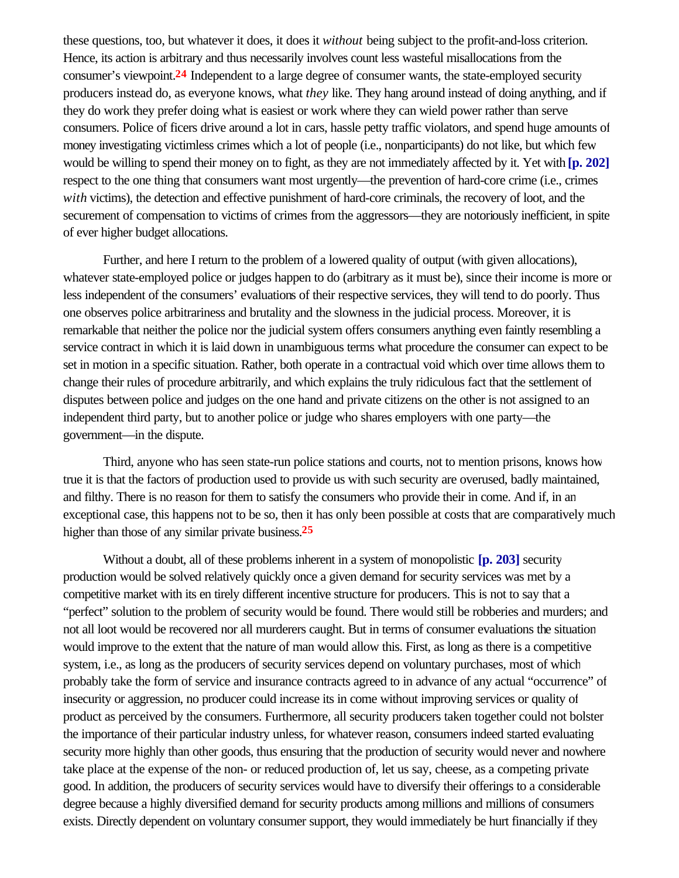these questions, too, but whatever it does, it does it *without* being subject to the profit-and-loss criterion. Hence, its action is arbitrary and thus necessarily involves countless wasteful misallocations from the consumer's viewpoint.[24] Independent to a large degree of consumer wants, the state-employed security producers instead do, as everyone knows, what *they* like. They hang around instead of doing anything, and if they do work they prefer doing what is easiest or work where they can wield power rather than serve consumers. Police officers drive around a lot in cars, hassle petty traffic violators, and spend huge amounts of money investigating victimless crimes which a lot of people (i.e., nonparticipants) do not like, but which few would be willing to spend their money on to fight, as they are not immediately affected by it. Yet with **[p. 202]** respect to the one thing that consumers want most urgently—the prevention of hard-core crime (i.e., crimes *with* victims), the detection and effective punishment of hard-core criminals, the recovery of loot, and the securement of compensation to victims of crimes from the aggressors—they are notoriously inefficient, in spite of ever higher budget allocations.

Further, and here I return to the problem of a lowered quality of output (with given allocations), whatever state-employed police or judges happen to do (arbitrary as it must be), since their income is more or less independent of the consumers' evaluations of their respective services, they will tend to do poorly. Thus one observes police arbitrariness and brutality and the slowness in the judicial process. Moreover, it is remarkable that neither the police nor the judicial system offers consumers anything even faintly resembling a service contract in which it is laid down in unambiguous terms what procedure the consumer can expect to be set in motion in a specific situation. Rather, both operate in a contractual void which over time allows them to change their rules of procedure arbitrarily, and which explains the truly ridiculous fact that the settlement of disputes between police and judges on the one hand and private citizens on the other is not assigned to an independent third party, but to another police or judge who shares employers with one party—the government—in the dispute.

Third, anyone who has seen state-run police stations and courts, not to mention prisons, knows how true it is that the factors of production used to provide us with such security are overused, badly maintained, and filthy. There is no reason for them to satisfy the consumers who provide their income. And if, in an exceptional case, this happens not to be so, then it has only been possible at costs that are comparatively much higher than those of any similar private business.[25]

Without a doubt, all of these problems inherent in a system of monopolistic **[p. 203]** security production would be solved relatively quickly once a given demand for security services was met by a competitive market with its entirely different incentive structure for producers. This is not to say that a "perfect" solution to the problem of security would be found. There would still be robberies and murders; and not all loot would be recovered nor all murderers caught. But in terms of consumer evaluations the situation would improve to the extent that the nature of man would allow this. First, as long as there is a competitive system, i.e., as long as the producers of security services depend on voluntary purchases, most of which probably take the form of service and insurance contracts agreed to in advance of any actual "occurrence" of insecurity or aggression, no producer could increase its income without improving services or quality of product as perceived by the consumers. Furthermore, all security producers taken together could not bolster the importance of their particular industry unless, for whatever reason, consumers indeed started evaluating security more highly than other goods, thus ensuring that the production of security would never and nowhere take place at the expense of the non- or reduced production of, let us say, cheese, as a competing private good. In addition, the producers of security services would have to diversify their offerings to a considerable degree because a highly diversified demand for security products among millions and millions of consumers exists. Directly dependent on voluntary consumer support, they would immediately be hurt financially if they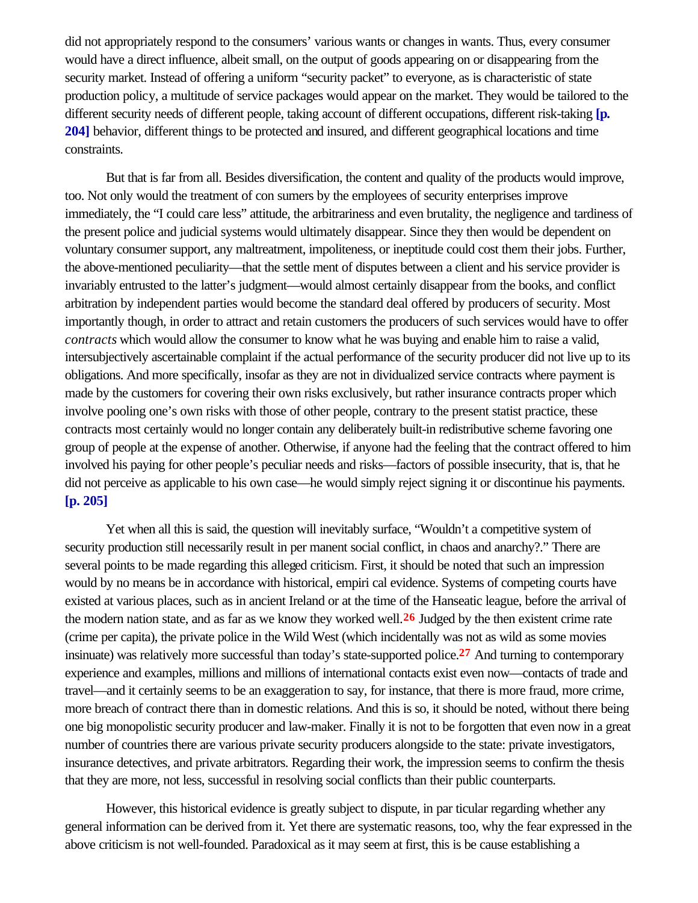did not appropriately respond to the consumers' various wants or changes in wants. Thus, every consumer would have a direct influence, albeit small, on the output of goods appearing on or disappearing from the security market. Instead of offering a uniform "security packet" to everyone, as is characteristic of state production policy, a multitude of service packages would appear on the market. They would be tailored to the different security needs of different people, taking account of different occupations, different risk-taking **[p. 204]** behavior, different things to be protected and insured, and different geographical locations and time constraints.

But that is far from all. Besides diversification, the content and quality of the products would improve, too. Not only would the treatment of con sumers by the employees of security enterprises improve immediately, the "I could care less" attitude, the arbitrariness and even brutality, the negligence and tardiness of the present police and judicial systems would ultimately disappear. Since they then would be dependent on voluntary consumer support, any maltreatment, impoliteness, or ineptitude could cost them their jobs. Further, the above-mentioned peculiarity—that the settle ment of disputes between a client and his service provider is invariably entrusted to the latter's judgment—would almost certainly disappear from the books, and conflict arbitration by independent parties would become the standard deal offered by producers of security. Most importantly though, in order to attract and retain customers the producers of such services would have to offer *contracts* which would allow the consumer to know what he was buying and enable him to raise a valid, intersubjectively ascertainable complaint if the actual performance of the security producer did not live up to its obligations. And more specifically, insofar as they are not in dividualized service contracts where payment is made by the customers for covering their own risks exclusively, but rather insurance contracts proper which involve pooling one's own risks with those of other people, contrary to the present statist practice, these contracts most certainly would no longer contain any deliberately built-in redistributive scheme favoring one group of people at the expense of another. Otherwise, if anyone had the feeling that the contract offered to him involved his paying for other people's peculiar needs and risks—factors of possible insecurity, that is, that he did not perceive as applicable to his own case—he would simply reject signing it or discontinue his payments. **[p. 205]**

Yet when all this is said, the question will inevitably surface, "Wouldn't a competitive system of security production still necessarily result in per manent social conflict, in chaos and anarchy?." There are several points to be made regarding this alleged criticism. First, it should be noted that such an impression would by no means be in accordance with historical, empiri cal evidence. Systems of competing courts have existed at various places, such as in ancient Ireland or at the time of the Hanseatic league, before the arrival of the modern nation state, and as far as we know they worked well.[26] Judged by the then existent crime rate (crime per capita), the private police in the Wild West (which incidentally was not as wild as some movies insinuate) was relatively more successful than today's state-supported police.[27] And turning to contemporary experience and examples, millions and millions of international contacts exist even now—contacts of trade and travel—and it certainly seems to be an exaggeration to say, for instance, that there is more fraud, more crime, more breach of contract there than in domestic relations. And this is so, it should be noted, without there being one big monopolistic security producer and law-maker. Finally it is not to be forgotten that even now in a great number of countries there are various private security producers alongside to the state: private investigators, insurance detectives, and private arbitrators. Regarding their work, the impression seems to confirm the thesis that they are more, not less, successful in resolving social conflicts than their public counterparts.

However, this historical evidence is greatly subject to dispute, in par ticular regarding whether any general information can be derived from it. Yet there are systematic reasons, too, why the fear expressed in the above criticism is not well-founded. Paradoxical as it may seem at first, this is be cause establishing a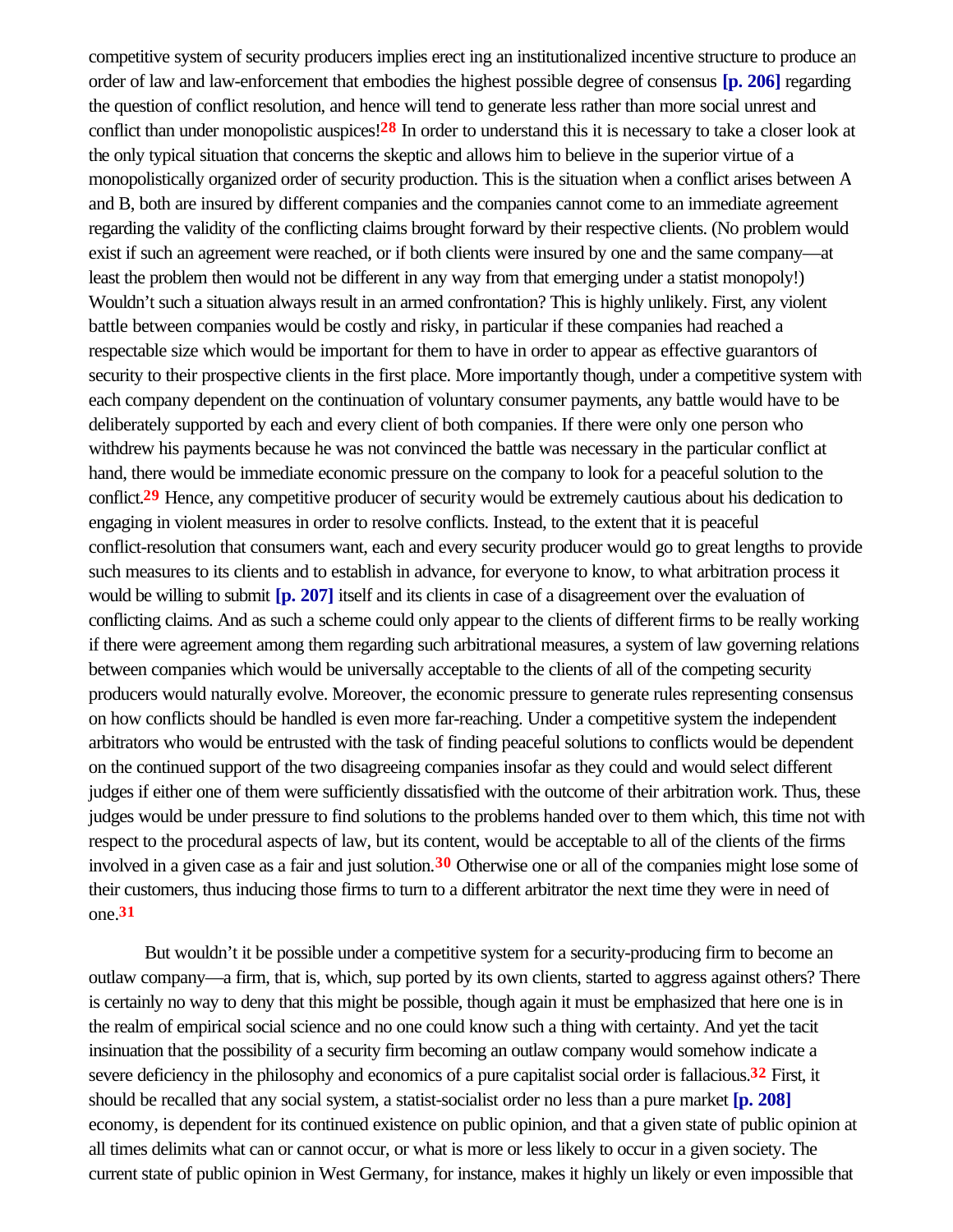competitive system of security producers implies erect ing an institutionalized incentive structure to produce an order of law and law-enforcement that embodies the highest possible degree of consensus **[p. 206]** regarding the question of conflict resolution, and hence will tend to generate less rather than more social unrest and conflict than under monopolistic auspices![28] In order to understand this it is necessary to take a closer look at the only typical situation that concerns the skeptic and allows him to believe in the superior virtue of a monopolistically organized order of security production. This is the situation when a conflict arises between A and B, both are insured by different companies and the companies cannot come to an immediate agreement regarding the validity of the conflicting claims brought forward by their respective clients. (No problem would exist if such an agreement were reached, or if both clients were insured by one and the same company—at least the problem then would not be different in any way from that emerging under a statist monopoly!) Wouldn't such a situation always result in an armed confrontation? This is highly unlikely. First, any violent battle between companies would be costly and risky, in particular if these companies had reached a respectable size which would be important for them to have in order to appear as effective guarantors of security to their prospective clients in the first place. More importantly though, under a competitive system with each company dependent on the continuation of voluntary consumer payments, any battle would have to be deliberately supported by each and every client of both companies. If there were only one person who withdrew his payments because he was not convinced the battle was necessary in the particular conflict at hand, there would be immediate economic pressure on the company to look for a peaceful solution to the conflict.[29] Hence, any competitive producer of security would be extremely cautious about his dedication to engaging in violent measures in order to resolve conflicts. Instead, to the extent that it is peaceful conflict-resolution that consumers want, each and every security producer would go to great lengths to provide such measures to its clients and to establish in advance, for everyone to know, to what arbitration process it would be willing to submit **[p. 207]** itself and its clients in case of a disagreement over the evaluation of conflicting claims. And as such a scheme could only appear to the clients of different firms to be really working if there were agreement among them regarding such arbitrational measures, a system of law governing relations between companies which would be universally acceptable to the clients of all of the competing security producers would naturally evolve. Moreover, the economic pressure to generate rules representing consensus on how conflicts should be handled is even more far-reaching. Under a competitive system the independent arbitrators who would be entrusted with the task of finding peaceful solutions to conflicts would be dependent on the continued support of the two disagreeing companies insofar as they could and would select different judges if either one of them were sufficiently dissatisfied with the outcome of their arbitration work. Thus, these judges would be under pressure to find solutions to the problems handed over to them which, this time not with respect to the procedural aspects of law, but its content, would be acceptable to all of the clients of the firms involved in a given case as a fair and just solution.[30] Otherwise one or all of the companies might lose some of their customers, thus inducing those firms to turn to a different arbitrator the next time they were in need of one.[31]

But wouldn't it be possible under a competitive system for a security-producing firm to become an outlaw company—a firm, that is, which, sup ported by its own clients, started to aggress against others? There is certainly no way to deny that this might be possible, though again it must be emphasized that here one is in the realm of empirical social science and no one could know such a thing with certainty. And yet the tacit insinuation that the possibility of a security firm becoming an outlaw company would somehow indicate a severe deficiency in the philosophy and economics of a pure capitalist social order is fallacious.[32] First, it should be recalled that any social system, a statist-socialist order no less than a pure market **[p. 208]** economy, is dependent for its continued existence on public opinion, and that a given state of public opinion at all times delimits what can or cannot occur, or what is more or less likely to occur in a given society. The current state of public opinion in West Germany, for instance, makes it highly un likely or even impossible that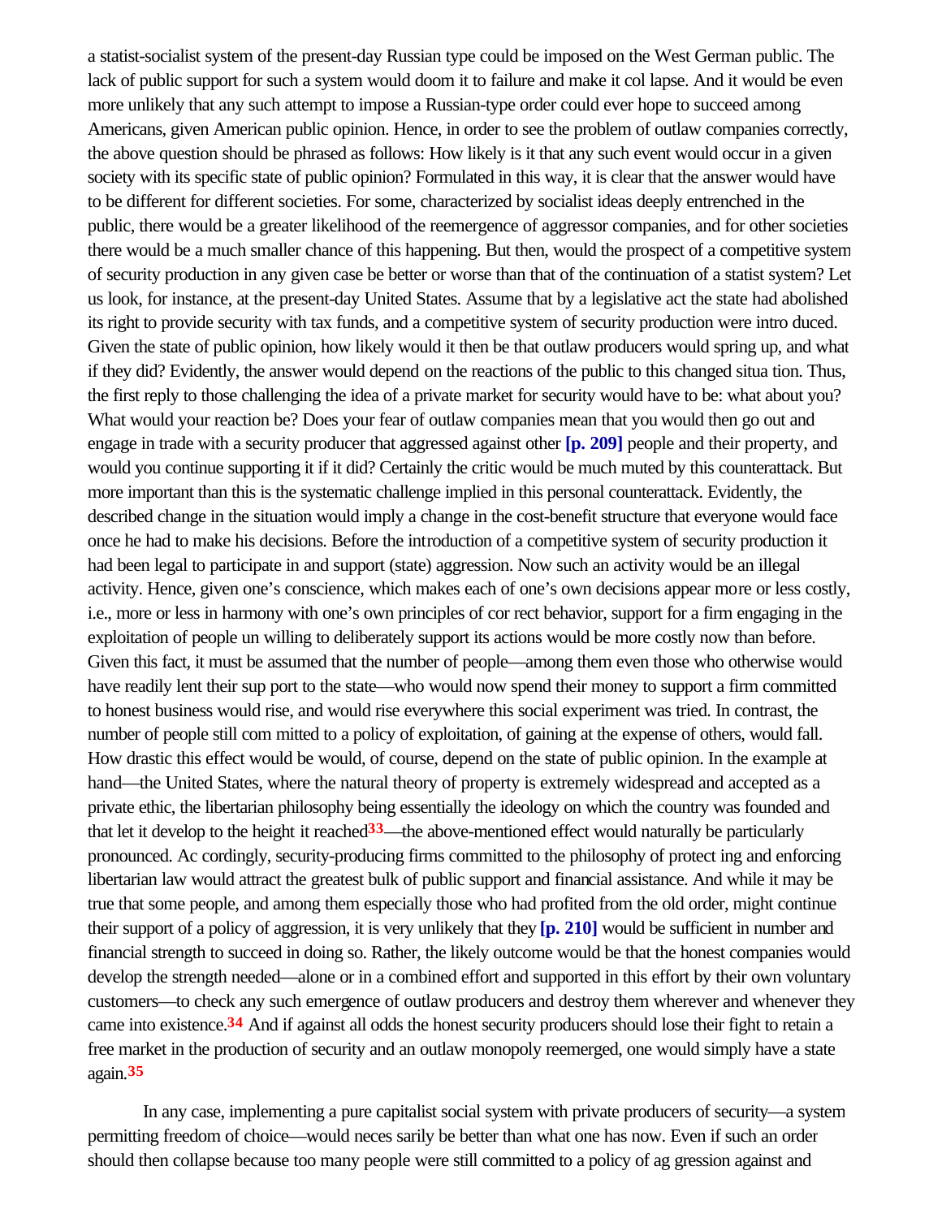a statist-socialist system of the present-day Russian type could be imposed on the West German public. The lack of public support for such a system would doom it to failure and make it collapse. And it would be even more unlikely that any such attempt to impose a Russian-type order could ever hope to succeed among Americans, given American public opinion. Hence, in order to see the problem of outlaw companies correctly, the above question should be phrased as follows: How likely is it that any such event would occur in a given society with its specific state of public opinion? Formulated in this way, it is clear that the answer would have to be different for different societies. For some, characterized by socialist ideas deeply entrenched in the public, there would be a greater likelihood of the reemergence of aggressor companies, and for other societies there would be a much smaller chance of this happening. But then, would the prospect of a competitive system of security production in any given case be better or worse than that of the continuation of a statist system? Let us look, for instance, at the present-day United States. Assume that by a legislative act the state had abolished its right to provide security with tax funds, and a competitive system of security production were introduced. Given the state of public opinion, how likely would it then be that outlaw producers would spring up, and what if they did? Evidently, the answer would depend on the reactions of the public to this changed situation. Thus, the first reply to those challenging the idea of a private market for security would have to be: what about you? What would your reaction be? Does your fear of outlaw companies mean that you would then go out and engage in trade with a security producer that aggressed against other **[p. 209]** people and their property, and would you continue supporting it if it did? Certainly the critic would be much muted by this counterattack. But more important than this is the systematic challenge implied in this personal counterattack. Evidently, the described change in the situation would imply a change in the cost-benefit structure that everyone would face once he had to make his decisions. Before the introduction of a competitive system of security production it had been legal to participate in and support (state) aggression. Now such an activity would be an illegal activity. Hence, given one's conscience, which makes each of one's own decisions appear more or less costly, i.e., more or less in harmony with one's own principles of correct behavior, support for a firm engaging in the exploitation of people unwilling to deliberately support its actions would be more costly now than before. Given this fact, it must be assumed that the number of people—among them even those who otherwise would have readily lent their support to the state—who would now spend their money to support a firm committed to honest business would rise, and would rise everywhere this social experiment was tried. In contrast, the number of people still committed to a policy of exploitation, of gaining at the expense of others, would fall. How drastic this effect would be would, of course, depend on the state of public opinion. In the example at hand—the United States, where the natural theory of property is extremely widespread and accepted as a private ethic, the libertarian philosophy being essentially the ideology on which the country was founded and that let it develop to the height it reached[33]—the above-mentioned effect would naturally be particularly pronounced. Accordingly, security-producing firms committed to the philosophy of protecting and enforcing libertarian law would attract the greatest bulk of public support and financial assistance. And while it may be true that some people, and among them especially those who had profited from the old order, might continue their support of a policy of aggression, it is very unlikely that they **[p. 210]** would be sufficient in number and financial strength to succeed in doing so. Rather, the likely outcome would be that the honest companies would develop the strength needed—alone or in a combined effort and supported in this effort by their own voluntary customers—to check any such emergence of outlaw producers and destroy them wherever and whenever they came into existence.[34] And if against all odds the honest security producers should lose their fight to retain a free market in the production of security and an outlaw monopoly reemerged, one would simply have a state again.[35]

In any case, implementing a pure capitalist social system with private producers of security—a system permitting freedom of choice—would necessarily be better than what one has now. Even if such an order should then collapse because too many people were still committed to a policy of aggression against and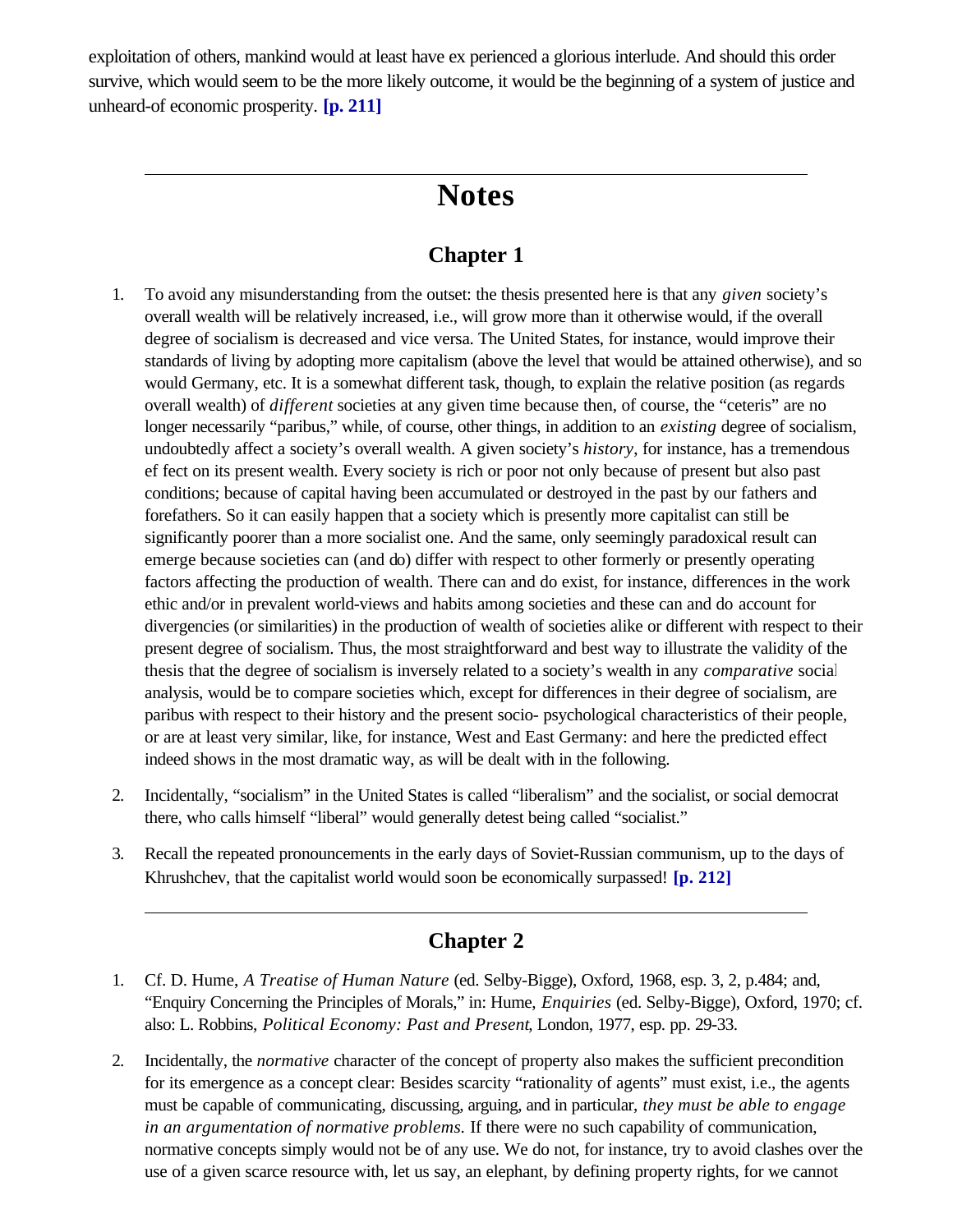exploitation of others, mankind would at least have ex perienced a glorious interlude. And should this order survive, which would seem to be the more likely outcome, it would be the beginning of a system of justice and unheard-of economic prosperity. **[p. 211]**

---

# Notes

## Chapter 1

1. To avoid any misunderstanding from the outset: the thesis presented here is that any *given* society's overall wealth will be relatively increased, i.e., will grow more than it otherwise would, if the overall degree of socialism is decreased and vice versa. The United States, for instance, would improve their standards of living by adopting more capitalism (above the level that would be attained otherwise), and so would Germany, etc. It is a somewhat different task, though, to explain the relative position (as regards overall wealth) of *different* societies at any given time because then, of course, the "ceteris" are no longer necessarily "paribus," while, of course, other things, in addition to an *existing* degree of socialism, undoubtedly affect a society's overall wealth. A given society's *history*, for instance, has a tremendous ef fect on its present wealth. Every society is rich or poor not only because of present but also past conditions; because of capital having been accumulated or destroyed in the past by our fathers and forefathers. So it can easily happen that a society which is presently more capitalist can still be significantly poorer than a more socialist one. And the same, only seemingly paradoxical result can emerge because societies can (and do) differ with respect to other formerly or presently operating factors affecting the production of wealth. There can and do exist, for instance, differences in the work ethic and/or in prevalent world-views and habits among societies and these can and do account for divergencies (or similarities) in the production of wealth of societies alike or different with respect to their present degree of socialism. Thus, the most straightforward and best way to illustrate the validity of the thesis that the degree of socialism is inversely related to a society's wealth in any *comparative* social analysis, would be to compare societies which, except for differences in their degree of socialism, are paribus with respect to their history and the present socio- psychological characteristics of their people, or are at least very similar, like, for instance, West and East Germany: and here the predicted effect indeed shows in the most dramatic way, as will be dealt with in the following.

2. Incidentally, "socialism" in the United States is called "liberalism" and the socialist, or social democrat there, who calls himself "liberal" would generally detest being called "socialist."

3. Recall the repeated pronouncements in the early days of Soviet-Russian communism, up to the days of Khrushchev, that the capitalist world would soon be economically surpassed! **[p. 212]**

---

## Chapter 2

1. Cf. D. Hume, *A Treatise of Human Nature* (ed. Selby-Bigge), Oxford, 1968, esp. 3, 2, p.484; and, "Enquiry Concerning the Principles of Morals," in: Hume, *Enquiries* (ed. Selby-Bigge), Oxford, 1970; cf. also: L. Robbins, *Political Economy: Past and Present*, London, 1977, esp. pp. 29-33.

2. Incidentally, the *normative* character of the concept of property also makes the sufficient precondition for its emergence as a concept clear: Besides scarcity "rationality of agents" must exist, i.e., the agents must be capable of communicating, discussing, arguing, and in particular, *they must be able to engage in an argumentation of normative problems*. If there were no such capability of communication, normative concepts simply would not be of any use. We do not, for instance, try to avoid clashes over the use of a given scarce resource with, let us say, an elephant, by defining property rights, for we cannot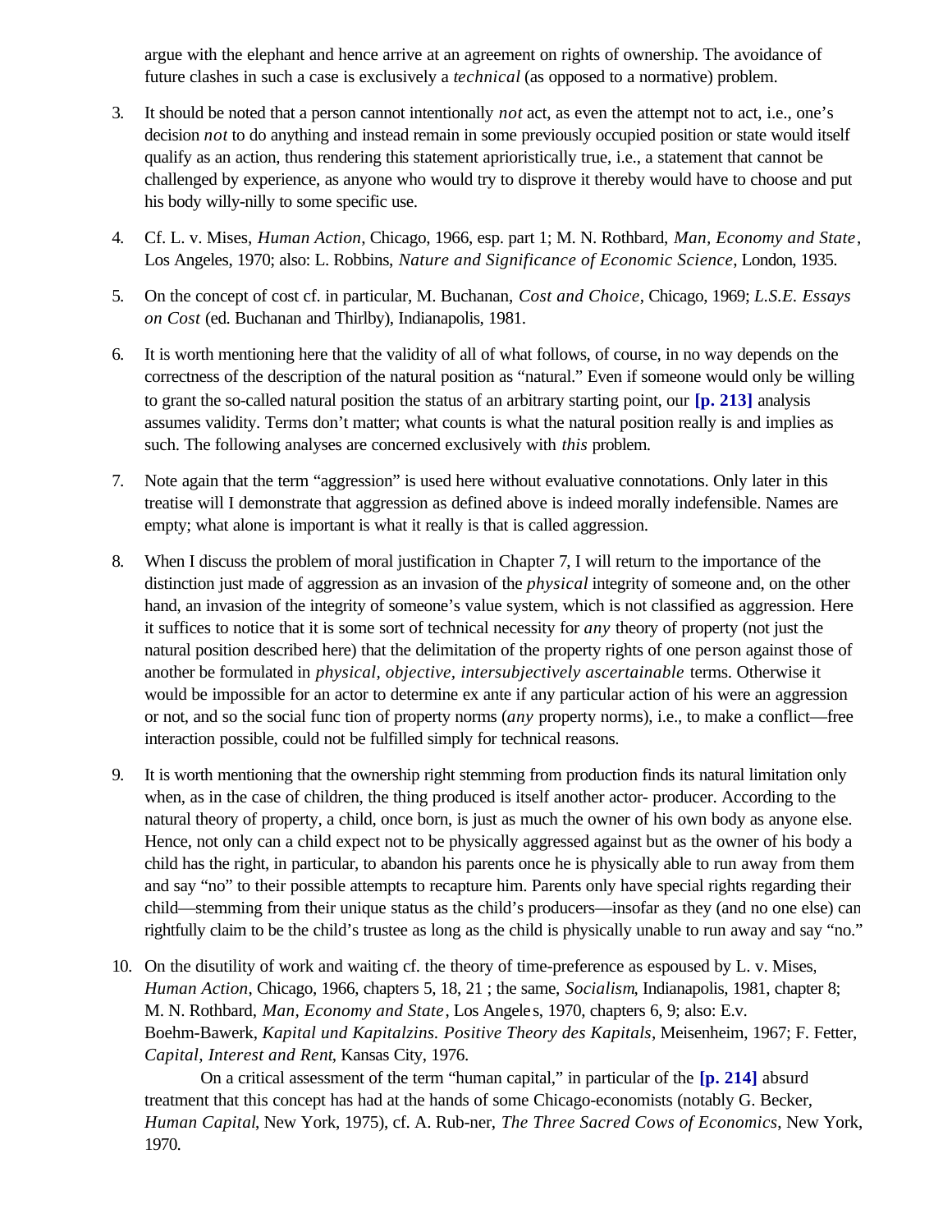argue with the elephant and hence arrive at an agreement on rights of ownership. The avoidance of future clashes in such a case is exclusively a *technical* (as opposed to a normative) problem.

3. It should be noted that a person cannot intentionally *not* act, as even the attempt not to act, i.e., one's decision *not* to do anything and instead remain in some previously occupied position or state would itself qualify as an action, thus rendering this statement aprioristically true, i.e., a statement that cannot be challenged by experience, as anyone who would try to disprove it thereby would have to choose and put his body willy-nilly to some specific use.

4. Cf. L. v. Mises, *Human Action*, Chicago, 1966, esp. part 1; M. N. Rothbard, *Man, Economy and State*, Los Angeles, 1970; also: L. Robbins, *Nature and Significance of Economic Science*, London, 1935.

5. On the concept of cost cf. in particular, M. Buchanan, *Cost and Choice*, Chicago, 1969; *L.S.E. Essays on Cost* (ed. Buchanan and Thirlby), Indianapolis, 1981.

6. It is worth mentioning here that the validity of all of what follows, of course, in no way depends on the correctness of the description of the natural position as "natural." Even if someone would only be willing to grant the so-called natural position the status of an arbitrary starting point, our **[p. 213]** analysis assumes validity. Terms don't matter; what counts is what the natural position really is and implies as such. The following analyses are concerned exclusively with *this* problem.

7. Note again that the term "aggression" is used here without evaluative connotations. Only later in this treatise will I demonstrate that aggression as defined above is indeed morally indefensible. Names are empty; what alone is important is what it really is that is called aggression.

8. When I discuss the problem of moral justification in Chapter 7, I will return to the importance of the distinction just made of aggression as an invasion of the *physical* integrity of someone and, on the other hand, an invasion of the integrity of someone's value system, which is not classified as aggression. Here it suffices to notice that it is some sort of technical necessity for *any* theory of property (not just the natural position described here) that the delimitation of the property rights of one person against those of another be formulated in *physical, objective, intersubjectively ascertainable* terms. Otherwise it would be impossible for an actor to determine ex ante if any particular action of his were an aggression or not, and so the social func tion of property norms (*any* property norms), i.e., to make a conflict—free interaction possible, could not be fulfilled simply for technical reasons.

9. It is worth mentioning that the ownership right stemming from production finds its natural limitation only when, as in the case of children, the thing produced is itself another actor- producer. According to the natural theory of property, a child, once born, is just as much the owner of his own body as anyone else. Hence, not only can a child expect not to be physically aggressed against but as the owner of his body a child has the right, in particular, to abandon his parents once he is physically able to run away from them and say "no" to their possible attempts to recapture him. Parents only have special rights regarding their child—stemming from their unique status as the child's producers—insofar as they (and no one else) can rightfully claim to be the child's trustee as long as the child is physically unable to run away and say "no."

10. On the disutility of work and waiting cf. the theory of time-preference as espoused by L. v. Mises, *Human Action*, Chicago, 1966, chapters 5, 18, 21 ; the same, *Socialism*, Indianapolis, 1981, chapter 8; M. N. Rothbard, *Man, Economy and State*, Los Angeles, 1970, chapters 6, 9; also: E.v. Boehm-Bawerk, *Kapital und Kapitalzins. Positive Theory des Kapitals*, Meisenheim, 1967; F. Fetter, *Capital, Interest and Rent*, Kansas City, 1976.

    On a critical assessment of the term "human capital," in particular of the **[p. 214]** absurd treatment that this concept has had at the hands of some Chicago-economists (notably G. Becker, *Human Capital*, New York, 1975), cf. A. Rub-ner, *The Three Sacred Cows of Economics*, New York, 1970.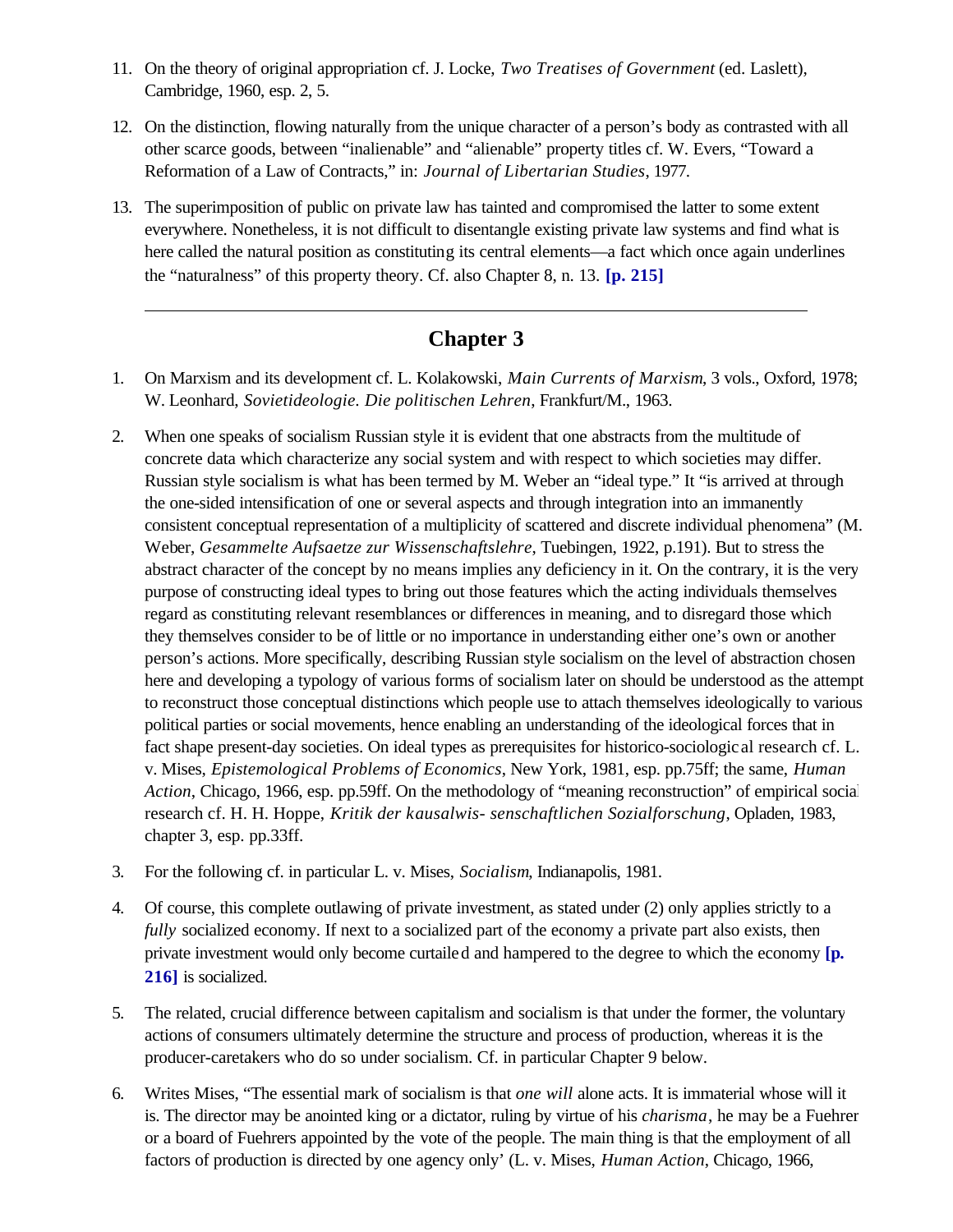11. On the theory of original appropriation cf. J. Locke, *Two Treatises of Government* (ed. Laslett), Cambridge, 1960, esp. 2, 5.

12. On the distinction, flowing naturally from the unique character of a person's body as contrasted with all other scarce goods, between "inalienable" and "alienable" property titles cf. W. Evers, "Toward a Reformation of a Law of Contracts," in: *Journal of Libertarian Studies*, 1977.

13. The superimposition of public on private law has tainted and compromised the latter to some extent everywhere. Nonetheless, it is not difficult to disentangle existing private law systems and find what is here called the natural position as constituting its central elements—a fact which once again underlines the "naturalness" of this property theory. Cf. also Chapter 8, n. 13. **[p. 215]**

---

## Chapter 3

1. On Marxism and its development cf. L. Kolakowski, *Main Currents of Marxism*, 3 vols., Oxford, 1978; W. Leonhard, *Sovietideologie. Die politischen Lehren*, Frankfurt/M., 1963.

2. When one speaks of socialism Russian style it is evident that one abstracts from the multitude of concrete data which characterize any social system and with respect to which societies may differ. Russian style socialism is what has been termed by M. Weber an "ideal type." It "is arrived at through the one-sided intensification of one or several aspects and through integration into an immanently consistent conceptual representation of a multiplicity of scattered and discrete individual phenomena" (M. Weber, *Gesammelte Aufsaetze zur Wissenschaftslehre*, Tuebingen, 1922, p.191). But to stress the abstract character of the concept by no means implies any deficiency in it. On the contrary, it is the very purpose of constructing ideal types to bring out those features which the acting individuals themselves regard as constituting relevant resemblances or differences in meaning, and to disregard those which they themselves consider to be of little or no importance in understanding either one's own or another person's actions. More specifically, describing Russian style socialism on the level of abstraction chosen here and developing a typology of various forms of socialism later on should be understood as the attempt to reconstruct those conceptual distinctions which people use to attach themselves ideologically to various political parties or social movements, hence enabling an understanding of the ideological forces that in fact shape present-day societies. On ideal types as prerequisites for historico-sociological research cf. L. v. Mises, *Epistemological Problems of Economics*, New York, 1981, esp. pp.75ff; the same, *Human Action*, Chicago, 1966, esp. pp.59ff. On the methodology of "meaning reconstruction" of empirical social research cf. H. H. Hoppe, *Kritik der kausalwis- senschaftlichen Sozialforschung*, Opladen, 1983, chapter 3, esp. pp.33ff.

3. For the following cf. in particular L. v. Mises, *Socialism*, Indianapolis, 1981.

4. Of course, this complete outlawing of private investment, as stated under (2) only applies strictly to a *fully* socialized economy. If next to a socialized part of the economy a private part also exists, then private investment would only become curtailed and hampered to the degree to which the economy **[p. 216]** is socialized.

5. The related, crucial difference between capitalism and socialism is that under the former, the voluntary actions of consumers ultimately determine the structure and process of production, whereas it is the producer-caretakers who do so under socialism. Cf. in particular Chapter 9 below.

6. Writes Mises, "The essential mark of socialism is that *one will* alone acts. It is immaterial whose will it is. The director may be anointed king or a dictator, ruling by virtue of his *charisma*, he may be a Fuehrer or a board of Fuehrers appointed by the vote of the people. The main thing is that the employment of all factors of production is directed by one agency only' (L. v. Mises, *Human Action*, Chicago, 1966,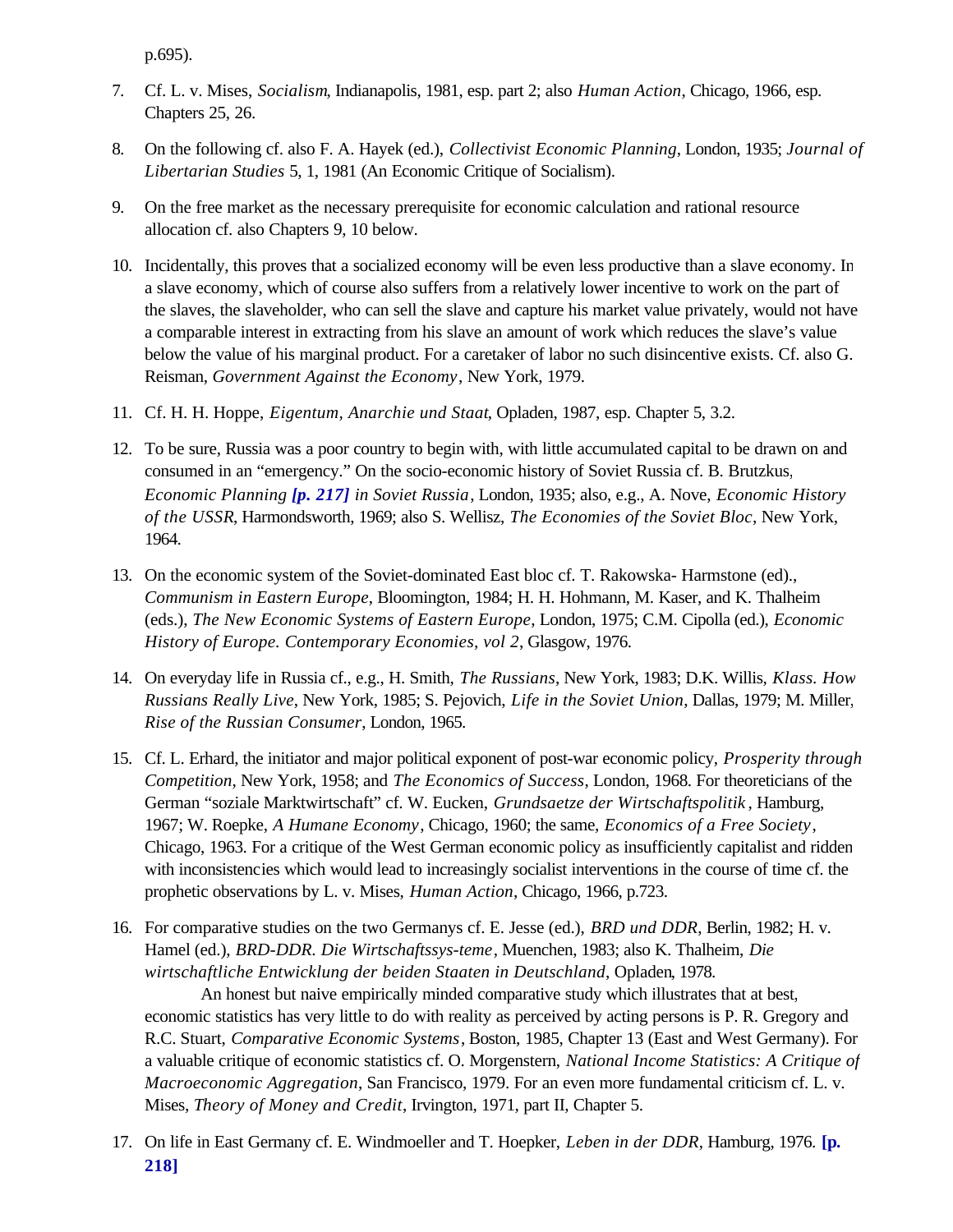p.695).

7. Cf. L. v. Mises, *Socialism*, Indianapolis, 1981, esp. part 2; also *Human Action*, Chicago, 1966, esp. Chapters 25, 26.

8. On the following cf. also F. A. Hayek (ed.), *Collectivist Economic Planning*, London, 1935; *Journal of Libertarian Studies* 5, 1, 1981 (An Economic Critique of Socialism).

9. On the free market as the necessary prerequisite for economic calculation and rational resource allocation cf. also Chapters 9, 10 below.

10. Incidentally, this proves that a socialized economy will be even less productive than a slave economy. In a slave economy, which of course also suffers from a relatively lower incentive to work on the part of the slaves, the slaveholder, who can sell the slave and capture his market value privately, would not have a comparable interest in extracting from his slave an amount of work which reduces the slave's value below the value of his marginal product. For a caretaker of labor no such disincentive exists. Cf. also G. Reisman, *Government Against the Economy*, New York, 1979.

11. Cf. H. H. Hoppe, *Eigentum, Anarchie und Staat*, Opladen, 1987, esp. Chapter 5, 3.2.

12. To be sure, Russia was a poor country to begin with, with little accumulated capital to be drawn on and consumed in an "emergency." On the socio-economic history of Soviet Russia cf. B. Brutzkus, *Economic Planning **[p. 217]** in Soviet Russia*, London, 1935; also, e.g., A. Nove, *Economic History of the USSR*, Harmondsworth, 1969; also S. Wellisz, *The Economies of the Soviet Bloc*, New York, 1964.

13. On the economic system of the Soviet-dominated East bloc cf. T. Rakowska- Harmstone (ed)., *Communism in Eastern Europe*, Bloomington, 1984; H. H. Hohmann, M. Kaser, and K. Thalheim (eds.), *The New Economic Systems of Eastern Europe*, London, 1975; C.M. Cipolla (ed.), *Economic History of Europe. Contemporary Economies, vol 2*, Glasgow, 1976.

14. On everyday life in Russia cf., e.g., H. Smith, *The Russians*, New York, 1983; D.K. Willis, *Klass. How Russians Really Live*, New York, 1985; S. Pejovich, *Life in the Soviet Union*, Dallas, 1979; M. Miller, *Rise of the Russian Consumer*, London, 1965.

15. Cf. L. Erhard, the initiator and major political exponent of post-war economic policy, *Prosperity through Competition*, New York, 1958; and *The Economics of Success*, London, 1968. For theoreticians of the German "soziale Marktwirtschaft" cf. W. Eucken, *Grundsaetze der Wirtschaftspolitik*, Hamburg, 1967; W. Roepke, *A Humane Economy*, Chicago, 1960; the same, *Economics of a Free Society*, Chicago, 1963. For a critique of the West German economic policy as insufficiently capitalist and ridden with inconsistencies which would lead to increasingly socialist interventions in the course of time cf. the prophetic observations by L. v. Mises, *Human Action*, Chicago, 1966, p.723.

16. For comparative studies on the two Germanys cf. E. Jesse (ed.), *BRD und DDR*, Berlin, 1982; H. v. Hamel (ed.), *BRD-DDR. Die Wirtschaftssys-teme*, Muenchen, 1983; also K. Thalheim, *Die wirtschaftliche Entwicklung der beiden Staaten in Deutschland*, Opladen, 1978.

    An honest but naive empirically minded comparative study which illustrates that at best, economic statistics has very little to do with reality as perceived by acting persons is P. R. Gregory and R.C. Stuart, *Comparative Economic Systems*, Boston, 1985, Chapter 13 (East and West Germany). For a valuable critique of economic statistics cf. O. Morgenstern, *National Income Statistics: A Critique of Macroeconomic Aggregation*, San Francisco, 1979. For an even more fundamental criticism cf. L. v. Mises, *Theory of Money and Credit*, Irvington, 1971, part II, Chapter 5.

17. On life in East Germany cf. E. Windmoeller and T. Hoepker, *Leben in der DDR*, Hamburg, 1976. **[p. 218]**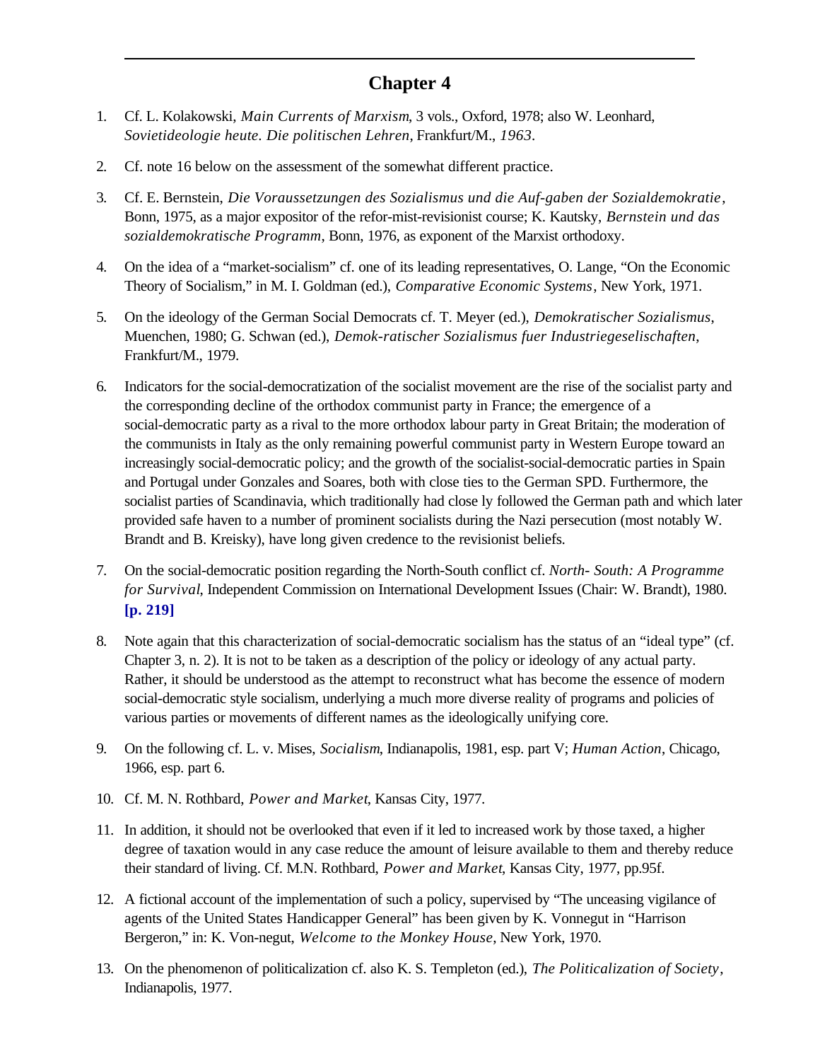## Chapter 4

1. Cf. L. Kolakowski, *Main Currents of Marxism*, 3 vols., Oxford, 1978; also W. Leonhard, *Sovietideologie heute. Die politischen Lehren*, Frankfurt/M., *1963*.

2. Cf. note 16 below on the assessment of the somewhat different practice.

3. Cf. E. Bernstein, *Die Voraussetzungen des Sozialismus und die Auf-gaben der Sozialdemokratie*, Bonn, 1975, as a major expositor of the refor-mist-revisionist course; K. Kautsky, *Bernstein und das sozialdemokratische Programm*, Bonn, 1976, as exponent of the Marxist orthodoxy.

4. On the idea of a "market-socialism" cf. one of its leading representatives, O. Lange, "On the Economic Theory of Socialism," in M. I. Goldman (ed.), *Comparative Economic Systems*, New York, 1971.

5. On the ideology of the German Social Democrats cf. T. Meyer (ed.), *Demokratischer Sozialismus*, Muenchen, 1980; G. Schwan (ed.), *Demok-ratischer Sozialismus fuer Industriegeselischaften*, Frankfurt/M., 1979.

6. Indicators for the social-democratization of the socialist movement are the rise of the socialist party and the corresponding decline of the orthodox communist party in France; the emergence of a social-democratic party as a rival to the more orthodox labour party in Great Britain; the moderation of the communists in Italy as the only remaining powerful communist party in Western Europe toward an increasingly social-democratic policy; and the growth of the socialist-social-democratic parties in Spain and Portugal under Gonzales and Soares, both with close ties to the German SPD. Furthermore, the socialist parties of Scandinavia, which traditionally had close ly followed the German path and which later provided safe haven to a number of prominent socialists during the Nazi persecution (most notably W. Brandt and B. Kreisky), have long given credence to the revisionist beliefs.

7. On the social-democratic position regarding the North-South conflict cf. *North- South: A Programme for Survival*, Independent Commission on International Development Issues (Chair: W. Brandt), 1980. **[p. 219]**

8. Note again that this characterization of social-democratic socialism has the status of an "ideal type" (cf. Chapter 3, n. 2). It is not to be taken as a description of the policy or ideology of any actual party. Rather, it should be understood as the attempt to reconstruct what has become the essence of modern social-democratic style socialism, underlying a much more diverse reality of programs and policies of various parties or movements of different names as the ideologically unifying core.

9. On the following cf. L. v. Mises, *Socialism*, Indianapolis, 1981, esp. part V; *Human Action*, Chicago, 1966, esp. part 6.

10. Cf. M. N. Rothbard, *Power and Market*, Kansas City, 1977.

11. In addition, it should not be overlooked that even if it led to increased work by those taxed, a higher degree of taxation would in any case reduce the amount of leisure available to them and thereby reduce their standard of living. Cf. M.N. Rothbard, *Power and Market*, Kansas City, 1977, pp.95f.

12. A fictional account of the implementation of such a policy, supervised by "The unceasing vigilance of agents of the United States Handicapper General" has been given by K. Vonnegut in "Harrison Bergeron," in: K. Von-negut, *Welcome to the Monkey House*, New York, 1970.

13. On the phenomenon of politicalization cf. also K. S. Templeton (ed.), *The Politicalization of Society*, Indianapolis, 1977.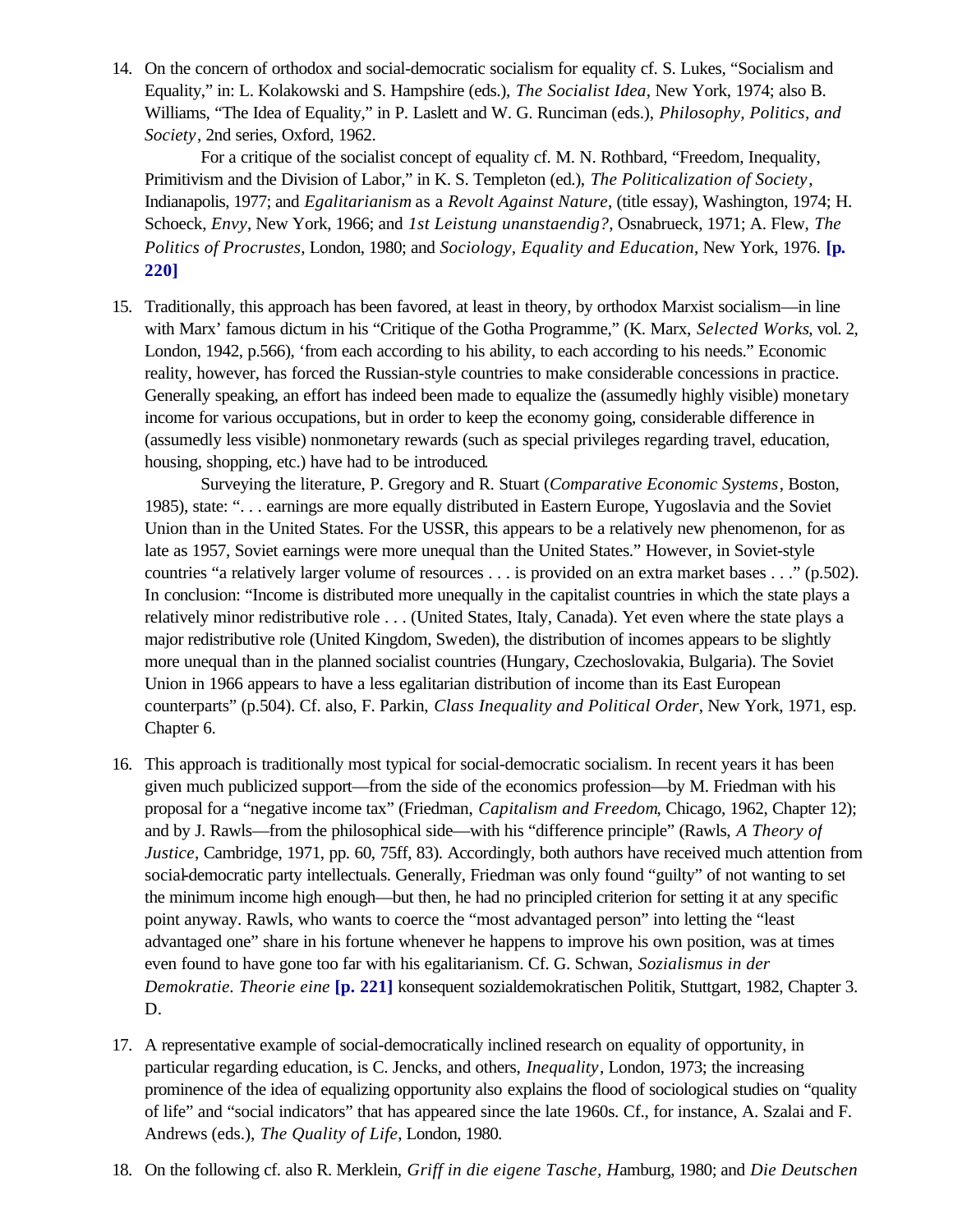14. On the concern of orthodox and social-democratic socialism for equality cf. S. Lukes, "Socialism and Equality," in: L. Kolakowski and S. Hampshire (eds.), *The Socialist Idea*, New York, 1974; also B. Williams, "The Idea of Equality," in P. Laslett and W. G. Runciman (eds.), *Philosophy, Politics, and Society*, 2nd series, Oxford, 1962.

    For a critique of the socialist concept of equality cf. M. N. Rothbard, "Freedom, Inequality, Primitivism and the Division of Labor," in K. S. Templeton (ed.), *The Politicalization of Society*, Indianapolis, 1977; and *Egalitarianism* as a *Revolt Against Nature*, (title essay), Washington, 1974; H. Schoeck, *Envy*, New York, 1966; and *1st Leistung unanstaendig?*, Osnabrueck, 1971; A. Flew, *The Politics of Procrustes*, London, 1980; and *Sociology, Equality and Education*, New York, 1976. **[p. 220]**

15. Traditionally, this approach has been favored, at least in theory, by orthodox Marxist socialism—in line with Marx' famous dictum in his "Critique of the Gotha Programme," (K. Marx, *Selected Works*, vol. 2, London, 1942, p.566), 'from each according to his ability, to each according to his needs." Economic reality, however, has forced the Russian-style countries to make considerable concessions in practice. Generally speaking, an effort has indeed been made to equalize the (assumedly highly visible) monetary income for various occupations, but in order to keep the economy going, considerable difference in (assumedly less visible) nonmonetary rewards (such as special privileges regarding travel, education, housing, shopping, etc.) have had to be introduced.

    Surveying the literature, P. Gregory and R. Stuart (*Comparative Economic Systems*, Boston, 1985), state: ". . . earnings are more equally distributed in Eastern Europe, Yugoslavia and the Soviet Union than in the United States. For the USSR, this appears to be a relatively new phenomenon, for as late as 1957, Soviet earnings were more unequal than the United States." However, in Soviet-style countries "a relatively larger volume of resources . . . is provided on an extra market bases . . ." (p.502). In conclusion: "Income is distributed more unequally in the capitalist countries in which the state plays a relatively minor redistributive role . . . (United States, Italy, Canada). Yet even where the state plays a major redistributive role (United Kingdom, Sweden), the distribution of incomes appears to be slightly more unequal than in the planned socialist countries (Hungary, Czechoslovakia, Bulgaria). The Soviet Union in 1966 appears to have a less egalitarian distribution of income than its East European counterparts" (p.504). Cf. also, F. Parkin, *Class Inequality and Political Order*, New York, 1971, esp. Chapter 6.

16. This approach is traditionally most typical for social-democratic socialism. In recent years it has been given much publicized support—from the side of the economics profession—by M. Friedman with his proposal for a "negative income tax" (Friedman, *Capitalism and Freedom*, Chicago, 1962, Chapter 12); and by J. Rawls—from the philosophical side—with his "difference principle" (Rawls, *A Theory of Justice*, Cambridge, 1971, pp. 60, 75ff, 83). Accordingly, both authors have received much attention from social-democratic party intellectuals. Generally, Friedman was only found "guilty" of not wanting to set the minimum income high enough—but then, he had no principled criterion for setting it at any specific point anyway. Rawls, who wants to coerce the "most advantaged person" into letting the "least advantaged one" share in his fortune whenever he happens to improve his own position, was at times even found to have gone too far with his egalitarianism. Cf. G. Schwan, *Sozialismus in der Demokratie. Theorie eine* **[p. 221]** konsequent sozialdemokratischen Politik, Stuttgart, 1982, Chapter 3. D.

17. A representative example of social-democratically inclined research on equality of opportunity, in particular regarding education, is C. Jencks, and others, *Inequality*, London, 1973; the increasing prominence of the idea of equalizing opportunity also explains the flood of sociological studies on "quality of life" and "social indicators" that has appeared since the late 1960s. Cf., for instance, A. Szalai and F. Andrews (eds.), *The Quality of Life*, London, 1980.

18. On the following cf. also R. Merklein, *Griff in die eigene Tasche*, *H*amburg, 1980; and *Die Deutschen*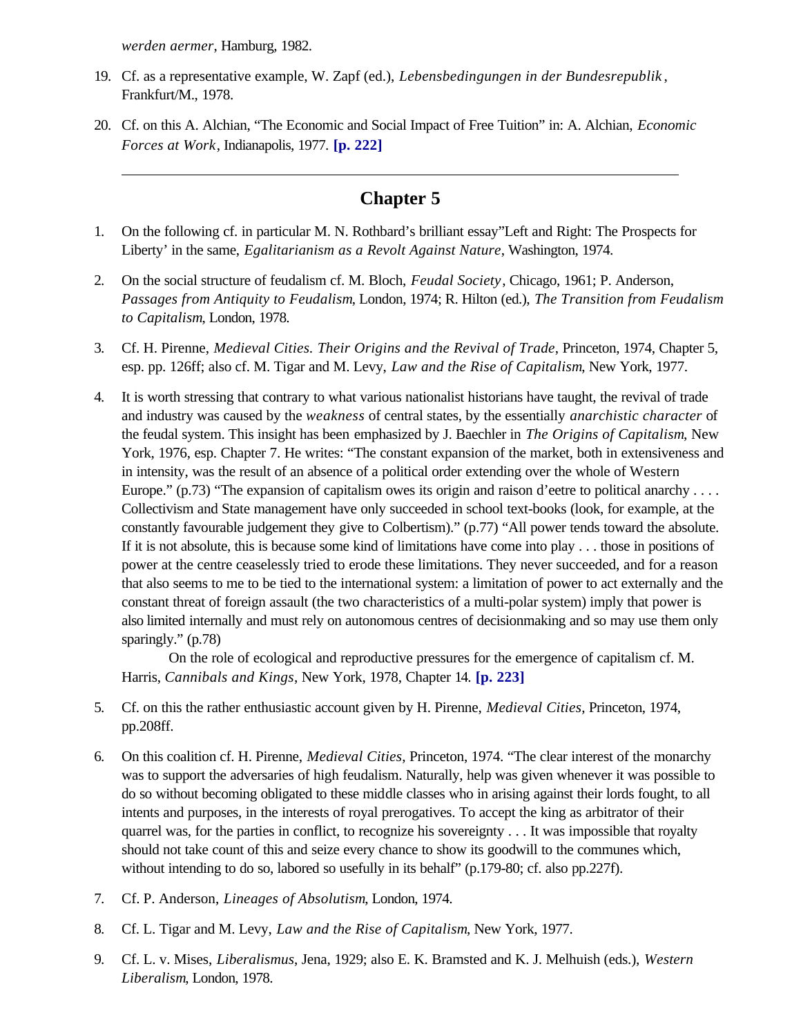*werden aermer*, Hamburg, 1982.

19. Cf. as a representative example, W. Zapf (ed.), *Lebensbedingungen in der Bundesrepublik*, Frankfurt/M., 1978.

20. Cf. on this A. Alchian, "The Economic and Social Impact of Free Tuition" in: A. Alchian, *Economic Forces at Work*, Indianapolis, 1977. **[p. 222]**

---

## Chapter 5

1. On the following cf. in particular M. N. Rothbard's brilliant essay"Left and Right: The Prospects for Liberty' in the same, *Egalitarianism as a Revolt Against Nature*, Washington, 1974.

2. On the social structure of feudalism cf. M. Bloch, *Feudal Society*, Chicago, 1961; P. Anderson, *Passages from Antiquity to Feudalism*, London, 1974; R. Hilton (ed.), *The Transition from Feudalism to Capitalism*, London, 1978.

3. Cf. H. Pirenne, *Medieval Cities. Their Origins and the Revival of Trade*, Princeton, 1974, Chapter 5, esp. pp. 126ff; also cf. M. Tigar and M. Levy, *Law and the Rise of Capitalism*, New York, 1977.

4. It is worth stressing that contrary to what various nationalist historians have taught, the revival of trade and industry was caused by the *weakness* of central states, by the essentially *anarchistic character* of the feudal system. This insight has been emphasized by J. Baechler in *The Origins of Capitalism*, New York, 1976, esp. Chapter 7. He writes: "The constant expansion of the market, both in extensiveness and in intensity, was the result of an absence of a political order extending over the whole of Western Europe." (p.73) "The expansion of capitalism owes its origin and raison d'eetre to political anarchy . . . . Collectivism and State management have only succeeded in school text-books (look, for example, at the constantly favourable judgement they give to Colbertism)." (p.77) "All power tends toward the absolute. If it is not absolute, this is because some kind of limitations have come into play . . . those in positions of power at the centre ceaselessly tried to erode these limitations. They never succeeded, and for a reason that also seems to me to be tied to the international system: a limitation of power to act externally and the constant threat of foreign assault (the two characteristics of a multi-polar system) imply that power is also limited internally and must rely on autonomous centres of decisionmaking and so may use them only sparingly." (p.78)

   On the role of ecological and reproductive pressures for the emergence of capitalism cf. M. Harris, *Cannibals and Kings*, New York, 1978, Chapter 14. **[p. 223]**

5. Cf. on this the rather enthusiastic account given by H. Pirenne, *Medieval Cities*, Princeton, 1974, pp.208ff.

6. On this coalition cf. H. Pirenne, *Medieval Cities*, Princeton, 1974. "The clear interest of the monarchy was to support the adversaries of high feudalism. Naturally, help was given whenever it was possible to do so without becoming obligated to these middle classes who in arising against their lords fought, to all intents and purposes, in the interests of royal prerogatives. To accept the king as arbitrator of their quarrel was, for the parties in conflict, to recognize his sovereignty . . . It was impossible that royalty should not take count of this and seize every chance to show its goodwill to the communes which, without intending to do so, labored so usefully in its behalf" (p.179-80; cf. also pp.227f).

7. Cf. P. Anderson, *Lineages of Absolutism*, London, 1974.

8. Cf. L. Tigar and M. Levy, *Law and the Rise of Capitalism*, New York, 1977.

9. Cf. L. v. Mises, *Liberalismus*, Jena, 1929; also E. K. Bramsted and K. J. Melhuish (eds.), *Western Liberalism*, London, 1978.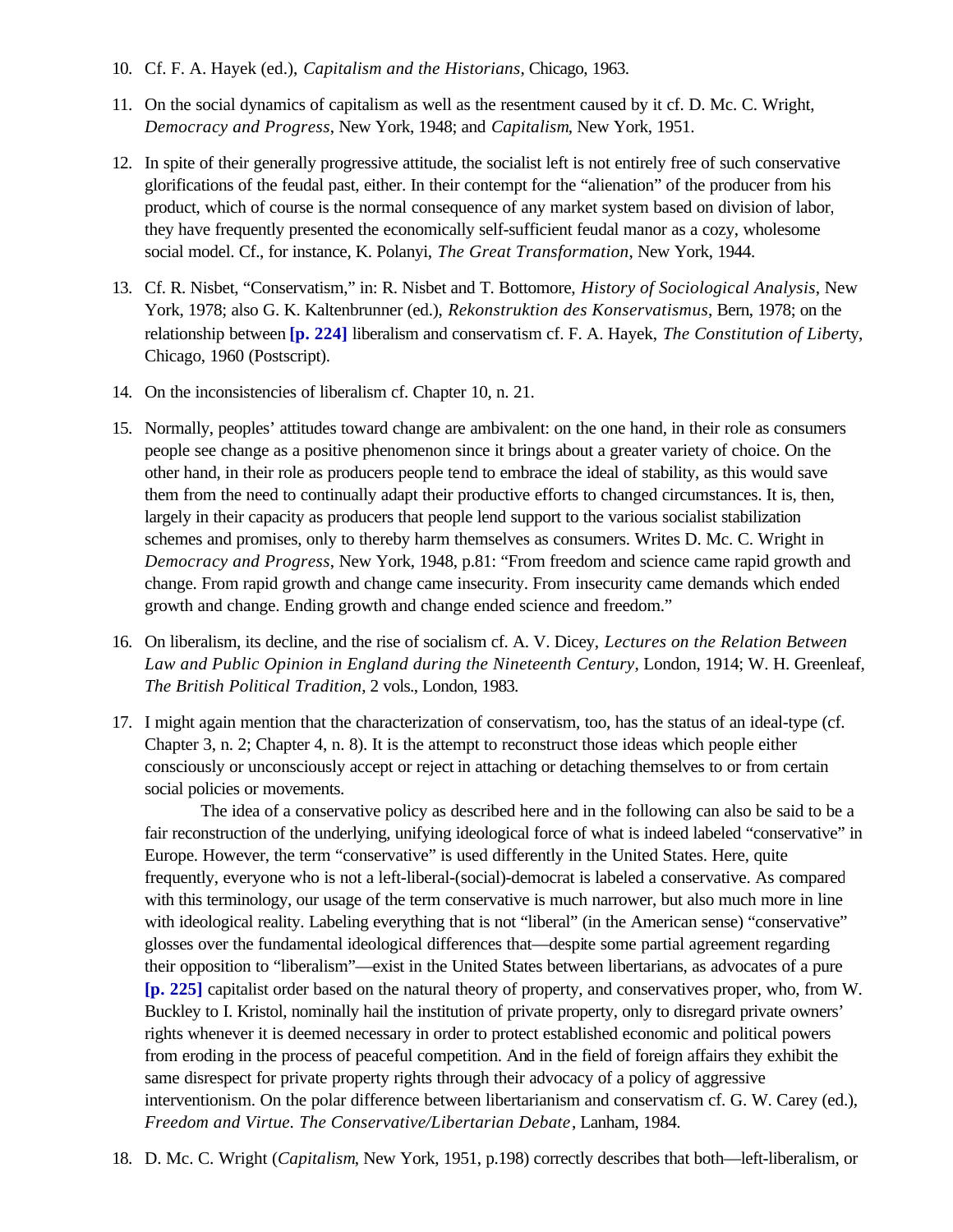10. Cf. F. A. Hayek (ed.), *Capitalism and the Historians*, Chicago, 1963.

11. On the social dynamics of capitalism as well as the resentment caused by it cf. D. Mc. C. Wright, *Democracy and Progress*, New York, 1948; and *Capitalism*, New York, 1951.

12. In spite of their generally progressive attitude, the socialist left is not entirely free of such conservative glorifications of the feudal past, either. In their contempt for the "alienation" of the producer from his product, which of course is the normal consequence of any market system based on division of labor, they have frequently presented the economically self-sufficient feudal manor as a cozy, wholesome social model. Cf., for instance, K. Polanyi, *The Great Transformation*, New York, 1944.

13. Cf. R. Nisbet, "Conservatism," in: R. Nisbet and T. Bottomore, *History of Sociological Analysis*, New York, 1978; also G. K. Kaltenbrunner (ed.), *Rekonstruktion des Konservatismus*, Bern, 1978; on the relationship between **[p. 224]** liberalism and conservatism cf. F. A. Hayek, *The Constitution of Liberty*, Chicago, 1960 (Postscript).

14. On the inconsistencies of liberalism cf. Chapter 10, n. 21.

15. Normally, peoples' attitudes toward change are ambivalent: on the one hand, in their role as consumers people see change as a positive phenomenon since it brings about a greater variety of choice. On the other hand, in their role as producers people tend to embrace the ideal of stability, as this would save them from the need to continually adapt their productive efforts to changed circumstances. It is, then, largely in their capacity as producers that people lend support to the various socialist stabilization schemes and promises, only to thereby harm themselves as consumers. Writes D. Mc. C. Wright in *Democracy and Progress*, New York, 1948, p.81: "From freedom and science came rapid growth and change. From rapid growth and change came insecurity. From insecurity came demands which ended growth and change. Ending growth and change ended science and freedom."

16. On liberalism, its decline, and the rise of socialism cf. A. V. Dicey, *Lectures on the Relation Between Law and Public Opinion in England during the Nineteenth Century*, London, 1914; W. H. Greenleaf, *The British Political Tradition*, 2 vols., London, 1983.

17. I might again mention that the characterization of conservatism, too, has the status of an ideal-type (cf. Chapter 3, n. 2; Chapter 4, n. 8). It is the attempt to reconstruct those ideas which people either consciously or unconsciously accept or reject in attaching or detaching themselves to or from certain social policies or movements.

    The idea of a conservative policy as described here and in the following can also be said to be a fair reconstruction of the underlying, unifying ideological force of what is indeed labeled "conservative" in Europe. However, the term "conservative" is used differently in the United States. Here, quite frequently, everyone who is not a left-liberal-(social)-democrat is labeled a conservative. As compared with this terminology, our usage of the term conservative is much narrower, but also much more in line with ideological reality. Labeling everything that is not "liberal" (in the American sense) "conservative" glosses over the fundamental ideological differences that—despite some partial agreement regarding their opposition to "liberalism"—exist in the United States between libertarians, as advocates of a pure **[p. 225]** capitalist order based on the natural theory of property, and conservatives proper, who, from W. Buckley to I. Kristol, nominally hail the institution of private property, only to disregard private owners' rights whenever it is deemed necessary in order to protect established economic and political powers from eroding in the process of peaceful competition. And in the field of foreign affairs they exhibit the same disrespect for private property rights through their advocacy of a policy of aggressive interventionism. On the polar difference between libertarianism and conservatism cf. G. W. Carey (ed.), *Freedom and Virtue. The Conservative/Libertarian Debate*, Lanham, 1984.

18. D. Mc. C. Wright (*Capitalism*, New York, 1951, p.198) correctly describes that both—left-liberalism, or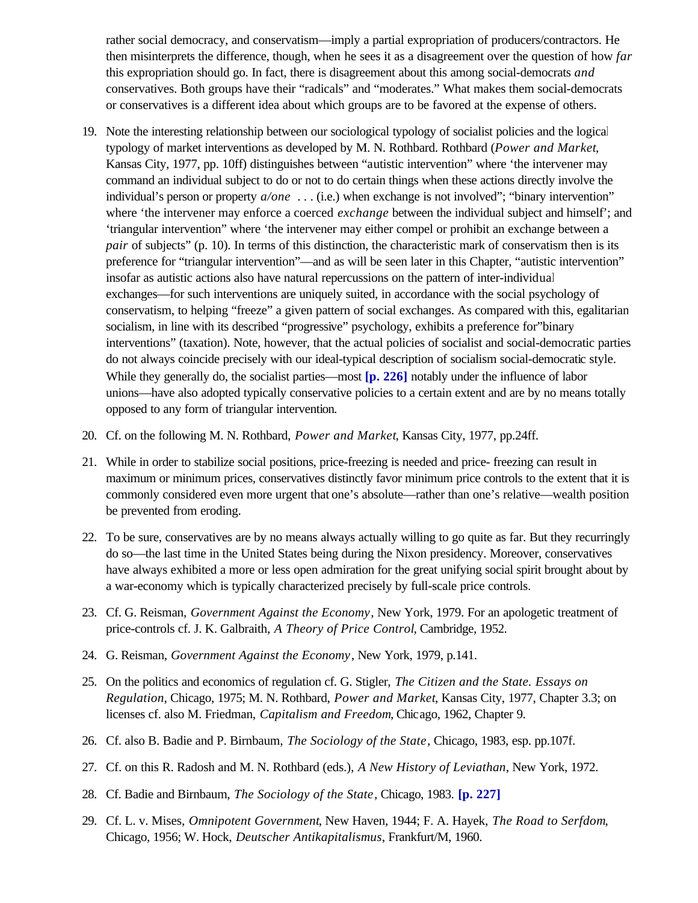rather social democracy, and conservatism—imply a partial expropriation of producers/contractors. He then misinterprets the difference, though, when he sees it as a disagreement over the question of how *far* this expropriation should go. In fact, there is disagreement about this among social-democrats *and* conservatives. Both groups have their "radicals" and "moderates." What makes them social-democrats or conservatives is a different idea about which groups are to be favored at the expense of others.

19. Note the interesting relationship between our sociological typology of socialist policies and the logical typology of market interventions as developed by M. N. Rothbard. Rothbard (*Power and Market*, Kansas City, 1977, pp. 10ff) distinguishes between "autistic intervention" where 'the intervener may command an individual subject to do or not to do certain things when these actions directly involve the individual's person or property *a/one* . . . (i.e.) when exchange is not involved"; "binary intervention" where 'the intervener may enforce a coerced *exchange* between the individual subject and himself'; and 'triangular intervention" where 'the intervener may either compel or prohibit an exchange between a *pair* of subjects" (p. 10). In terms of this distinction, the characteristic mark of conservatism then is its preference for "triangular intervention"—and as will be seen later in this Chapter, "autistic intervention" insofar as autistic actions also have natural repercussions on the pattern of inter-individual exchanges—for such interventions are uniquely suited, in accordance with the social psychology of conservatism, to helping "freeze" a given pattern of social exchanges. As compared with this, egalitarian socialism, in line with its described "progressive" psychology, exhibits a preference for"binary interventions" (taxation). Note, however, that the actual policies of socialist and social-democratic parties do not always coincide precisely with our ideal-typical description of socialism social-democratic style. While they generally do, the socialist parties—most **[p. 226]** notably under the influence of labor unions—have also adopted typically conservative policies to a certain extent and are by no means totally opposed to any form of triangular intervention.

20. Cf. on the following M. N. Rothbard, *Power and Market*, Kansas City, 1977, pp.24ff.

21. While in order to stabilize social positions, price-freezing is needed and price- freezing can result in maximum or minimum prices, conservatives distinctly favor minimum price controls to the extent that it is commonly considered even more urgent that one's absolute—rather than one's relative—wealth position be prevented from eroding.

22. To be sure, conservatives are by no means always actually willing to go quite as far. But they recurringly do so—the last time in the United States being during the Nixon presidency. Moreover, conservatives have always exhibited a more or less open admiration for the great unifying social spirit brought about by a war-economy which is typically characterized precisely by full-scale price controls.

23. Cf. G. Reisman, *Government Against the Economy*, New York, 1979. For an apologetic treatment of price-controls cf. J. K. Galbraith, *A Theory of Price Control*, Cambridge, 1952.

24. G. Reisman, *Government Against the Economy*, New York, 1979, p.141.

25. On the politics and economics of regulation cf. G. Stigler, *The Citizen and the State. Essays on Regulation*, Chicago, 1975; M. N. Rothbard, *Power and Market*, Kansas City, 1977, Chapter 3.3; on licenses cf. also M. Friedman, *Capitalism and Freedom*, Chicago, 1962, Chapter 9.

26. Cf. also B. Badie and P. Birnbaum, *The Sociology of the State*, Chicago, 1983, esp. pp.107f.

27. Cf. on this R. Radosh and M. N. Rothbard (eds.), *A New History of Leviathan*, New York, 1972.

28. Cf. Badie and Birnbaum, *The Sociology of the State*, Chicago, 1983. **[p. 227]**

29. Cf. L. v. Mises, *Omnipotent Government*, New Haven, 1944; F. A. Hayek, *The Road to Serfdom*, Chicago, 1956; W. Hock, *Deutscher Antikapitalismus*, Frankfurt/M, 1960.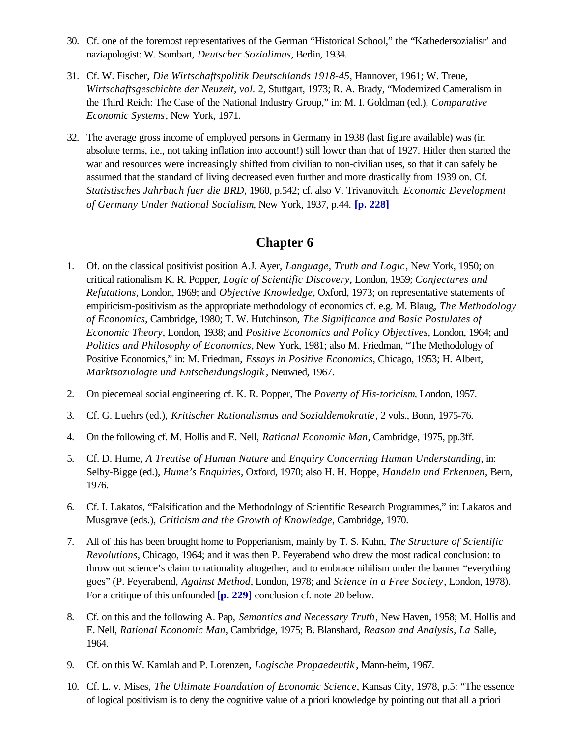30. Cf. one of the foremost representatives of the German "Historical School," the "Kathedersozialisr' and naziapologist: W. Sombart, *Deutscher Sozialimus*, Berlin, 1934.

31. Cf. W. Fischer, *Die Wirtschaftspolitik Deutschlands 1918-45*, Hannover, 1961; W. Treue, *Wirtschaftsgeschichte der Neuzeit, vol.* 2, Stuttgart, 1973; R. A. Brady, "Modernized Cameralism in the Third Reich: The Case of the National Industry Group," in: M. I. Goldman (ed.), *Comparative Economic Systems*, New York, 1971.

32. The average gross income of employed persons in Germany in 1938 (last figure available) was (in absolute terms, i.e., not taking inflation into account!) still lower than that of 1927. Hitler then started the war and resources were increasingly shifted from civilian to non-civilian uses, so that it can safely be assumed that the standard of living decreased even further and more drastically from 1939 on. Cf. *Statistisches Jahrbuch fuer die BRD*, 1960, p.542; cf. also V. Trivanovitch, *Economic Development of Germany Under National Socialism*, New York, 1937, p.44. **[p. 228]**

---

## Chapter 6

1. Of. on the classical positivist position A.J. Ayer, *Language, Truth and Logic*, New York, 1950; on critical rationalism K. R. Popper, *Logic of Scientific Discovery*, London, 1959; *Conjectures and Refutations*, London, 1969; and *Objective Knowledge*, Oxford, 1973; on representative statements of empiricism-positivism as the appropriate methodology of economics cf. e.g. M. Blaug, *The Methodology of Economics*, Cambridge, 1980; T. W. Hutchinson, *The Significance and Basic Postulates of Economic Theory*, London, 1938; and *Positive Economics and Policy Objectives*, London, 1964; and *Politics and Philosophy of Economics*, New York, 1981; also M. Friedman, "The Methodology of Positive Economics," in: M. Friedman, *Essays in Positive Economics*, Chicago, 1953; H. Albert, *Marktsoziologie und Entscheidungslogik*, Neuwied, 1967.

2. On piecemeal social engineering cf. K. R. Popper, The *Poverty of His-toricism*, London, 1957.

3. Cf. G. Luehrs (ed.), *Kritischer Rationalismus und Sozialdemokratie*, 2 vols., Bonn, 1975-76.

4. On the following cf. M. Hollis and E. Nell, *Rational Economic Man*, Cambridge, 1975, pp.3ff.

5. Cf. D. Hume, *A Treatise of Human Nature* and *Enquiry Concerning Human Understanding*, in: Selby-Bigge (ed.), *Hume's Enquiries*, Oxford, 1970; also H. H. Hoppe, *Handeln und Erkennen*, Bern, 1976.

6. Cf. I. Lakatos, "Falsification and the Methodology of Scientific Research Programmes," in: Lakatos and Musgrave (eds.), *Criticism and the Growth of Knowledge*, Cambridge, 1970.

7. All of this has been brought home to Popperianism, mainly by T. S. Kuhn, *The Structure of Scientific Revolutions*, Chicago, 1964; and it was then P. Feyerabend who drew the most radical conclusion: to throw out science's claim to rationality altogether, and to embrace nihilism under the banner "everything goes" (P. Feyerabend, *Against Method*, London, 1978; and *Science in a Free Society*, London, 1978). For a critique of this unfounded **[p. 229]** conclusion cf. note 20 below.

8. Cf. on this and the following A. Pap, *Semantics and Necessary Truth*, New Haven, 1958; M. Hollis and E. Nell, *Rational Economic Man*, Cambridge, 1975; B. Blanshard, *Reason and Analysis, La* Salle, 1964.

9. Cf. on this W. Kamlah and P. Lorenzen, *Logische Propaedeutik*, Mann-heim, 1967.

10. Cf. L. v. Mises, *The Ultimate Foundation of Economic Science*, Kansas City, 1978, p.5: "The essence of logical positivism is to deny the cognitive value of a priori knowledge by pointing out that all a priori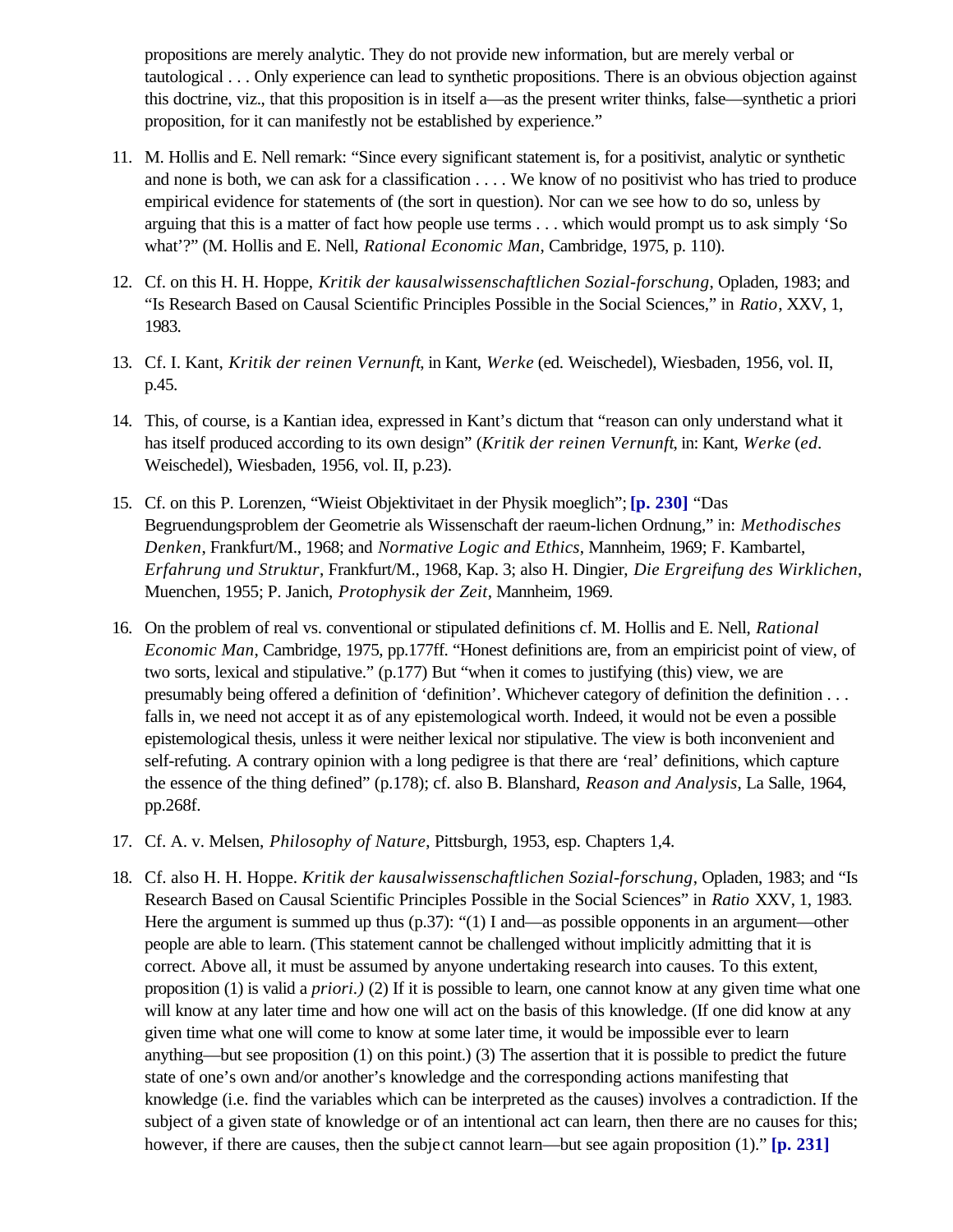propositions are merely analytic. They do not provide new information, but are merely verbal or tautological . . . Only experience can lead to synthetic propositions. There is an obvious objection against this doctrine, viz., that this proposition is in itself a—as the present writer thinks, false—synthetic a priori proposition, for it can manifestly not be established by experience."

11. M. Hollis and E. Nell remark: "Since every significant statement is, for a positivist, analytic or synthetic and none is both, we can ask for a classification . . . . We know of no positivist who has tried to produce empirical evidence for statements of (the sort in question). Nor can we see how to do so, unless by arguing that this is a matter of fact how people use terms . . . which would prompt us to ask simply 'So what'?" (M. Hollis and E. Nell, *Rational Economic Man*, Cambridge, 1975, p. 110).

12. Cf. on this H. H. Hoppe, *Kritik der kausalwissenschaftlichen Sozial-forschung*, Opladen, 1983; and "Is Research Based on Causal Scientific Principles Possible in the Social Sciences," in *Ratio*, XXV, 1, 1983.

13. Cf. I. Kant, *Kritik der reinen Vernunft*, in Kant, *Werke* (ed. Weischedel), Wiesbaden, 1956, vol. II, p.45.

14. This, of course, is a Kantian idea, expressed in Kant's dictum that "reason can only understand what it has itself produced according to its own design" (*Kritik der reinen Vernunft*, in: Kant, *Werke* (*ed.* Weischedel), Wiesbaden, 1956, vol. II, p.23).

15. Cf. on this P. Lorenzen, "Wieist Objektivitaet in der Physik moeglich"; **[p. 230]** "Das Begruendungsproblem der Geometrie als Wissenschaft der raeum-lichen Ordnung," in: *Methodisches Denken*, Frankfurt/M., 1968; and *Normative Logic and Ethics*, Mannheim, 1969; F. Kambartel, *Erfahrung und Struktur*, Frankfurt/M., 1968, Kap. 3; also H. Dingier, *Die Ergreifung des Wirklichen*, Muenchen, 1955; P. Janich, *Protophysik der Zeit*, Mannheim, 1969.

16. On the problem of real vs. conventional or stipulated definitions cf. M. Hollis and E. Nell, *Rational Economic Man*, Cambridge, 1975, pp.177ff. "Honest definitions are, from an empiricist point of view, of two sorts, lexical and stipulative." (p.177) But "when it comes to justifying (this) view, we are presumably being offered a definition of 'definition'. Whichever category of definition the definition . . . falls in, we need not accept it as of any epistemological worth. Indeed, it would not be even a possible epistemological thesis, unless it were neither lexical nor stipulative. The view is both inconvenient and self-refuting. A contrary opinion with a long pedigree is that there are 'real' definitions, which capture the essence of the thing defined" (p.178); cf. also B. Blanshard, *Reason and Analysis*, La Salle, 1964, pp.268f.

17. Cf. A. v. Melsen, *Philosophy of Nature*, Pittsburgh, 1953, esp. Chapters 1,4.

18. Cf. also H. H. Hoppe. *Kritik der kausalwissenschaftlichen Sozial-forschung*, Opladen, 1983; and "Is Research Based on Causal Scientific Principles Possible in the Social Sciences" in *Ratio* XXV, 1, 1983. Here the argument is summed up thus (p.37): "(1) I and—as possible opponents in an argument—other people are able to learn. (This statement cannot be challenged without implicitly admitting that it is correct. Above all, it must be assumed by anyone undertaking research into causes. To this extent, proposition (1) is valid a *priori.)* (2) If it is possible to learn, one cannot know at any given time what one will know at any later time and how one will act on the basis of this knowledge. (If one did know at any given time what one will come to know at some later time, it would be impossible ever to learn anything—but see proposition (1) on this point.) (3) The assertion that it is possible to predict the future state of one's own and/or another's knowledge and the corresponding actions manifesting that knowledge (i.e. find the variables which can be interpreted as the causes) involves a contradiction. If the subject of a given state of knowledge or of an intentional act can learn, then there are no causes for this; however, if there are causes, then the subject cannot learn—but see again proposition (1)." **[p. 231]**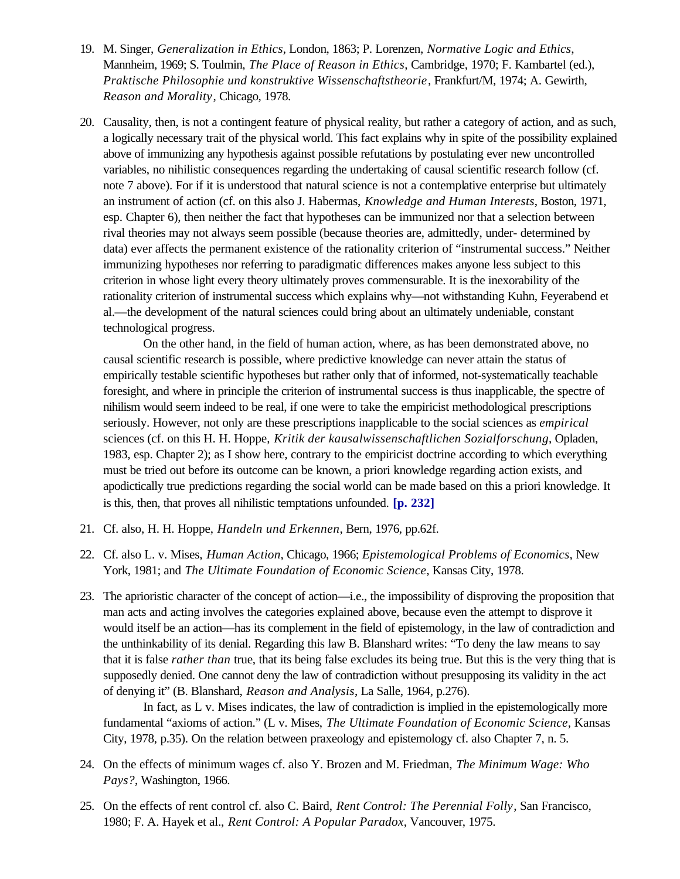19. M. Singer, *Generalization in Ethics*, London, 1863; P. Lorenzen, *Normative Logic and Ethics*, Mannheim, 1969; S. Toulmin, *The Place of Reason in Ethics*, Cambridge, 1970; F. Kambartel (ed.), *Praktische Philosophie und konstruktive Wissenschaftstheorie*, Frankfurt/M, 1974; A. Gewirth, *Reason and Morality*, Chicago, 1978.

20. Causality, then, is not a contingent feature of physical reality, but rather a category of action, and as such, a logically necessary trait of the physical world. This fact explains why in spite of the possibility explained above of immunizing any hypothesis against possible refutations by postulating ever new uncontrolled variables, no nihilistic consequences regarding the undertaking of causal scientific research follow (cf. note 7 above). For if it is understood that natural science is not a contemplative enterprise but ultimately an instrument of action (cf. on this also J. Habermas, *Knowledge and Human Interests*, Boston, 1971, esp. Chapter 6), then neither the fact that hypotheses can be immunized nor that a selection between rival theories may not always seem possible (because theories are, admittedly, under- determined by data) ever affects the permanent existence of the rationality criterion of "instrumental success." Neither immunizing hypotheses nor referring to paradigmatic differences makes anyone less subject to this criterion in whose light every theory ultimately proves commensurable. It is the inexorability of the rationality criterion of instrumental success which explains why—not withstanding Kuhn, Feyerabend et al.—the development of the natural sciences could bring about an ultimately undeniable, constant technological progress.

    On the other hand, in the field of human action, where, as has been demonstrated above, no causal scientific research is possible, where predictive knowledge can never attain the status of empirically testable scientific hypotheses but rather only that of informed, not-systematically teachable foresight, and where in principle the criterion of instrumental success is thus inapplicable, the spectre of nihilism would seem indeed to be real, if one were to take the empiricist methodological prescriptions seriously. However, not only are these prescriptions inapplicable to the social sciences as *empirical* sciences (cf. on this H. H. Hoppe, *Kritik der kausalwissenschaftlichen Sozialforschung*, Opladen, 1983, esp. Chapter 2); as I show here, contrary to the empiricist doctrine according to which everything must be tried out before its outcome can be known, a priori knowledge regarding action exists, and apodictically true predictions regarding the social world can be made based on this a priori knowledge. It is this, then, that proves all nihilistic temptations unfounded. **[p. 232]**

21. Cf. also, H. H. Hoppe, *Handeln und Erkennen*, Bern, 1976, pp.62f.

22. Cf. also L. v. Mises, *Human Action*, Chicago, 1966; *Epistemological Problems of Economics*, New York, 1981; and *The Ultimate Foundation of Economic Science*, Kansas City, 1978.

23. The aprioristic character of the concept of action—i.e., the impossibility of disproving the proposition that man acts and acting involves the categories explained above, because even the attempt to disprove it would itself be an action—has its complement in the field of epistemology, in the law of contradiction and the unthinkability of its denial. Regarding this law B. Blanshard writes: "To deny the law means to say that it is false *rather than* true, that its being false excludes its being true. But this is the very thing that is supposedly denied. One cannot deny the law of contradiction without presupposing its validity in the act of denying it" (B. Blanshard, *Reason and Analysis*, La Salle, 1964, p.276).

    In fact, as L v. Mises indicates, the law of contradiction is implied in the epistemologically more fundamental "axioms of action." (L v. Mises, *The Ultimate Foundation of Economic Science*, Kansas City, 1978, p.35). On the relation between praxeology and epistemology cf. also Chapter 7, n. 5.

24. On the effects of minimum wages cf. also Y. Brozen and M. Friedman, *The Minimum Wage: Who Pays?*, Washington, 1966.

25. On the effects of rent control cf. also C. Baird, *Rent Control: The Perennial Folly*, San Francisco, 1980; F. A. Hayek et al., *Rent Control: A Popular Paradox*, Vancouver, 1975.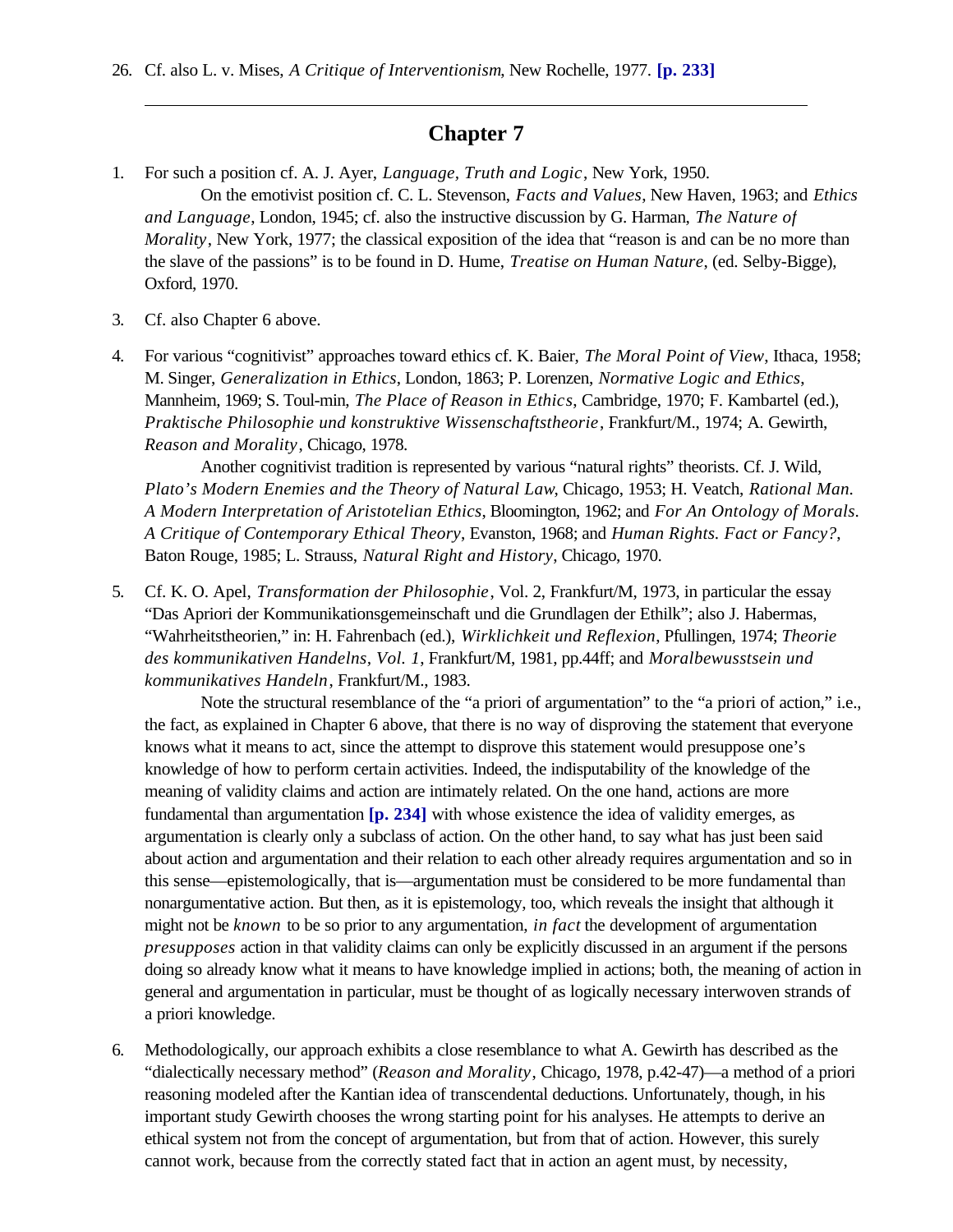26. Cf. also L. v. Mises, *A Critique of Interventionism*, New Rochelle, 1977. **[p. 233]**

---

## Chapter 7

1. For such a position cf. A. J. Ayer, *Language, Truth and Logic*, New York, 1950.

   On the emotivist position cf. C. L. Stevenson, *Facts and Values*, New Haven, 1963; and *Ethics and Language*, London, 1945; cf. also the instructive discussion by G. Harman, *The Nature of Morality*, New York, 1977; the classical exposition of the idea that "reason is and can be no more than the slave of the passions" is to be found in D. Hume, *Treatise on Human Nature*, (ed. Selby-Bigge), Oxford, 1970.

3. Cf. also Chapter 6 above.

4. For various "cognitivist" approaches toward ethics cf. K. Baier, *The Moral Point of View*, Ithaca, 1958; M. Singer, *Generalization in Ethics*, London, 1863; P. Lorenzen, *Normative Logic and Ethics*, Mannheim, 1969; S. Toul-min, *The Place of Reason in Ethics*, Cambridge, 1970; F. Kambartel (ed.), *Praktische Philosophie und konstruktive Wissenschaftstheorie*, Frankfurt/M., 1974; A. Gewirth, *Reason and Morality*, Chicago, 1978.

   Another cognitivist tradition is represented by various "natural rights" theorists. Cf. J. Wild, *Plato's Modern Enemies and the Theory of Natural Law*, Chicago, 1953; H. Veatch, *Rational Man. A Modern Interpretation of Aristotelian Ethics*, Bloomington, 1962; and *For An Ontology of Morals. A Critique of Contemporary Ethical Theory*, Evanston, 1968; and *Human Rights. Fact or Fancy?*, Baton Rouge, 1985; L. Strauss, *Natural Right and History*, Chicago, 1970.

5. Cf. K. O. Apel, *Transformation der Philosophie*, Vol. 2, Frankfurt/M, 1973, in particular the essay "Das Apriori der Kommunikationsgemeinschaft und die Grundlagen der Ethilk"; also J. Habermas, "Wahrheitstheorien," in: H. Fahrenbach (ed.), *Wirklichkeit und Reflexion*, Pfullingen, 1974; *Theorie des kommunikativen Handelns, Vol. 1*, Frankfurt/M, 1981, pp.44ff; and *Moralbewusstsein und kommunikatives Handeln*, Frankfurt/M., 1983.

   Note the structural resemblance of the "a priori of argumentation" to the "a priori of action," i.e., the fact, as explained in Chapter 6 above, that there is no way of disproving the statement that everyone knows what it means to act, since the attempt to disprove this statement would presuppose one's knowledge of how to perform certain activities. Indeed, the indisputability of the knowledge of the meaning of validity claims and action are intimately related. On the one hand, actions are more fundamental than argumentation **[p. 234]** with whose existence the idea of validity emerges, as argumentation is clearly only a subclass of action. On the other hand, to say what has just been said about action and argumentation and their relation to each other already requires argumentation and so in this sense—epistemologically, that is—argumentation must be considered to be more fundamental than nonargumentative action. But then, as it is epistemology, too, which reveals the insight that although it might not be *known* to be so prior to any argumentation, *in fact* the development of argumentation *presupposes* action in that validity claims can only be explicitly discussed in an argument if the persons doing so already know what it means to have knowledge implied in actions; both, the meaning of action in general and argumentation in particular, must be thought of as logically necessary interwoven strands of a priori knowledge.

6. Methodologically, our approach exhibits a close resemblance to what A. Gewirth has described as the "dialectically necessary method" (*Reason and Morality*, Chicago, 1978, p.42-47)—a method of a priori reasoning modeled after the Kantian idea of transcendental deductions. Unfortunately, though, in his important study Gewirth chooses the wrong starting point for his analyses. He attempts to derive an ethical system not from the concept of argumentation, but from that of action. However, this surely cannot work, because from the correctly stated fact that in action an agent must, by necessity,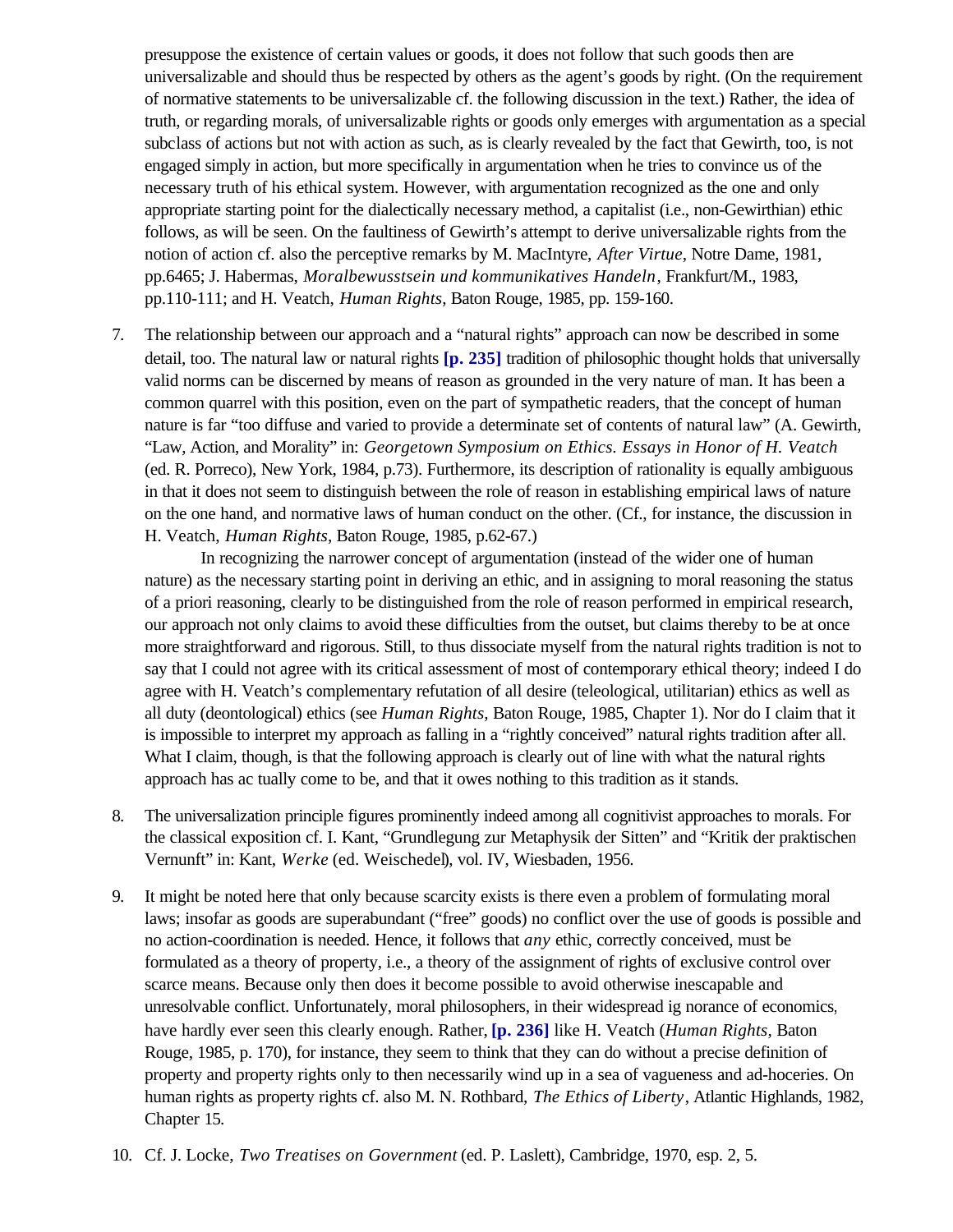presuppose the existence of certain values or goods, it does not follow that such goods then are universalizable and should thus be respected by others as the agent's goods by right. (On the requirement of normative statements to be universalizable cf. the following discussion in the text.) Rather, the idea of truth, or regarding morals, of universalizable rights or goods only emerges with argumentation as a special subclass of actions but not with action as such, as is clearly revealed by the fact that Gewirth, too, is not engaged simply in action, but more specifically in argumentation when he tries to convince us of the necessary truth of his ethical system. However, with argumentation recognized as the one and only appropriate starting point for the dialectically necessary method, a capitalist (i.e., non-Gewirthian) ethic follows, as will be seen. On the faultiness of Gewirth's attempt to derive universalizable rights from the notion of action cf. also the perceptive remarks by M. MacIntyre, *After Virtue*, Notre Dame, 1981, pp.6465; J. Habermas, *Moralbewusstsein und kommunikatives Handeln*, Frankfurt/M., 1983, pp.110-111; and H. Veatch, *Human Rights*, Baton Rouge, 1985, pp. 159-160.

7. The relationship between our approach and a "natural rights" approach can now be described in some detail, too. The natural law or natural rights **[p. 235]** tradition of philosophic thought holds that universally valid norms can be discerned by means of reason as grounded in the very nature of man. It has been a common quarrel with this position, even on the part of sympathetic readers, that the concept of human nature is far "too diffuse and varied to provide a determinate set of contents of natural law" (A. Gewirth, "Law, Action, and Morality" in: *Georgetown Symposium on Ethics. Essays in Honor of H. Veatch* (ed. R. Porreco), New York, 1984, p.73). Furthermore, its description of rationality is equally ambiguous in that it does not seem to distinguish between the role of reason in establishing empirical laws of nature on the one hand, and normative laws of human conduct on the other. (Cf., for instance, the discussion in H. Veatch, *Human Rights*, Baton Rouge, 1985, p.62-67.)

   In recognizing the narrower concept of argumentation (instead of the wider one of human nature) as the necessary starting point in deriving an ethic, and in assigning to moral reasoning the status of a priori reasoning, clearly to be distinguished from the role of reason performed in empirical research, our approach not only claims to avoid these difficulties from the outset, but claims thereby to be at once more straightforward and rigorous. Still, to thus dissociate myself from the natural rights tradition is not to say that I could not agree with its critical assessment of most of contemporary ethical theory; indeed I do agree with H. Veatch's complementary refutation of all desire (teleological, utilitarian) ethics as well as all duty (deontological) ethics (see *Human Rights*, Baton Rouge, 1985, Chapter 1). Nor do I claim that it is impossible to interpret my approach as falling in a "rightly conceived" natural rights tradition after all. What I claim, though, is that the following approach is clearly out of line with what the natural rights approach has ac tually come to be, and that it owes nothing to this tradition as it stands.

8. The universalization principle figures prominently indeed among all cognitivist approaches to morals. For the classical exposition cf. I. Kant, "Grundlegung zur Metaphysik der Sitten" and "Kritik der praktischen Vernunft" in: Kant, *Werke* (ed. Weischedel), vol. IV, Wiesbaden, 1956.

9. It might be noted here that only because scarcity exists is there even a problem of formulating moral laws; insofar as goods are superabundant ("free" goods) no conflict over the use of goods is possible and no action-coordination is needed. Hence, it follows that *any* ethic, correctly conceived, must be formulated as a theory of property, i.e., a theory of the assignment of rights of exclusive control over scarce means. Because only then does it become possible to avoid otherwise inescapable and unresolvable conflict. Unfortunately, moral philosophers, in their widespread ig norance of economics, have hardly ever seen this clearly enough. Rather, **[p. 236]** like H. Veatch (*Human Rights*, Baton Rouge, 1985, p. 170), for instance, they seem to think that they can do without a precise definition of property and property rights only to then necessarily wind up in a sea of vagueness and ad-hoceries. On human rights as property rights cf. also M. N. Rothbard, *The Ethics of Liberty*, Atlantic Highlands, 1982, Chapter 15.

10. Cf. J. Locke, *Two Treatises on Government* (ed. P. Laslett), Cambridge, 1970, esp. 2, 5.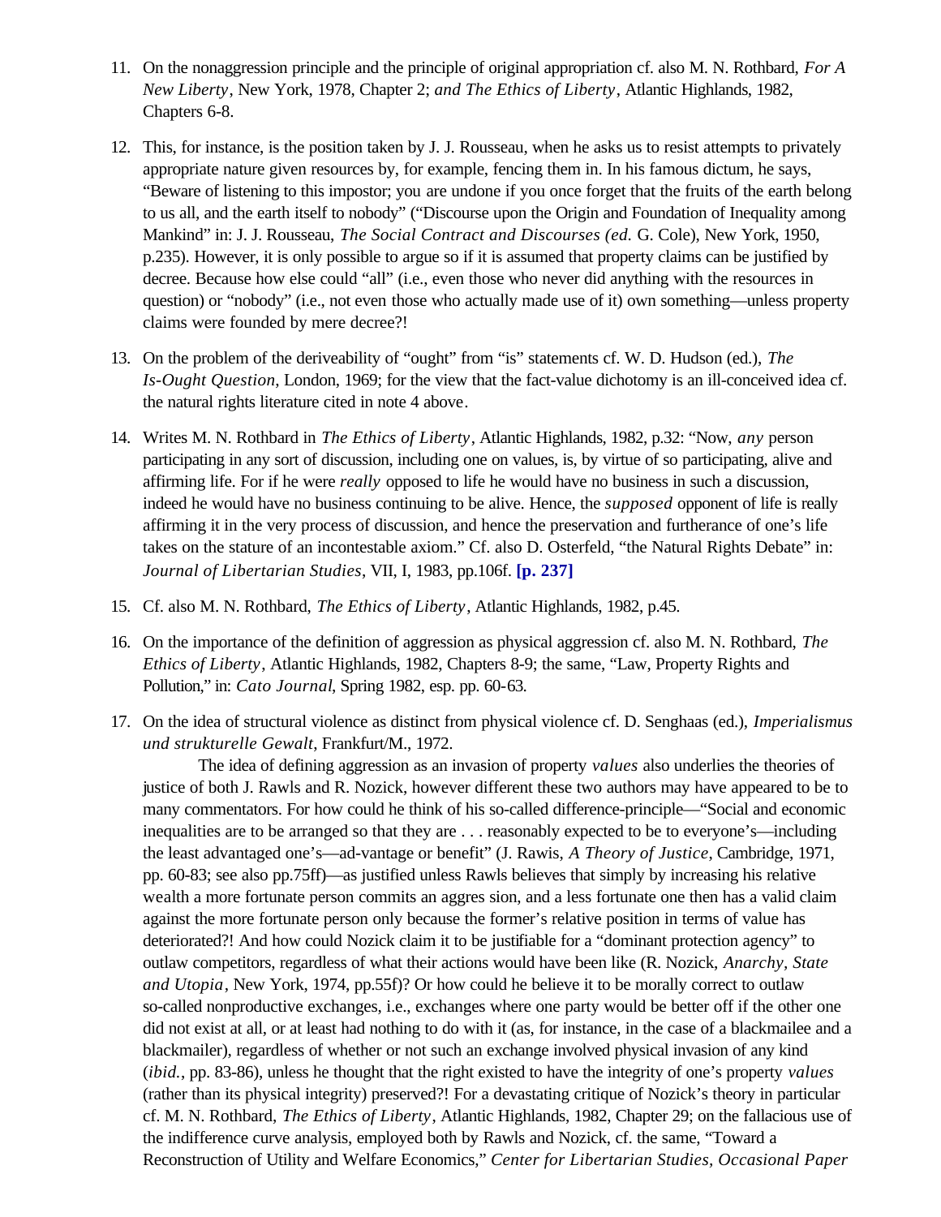11. On the nonaggression principle and the principle of original appropriation cf. also M. N. Rothbard, *For A New Liberty*, New York, 1978, Chapter 2; *and The Ethics of Liberty*, Atlantic Highlands, 1982, Chapters 6-8.

12. This, for instance, is the position taken by J. J. Rousseau, when he asks us to resist attempts to privately appropriate nature given resources by, for example, fencing them in. In his famous dictum, he says, "Beware of listening to this impostor; you are undone if you once forget that the fruits of the earth belong to us all, and the earth itself to nobody" ("Discourse upon the Origin and Foundation of Inequality among Mankind" in: J. J. Rousseau, *The Social Contract and Discourses (ed.* G. Cole), New York, 1950, p.235). However, it is only possible to argue so if it is assumed that property claims can be justified by decree. Because how else could "all" (i.e., even those who never did anything with the resources in question) or "nobody" (i.e., not even those who actually made use of it) own something—unless property claims were founded by mere decree?!

13. On the problem of the deriveability of "ought" from "is" statements cf. W. D. Hudson (ed.), *The Is-Ought Question*, London, 1969; for the view that the fact-value dichotomy is an ill-conceived idea cf. the natural rights literature cited in note 4 above.

14. Writes M. N. Rothbard in *The Ethics of Liberty*, Atlantic Highlands, 1982, p.32: "Now, *any* person participating in any sort of discussion, including one on values, is, by virtue of so participating, alive and affirming life. For if he were *really* opposed to life he would have no business in such a discussion, indeed he would have no business continuing to be alive. Hence, the *supposed* opponent of life is really affirming it in the very process of discussion, and hence the preservation and furtherance of one's life takes on the stature of an incontestable axiom." Cf. also D. Osterfeld, "the Natural Rights Debate" in: *Journal of Libertarian Studies*, VII, I, 1983, pp.106f. **[p. 237]**

15. Cf. also M. N. Rothbard, *The Ethics of Liberty*, Atlantic Highlands, 1982, p.45.

16. On the importance of the definition of aggression as physical aggression cf. also M. N. Rothbard, *The Ethics of Liberty*, Atlantic Highlands, 1982, Chapters 8-9; the same, "Law, Property Rights and Pollution," in: *Cato Journal*, Spring 1982, esp. pp. 60-63.

17. On the idea of structural violence as distinct from physical violence cf. D. Senghaas (ed.), *Imperialismus und strukturelle Gewalt*, Frankfurt/M., 1972.

    The idea of defining aggression as an invasion of property *values* also underlies the theories of justice of both J. Rawls and R. Nozick, however different these two authors may have appeared to be to many commentators. For how could he think of his so-called difference-principle—"Social and economic inequalities are to be arranged so that they are . . . reasonably expected to be to everyone's—including the least advantaged one's—ad-vantage or benefit" (J. Rawis, *A Theory of Justice*, Cambridge, 1971, pp. 60-83; see also pp.75ff)—as justified unless Rawls believes that simply by increasing his relative wealth a more fortunate person commits an aggres sion, and a less fortunate one then has a valid claim against the more fortunate person only because the former's relative position in terms of value has deteriorated?! And how could Nozick claim it to be justifiable for a "dominant protection agency" to outlaw competitors, regardless of what their actions would have been like (R. Nozick, *Anarchy, State and Utopia*, New York, 1974, pp.55f)? Or how could he believe it to be morally correct to outlaw so-called nonproductive exchanges, i.e., exchanges where one party would be better off if the other one did not exist at all, or at least had nothing to do with it (as, for instance, in the case of a blackmailee and a blackmailer), regardless of whether or not such an exchange involved physical invasion of any kind (*ibid.*, pp. 83-86), unless he thought that the right existed to have the integrity of one's property *values* (rather than its physical integrity) preserved?! For a devastating critique of Nozick's theory in particular cf. M. N. Rothbard, *The Ethics of Liberty*, Atlantic Highlands, 1982, Chapter 29; on the fallacious use of the indifference curve analysis, employed both by Rawls and Nozick, cf. the same, "Toward a Reconstruction of Utility and Welfare Economics," *Center for Libertarian Studies, Occasional Paper*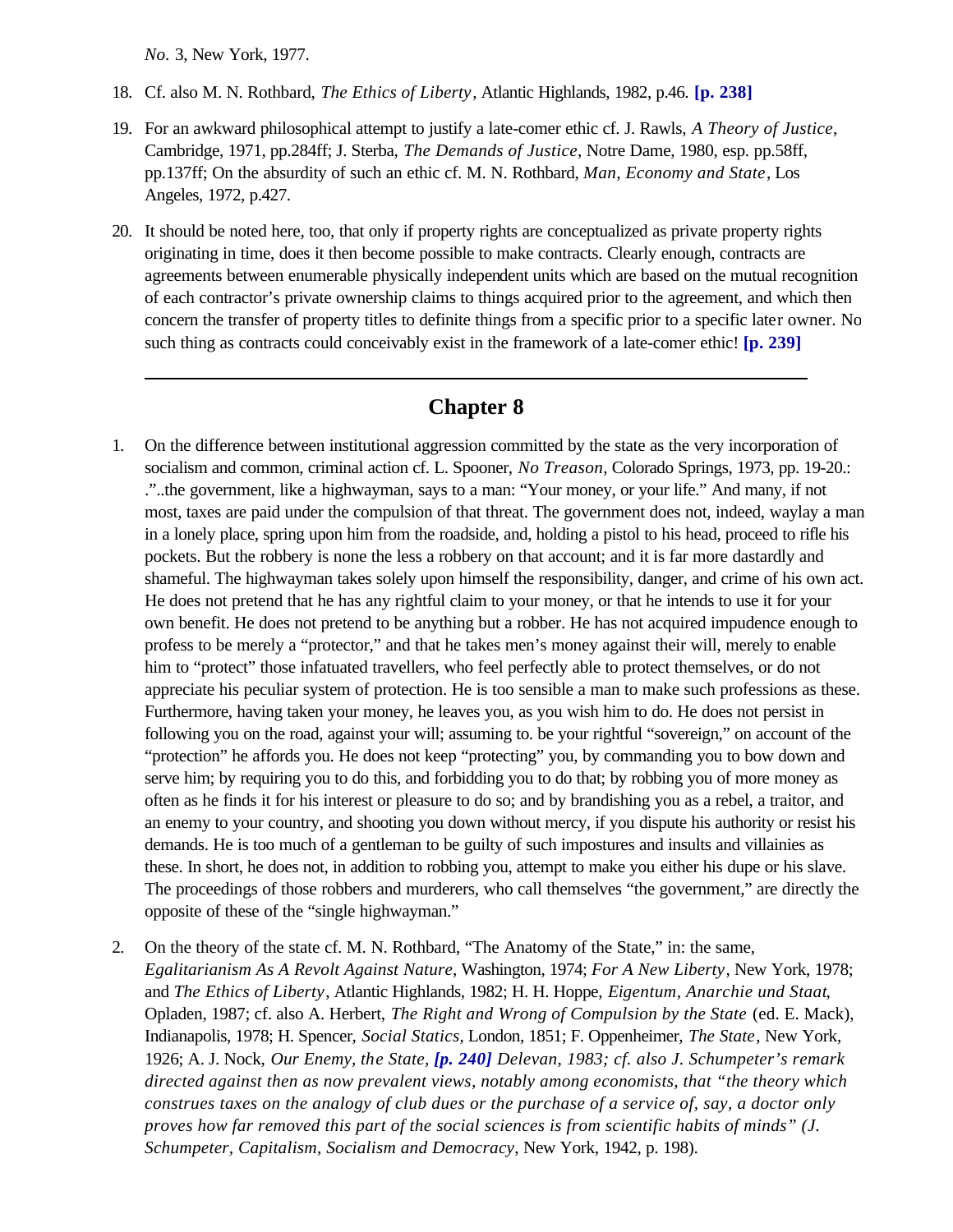*No*. 3, New York, 1977.

18. Cf. also M. N. Rothbard, *The Ethics of Liberty*, Atlantic Highlands, 1982, p.46. **[p. 238]**

19. For an awkward philosophical attempt to justify a late-comer ethic cf. J. Rawls, *A Theory of Justice*, Cambridge, 1971, pp.284ff; J. Sterba, *The Demands of Justice*, Notre Dame, 1980, esp. pp.58ff, pp.137ff; On the absurdity of such an ethic cf. M. N. Rothbard, *Man, Economy and State*, Los Angeles, 1972, p.427.

20. It should be noted here, too, that only if property rights are conceptualized as private property rights originating in time, does it then become possible to make contracts. Clearly enough, contracts are agreements between enumerable physically independent units which are based on the mutual recognition of each contractor's private ownership claims to things acquired prior to the agreement, and which then concern the transfer of property titles to definite things from a specific prior to a specific later owner. No such thing as contracts could conceivably exist in the framework of a late-comer ethic! **[p. 239]**

---

## Chapter 8

1. On the difference between institutional aggression committed by the state as the very incorporation of socialism and common, criminal action cf. L. Spooner, *No Treason*, Colorado Springs, 1973, pp. 19-20.: ."..the government, like a highwayman, says to a man: "Your money, or your life." And many, if not most, taxes are paid under the compulsion of that threat. The government does not, indeed, waylay a man in a lonely place, spring upon him from the roadside, and, holding a pistol to his head, proceed to rifle his pockets. But the robbery is none the less a robbery on that account; and it is far more dastardly and shameful. The highwayman takes solely upon himself the responsibility, danger, and crime of his own act. He does not pretend that he has any rightful claim to your money, or that he intends to use it for your own benefit. He does not pretend to be anything but a robber. He has not acquired impudence enough to profess to be merely a "protector," and that he takes men's money against their will, merely to enable him to "protect" those infatuated travellers, who feel perfectly able to protect themselves, or do not appreciate his peculiar system of protection. He is too sensible a man to make such professions as these. Furthermore, having taken your money, he leaves you, as you wish him to do. He does not persist in following you on the road, against your will; assuming to. be your rightful "sovereign," on account of the "protection" he affords you. He does not keep "protecting" you, by commanding you to bow down and serve him; by requiring you to do this, and forbidding you to do that; by robbing you of more money as often as he finds it for his interest or pleasure to do so; and by brandishing you as a rebel, a traitor, and an enemy to your country, and shooting you down without mercy, if you dispute his authority or resist his demands. He is too much of a gentleman to be guilty of such impostures and insults and villainies as these. In short, he does not, in addition to robbing you, attempt to make you either his dupe or his slave. The proceedings of those robbers and murderers, who call themselves "the government," are directly the opposite of these of the "single highwayman."

2. On the theory of the state cf. M. N. Rothbard, "The Anatomy of the State," in: the same, *Egalitarianism As A Revolt Against Nature*, Washington, 1974; *For A New Liberty*, New York, 1978; and *The Ethics of Liberty*, Atlantic Highlands, 1982; H. H. Hoppe, *Eigentum, Anarchie und Staat*, Opladen, 1987; cf. also A. Herbert, *The Right and Wrong of Compulsion by the State* (ed. E. Mack), Indianapolis, 1978; H. Spencer, *Social Statics*, London, 1851; F. Oppenheimer, *The State*, New York, 1926; A. J. Nock, *Our Enemy, the State,* ***[p. 240]*** *Delevan, 1983; cf. also J. Schumpeter's remark directed against then as now prevalent views, notably among economists, that "the theory which construes taxes on the analogy of club dues or the purchase of a service of, say, a doctor only proves how far removed this part of the social sciences is from scientific habits of minds" (J. Schumpeter, Capitalism, Socialism and Democracy*, New York, 1942, p. 198).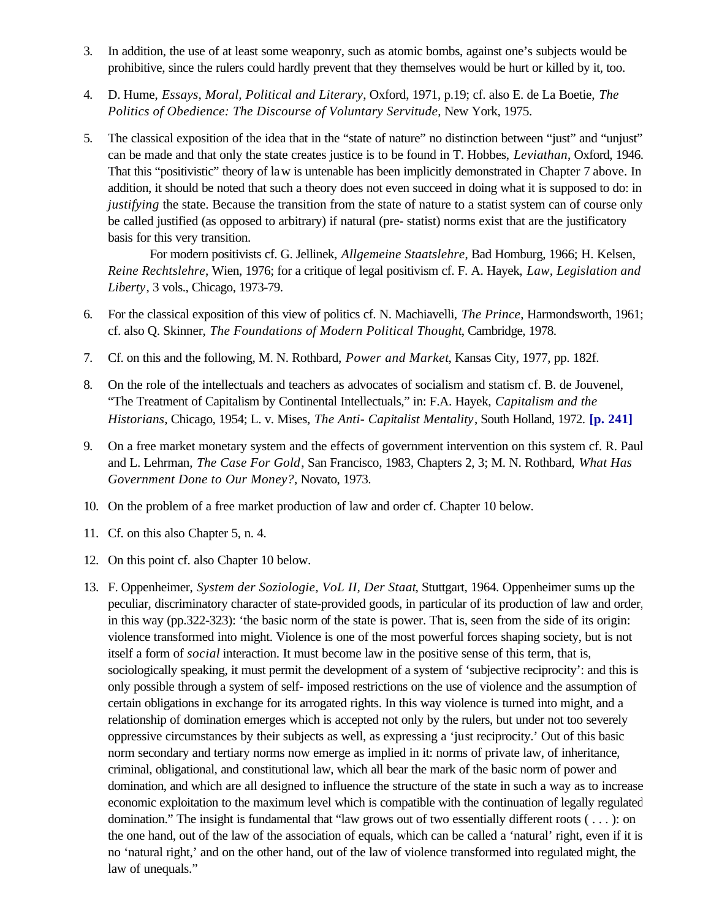3. In addition, the use of at least some weaponry, such as atomic bombs, against one's subjects would be prohibitive, since the rulers could hardly prevent that they themselves would be hurt or killed by it, too.

4. D. Hume, *Essays, Moral, Political and Literary*, Oxford, 1971, p.19; cf. also E. de La Boetie, *The Politics of Obedience: The Discourse of Voluntary Servitude*, New York, 1975.

5. The classical exposition of the idea that in the "state of nature" no distinction between "just" and "unjust" can be made and that only the state creates justice is to be found in T. Hobbes, *Leviathan*, Oxford, 1946. That this "positivistic" theory of law is untenable has been implicitly demonstrated in Chapter 7 above. In addition, it should be noted that such a theory does not even succeed in doing what it is supposed to do: in *justifying* the state. Because the transition from the state of nature to a statist system can of course only be called justified (as opposed to arbitrary) if natural (pre- statist) norms exist that are the justificatory basis for this very transition.

   For modern positivists cf. G. Jellinek, *Allgemeine Staatslehre*, Bad Homburg, 1966; H. Kelsen, *Reine Rechtslehre*, Wien, 1976; for a critique of legal positivism cf. F. A. Hayek, *Law, Legislation and Liberty*, 3 vols., Chicago, 1973-79.

6. For the classical exposition of this view of politics cf. N. Machiavelli, *The Prince*, Harmondsworth, 1961; cf. also Q. Skinner, *The Foundations of Modern Political Thought*, Cambridge, 1978.

7. Cf. on this and the following, M. N. Rothbard, *Power and Market*, Kansas City, 1977, pp. 182f.

8. On the role of the intellectuals and teachers as advocates of socialism and statism cf. B. de Jouvenel, "The Treatment of Capitalism by Continental Intellectuals," in: F.A. Hayek, *Capitalism and the Historians*, Chicago, 1954; L. v. Mises, *The Anti- Capitalist Mentality*, South Holland, 1972. **[p. 241]**

9. On a free market monetary system and the effects of government intervention on this system cf. R. Paul and L. Lehrman, *The Case For Gold*, San Francisco, 1983, Chapters 2, 3; M. N. Rothbard, *What Has Government Done to Our Money?*, Novato, 1973.

10. On the problem of a free market production of law and order cf. Chapter 10 below.

11. Cf. on this also Chapter 5, n. 4.

12. On this point cf. also Chapter 10 below.

13. F. Oppenheimer, *System der Soziologie, VoL II, Der Staat*, Stuttgart, 1964. Oppenheimer sums up the peculiar, discriminatory character of state-provided goods, in particular of its production of law and order, in this way (pp.322-323): 'the basic norm of the state is power. That is, seen from the side of its origin: violence transformed into might. Violence is one of the most powerful forces shaping society, but is not itself a form of *social* interaction. It must become law in the positive sense of this term, that is, sociologically speaking, it must permit the development of a system of 'subjective reciprocity': and this is only possible through a system of self- imposed restrictions on the use of violence and the assumption of certain obligations in exchange for its arrogated rights. In this way violence is turned into might, and a relationship of domination emerges which is accepted not only by the rulers, but under not too severely oppressive circumstances by their subjects as well, as expressing a 'just reciprocity.' Out of this basic norm secondary and tertiary norms now emerge as implied in it: norms of private law, of inheritance, criminal, obligational, and constitutional law, which all bear the mark of the basic norm of power and domination, and which are all designed to influence the structure of the state in such a way as to increase economic exploitation to the maximum level which is compatible with the continuation of legally regulated domination." The insight is fundamental that "law grows out of two essentially different roots ( . . . ): on the one hand, out of the law of the association of equals, which can be called a 'natural' right, even if it is no 'natural right,' and on the other hand, out of the law of violence transformed into regulated might, the law of unequals."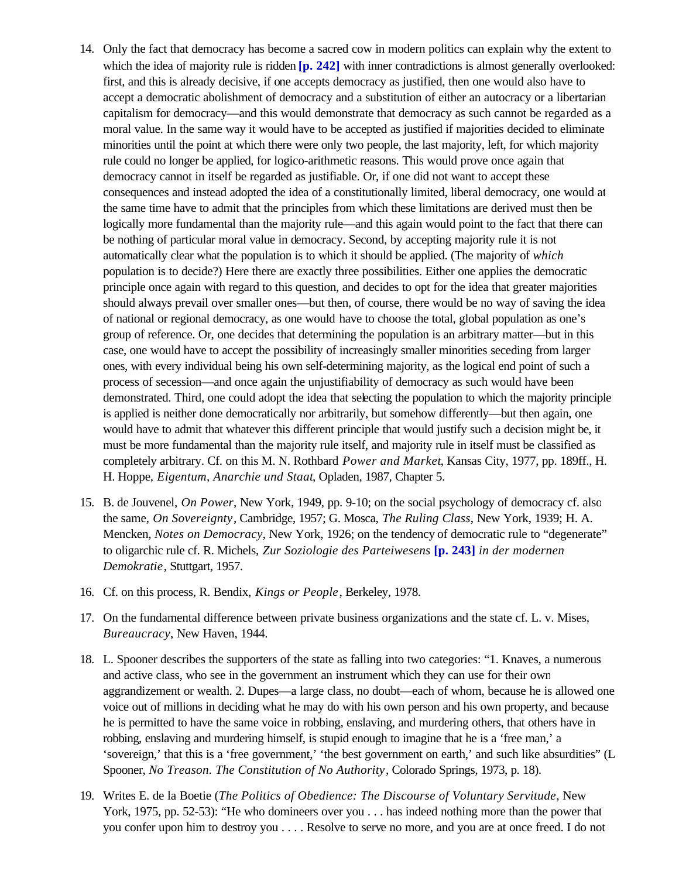14. Only the fact that democracy has become a sacred cow in modern politics can explain why the extent to which the idea of majority rule is ridden **[p. 242]** with inner contradictions is almost generally overlooked: first, and this is already decisive, if one accepts democracy as justified, then one would also have to accept a democratic abolishment of democracy and a substitution of either an autocracy or a libertarian capitalism for democracy—and this would demonstrate that democracy as such cannot be regarded as a moral value. In the same way it would have to be accepted as justified if majorities decided to eliminate minorities until the point at which there were only two people, the last majority, left, for which majority rule could no longer be applied, for logico-arithmetic reasons. This would prove once again that democracy cannot in itself be regarded as justifiable. Or, if one did not want to accept these consequences and instead adopted the idea of a constitutionally limited, liberal democracy, one would at the same time have to admit that the principles from which these limitations are derived must then be logically more fundamental than the majority rule—and this again would point to the fact that there can be nothing of particular moral value in democracy. Second, by accepting majority rule it is not automatically clear what the population is to which it should be applied. (The majority of *which* population is to decide?) Here there are exactly three possibilities. Either one applies the democratic principle once again with regard to this question, and decides to opt for the idea that greater majorities should always prevail over smaller ones—but then, of course, there would be no way of saving the idea of national or regional democracy, as one would have to choose the total, global population as one's group of reference. Or, one decides that determining the population is an arbitrary matter—but in this case, one would have to accept the possibility of increasingly smaller minorities seceding from larger ones, with every individual being his own self-determining majority, as the logical end point of such a process of secession—and once again the unjustifiability of democracy as such would have been demonstrated. Third, one could adopt the idea that selecting the population to which the majority principle is applied is neither done democratically nor arbitrarily, but somehow differently—but then again, one would have to admit that whatever this different principle that would justify such a decision might be, it must be more fundamental than the majority rule itself, and majority rule in itself must be classified as completely arbitrary. Cf. on this M. N. Rothbard *Power and Market*, Kansas City, 1977, pp. 189ff., H. H. Hoppe, *Eigentum, Anarchie und Staat*, Opladen, 1987, Chapter 5.

15. B. de Jouvenel, *On Power*, New York, 1949, pp. 9-10; on the social psychology of democracy cf. also the same, *On Sovereignty*, Cambridge, 1957; G. Mosca, *The Ruling Class*, New York, 1939; H. A. Mencken, *Notes on Democracy*, New York, 1926; on the tendency of democratic rule to "degenerate" to oligarchic rule cf. R. Michels, *Zur Soziologie des Parteiwesens* **[p. 243]** *in der modernen Demokratie*, Stuttgart, 1957.

16. Cf. on this process, R. Bendix, *Kings or People*, Berkeley, 1978.

17. On the fundamental difference between private business organizations and the state cf. L. v. Mises, *Bureaucracy*, New Haven, 1944.

18. L. Spooner describes the supporters of the state as falling into two categories: "1. Knaves, a numerous and active class, who see in the government an instrument which they can use for their own aggrandizement or wealth. 2. Dupes—a large class, no doubt—each of whom, because he is allowed one voice out of millions in deciding what he may do with his own person and his own property, and because he is permitted to have the same voice in robbing, enslaving, and murdering others, that others have in robbing, enslaving and murdering himself, is stupid enough to imagine that he is a 'free man,' a 'sovereign,' that this is a 'free government,' 'the best government on earth,' and such like absurdities" (L. Spooner, *No Treason. The Constitution of No Authority*, Colorado Springs, 1973, p. 18).

19. Writes E. de la Boetie (*The Politics of Obedience: The Discourse of Voluntary Servitude*, New York, 1975, pp. 52-53): "He who domineers over you . . . has indeed nothing more than the power that you confer upon him to destroy you . . . . Resolve to serve no more, and you are at once freed. I do not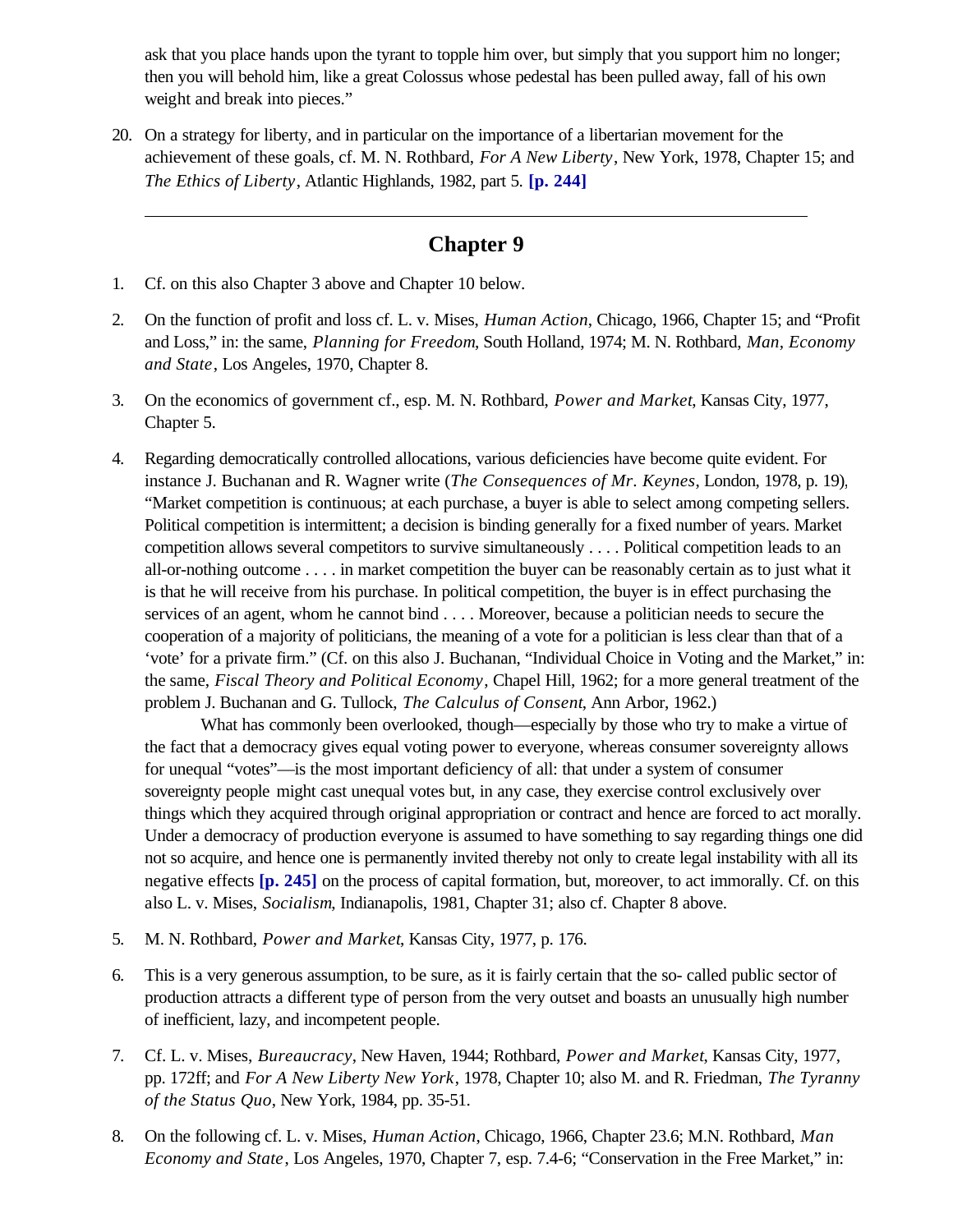ask that you place hands upon the tyrant to topple him over, but simply that you support him no longer; then you will behold him, like a great Colossus whose pedestal has been pulled away, fall of his own weight and break into pieces."

20. On a strategy for liberty, and in particular on the importance of a libertarian movement for the achievement of these goals, cf. M. N. Rothbard, *For A New Liberty*, New York, 1978, Chapter 15; and *The Ethics of Liberty*, Atlantic Highlands, 1982, part 5. **[p. 244]**

---

## Chapter 9

1. Cf. on this also Chapter 3 above and Chapter 10 below.

2. On the function of profit and loss cf. L. v. Mises, *Human Action*, Chicago, 1966, Chapter 15; and "Profit and Loss," in: the same, *Planning for Freedom*, South Holland, 1974; M. N. Rothbard, *Man, Economy and State*, Los Angeles, 1970, Chapter 8.

3. On the economics of government cf., esp. M. N. Rothbard, *Power and Market*, Kansas City, 1977, Chapter 5.

4. Regarding democratically controlled allocations, various deficiencies have become quite evident. For instance J. Buchanan and R. Wagner write (*The Consequences of Mr. Keynes*, London, 1978, p. 19), "Market competition is continuous; at each purchase, a buyer is able to select among competing sellers. Political competition is intermittent; a decision is binding generally for a fixed number of years. Market competition allows several competitors to survive simultaneously . . . . Political competition leads to an all-or-nothing outcome . . . . in market competition the buyer can be reasonably certain as to just what it is that he will receive from his purchase. In political competition, the buyer is in effect purchasing the services of an agent, whom he cannot bind . . . . Moreover, because a politician needs to secure the cooperation of a majority of politicians, the meaning of a vote for a politician is less clear than that of a 'vote' for a private firm." (Cf. on this also J. Buchanan, "Individual Choice in Voting and the Market," in: the same, *Fiscal Theory and Political Economy*, Chapel Hill, 1962; for a more general treatment of the problem J. Buchanan and G. Tullock, *The Calculus of Consent*, Ann Arbor, 1962.)

   What has commonly been overlooked, though—especially by those who try to make a virtue of the fact that a democracy gives equal voting power to everyone, whereas consumer sovereignty allows for unequal "votes"—is the most important deficiency of all: that under a system of consumer sovereignty people might cast unequal votes but, in any case, they exercise control exclusively over things which they acquired through original appropriation or contract and hence are forced to act morally. Under a democracy of production everyone is assumed to have something to say regarding things one did not so acquire, and hence one is permanently invited thereby not only to create legal instability with all its negative effects **[p. 245]** on the process of capital formation, but, moreover, to act immorally. Cf. on this also L. v. Mises, *Socialism*, Indianapolis, 1981, Chapter 31; also cf. Chapter 8 above.

5. M. N. Rothbard, *Power and Market*, Kansas City, 1977, p. 176.

6. This is a very generous assumption, to be sure, as it is fairly certain that the so- called public sector of production attracts a different type of person from the very outset and boasts an unusually high number of inefficient, lazy, and incompetent people.

7. Cf. L. v. Mises, *Bureaucracy*, New Haven, 1944; Rothbard, *Power and Market*, Kansas City, 1977, pp. 172ff; and *For A New Liberty New York*, 1978, Chapter 10; also M. and R. Friedman, *The Tyranny of the Status Quo*, New York, 1984, pp. 35-51.

8. On the following cf. L. v. Mises, *Human Action*, Chicago, 1966, Chapter 23.6; M.N. Rothbard, *Man Economy and State*, Los Angeles, 1970, Chapter 7, esp. 7.4-6; "Conservation in the Free Market," in: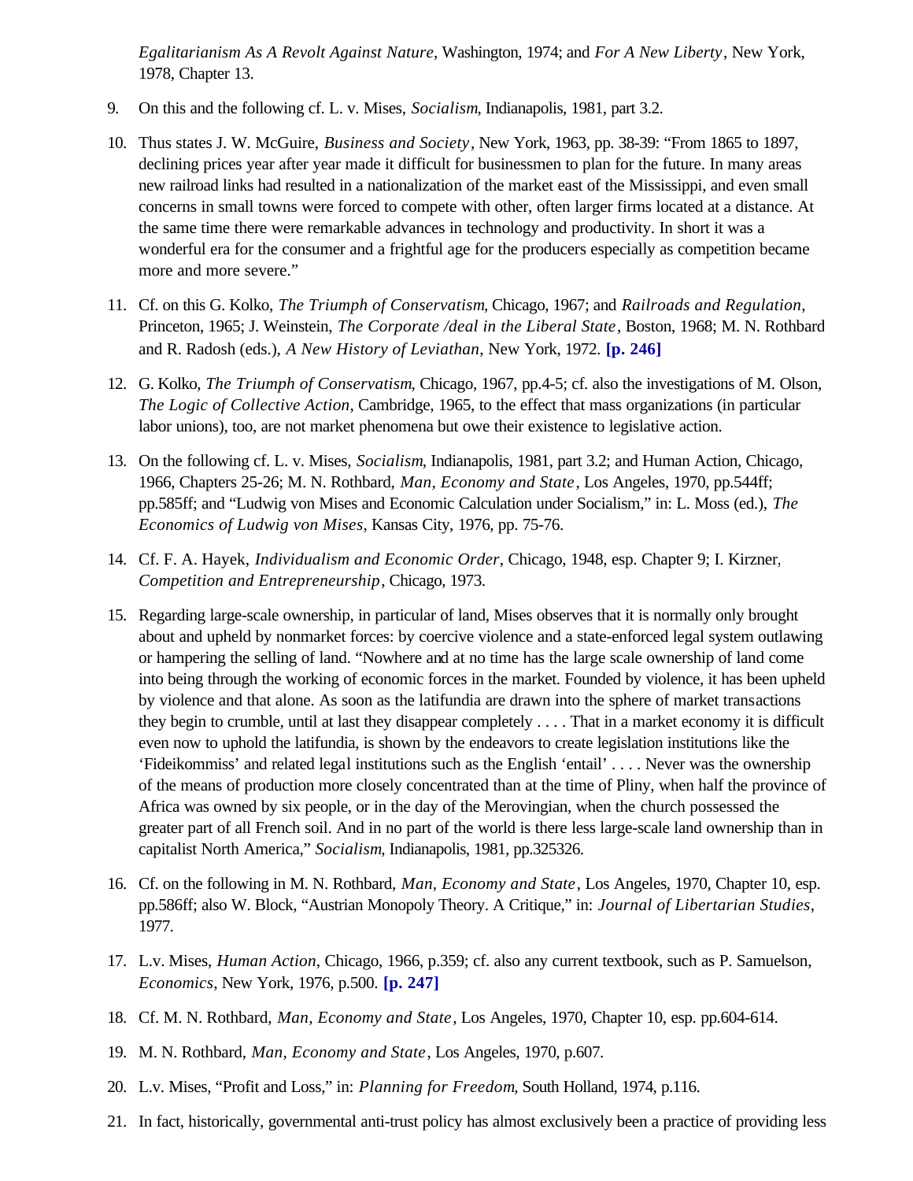*Egalitarianism As A Revolt Against Nature*, Washington, 1974; and *For A New Liberty*, New York, 1978, Chapter 13.

9. On this and the following cf. L. v. Mises, *Socialism*, Indianapolis, 1981, part 3.2.

10. Thus states J. W. McGuire, *Business and Society*, New York, 1963, pp. 38-39: "From 1865 to 1897, declining prices year after year made it difficult for businessmen to plan for the future. In many areas new railroad links had resulted in a nationalization of the market east of the Mississippi, and even small concerns in small towns were forced to compete with other, often larger firms located at a distance. At the same time there were remarkable advances in technology and productivity. In short it was a wonderful era for the consumer and a frightful age for the producers especially as competition became more and more severe."

11. Cf. on this G. Kolko, *The Triumph of Conservatism*, Chicago, 1967; and *Railroads and Regulation*, Princeton, 1965; J. Weinstein, *The Corporate /deal in the Liberal State*, Boston, 1968; M. N. Rothbard and R. Radosh (eds.), *A New History of Leviathan*, New York, 1972. **[p. 246]**

12. G. Kolko, *The Triumph of Conservatism*, Chicago, 1967, pp.4-5; cf. also the investigations of M. Olson, *The Logic of Collective Action*, Cambridge, 1965, to the effect that mass organizations (in particular labor unions), too, are not market phenomena but owe their existence to legislative action.

13. On the following cf. L. v. Mises, *Socialism*, Indianapolis, 1981, part 3.2; and Human Action, Chicago, 1966, Chapters 25-26; M. N. Rothbard, *Man, Economy and State*, Los Angeles, 1970, pp.544ff; pp.585ff; and "Ludwig von Mises and Economic Calculation under Socialism," in: L. Moss (ed.), *The Economics of Ludwig von Mises*, Kansas City, 1976, pp. 75-76.

14. Cf. F. A. Hayek, *Individualism and Economic Order*, Chicago, 1948, esp. Chapter 9; I. Kirzner, *Competition and Entrepreneurship*, Chicago, 1973.

15. Regarding large-scale ownership, in particular of land, Mises observes that it is normally only brought about and upheld by nonmarket forces: by coercive violence and a state-enforced legal system outlawing or hampering the selling of land. "Nowhere and at no time has the large scale ownership of land come into being through the working of economic forces in the market. Founded by violence, it has been upheld by violence and that alone. As soon as the latifundia are drawn into the sphere of market transactions they begin to crumble, until at last they disappear completely . . . . That in a market economy it is difficult even now to uphold the latifundia, is shown by the endeavors to create legislation institutions like the 'Fideikommiss' and related legal institutions such as the English 'entail' . . . . Never was the ownership of the means of production more closely concentrated than at the time of Pliny, when half the province of Africa was owned by six people, or in the day of the Merovingian, when the church possessed the greater part of all French soil. And in no part of the world is there less large-scale land ownership than in capitalist North America," *Socialism*, Indianapolis, 1981, pp.325326.

16. Cf. on the following in M. N. Rothbard, *Man, Economy and State*, Los Angeles, 1970, Chapter 10, esp. pp.586ff; also W. Block, "Austrian Monopoly Theory. A Critique," in: *Journal of Libertarian Studies*, 1977.

17. L.v. Mises, *Human Action*, Chicago, 1966, p.359; cf. also any current textbook, such as P. Samuelson, *Economics*, New York, 1976, p.500. **[p. 247]**

18. Cf. M. N. Rothbard, *Man, Economy and State*, Los Angeles, 1970, Chapter 10, esp. pp.604-614.

19. M. N. Rothbard, *Man, Economy and State*, Los Angeles, 1970, p.607.

20. L.v. Mises, "Profit and Loss," in: *Planning for Freedom*, South Holland, 1974, p.116.

21. In fact, historically, governmental anti-trust policy has almost exclusively been a practice of providing less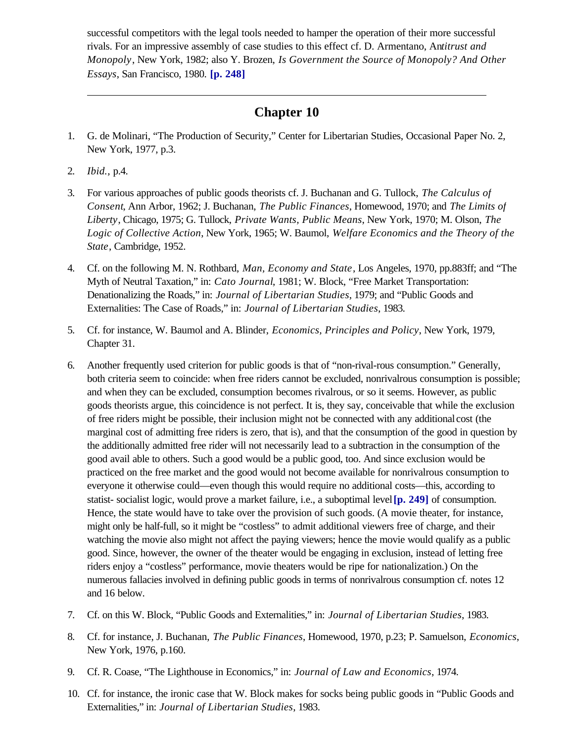successful competitors with the legal tools needed to hamper the operation of their more successful rivals. For an impressive assembly of case studies to this effect cf. D. Armentano, *Antitrust and Monopoly*, New York, 1982; also Y. Brozen, *Is Government the Source of Monopoly? And Other Essays*, San Francisco, 1980. **[p. 248]**

---

## Chapter 10

1. G. de Molinari, "The Production of Security," Center for Libertarian Studies, Occasional Paper No. 2, New York, 1977, p.3.

2. *Ibid.*, p.4.

3. For various approaches of public goods theorists cf. J. Buchanan and G. Tullock, *The Calculus of Consent*, Ann Arbor, 1962; J. Buchanan, *The Public Finances*, Homewood, 1970; and *The Limits of Liberty*, Chicago, 1975; G. Tullock, *Private Wants, Public Means*, New York, 1970; M. Olson, *The Logic of Collective Action*, New York, 1965; W. Baumol, *Welfare Economics and the Theory of the State*, Cambridge, 1952.

4. Cf. on the following M. N. Rothbard, *Man, Economy and State*, Los Angeles, 1970, pp.883ff; and "The Myth of Neutral Taxation," in: *Cato Journal*, 1981; W. Block, "Free Market Transportation: Denationalizing the Roads," in: *Journal of Libertarian Studies*, 1979; and "Public Goods and Externalities: The Case of Roads," in: *Journal of Libertarian Studies*, 1983.

5. Cf. for instance, W. Baumol and A. Blinder, *Economics, Principles and Policy*, New York, 1979, Chapter 31.

6. Another frequently used criterion for public goods is that of "non-rival-rous consumption." Generally, both criteria seem to coincide: when free riders cannot be excluded, nonrivalrous consumption is possible; and when they can be excluded, consumption becomes rivalrous, or so it seems. However, as public goods theorists argue, this coincidence is not perfect. It is, they say, conceivable that while the exclusion of free riders might be possible, their inclusion might not be connected with any additional cost (the marginal cost of admitting free riders is zero, that is), and that the consumption of the good in question by the additionally admitted free rider will not necessarily lead to a subtraction in the consumption of the good avail able to others. Such a good would be a public good, too. And since exclusion would be practiced on the free market and the good would not become available for nonrivalrous consumption to everyone it otherwise could—even though this would require no additional costs—this, according to statist- socialist logic, would prove a market failure, i.e., a suboptimal level **[p. 249]** of consumption. Hence, the state would have to take over the provision of such goods. (A movie theater, for instance, might only be half-full, so it might be "costless" to admit additional viewers free of charge, and their watching the movie also might not affect the paying viewers; hence the movie would qualify as a public good. Since, however, the owner of the theater would be engaging in exclusion, instead of letting free riders enjoy a "costless" performance, movie theaters would be ripe for nationalization.) On the numerous fallacies involved in defining public goods in terms of nonrivalrous consumption cf. notes 12 and 16 below.

7. Cf. on this W. Block, "Public Goods and Externalities," in: *Journal of Libertarian Studies*, 1983.

8. Cf. for instance, J. Buchanan, *The Public Finances*, Homewood, 1970, p.23; P. Samuelson, *Economics*, New York, 1976, p.160.

9. Cf. R. Coase, "The Lighthouse in Economics," in: *Journal of Law and Economics*, 1974.

10. Cf. for instance, the ironic case that W. Block makes for socks being public goods in "Public Goods and Externalities," in: *Journal of Libertarian Studies*, 1983.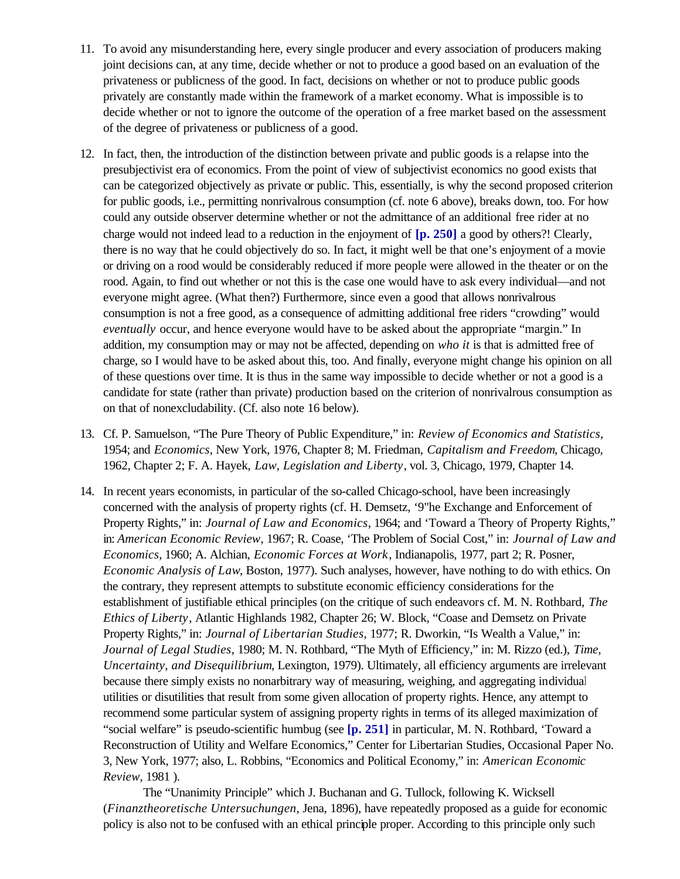11. To avoid any misunderstanding here, every single producer and every association of producers making joint decisions can, at any time, decide whether or not to produce a good based on an evaluation of the privateness or publicness of the good. In fact, decisions on whether or not to produce public goods privately are constantly made within the framework of a market economy. What is impossible is to decide whether or not to ignore the outcome of the operation of a free market based on the assessment of the degree of privateness or publicness of a good.

12. In fact, then, the introduction of the distinction between private and public goods is a relapse into the presubjectivist era of economics. From the point of view of subjectivist economics no good exists that can be categorized objectively as private or public. This, essentially, is why the second proposed criterion for public goods, i.e., permitting nonrivalrous consumption (cf. note 6 above), breaks down, too. For how could any outside observer determine whether or not the admittance of an additional free rider at no charge would not indeed lead to a reduction in the enjoyment of **[p. 250]** a good by others?! Clearly, there is no way that he could objectively do so. In fact, it might well be that one's enjoyment of a movie or driving on a rood would be considerably reduced if more people were allowed in the theater or on the rood. Again, to find out whether or not this is the case one would have to ask every individual—and not everyone might agree. (What then?) Furthermore, since even a good that allows nonrivalrous consumption is not a free good, as a consequence of admitting additional free riders "crowding" would *eventually* occur, and hence everyone would have to be asked about the appropriate "margin." In addition, my consumption may or may not be affected, depending on *who it* is that is admitted free of charge, so I would have to be asked about this, too. And finally, everyone might change his opinion on all of these questions over time. It is thus in the same way impossible to decide whether or not a good is a candidate for state (rather than private) production based on the criterion of nonrivalrous consumption as on that of nonexcludability. (Cf. also note 16 below).

13. Cf. P. Samuelson, "The Pure Theory of Public Expenditure," in: *Review of Economics and Statistics*, 1954; and *Economics*, New York, 1976, Chapter 8; M. Friedman, *Capitalism and Freedom*, Chicago, 1962, Chapter 2; F. A. Hayek, *Law, Legislation and Liberty*, vol. 3, Chicago, 1979, Chapter 14.

14. In recent years economists, in particular of the so-called Chicago-school, have been increasingly concerned with the analysis of property rights (cf. H. Demsetz, '9"he Exchange and Enforcement of Property Rights," in: *Journal of Law and Economics*, 1964; and 'Toward a Theory of Property Rights," in: *American Economic Review*, 1967; R. Coase, 'The Problem of Social Cost," in: *Journal of Law and Economics*, 1960; A. Alchian, *Economic Forces at Work*, Indianapolis, 1977, part 2; R. Posner, *Economic Analysis of Law*, Boston, 1977). Such analyses, however, have nothing to do with ethics. On the contrary, they represent attempts to substitute economic efficiency considerations for the establishment of justifiable ethical principles (on the critique of such endeavors cf. M. N. Rothbard, *The Ethics of Liberty*, Atlantic Highlands 1982, Chapter 26; W. Block, "Coase and Demsetz on Private Property Rights," in: *Journal of Libertarian Studies*, 1977; R. Dworkin, "Is Wealth a Value," in: *Journal of Legal Studies*, 1980; M. N. Rothbard, "The Myth of Efficiency," in: M. Rizzo (ed.), *Time, Uncertainty, and Disequilibrium*, Lexington, 1979). Ultimately, all efficiency arguments are irrelevant because there simply exists no nonarbitrary way of measuring, weighing, and aggregating individual utilities or disutilities that result from some given allocation of property rights. Hence, any attempt to recommend some particular system of assigning property rights in terms of its alleged maximization of "social welfare" is pseudo-scientific humbug (see **[p. 251]** in particular, M. N. Rothbard, 'Toward a Reconstruction of Utility and Welfare Economics," Center for Libertarian Studies, Occasional Paper No. 3, New York, 1977; also, L. Robbins, "Economics and Political Economy," in: *American Economic Review*, 1981 ).

    The "Unanimity Principle" which J. Buchanan and G. Tullock, following K. Wicksell (*Finanztheoretische Untersuchungen*, Jena, 1896), have repeatedly proposed as a guide for economic policy is also not to be confused with an ethical principle proper. According to this principle only such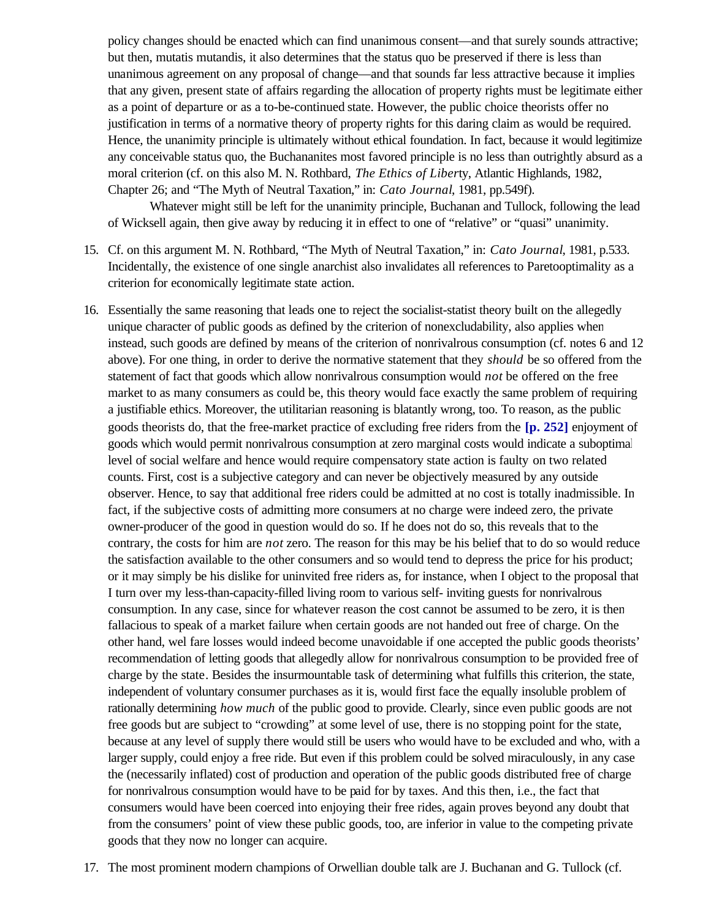policy changes should be enacted which can find unanimous consent—and that surely sounds attractive; but then, mutatis mutandis, it also determines that the status quo be preserved if there is less than unanimous agreement on any proposal of change—and that sounds far less attractive because it implies that any given, present state of affairs regarding the allocation of property rights must be legitimate either as a point of departure or as a to-be-continued state. However, the public choice theorists offer no justification in terms of a normative theory of property rights for this daring claim as would be required. Hence, the unanimity principle is ultimately without ethical foundation. In fact, because it would legitimize any conceivable status quo, the Buchananites most favored principle is no less than outrightly absurd as a moral criterion (cf. on this also M. N. Rothbard, *The Ethics of Liberty*, Atlantic Highlands, 1982, Chapter 26; and "The Myth of Neutral Taxation," in: *Cato Journal*, 1981, pp.549f).

Whatever might still be left for the unanimity principle, Buchanan and Tullock, following the lead of Wicksell again, then give away by reducing it in effect to one of "relative" or "quasi" unanimity.

15. Cf. on this argument M. N. Rothbard, "The Myth of Neutral Taxation," in: *Cato Journal*, 1981, p.533. Incidentally, the existence of one single anarchist also invalidates all references to Paretooptimality as a criterion for economically legitimate state action.

16. Essentially the same reasoning that leads one to reject the socialist-statist theory built on the allegedly unique character of public goods as defined by the criterion of nonexcludability, also applies when instead, such goods are defined by means of the criterion of nonrivalrous consumption (cf. notes 6 and 12 above). For one thing, in order to derive the normative statement that they *should* be so offered from the statement of fact that goods which allow nonrivalrous consumption would *not* be offered on the free market to as many consumers as could be, this theory would face exactly the same problem of requiring a justifiable ethics. Moreover, the utilitarian reasoning is blatantly wrong, too. To reason, as the public goods theorists do, that the free-market practice of excluding free riders from the **[p. 252]** enjoyment of goods which would permit nonrivalrous consumption at zero marginal costs would indicate a suboptimal level of social welfare and hence would require compensatory state action is faulty on two related counts. First, cost is a subjective category and can never be objectively measured by any outside observer. Hence, to say that additional free riders could be admitted at no cost is totally inadmissible. In fact, if the subjective costs of admitting more consumers at no charge were indeed zero, the private owner-producer of the good in question would do so. If he does not do so, this reveals that to the contrary, the costs for him are *not* zero. The reason for this may be his belief that to do so would reduce the satisfaction available to the other consumers and so would tend to depress the price for his product; or it may simply be his dislike for uninvited free riders as, for instance, when I object to the proposal that I turn over my less-than-capacity-filled living room to various self- inviting guests for nonrivalrous consumption. In any case, since for whatever reason the cost cannot be assumed to be zero, it is then fallacious to speak of a market failure when certain goods are not handed out free of charge. On the other hand, wel fare losses would indeed become unavoidable if one accepted the public goods theorists' recommendation of letting goods that allegedly allow for nonrivalrous consumption to be provided free of charge by the state. Besides the insurmountable task of determining what fulfills this criterion, the state, independent of voluntary consumer purchases as it is, would first face the equally insoluble problem of rationally determining *how much* of the public good to provide. Clearly, since even public goods are not free goods but are subject to "crowding" at some level of use, there is no stopping point for the state, because at any level of supply there would still be users who would have to be excluded and who, with a larger supply, could enjoy a free ride. But even if this problem could be solved miraculously, in any case the (necessarily inflated) cost of production and operation of the public goods distributed free of charge for nonrivalrous consumption would have to be paid for by taxes. And this then, i.e., the fact that consumers would have been coerced into enjoying their free rides, again proves beyond any doubt that from the consumers' point of view these public goods, too, are inferior in value to the competing private goods that they now no longer can acquire.

17. The most prominent modern champions of Orwellian double talk are J. Buchanan and G. Tullock (cf.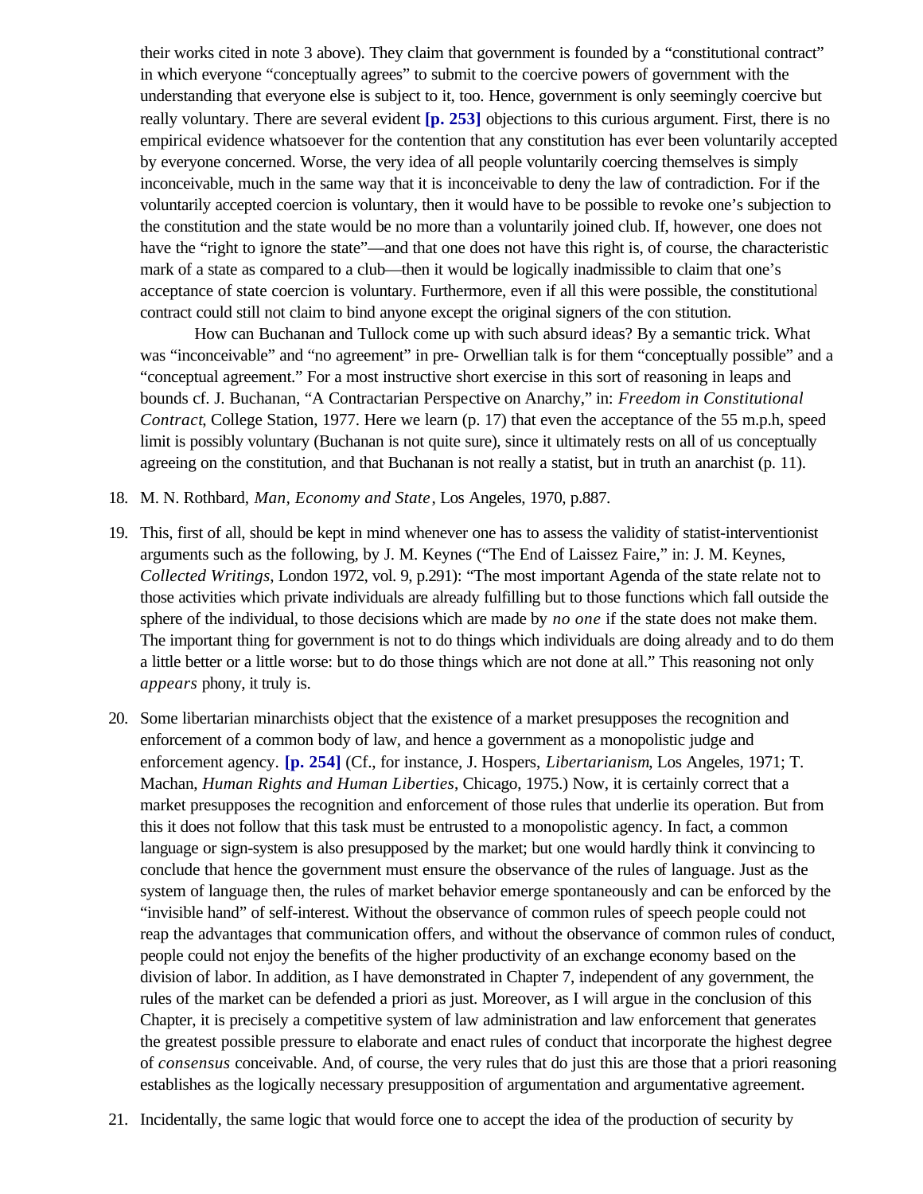their works cited in note 3 above). They claim that government is founded by a "constitutional contract" in which everyone "conceptually agrees" to submit to the coercive powers of government with the understanding that everyone else is subject to it, too. Hence, government is only seemingly coercive but really voluntary. There are several evident **[p. 253]** objections to this curious argument. First, there is no empirical evidence whatsoever for the contention that any constitution has ever been voluntarily accepted by everyone concerned. Worse, the very idea of all people voluntarily coercing themselves is simply inconceivable, much in the same way that it is inconceivable to deny the law of contradiction. For if the voluntarily accepted coercion is voluntary, then it would have to be possible to revoke one's subjection to the constitution and the state would be no more than a voluntarily joined club. If, however, one does not have the "right to ignore the state"—and that one does not have this right is, of course, the characteristic mark of a state as compared to a club—then it would be logically inadmissible to claim that one's acceptance of state coercion is voluntary. Furthermore, even if all this were possible, the constitutional contract could still not claim to bind anyone except the original signers of the con stitution.

How can Buchanan and Tullock come up with such absurd ideas? By a semantic trick. What was "inconceivable" and "no agreement" in pre- Orwellian talk is for them "conceptually possible" and a "conceptual agreement." For a most instructive short exercise in this sort of reasoning in leaps and bounds cf. J. Buchanan, "A Contractarian Perspective on Anarchy," in: *Freedom in Constitutional Contract*, College Station, 1977. Here we learn (p. 17) that even the acceptance of the 55 m.p.h, speed limit is possibly voluntary (Buchanan is not quite sure), since it ultimately rests on all of us conceptually agreeing on the constitution, and that Buchanan is not really a statist, but in truth an anarchist (p. 11).

18. M. N. Rothbard, *Man, Economy and State*, Los Angeles, 1970, p.887.

19. This, first of all, should be kept in mind whenever one has to assess the validity of statist-interventionist arguments such as the following, by J. M. Keynes ("The End of Laissez Faire," in: J. M. Keynes, *Collected Writings*, London 1972, vol. 9, p.291): "The most important Agenda of the state relate not to those activities which private individuals are already fulfilling but to those functions which fall outside the sphere of the individual, to those decisions which are made by *no one* if the state does not make them. The important thing for government is not to do things which individuals are doing already and to do them a little better or a little worse: but to do those things which are not done at all." This reasoning not only *appears* phony, it truly is.

20. Some libertarian minarchists object that the existence of a market presupposes the recognition and enforcement of a common body of law, and hence a government as a monopolistic judge and enforcement agency. **[p. 254]** (Cf., for instance, J. Hospers, *Libertarianism*, Los Angeles, 1971; T. Machan, *Human Rights and Human Liberties*, Chicago, 1975.) Now, it is certainly correct that a market presupposes the recognition and enforcement of those rules that underlie its operation. But from this it does not follow that this task must be entrusted to a monopolistic agency. In fact, a common language or sign-system is also presupposed by the market; but one would hardly think it convincing to conclude that hence the government must ensure the observance of the rules of language. Just as the system of language then, the rules of market behavior emerge spontaneously and can be enforced by the "invisible hand" of self-interest. Without the observance of common rules of speech people could not reap the advantages that communication offers, and without the observance of common rules of conduct, people could not enjoy the benefits of the higher productivity of an exchange economy based on the division of labor. In addition, as I have demonstrated in Chapter 7, independent of any government, the rules of the market can be defended a priori as just. Moreover, as I will argue in the conclusion of this Chapter, it is precisely a competitive system of law administration and law enforcement that generates the greatest possible pressure to elaborate and enact rules of conduct that incorporate the highest degree of *consensus* conceivable. And, of course, the very rules that do just this are those that a priori reasoning establishes as the logically necessary presupposition of argumentation and argumentative agreement.

21. Incidentally, the same logic that would force one to accept the idea of the production of security by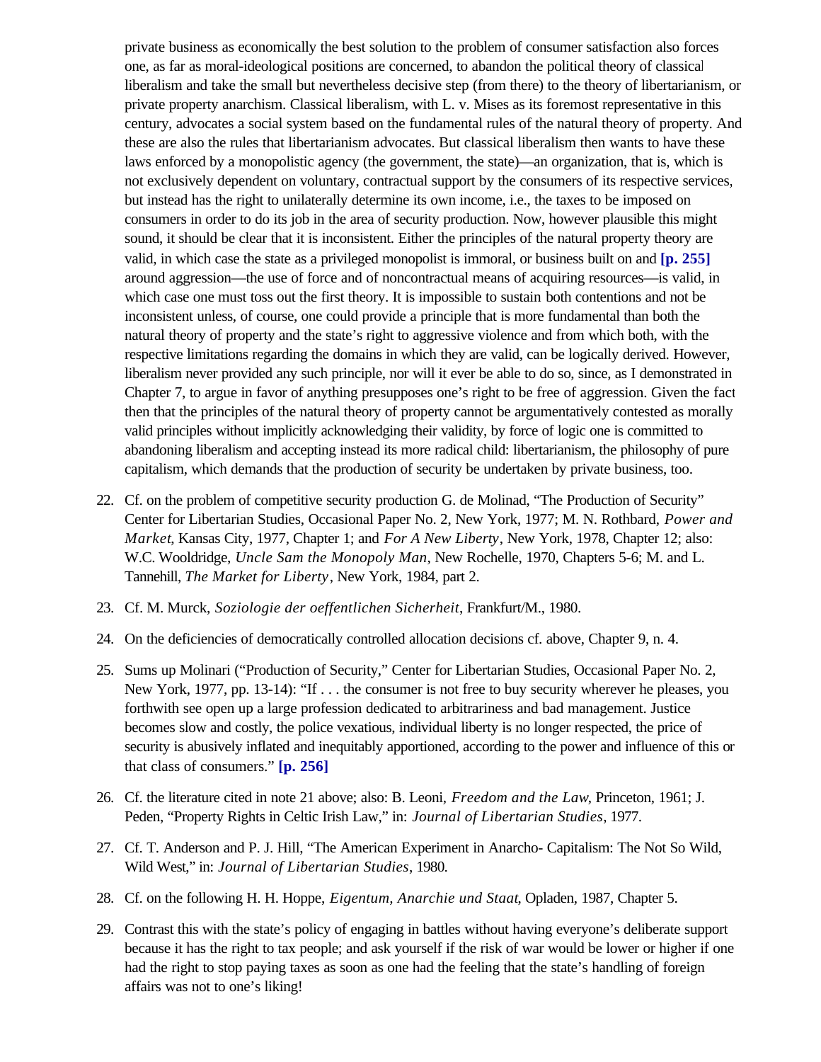private business as economically the best solution to the problem of consumer satisfaction also forces one, as far as moral-ideological positions are concerned, to abandon the political theory of classical liberalism and take the small but nevertheless decisive step (from there) to the theory of libertarianism, or private property anarchism. Classical liberalism, with L. v. Mises as its foremost representative in this century, advocates a social system based on the fundamental rules of the natural theory of property. And these are also the rules that libertarianism advocates. But classical liberalism then wants to have these laws enforced by a monopolistic agency (the government, the state)—an organization, that is, which is not exclusively dependent on voluntary, contractual support by the consumers of its respective services, but instead has the right to unilaterally determine its own income, i.e., the taxes to be imposed on consumers in order to do its job in the area of security production. Now, however plausible this might sound, it should be clear that it is inconsistent. Either the principles of the natural property theory are valid, in which case the state as a privileged monopolist is immoral, or business built on and **[p. 255]** around aggression—the use of force and of noncontractual means of acquiring resources—is valid, in which case one must toss out the first theory. It is impossible to sustain both contentions and not be inconsistent unless, of course, one could provide a principle that is more fundamental than both the natural theory of property and the state's right to aggressive violence and from which both, with the respective limitations regarding the domains in which they are valid, can be logically derived. However, liberalism never provided any such principle, nor will it ever be able to do so, since, as I demonstrated in Chapter 7, to argue in favor of anything presupposes one's right to be free of aggression. Given the fact then that the principles of the natural theory of property cannot be argumentatively contested as morally valid principles without implicitly acknowledging their validity, by force of logic one is committed to abandoning liberalism and accepting instead its more radical child: libertarianism, the philosophy of pure capitalism, which demands that the production of security be undertaken by private business, too.

22. Cf. on the problem of competitive security production G. de Molinad, "The Production of Security" Center for Libertarian Studies, Occasional Paper No. 2, New York, 1977; M. N. Rothbard, *Power and Market*, Kansas City, 1977, Chapter 1; and *For A New Liberty*, New York, 1978, Chapter 12; also: W.C. Wooldridge, *Uncle Sam the Monopoly Man*, New Rochelle, 1970, Chapters 5-6; M. and L. Tannehill, *The Market for Liberty*, New York, 1984, part 2.

23. Cf. M. Murck, *Soziologie der oeffentlichen Sicherheit*, Frankfurt/M., 1980.

24. On the deficiencies of democratically controlled allocation decisions cf. above, Chapter 9, n. 4.

25. Sums up Molinari ("Production of Security," Center for Libertarian Studies, Occasional Paper No. 2, New York, 1977, pp. 13-14): "If . . . the consumer is not free to buy security wherever he pleases, you forthwith see open up a large profession dedicated to arbitrariness and bad management. Justice becomes slow and costly, the police vexatious, individual liberty is no longer respected, the price of security is abusively inflated and inequitably apportioned, according to the power and influence of this or that class of consumers." **[p. 256]**

26. Cf. the literature cited in note 21 above; also: B. Leoni, *Freedom and the Law*, Princeton, 1961; J. Peden, "Property Rights in Celtic Irish Law," in: *Journal of Libertarian Studies*, 1977.

27. Cf. T. Anderson and P. J. Hill, "The American Experiment in Anarcho- Capitalism: The Not So Wild, Wild West," in: *Journal of Libertarian Studies*, 1980.

28. Cf. on the following H. H. Hoppe, *Eigentum, Anarchie und Staat*, Opladen, 1987, Chapter 5.

29. Contrast this with the state's policy of engaging in battles without having everyone's deliberate support because it has the right to tax people; and ask yourself if the risk of war would be lower or higher if one had the right to stop paying taxes as soon as one had the feeling that the state's handling of foreign affairs was not to one's liking!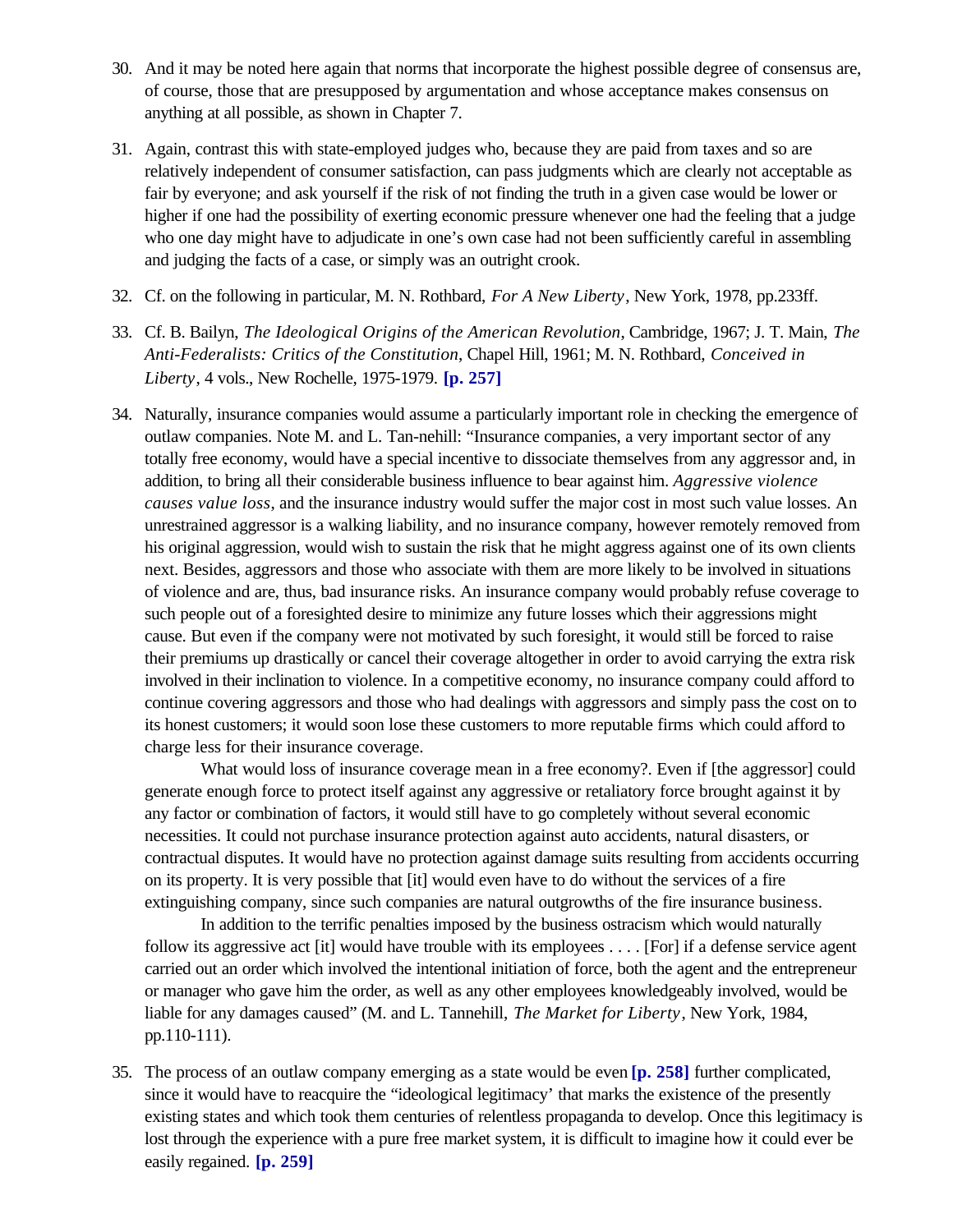30. And it may be noted here again that norms that incorporate the highest possible degree of consensus are, of course, those that are presupposed by argumentation and whose acceptance makes consensus on anything at all possible, as shown in Chapter 7.

31. Again, contrast this with state-employed judges who, because they are paid from taxes and so are relatively independent of consumer satisfaction, can pass judgments which are clearly not acceptable as fair by everyone; and ask yourself if the risk of not finding the truth in a given case would be lower or higher if one had the possibility of exerting economic pressure whenever one had the feeling that a judge who one day might have to adjudicate in one's own case had not been sufficiently careful in assembling and judging the facts of a case, or simply was an outright crook.

32. Cf. on the following in particular, M. N. Rothbard, *For A New Liberty*, New York, 1978, pp.233ff.

33. Cf. B. Bailyn, *The Ideological Origins of the American Revolution*, Cambridge, 1967; J. T. Main, *The Anti-Federalists: Critics of the Constitution*, Chapel Hill, 1961; M. N. Rothbard, *Conceived in Liberty*, 4 vols., New Rochelle, 1975-1979. **[p. 257]**

34. Naturally, insurance companies would assume a particularly important role in checking the emergence of outlaw companies. Note M. and L. Tan-nehill: "Insurance companies, a very important sector of any totally free economy, would have a special incentive to dissociate themselves from any aggressor and, in addition, to bring all their considerable business influence to bear against him. *Aggressive violence causes value loss*, and the insurance industry would suffer the major cost in most such value losses. An unrestrained aggressor is a walking liability, and no insurance company, however remotely removed from his original aggression, would wish to sustain the risk that he might aggress against one of its own clients next. Besides, aggressors and those who associate with them are more likely to be involved in situations of violence and are, thus, bad insurance risks. An insurance company would probably refuse coverage to such people out of a foresighted desire to minimize any future losses which their aggressions might cause. But even if the company were not motivated by such foresight, it would still be forced to raise their premiums up drastically or cancel their coverage altogether in order to avoid carrying the extra risk involved in their inclination to violence. In a competitive economy, no insurance company could afford to continue covering aggressors and those who had dealings with aggressors and simply pass the cost on to its honest customers; it would soon lose these customers to more reputable firms which could afford to charge less for their insurance coverage.

    What would loss of insurance coverage mean in a free economy?. Even if [the aggressor] could generate enough force to protect itself against any aggressive or retaliatory force brought against it by any factor or combination of factors, it would still have to go completely without several economic necessities. It could not purchase insurance protection against auto accidents, natural disasters, or contractual disputes. It would have no protection against damage suits resulting from accidents occurring on its property. It is very possible that [it] would even have to do without the services of a fire extinguishing company, since such companies are natural outgrowths of the fire insurance business.

    In addition to the terrific penalties imposed by the business ostracism which would naturally follow its aggressive act [it] would have trouble with its employees . . . . [For] if a defense service agent carried out an order which involved the intentional initiation of force, both the agent and the entrepreneur or manager who gave him the order, as well as any other employees knowledgeably involved, would be liable for any damages caused" (M. and L. Tannehill, *The Market for Liberty*, New York, 1984, pp.110-111).

35. The process of an outlaw company emerging as a state would be even **[p. 258]** further complicated, since it would have to reacquire the "ideological legitimacy' that marks the existence of the presently existing states and which took them centuries of relentless propaganda to develop. Once this legitimacy is lost through the experience with a pure free market system, it is difficult to imagine how it could ever be easily regained. **[p. 259]**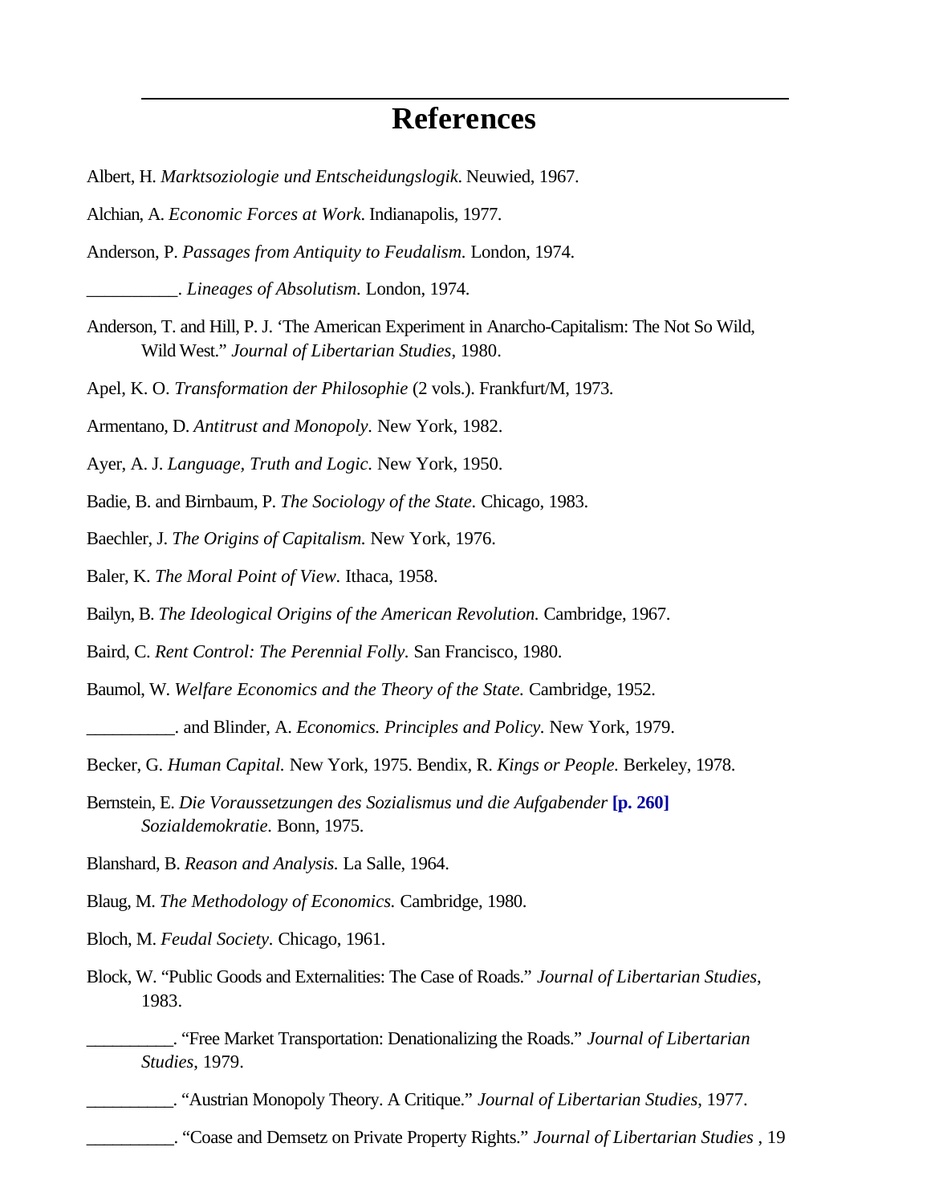# References

Albert, H. *Marktsoziologie und Entscheidungslogik*. Neuwied, 1967.

Alchian, A. *Economic Forces at Work*. Indianapolis, 1977.

Anderson, P. *Passages from Antiquity to Feudalism.* London, 1974.

__________. *Lineages of Absolutism.* London, 1974.

Anderson, T. and Hill, P. J. 'The American Experiment in Anarcho-Capitalism: The Not So Wild, Wild West." *Journal of Libertarian Studies*, 1980.

Apel, K. O. *Transformation der Philosophie* (2 vols.). Frankfurt/M, 1973.

Armentano, D. *Antitrust and Monopoly.* New York, 1982.

Ayer, A. J. *Language, Truth and Logic*. New York, 1950.

Badie, B. and Birnbaum, P. *The Sociology of the State.* Chicago, 1983.

Baechler, J. *The Origins of Capitalism.* New York, 1976.

Baler, K. *The Moral Point of View.* Ithaca, 1958.

Bailyn, B. *The Ideological Origins of the American Revolution.* Cambridge, 1967.

Baird, C. *Rent Control: The Perennial Folly.* San Francisco, 1980.

Baumol, W. *Welfare Economics and the Theory of the State.* Cambridge, 1952.

_________. and Blinder, A. *Economics. Principles and Policy.* New York, 1979.

Becker, G. *Human Capital.* New York, 1975. Bendix, R. *Kings or People.* Berkeley, 1978.

Bernstein, E. *Die Voraussetzungen des Sozialismus und die Aufgabender* **[p. 260]** *Sozialdemokratie.* Bonn, 1975.

Blanshard, B. *Reason and Analysis.* La Salle, 1964.

Blaug, M. *The Methodology of Economics.* Cambridge, 1980.

Bloch, M. *Feudal Society.* Chicago, 1961.

Block, W. "Public Goods and Externalities: The Case of Roads." *Journal of Libertarian Studies*, 1983.

_________. "Free Market Transportation: Denationalizing the Roads." *Journal of Libertarian Studies*, 1979.

_________. "Austrian Monopoly Theory. A Critique." *Journal of Libertarian Studies*, 1977.

_________. "Coase and Demsetz on Private Property Rights." *Journal of Libertarian Studies* , 19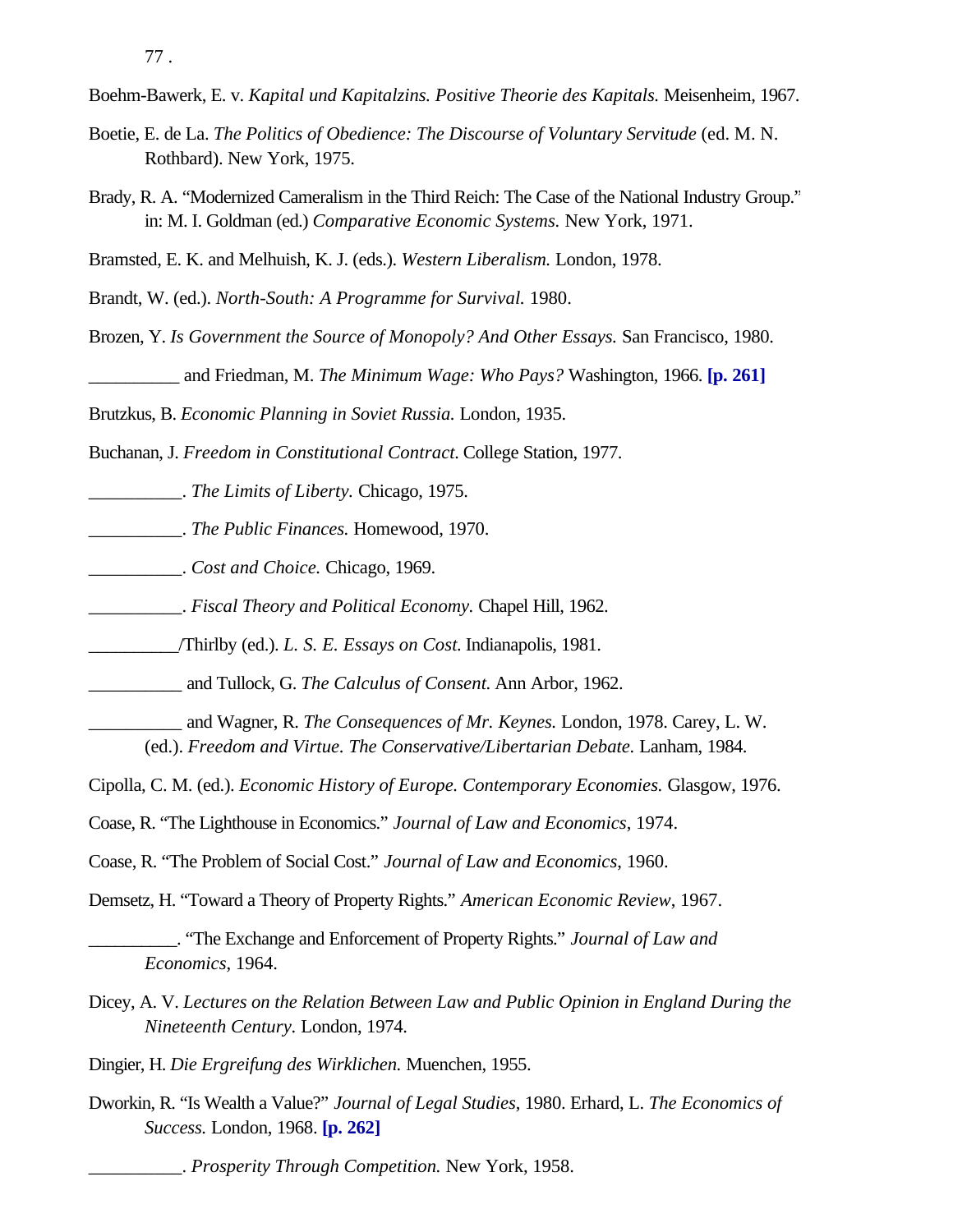77 .

Boehm-Bawerk, E. v. *Kapital und Kapitalzins. Positive Theorie des Kapitals.* Meisenheim, 1967.

Boetie, E. de La. *The Politics of Obedience: The Discourse of Voluntary Servitude* (ed. M. N. Rothbard). New York, 1975.

Brady, R. A. "Modernized Cameralism in the Third Reich: The Case of the National Industry Group." in: M. I. Goldman (ed.) *Comparative Economic Systems.* New York, 1971.

Bramsted, E. K. and Melhuish, K. J. (eds.). *Western Liberalism.* London, 1978.

Brandt, W. (ed.). *North-South: A Programme for Survival.* 1980.

Brozen, Y. *Is Government the Source of Monopoly? And Other Essays.* San Francisco, 1980.

__________ and Friedman, M. *The Minimum Wage: Who Pays?* Washington, 1966. **[p. 261]**

Brutzkus, B. *Economic Planning in Soviet Russia.* London, 1935.

Buchanan, J. *Freedom in Constitutional Contract*. College Station, 1977.

__________. *The Limits of Liberty.* Chicago, 1975.

__________. *The Public Finances.* Homewood, 1970.

__________. *Cost and Choice.* Chicago, 1969.

__________. *Fiscal Theory and Political Economy.* Chapel Hill, 1962.

__________/Thirlby (ed.). *L. S. E. Essays on Cost*. Indianapolis, 1981.

__________ and Tullock, G. *The Calculus of Consent.* Ann Arbor, 1962.

__________ and Wagner, R. *The Consequences of Mr. Keynes.* London, 1978. Carey, L. W. (ed.). *Freedom and Virtue. The Conservative/Libertarian Debate*. Lanham, 1984.

Cipolla, C. M. (ed.). *Economic History of Europe. Contemporary Economies.* Glasgow, 1976.

Coase, R. "The Lighthouse in Economics." *Journal of Law and Economics*, 1974.

Coase, R. "The Problem of Social Cost." *Journal of Law and Economics*, 1960.

Demsetz, H. "Toward a Theory of Property Rights." *American Economic Review*, 1967.

__________. "The Exchange and Enforcement of Property Rights." *Journal of Law and Economics*, 1964.

Dicey, A. V. *Lectures on the Relation Between Law and Public Opinion in England During the Nineteenth Century*. London, 1974.

Dingier, H. *Die Ergreifung des Wirklichen.* Muenchen, 1955.

Dworkin, R. "Is Wealth a Value?" *Journal of Legal Studies*, 1980. Erhard, L. *The Economics of Success.* London, 1968. **[p. 262]**

__________. *Prosperity Through Competition.* New York, 1958.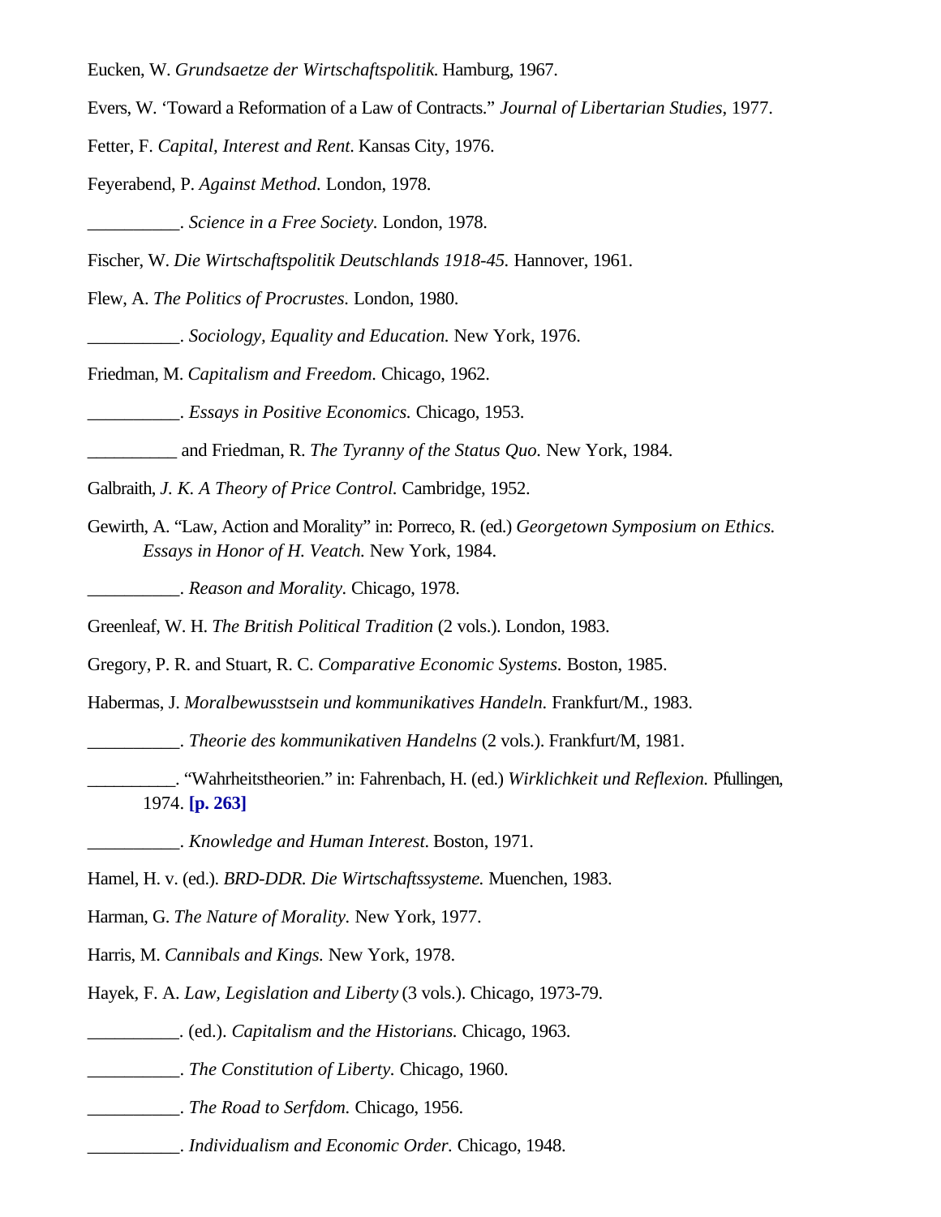Eucken, W. *Grundsaetze der Wirtschaftspolitik*. Hamburg, 1967.

Evers, W. 'Toward a Reformation of a Law of Contracts." *Journal of Libertarian Studies*, 1977.

Fetter, F. *Capital, Interest and Rent*. Kansas City, 1976.

Feyerabend, P. *Against Method.* London, 1978.

__________. *Science in a Free Society.* London, 1978.

Fischer, W. *Die Wirtschaftspolitik Deutschlands 1918-45.* Hannover, 1961.

Flew, A. *The Politics of Procrustes.* London, 1980.

__________. *Sociology, Equality and Education.* New York, 1976.

Friedman, M. *Capitalism and Freedom.* Chicago, 1962.

__________. *Essays in Positive Economics.* Chicago, 1953.

__________ and Friedman, R. *The Tyranny of the Status Quo.* New York, 1984.

Galbraith, *J. K. A Theory of Price Control.* Cambridge, 1952.

Gewirth, A. "Law, Action and Morality" in: Porreco, R. (ed.) *Georgetown Symposium on Ethics. Essays in Honor of H. Veatch.* New York, 1984.

__________. *Reason and Morality.* Chicago, 1978.

Greenleaf, W. H. *The British Political Tradition* (2 vols.). London, 1983.

Gregory, P. R. and Stuart, R. C. *Comparative Economic Systems.* Boston, 1985.

Habermas, J. *Moralbewusstsein und kommunikatives Handeln.* Frankfurt/M., 1983.

__________. *Theorie des kommunikativen Handelns* (2 vols.). Frankfurt/M, 1981.

__________. "Wahrheitstheorien." in: Fahrenbach, H. (ed.) *Wirklichkeit und Reflexion.* Pfullingen, 1974. **[p. 263]**

__________. *Knowledge and Human Interest*. Boston, 1971.

Hamel, H. v. (ed.). *BRD-DDR. Die Wirtschaftssysteme.* Muenchen, 1983.

Harman, G. *The Nature of Morality.* New York, 1977.

Harris, M. *Cannibals and Kings.* New York, 1978.

Hayek, F. A. *Law, Legislation and Liberty* (3 vols.). Chicago, 1973-79.

__________. (ed.). *Capitalism and the Historians.* Chicago, 1963.

__________. *The Constitution of Liberty.* Chicago, 1960.

__________. *The Road to Serfdom.* Chicago, 1956.

__________. *Individualism and Economic Order.* Chicago, 1948.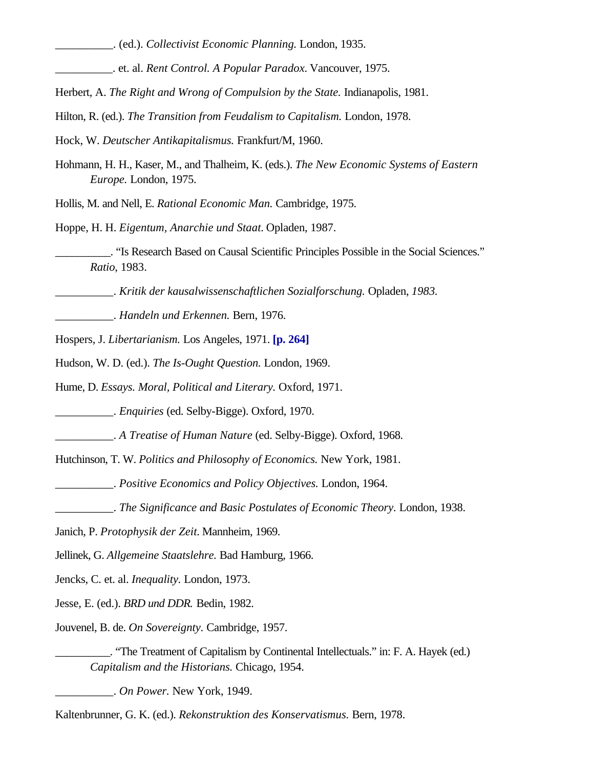__________. (ed.). *Collectivist Economic Planning.* London, 1935.

__________. et. al. *Rent Control. A Popular Paradox.* Vancouver, 1975.

Herbert, A. *The Right and Wrong of Compulsion by the State.* Indianapolis, 1981.

Hilton, R. (ed.). *The Transition from Feudalism to Capitalism.* London, 1978.

Hock, W. *Deutscher Antikapitalismus.* Frankfurt/M, 1960.

Hohmann, H. H., Kaser, M., and Thalheim, K. (eds.). *The New Economic Systems of Eastern Europe.* London, 1975.

Hollis, M. and Nell, E. *Rational Economic Man.* Cambridge, 1975.

Hoppe, H. H. *Eigentum, Anarchie und Staat*. Opladen, 1987.

__________. "Is Research Based on Causal Scientific Principles Possible in the Social Sciences." *Ratio*, 1983.

__________. *Kritik der kausalwissenschaftlichen Sozialforschung.* Opladen, *1983.*

__________. *Handeln und Erkennen.* Bern, 1976.

Hospers, J. *Libertarianism.* Los Angeles, 1971. **[p. 264]**

Hudson, W. D. (ed.). *The Is-Ought Question.* London, 1969.

Hume, D. *Essays. Moral, Political and Literary.* Oxford, 1971.

__________. *Enquiries* (ed. Selby-Bigge). Oxford, 1970.

__________. *A Treatise of Human Nature* (ed. Selby-Bigge). Oxford, 1968.

Hutchinson, T. W. *Politics and Philosophy of Economics.* New York, 1981.

__________. *Positive Economics and Policy Objectives.* London, 1964.

__________. *The Significance and Basic Postulates of Economic Theory*. London, 1938.

Janich, P. *Protophysik der Zeit*. Mannheim, 1969.

Jellinek, G. *Allgemeine Staatslehre.* Bad Hamburg, 1966.

Jencks, C. et. al. *Inequality.* London, 1973.

Jesse, E. (ed.). *BRD und DDR.* Bedin, 1982.

Jouvenel, B. de. *On Sovereignty.* Cambridge, 1957.

__________. "The Treatment of Capitalism by Continental Intellectuals." in: F. A. Hayek (ed.) *Capitalism and the Historians.* Chicago, 1954.

__________. *On Power.* New York, 1949.

Kaltenbrunner, G. K. (ed.). *Rekonstruktion des Konservatismus.* Bern, 1978.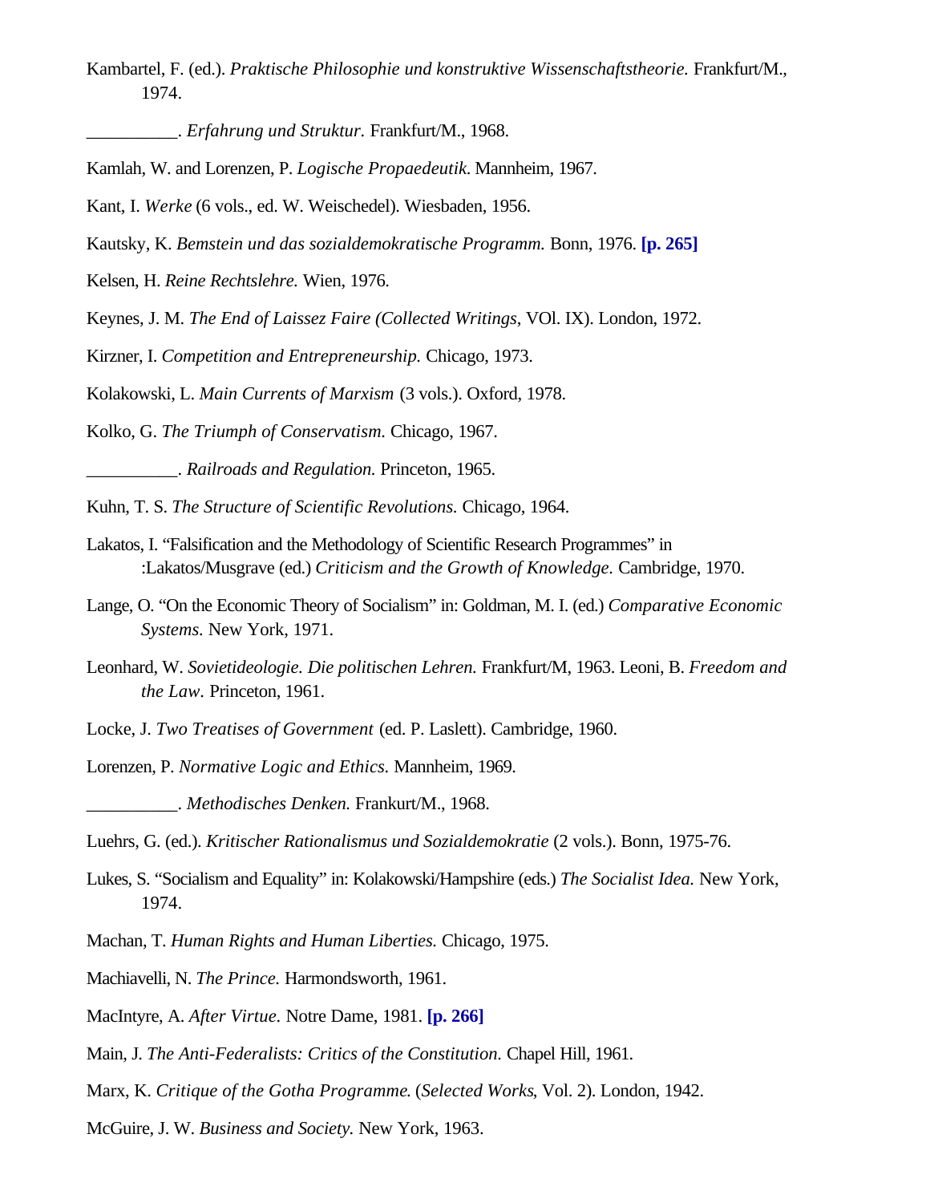Kambartel, F. (ed.). *Praktische Philosophie und konstruktive Wissenschaftstheorie.* Frankfurt/M., 1974.

__________. *Erfahrung und Struktur.* Frankfurt/M., 1968.

Kamlah, W. and Lorenzen, P. *Logische Propaedeutik*. Mannheim, 1967.

Kant, I. *Werke* (6 vols., ed. W. Weischedel). Wiesbaden, 1956.

Kautsky, K. *Bemstein und das sozialdemokratische Programm.* Bonn, 1976. **[p. 265]**

Kelsen, H. *Reine Rechtslehre.* Wien, 1976.

Keynes, J. M. *The End of Laissez Faire (Collected Writings*, VOl. IX). London, 1972.

Kirzner, I. *Competition and Entrepreneurship.* Chicago, 1973.

Kolakowski, L. *Main Currents of Marxism* (3 vols.). Oxford, 1978.

Kolko, G. *The Triumph of Conservatism.* Chicago, 1967.

__________. *Railroads and Regulation.* Princeton, 1965.

Kuhn, T. S. *The Structure of Scientific Revolutions.* Chicago, 1964.

Lakatos, I. "Falsification and the Methodology of Scientific Research Programmes" in :Lakatos/Musgrave (ed.) *Criticism and the Growth of Knowledge.* Cambridge, 1970.

Lange, O. "On the Economic Theory of Socialism" in: Goldman, M. I. (ed.) *Comparative Economic Systems*. New York, 1971.

Leonhard, W. *Sovietideologie. Die politischen Lehren.* Frankfurt/M, 1963. Leoni, B. *Freedom and the Law*. Princeton, 1961.

Locke, J. *Two Treatises of Government* (ed. P. Laslett). Cambridge, 1960.

Lorenzen, P. *Normative Logic and Ethics.* Mannheim, 1969.

__________. *Methodisches Denken.* Frankurt/M., 1968.

Luehrs, G. (ed.). *Kritischer Rationalismus und Sozialdemokratie* (2 vols.). Bonn, 1975-76.

Lukes, S. "Socialism and Equality" in: Kolakowski/Hampshire (eds.) *The Socialist Idea.* New York, 1974.

Machan, T. *Human Rights and Human Liberties.* Chicago, 1975.

Machiavelli, N. *The Prince.* Harmondsworth, 1961.

MacIntyre, A. *After Virtue.* Notre Dame, 1981. **[p. 266]**

Main, J. *The Anti-Federalists: Critics of the Constitution.* Chapel Hill, 1961.

Marx, K. *Critique of the Gotha Programme.* (*Selected Works*, Vol. 2). London, 1942.

McGuire, J. W. *Business and Society.* New York, 1963.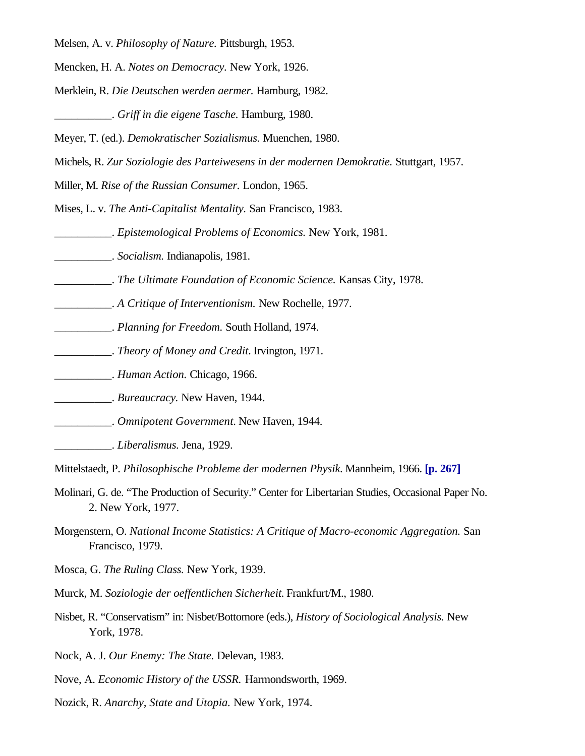Melsen, A. v. *Philosophy of Nature.* Pittsburgh, 1953.

Mencken, H. A. *Notes on Democracy.* New York, 1926.

Merklein, R. *Die Deutschen werden aermer.* Hamburg, 1982.

__________. *Griff in die eigene Tasche.* Hamburg, 1980.

Meyer, T. (ed.). *Demokratischer Sozialismus.* Muenchen, 1980.

Michels, R. *Zur Soziologie des Parteiwesens in der modernen Demokratie.* Stuttgart, 1957.

Miller, M. *Rise of the Russian Consumer.* London, 1965.

Mises, L. v. *The Anti-Capitalist Mentality.* San Francisco, 1983.

__________. *Epistemological Problems of Economics.* New York, 1981.

__________. *Socialism.* Indianapolis, 1981.

__________. *The Ultimate Foundation of Economic Science.* Kansas City, 1978.

__________. *A Critique of Interventionism.* New Rochelle, 1977.

__________. *Planning for Freedom.* South Holland, 1974.

__________. *Theory of Money and Credit*. Irvington, 1971.

__________. *Human Action.* Chicago, 1966.

__________. *Bureaucracy.* New Haven, 1944.

__________. *Omnipotent Government*. New Haven, 1944.

__________. *Liberalismus.* Jena, 1929.

Mittelstaedt, P. *Philosophische Probleme der modernen Physik*. Mannheim, 1966. **[p. 267]**

Molinari, G. de. "The Production of Security." Center for Libertarian Studies, Occasional Paper No. 2. New York, 1977.

Morgenstern, O. *National Income Statistics: A Critique of Macro-economic Aggregation.* San Francisco, 1979.

Mosca, G. *The Ruling Class.* New York, 1939.

Murck, M. *Soziologie der oeffentlichen Sicherheit*. Frankfurt/M., 1980.

Nisbet, R. "Conservatism" in: Nisbet/Bottomore (eds.), *History of Sociological Analysis.* New York, 1978.

Nock, A. J. *Our Enemy: The State.* Delevan, 1983.

Nove, A. *Economic History of the USSR.* Harmondsworth, 1969.

Nozick, R. *Anarchy, State and Utopia.* New York, 1974.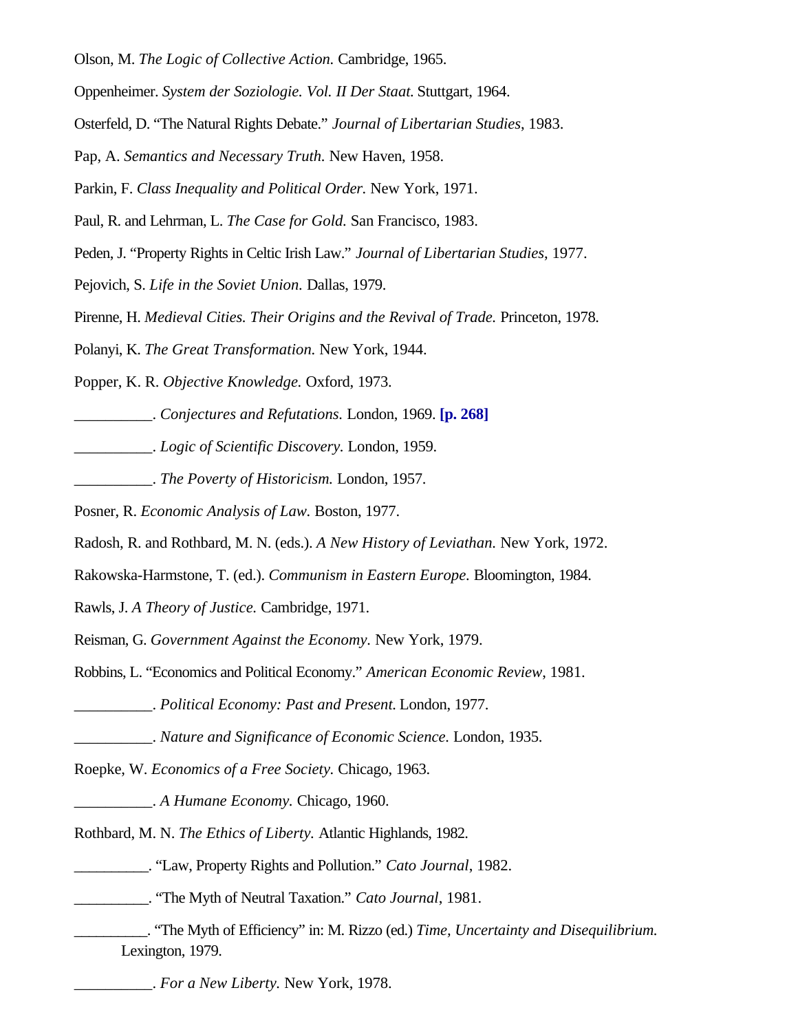Olson, M. *The Logic of Collective Action.* Cambridge, 1965.

Oppenheimer. *System der Soziologie. Vol. II Der Staat.* Stuttgart, 1964.

Osterfeld, D. "The Natural Rights Debate." *Journal of Libertarian Studies*, 1983.

Pap, A. *Semantics and Necessary Truth.* New Haven, 1958.

Parkin, F. *Class Inequality and Political Order.* New York, 1971.

Paul, R. and Lehrman, L. *The Case for Gold.* San Francisco, 1983.

Peden, J. "Property Rights in Celtic Irish Law." *Journal of Libertarian Studies*, 1977.

Pejovich, S. *Life in the Soviet Union.* Dallas, 1979.

Pirenne, H. *Medieval Cities. Their Origins and the Revival of Trade.* Princeton, 1978.

Polanyi, K. *The Great Transformation.* New York, 1944.

Popper, K. R. *Objective Knowledge.* Oxford, 1973.

__________. *Conjectures and Refutations.* London, 1969. **[p. 268]**

__________. *Logic of Scientific Discovery.* London, 1959.

__________. *The Poverty of Historicism.* London, 1957.

Posner, R. *Economic Analysis of Law.* Boston, 1977.

Radosh, R. and Rothbard, M. N. (eds.). *A New History of Leviathan.* New York, 1972.

Rakowska-Harmstone, T. (ed.). *Communism in Eastern Europe.* Bloomington, 1984.

Rawls, J. *A Theory of Justice.* Cambridge, 1971.

Reisman, G. *Government Against the Economy.* New York, 1979.

Robbins, L. "Economics and Political Economy." *American Economic Review*, 1981.

__________. *Political Economy: Past and Present.* London, 1977.

__________. *Nature and Significance of Economic Science.* London, 1935.

Roepke, W. *Economics of a Free Society.* Chicago, 1963.

__________. *A Humane Economy.* Chicago, 1960.

Rothbard, M. N. *The Ethics of Liberty.* Atlantic Highlands, 1982.

__________. "Law, Property Rights and Pollution." *Cato Journal*, 1982.

__________. "The Myth of Neutral Taxation." *Cato Journal*, 1981.

__________. "The Myth of Efficiency" in: M. Rizzo (ed.) *Time, Uncertainty and Disequilibrium.* Lexington, 1979.

__________. *For a New Liberty.* New York, 1978.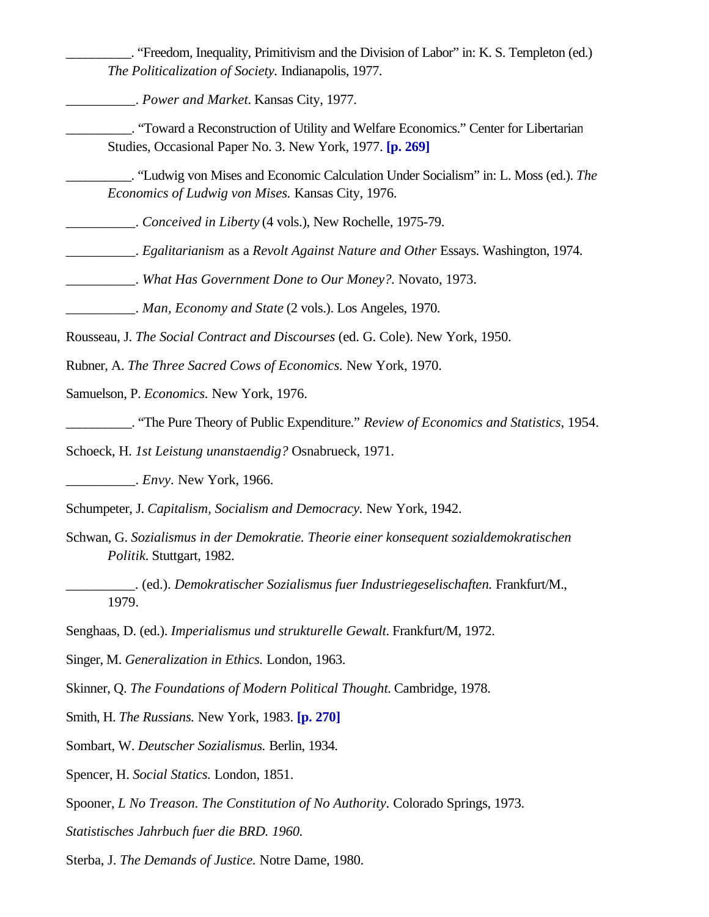__________. “Freedom, Inequality, Primitivism and the Division of Labor” in: K. S. Templeton (ed.) *The Politicalization of Society.* Indianapolis, 1977.

__________. *Power and Market*. Kansas City, 1977.

__________. “Toward a Reconstruction of Utility and Welfare Economics.” Center for Libertarian Studies, Occasional Paper No. 3. New York, 1977. **[p. 269]**

__________. “Ludwig von Mises and Economic Calculation Under Socialism” in: L. Moss (ed.). *The Economics of Ludwig von Mises.* Kansas City, 1976.

__________. *Conceived in Liberty* (4 vols.), New Rochelle, 1975-79.

__________. *Egalitarianism* as a *Revolt Against Nature and Other* Essays. Washington, 1974.

__________. *What Has Government Done to Our Money?.* Novato, 1973.

__________. *Man, Economy and State* (2 vols.). Los Angeles, 1970.

Rousseau, J. *The Social Contract and Discourses* (ed. G. Cole). New York, 1950.

Rubner, A. *The Three Sacred Cows of Economics.* New York, 1970.

Samuelson, P. *Economics.* New York, 1976.

__________. “The Pure Theory of Public Expenditure.” *Review of Economics and Statistics*, 1954.

Schoeck, H. *1st Leistung unanstaendig?* Osnabrueck, 1971.

__________. *Envy*. New York, 1966.

Schumpeter, J. *Capitalism, Socialism and Democracy.* New York, 1942.

Schwan, G. *Sozialismus in der Demokratie. Theorie einer konsequent sozialdemokratischen Politik*. Stuttgart, 1982.

__________. (ed.). *Demokratischer Sozialismus fuer Industriegeselischaften.* Frankfurt/M., 1979.

Senghaas, D. (ed.). *Imperialismus und strukturelle Gewalt.* Frankfurt/M, 1972.

Singer, M. *Generalization in Ethics.* London, 1963.

Skinner, Q. *The Foundations of Modern Political Thought.* Cambridge, 1978.

Smith, H. *The Russians.* New York, 1983. **[p. 270]**

Sombart, W. *Deutscher Sozialismus.* Berlin, 1934.

Spencer, H. *Social Statics.* London, 1851.

Spooner, *L No Treason. The Constitution of No Authority.* Colorado Springs, 1973.

*Statistisches Jahrbuch fuer die BRD. 1960.*

Sterba, J. *The Demands of Justice.* Notre Dame, 1980.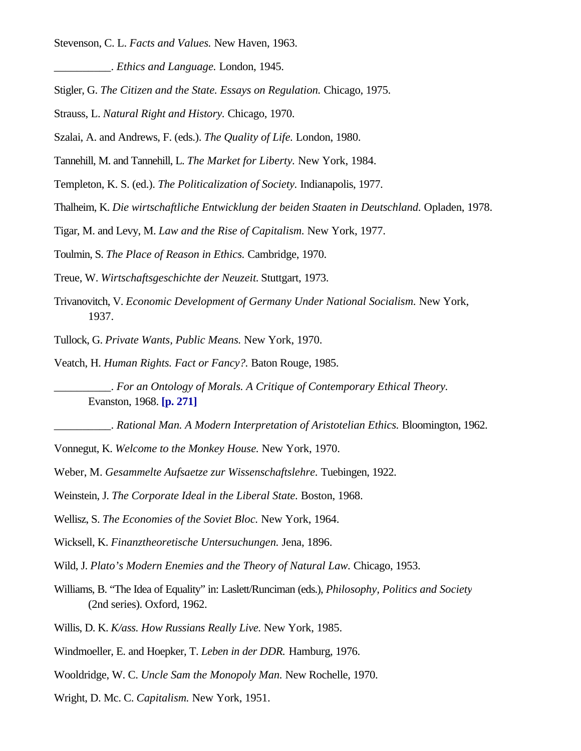Stevenson, C. L. *Facts and Values.* New Haven, 1963.

__________. *Ethics and Language.* London, 1945.

Stigler, G. *The Citizen and the State. Essays on Regulation.* Chicago, 1975.

Strauss, L. *Natural Right and History.* Chicago, 1970.

Szalai, A. and Andrews, F. (eds.). *The Quality of Life.* London, 1980.

Tannehill, M. and Tannehill, L. *The Market for Liberty.* New York, 1984.

Templeton, K. S. (ed.). *The Politicalization of Society.* Indianapolis, 1977.

Thalheim, K. *Die wirtschaftliche Entwicklung der beiden Staaten in Deutschland.* Opladen, 1978.

Tigar, M. and Levy, M. *Law and the Rise of Capitalism.* New York, 1977.

Toulmin, S. *The Place of Reason in Ethics.* Cambridge, 1970.

Treue, W. *Wirtschaftsgeschichte der Neuzeit.* Stuttgart, 1973.

Trivanovitch, V. *Economic Development of Germany Under National Socialism.* New York, 1937.

Tullock, G. *Private Wants, Public Means.* New York, 1970.

Veatch, H. *Human Rights. Fact or Fancy?.* Baton Rouge, 1985.

__________. *For an Ontology of Morals. A Critique of Contemporary Ethical Theory.* Evanston, 1968. **[p. 271]**

__________. *Rational Man. A Modern Interpretation of Aristotelian Ethics.* Bloomington, 1962.

Vonnegut, K. *Welcome to the Monkey House.* New York, 1970.

Weber, M. *Gesammelte Aufsaetze zur Wissenschaftslehre.* Tuebingen, 1922.

Weinstein, J. *The Corporate Ideal in the Liberal State.* Boston, 1968.

Wellisz, S. *The Economies of the Soviet Bloc.* New York, 1964.

Wicksell, K. *Finanztheoretische Untersuchungen.* Jena, 1896.

Wild, J. *Plato's Modern Enemies and the Theory of Natural Law.* Chicago, 1953.

Williams, B. "The Idea of Equality" in: Laslett/Runciman (eds.), *Philosophy, Politics and Society* (2nd series). Oxford, 1962.

Willis, D. K. *K/ass. How Russians Really Live.* New York, 1985.

Windmoeller, E. and Hoepker, T. *Leben in der DDR.* Hamburg, 1976.

Wooldridge, W. C. *Uncle Sam the Monopoly Man.* New Rochelle, 1970.

Wright, D. Mc. C. *Capitalism.* New York, 1951.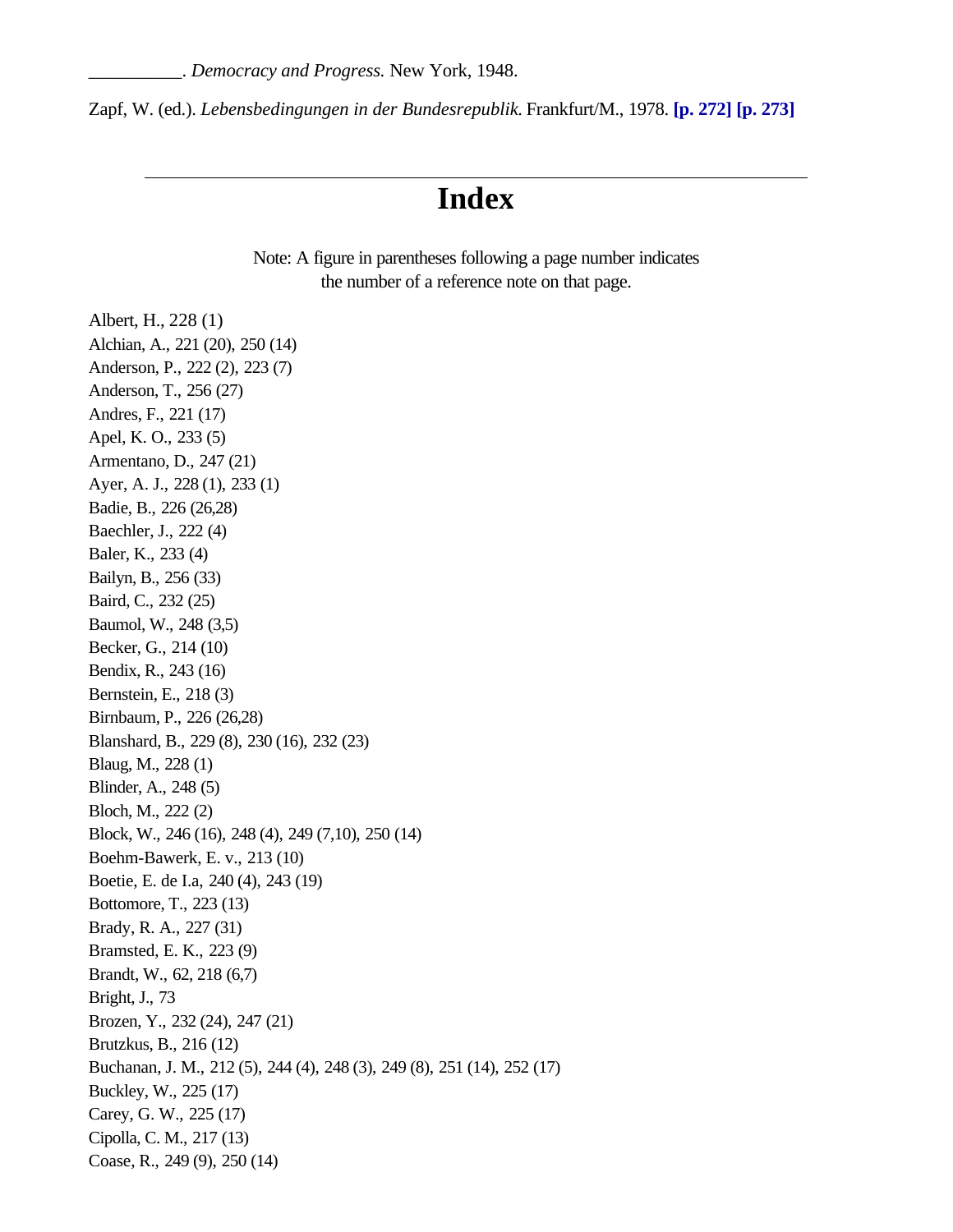__________. *Democracy and Progress.* New York, 1948.

Zapf, W. (ed.). *Lebensbedingungen in der Bundesrepublik.* Frankfurt/M., 1978. **[p. 272] [p. 273]**

---

# Index

Note: A figure in parentheses following a page number indicates the number of a reference note on that page.

Albert, H., 228 (1)
Alchian, A., 221 (20), 250 (14)
Anderson, P., 222 (2), 223 (7)
Anderson, T., 256 (27)
Andres, F., 221 (17)
Apel, K. O., 233 (5)
Armentano, D., 247 (21)
Ayer, A. J., 228 (1), 233 (1)
Badie, B., 226 (26,28)
Baechler, J., 222 (4)
Baler, K., 233 (4)
Bailyn, B., 256 (33)
Baird, C., 232 (25)
Baumol, W., 248 (3,5)
Becker, G., 214 (10)
Bendix, R., 243 (16)
Bernstein, E., 218 (3)
Birnbaum, P., 226 (26,28)
Blanshard, B., 229 (8), 230 (16), 232 (23)
Blaug, M., 228 (1)
Blinder, A., 248 (5)
Bloch, M., 222 (2)
Block, W., 246 (16), 248 (4), 249 (7,10), 250 (14)
Boehm-Bawerk, E. v., 213 (10)
Boetie, E. de I.a, 240 (4), 243 (19)
Bottomore, T., 223 (13)
Brady, R. A., 227 (31)
Bramsted, E. K., 223 (9)
Brandt, W., 62, 218 (6,7)
Bright, J., 73
Brozen, Y., 232 (24), 247 (21)
Brutzkus, B., 216 (12)
Buchanan, J. M., 212 (5), 244 (4), 248 (3), 249 (8), 251 (14), 252 (17)
Buckley, W., 225 (17)
Carey, G. W., 225 (17)
Cipolla, C. M., 217 (13)
Coase, R., 249 (9), 250 (14)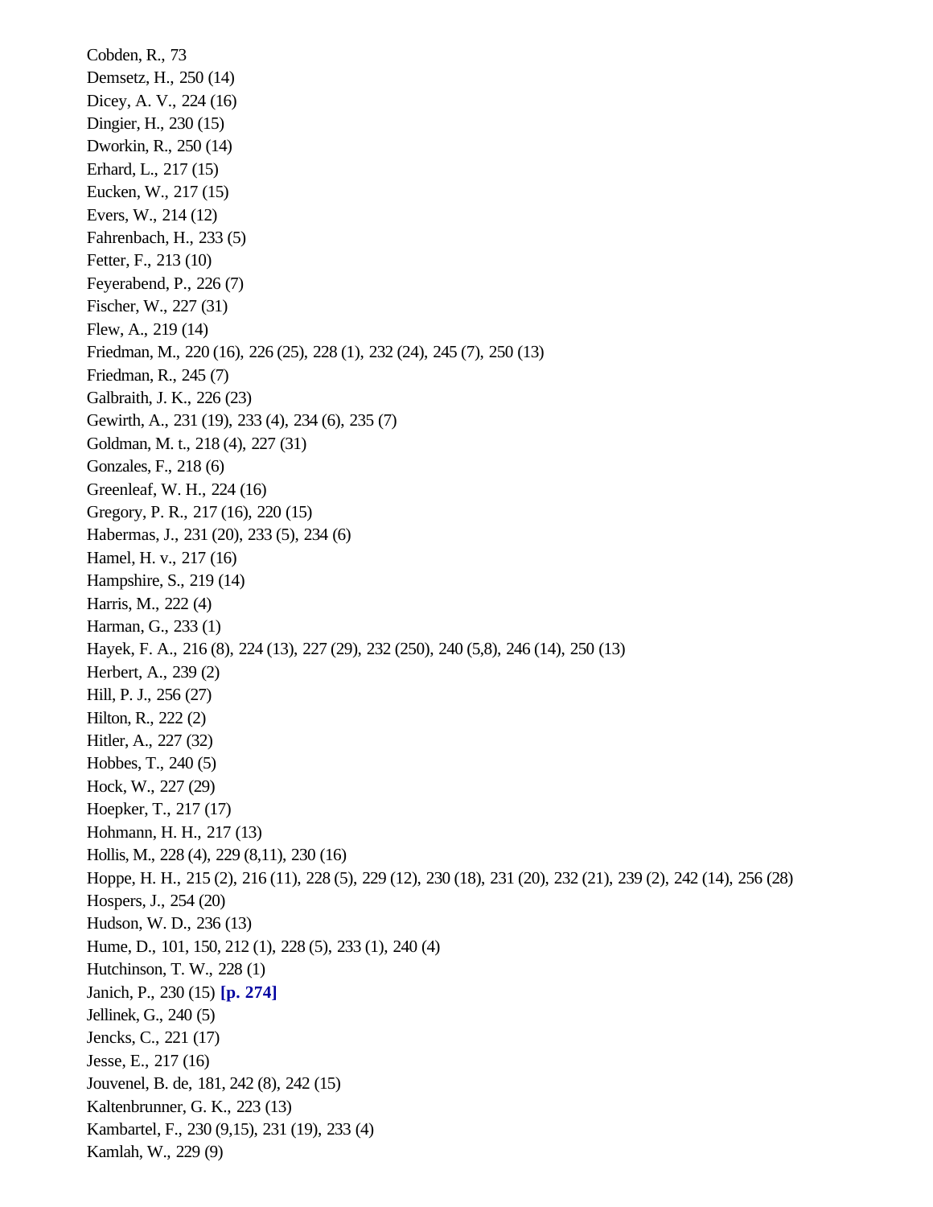Cobden, R., 73
Demsetz, H., 250 (14)
Dicey, A. V., 224 (16)
Dingier, H., 230 (15)
Dworkin, R., 250 (14)
Erhard, L., 217 (15)
Eucken, W., 217 (15)
Evers, W., 214 (12)
Fahrenbach, H., 233 (5)
Fetter, F., 213 (10)
Feyerabend, P., 226 (7)
Fischer, W., 227 (31)
Flew, A., 219 (14)
Friedman, M., 220 (16), 226 (25), 228 (1), 232 (24), 245 (7), 250 (13)
Friedman, R., 245 (7)
Galbraith, J. K., 226 (23)
Gewirth, A., 231 (19), 233 (4), 234 (6), 235 (7)
Goldman, M. t., 218 (4), 227 (31)
Gonzales, F., 218 (6)
Greenleaf, W. H., 224 (16)
Gregory, P. R., 217 (16), 220 (15)
Habermas, J., 231 (20), 233 (5), 234 (6)
Hamel, H. v., 217 (16)
Hampshire, S., 219 (14)
Harris, M., 222 (4)
Harman, G., 233 (1)
Hayek, F. A., 216 (8), 224 (13), 227 (29), 232 (250), 240 (5,8), 246 (14), 250 (13)
Herbert, A., 239 (2)
Hill, P. J., 256 (27)
Hilton, R., 222 (2)
Hitler, A., 227 (32)
Hobbes, T., 240 (5)
Hock, W., 227 (29)
Hoepker, T., 217 (17)
Hohmann, H. H., 217 (13)
Hollis, M., 228 (4), 229 (8,11), 230 (16)
Hoppe, H. H., 215 (2), 216 (11), 228 (5), 229 (12), 230 (18), 231 (20), 232 (21), 239 (2), 242 (14), 256 (28)
Hospers, J., 254 (20)
Hudson, W. D., 236 (13)
Hume, D., 101, 150, 212 (1), 228 (5), 233 (1), 240 (4)
Hutchinson, T. W., 228 (1)
Janich, P., 230 (15) **[p. 274]**
Jellinek, G., 240 (5)
Jencks, C., 221 (17)
Jesse, E., 217 (16)
Jouvenel, B. de, 181, 242 (8), 242 (15)
Kaltenbrunner, G. K., 223 (13)
Kambartel, F., 230 (9,15), 231 (19), 233 (4)
Kamlah, W., 229 (9)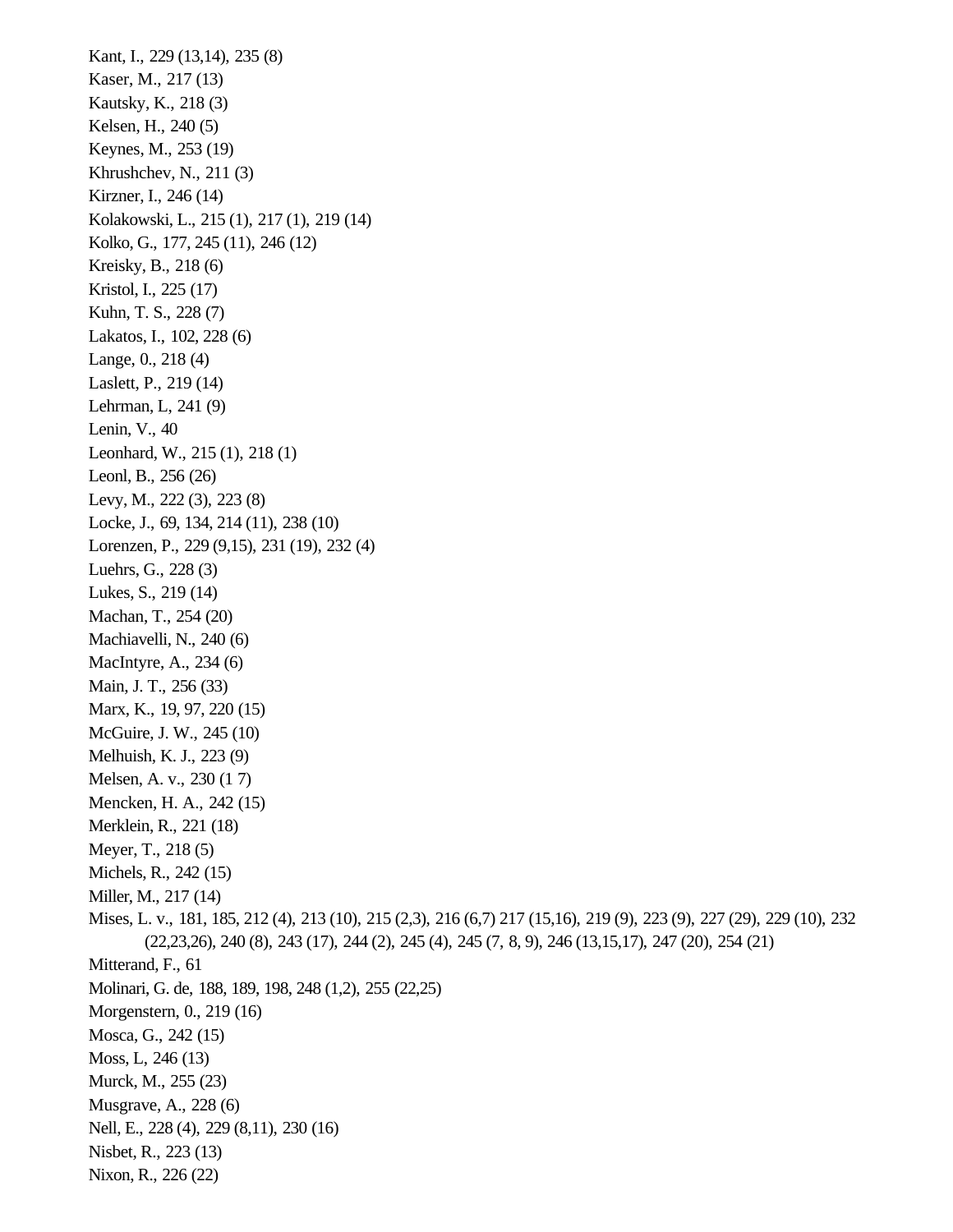Kant, I., 229 (13,14), 235 (8)
Kaser, M., 217 (13)
Kautsky, K., 218 (3)
Kelsen, H., 240 (5)
Keynes, M., 253 (19)
Khrushchev, N., 211 (3)
Kirzner, I., 246 (14)
Kolakowski, L., 215 (1), 217 (1), 219 (14)
Kolko, G., 177, 245 (11), 246 (12)
Kreisky, B., 218 (6)
Kristol, I., 225 (17)
Kuhn, T. S., 228 (7)
Lakatos, I., 102, 228 (6)
Lange, 0., 218 (4)
Laslett, P., 219 (14)
Lehrman, L, 241 (9)
Lenin, V., 40
Leonhard, W., 215 (1), 218 (1)
Leonl, B., 256 (26)
Levy, M., 222 (3), 223 (8)
Locke, J., 69, 134, 214 (11), 238 (10)
Lorenzen, P., 229 (9,15), 231 (19), 232 (4)
Luehrs, G., 228 (3)
Lukes, S., 219 (14)
Machan, T., 254 (20)
Machiavelli, N., 240 (6)
MacIntyre, A., 234 (6)
Main, J. T., 256 (33)
Marx, K., 19, 97, 220 (15)
McGuire, J. W., 245 (10)
Melhuish, K. J., 223 (9)
Melsen, A. v., 230 (1 7)
Mencken, H. A., 242 (15)
Merklein, R., 221 (18)
Meyer, T., 218 (5)
Michels, R., 242 (15)
Miller, M., 217 (14)
Mises, L. v., 181, 185, 212 (4), 213 (10), 215 (2,3), 216 (6,7) 217 (15,16), 219 (9), 223 (9), 227 (29), 229 (10), 232 (22,23,26), 240 (8), 243 (17), 244 (2), 245 (4), 245 (7, 8, 9), 246 (13,15,17), 247 (20), 254 (21)
Mitterand, F., 61
Molinari, G. de, 188, 189, 198, 248 (1,2), 255 (22,25)
Morgenstern, 0., 219 (16)
Mosca, G., 242 (15)
Moss, L, 246 (13)
Murck, M., 255 (23)
Musgrave, A., 228 (6)
Nell, E., 228 (4), 229 (8,11), 230 (16)
Nisbet, R., 223 (13)
Nixon, R., 226 (22)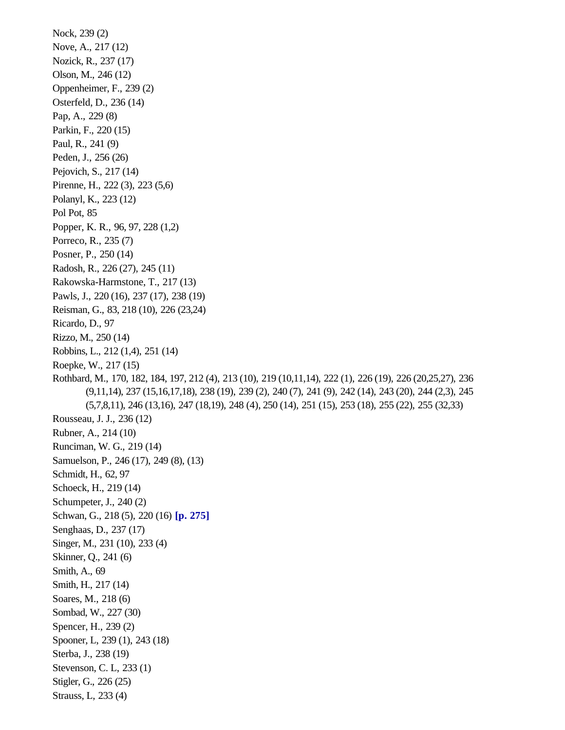Nock, 239 (2)
Nove, A., 217 (12)
Nozick, R., 237 (17)
Olson, M., 246 (12)
Oppenheimer, F., 239 (2)
Osterfeld, D., 236 (14)
Pap, A., 229 (8)
Parkin, F., 220 (15)
Paul, R., 241 (9)
Peden, J., 256 (26)
Pejovich, S., 217 (14)
Pirenne, H., 222 (3), 223 (5,6)
Polanyl, K., 223 (12)
Pol Pot, 85
Popper, K. R., 96, 97, 228 (1,2)
Porreco, R., 235 (7)
Posner, P., 250 (14)
Radosh, R., 226 (27), 245 (11)
Rakowska-Harmstone, T., 217 (13)
Pawls, J., 220 (16), 237 (17), 238 (19)
Reisman, G., 83, 218 (10), 226 (23,24)
Ricardo, D., 97
Rizzo, M., 250 (14)
Robbins, L., 212 (1,4), 251 (14)
Roepke, W., 217 (15)
Rothbard, M., 170, 182, 184, 197, 212 (4), 213 (10), 219 (10,11,14), 222 (1), 226 (19), 226 (20,25,27), 236 (9,11,14), 237 (15,16,17,18), 238 (19), 239 (2), 240 (7), 241 (9), 242 (14), 243 (20), 244 (2,3), 245 (5,7,8,11), 246 (13,16), 247 (18,19), 248 (4), 250 (14), 251 (15), 253 (18), 255 (22), 255 (32,33)
Rousseau, J. J., 236 (12)
Rubner, A., 214 (10)
Runciman, W. G., 219 (14)
Samuelson, P., 246 (17), 249 (8), (13)
Schmidt, H., 62, 97
Schoeck, H., 219 (14)
Schumpeter, J., 240 (2)
Schwan, G., 218 (5), 220 (16) **[p. 275]**
Senghaas, D., 237 (17)
Singer, M., 231 (10), 233 (4)
Skinner, Q., 241 (6)
Smith, A., 69
Smith, H., 217 (14)
Soares, M., 218 (6)
Sombad, W., 227 (30)
Spencer, H., 239 (2)
Spooner, L, 239 (1), 243 (18)
Sterba, J., 238 (19)
Stevenson, C. L, 233 (1)
Stigler, G., 226 (25)
Strauss, L, 233 (4)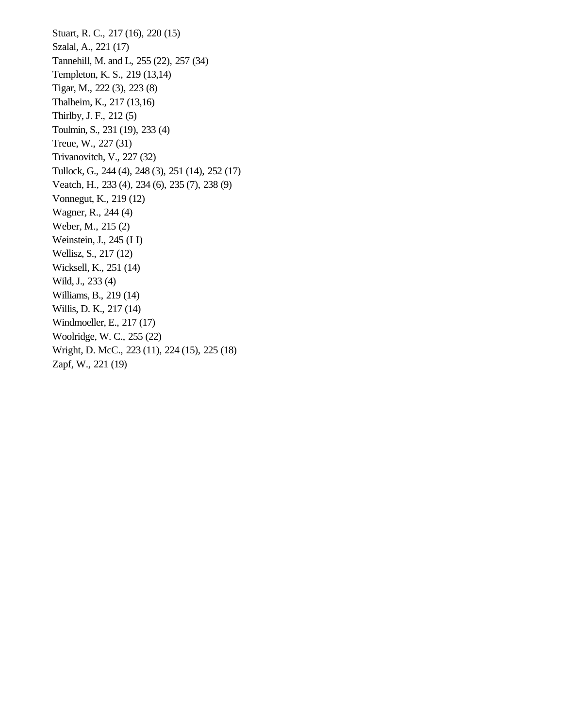Stuart, R. C., 217 (16), 220 (15)
Szalal, A., 221 (17)
Tannehill, M. and L, 255 (22), 257 (34)
Templeton, K. S., 219 (13,14)
Tigar, M., 222 (3), 223 (8)
Thalheim, K., 217 (13,16)
Thirlby, J. F., 212 (5)
Toulmin, S., 231 (19), 233 (4)
Treue, W., 227 (31)
Trivanovitch, V., 227 (32)
Tullock, G., 244 (4), 248 (3), 251 (14), 252 (17)
Veatch, H., 233 (4), 234 (6), 235 (7), 238 (9)
Vonnegut, K., 219 (12)
Wagner, R., 244 (4)
Weber, M., 215 (2)
Weinstein, J., 245 (I I)
Wellisz, S., 217 (12)
Wicksell, K., 251 (14)
Wild, J., 233 (4)
Williams, B., 219 (14)
Willis, D. K., 217 (14)
Windmoeller, E., 217 (17)
Woolridge, W. C., 255 (22)
Wright, D. McC., 223 (11), 224 (15), 225 (18)
Zapf, W., 221 (19)